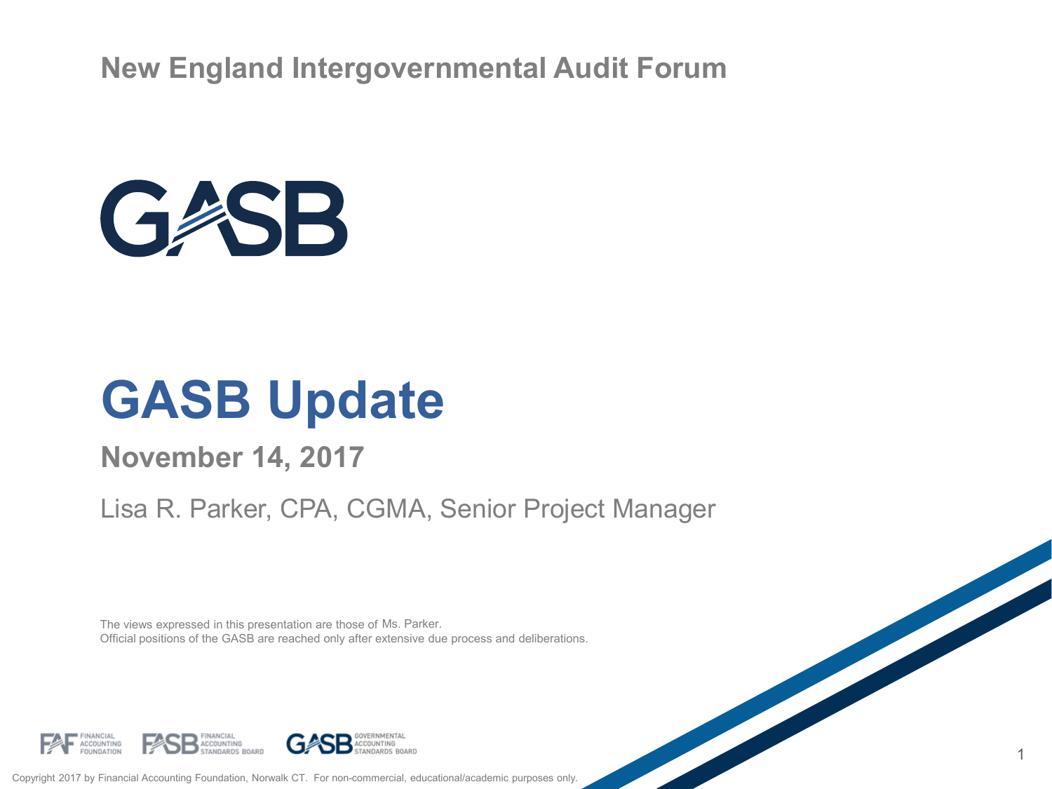New England Intergovernmental Audit Forum

GASB

# GASB Update

## November 14, 2017

Lisa R. Parker, CPA, CGMA, Senior Project Manager

The views expressed in this presentation are those of Ms. Parker.
Official positions of the GASB are reached only after extensive due process and deliberations.

FAF FINANCIAL ACCOUNTING FOUNDATION    FASB FINANCIAL ACCOUNTING STANDARDS BOARD    GASB GOVERNMENTAL ACCOUNTING STANDARDS BOARD

Copyright 2017 by Financial Accounting Foundation, Norwalk CT. For non-commercial, educational/academic purposes only.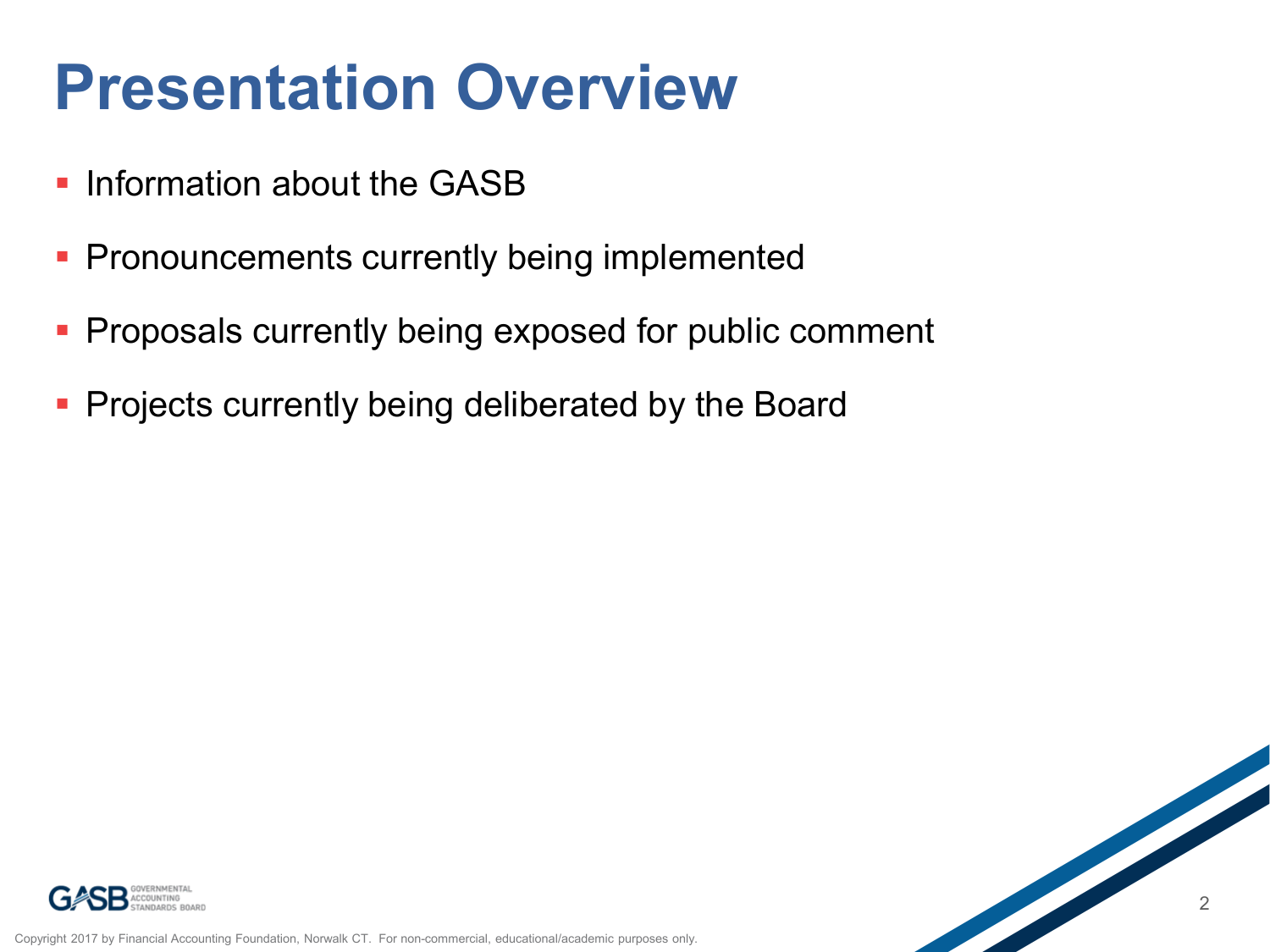# Presentation Overview

- Information about the GASB
- Pronouncements currently being implemented
- Proposals currently being exposed for public comment
- Projects currently being deliberated by the Board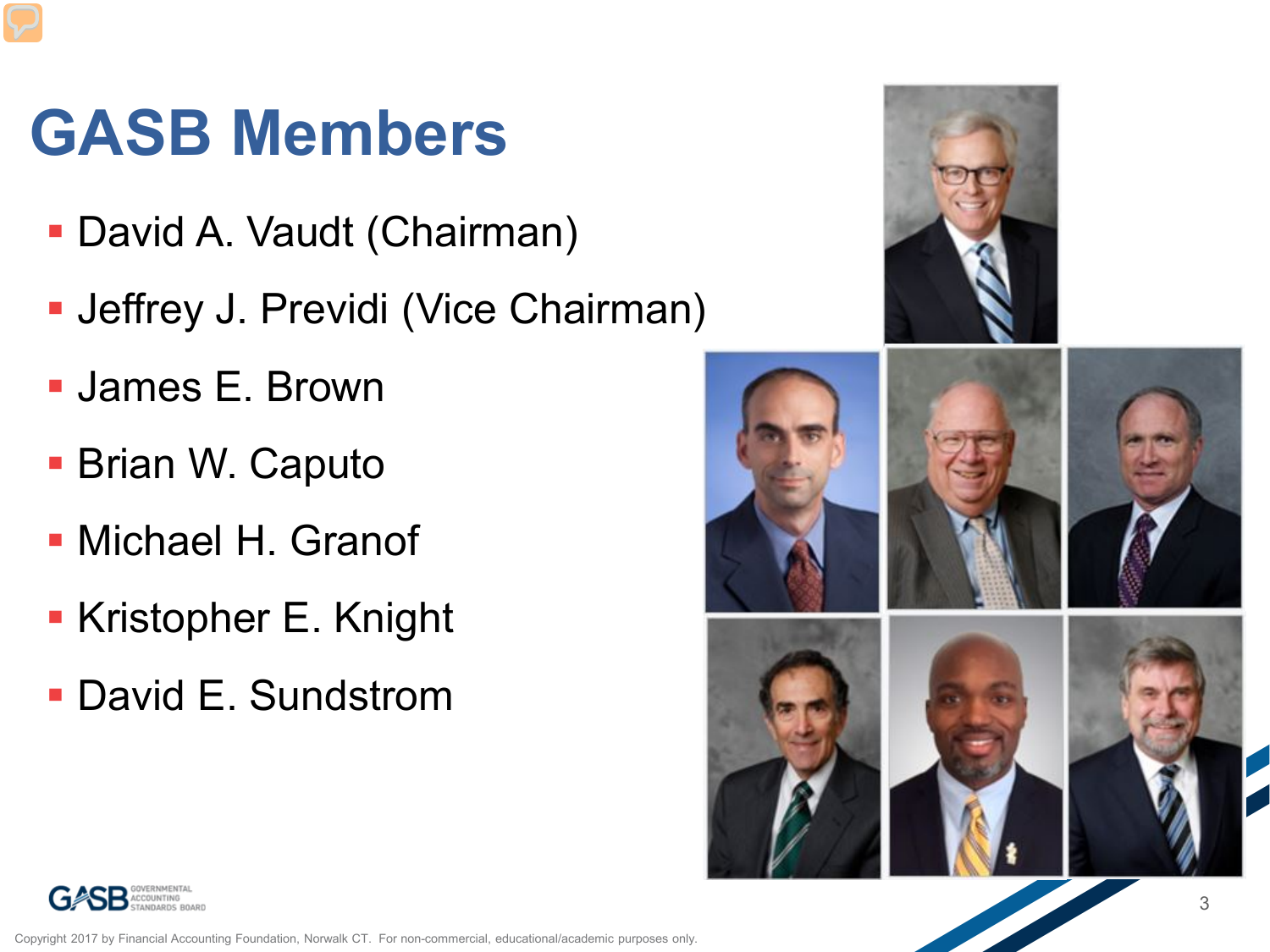# GASB Members

- David A. Vaudt (Chairman)
- Jeffrey J. Previdi (Vice Chairman)
- James E. Brown
- Brian W. Caputo
- Michael H. Granof
- Kristopher E. Knight
- David E. Sundstrom

Copyright 2017 by Financial Accounting Foundation, Norwalk CT. For non-commercial, educational/academic purposes only.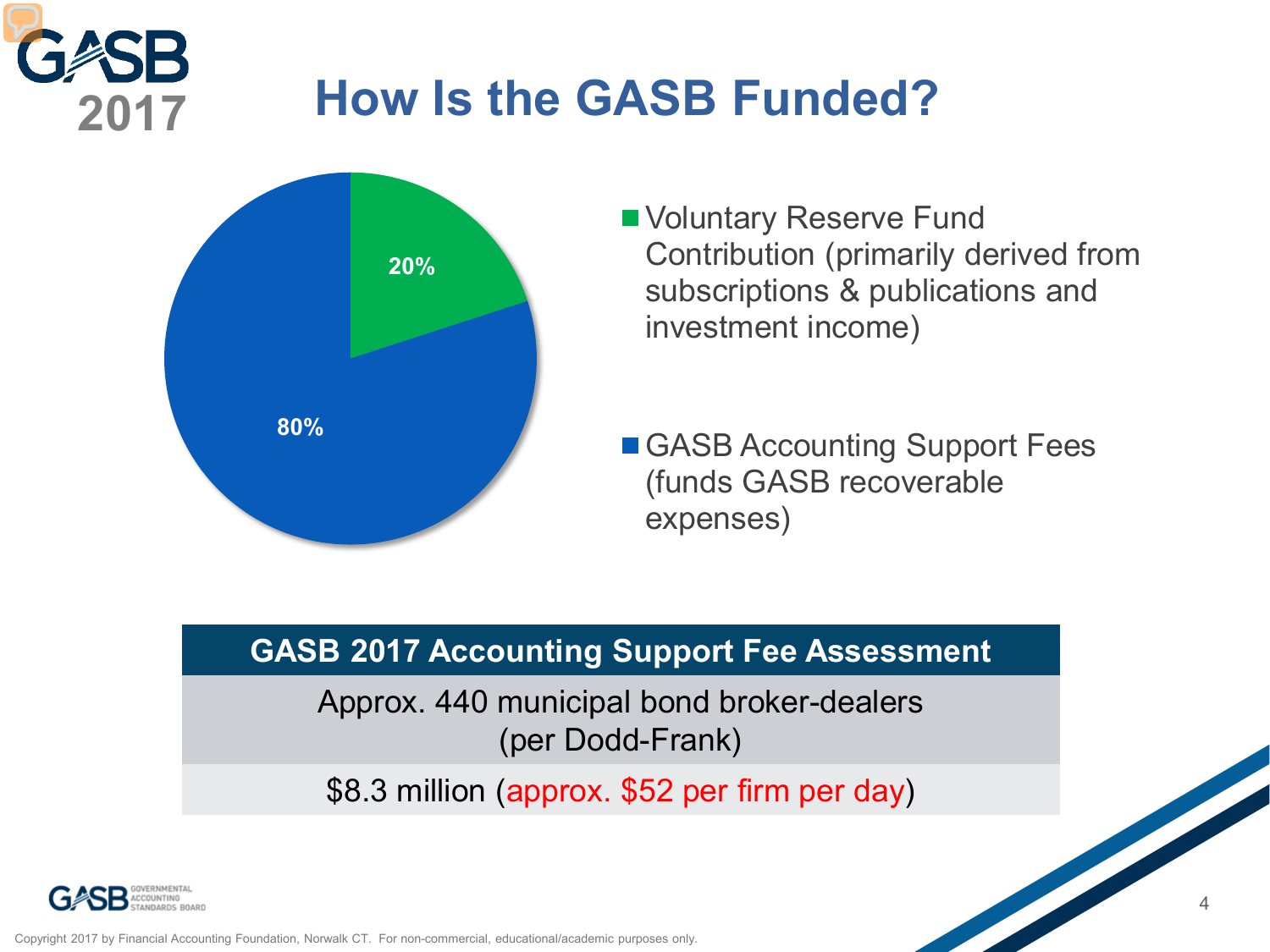# How Is the GASB Funded?

- 20% — Voluntary Reserve Fund Contribution (primarily derived from subscriptions & publications and investment income)
- 80% — GASB Accounting Support Fees (funds GASB recoverable expenses)

| GASB 2017 Accounting Support Fee Assessment |
| --- |
| Approx. 440 municipal bond broker-dealers (per Dodd-Frank) |
| $8.3 million (approx. $52 per firm per day) |

Copyright 2017 by Financial Accounting Foundation, Norwalk CT. For non-commercial, educational/academic purposes only.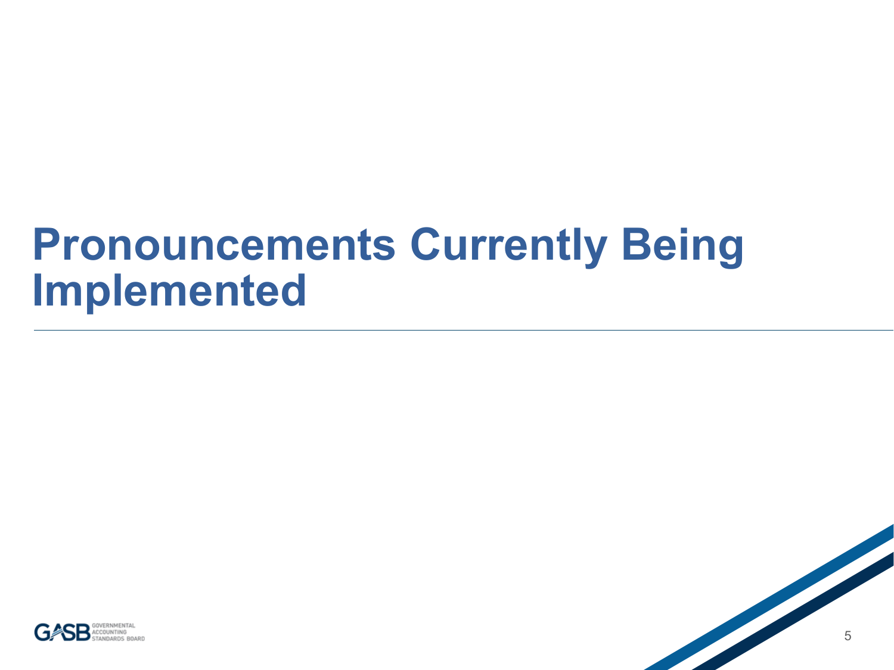# Pronouncements Currently Being Implemented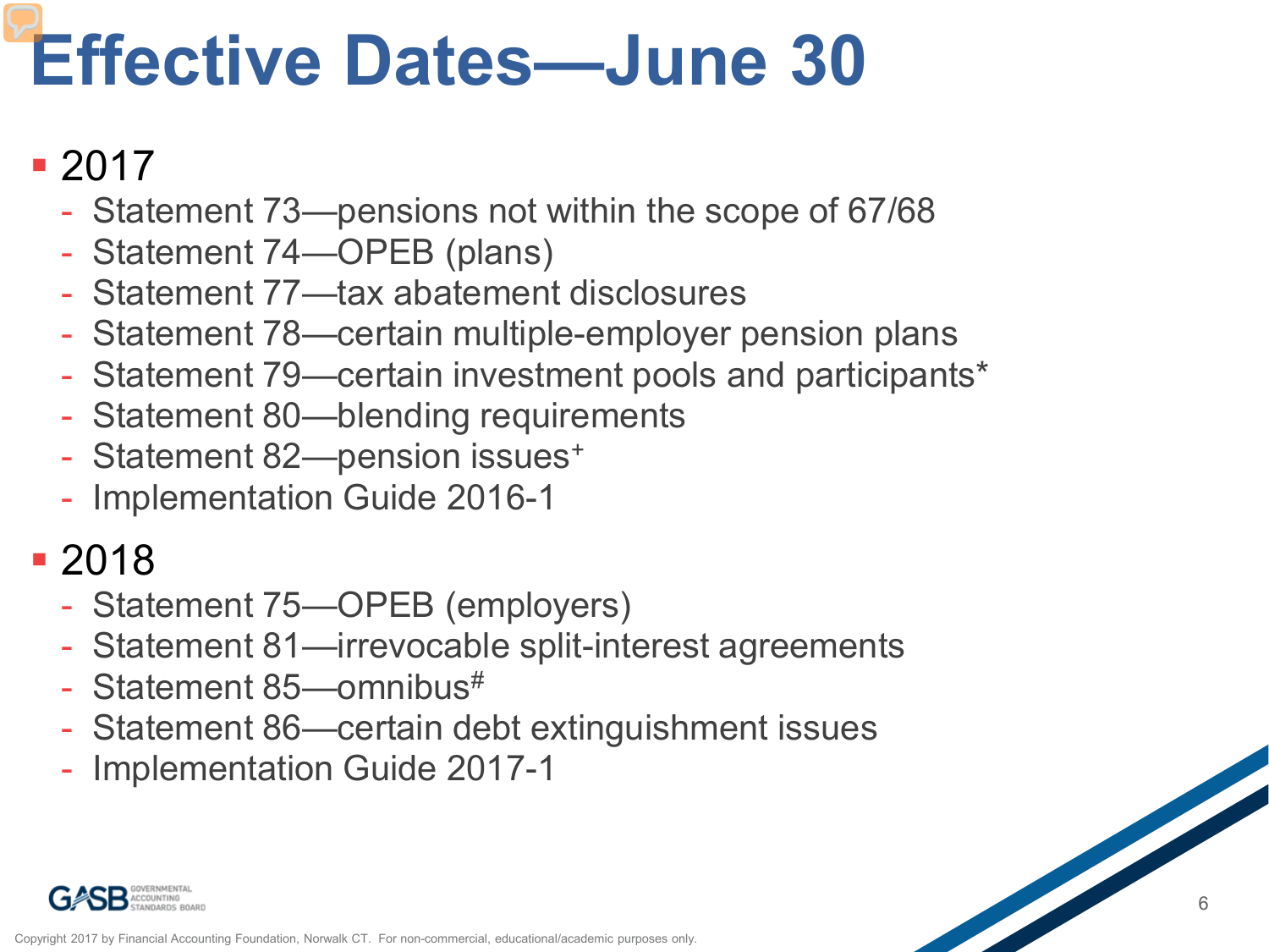# Effective Dates—June 30

- 2017
  - Statement 73—pensions not within the scope of 67/68
  - Statement 74—OPEB (plans)
  - Statement 77—tax abatement disclosures
  - Statement 78—certain multiple-employer pension plans
  - Statement 79—certain investment pools and participants*
  - Statement 80—blending requirements
  - Statement 82—pension issues[+]
  - Implementation Guide 2016-1
- 2018
  - Statement 75—OPEB (employers)
  - Statement 81—irrevocable split-interest agreements
  - Statement 85—omnibus[#]
  - Statement 86—certain debt extinguishment issues
  - Implementation Guide 2017-1

Copyright 2017 by Financial Accounting Foundation, Norwalk CT. For non-commercial, educational/academic purposes only.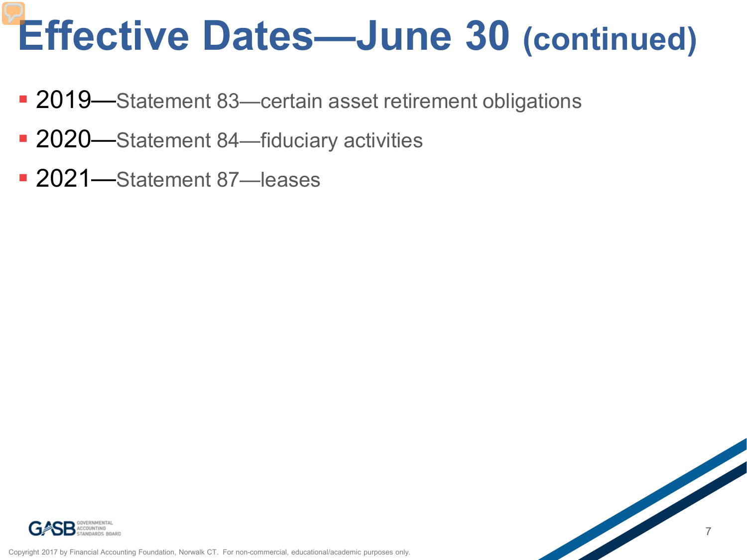# Effective Dates—June 30 (continued)

- 2019—Statement 83—certain asset retirement obligations
- 2020—Statement 84—fiduciary activities
- 2021—Statement 87—leases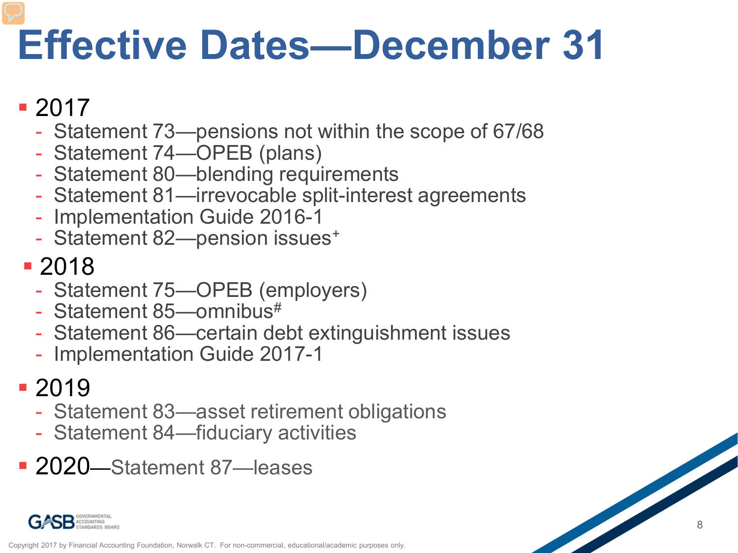# Effective Dates—December 31

- 2017
  - Statement 73—pensions not within the scope of 67/68
  - Statement 74—OPEB (plans)
  - Statement 80—blending requirements
  - Statement 81—irrevocable split-interest agreements
  - Implementation Guide 2016-1
  - Statement 82—pension issues+
- 2018
  - Statement 75—OPEB (employers)
  - Statement 85—omnibus#
  - Statement 86—certain debt extinguishment issues
  - Implementation Guide 2017-1
- 2019
  - Statement 83—asset retirement obligations
  - Statement 84—fiduciary activities
- 2020—Statement 87—leases

Copyright 2017 by Financial Accounting Foundation, Norwalk CT. For non-commercial, educational/academic purposes only.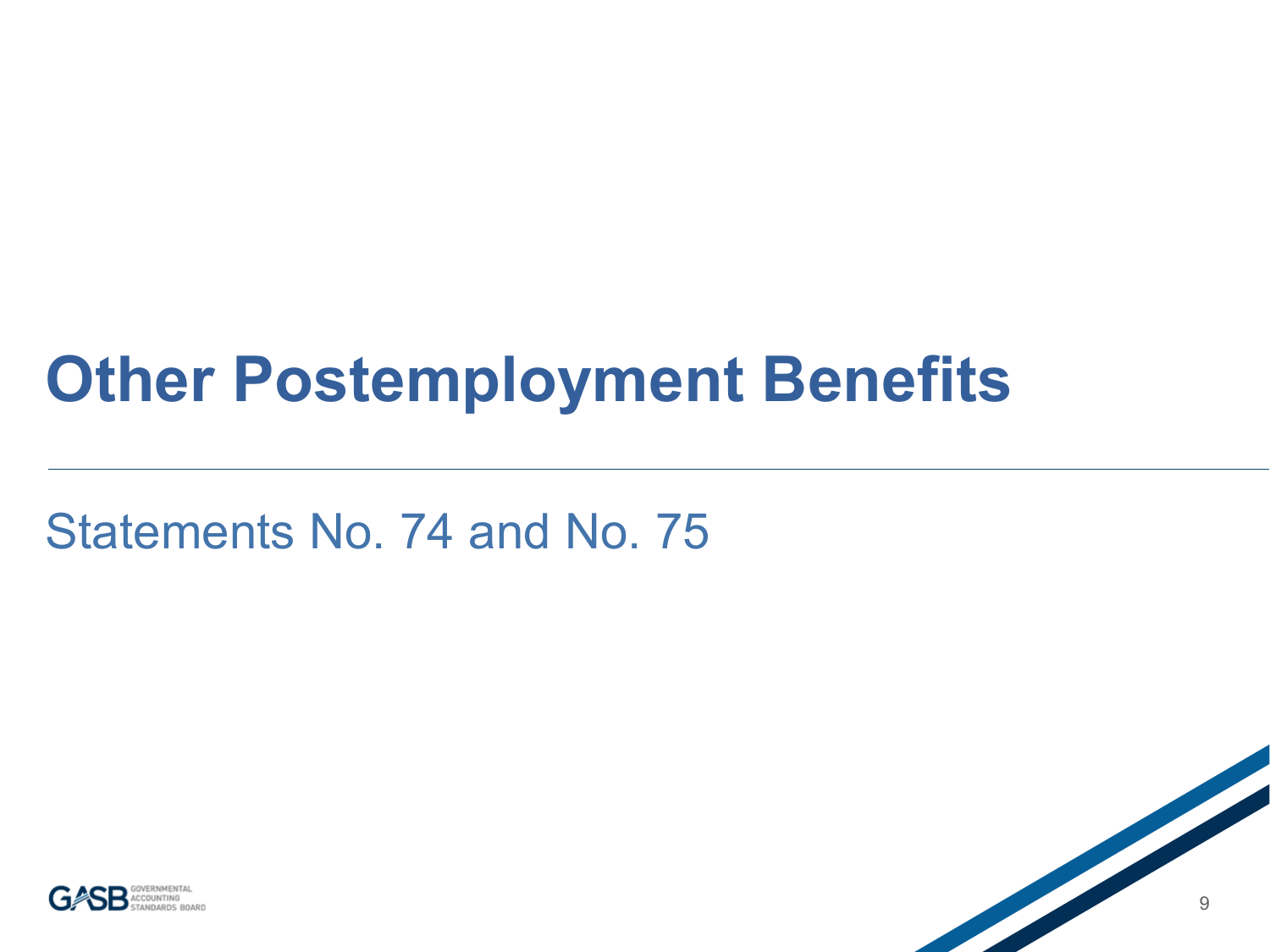# Other Postemployment Benefits

Statements No. 74 and No. 75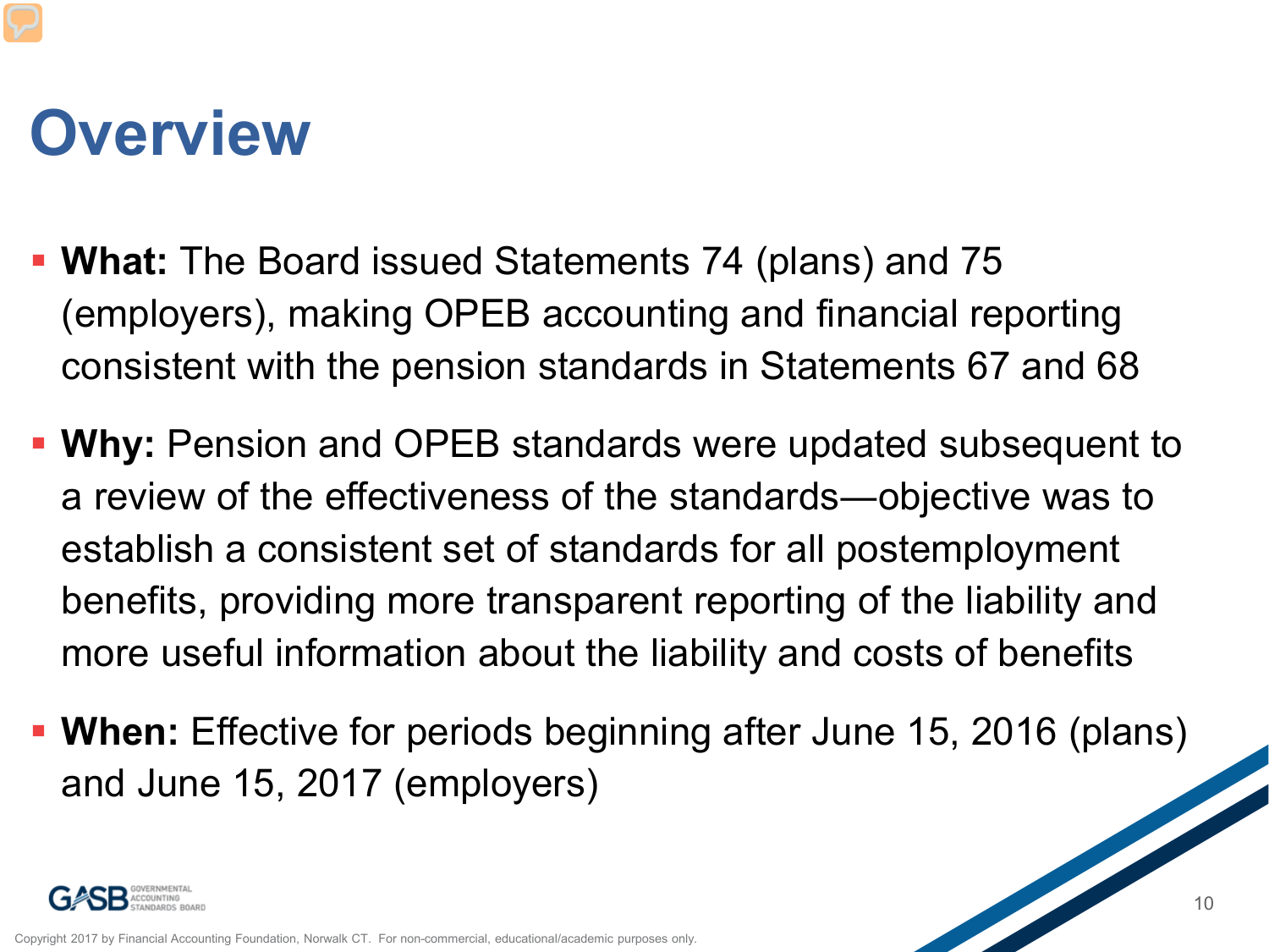# Overview

- **What:** The Board issued Statements 74 (plans) and 75 (employers), making OPEB accounting and financial reporting consistent with the pension standards in Statements 67 and 68
- **Why:** Pension and OPEB standards were updated subsequent to a review of the effectiveness of the standards—objective was to establish a consistent set of standards for all postemployment benefits, providing more transparent reporting of the liability and more useful information about the liability and costs of benefits
- **When:** Effective for periods beginning after June 15, 2016 (plans) and June 15, 2017 (employers)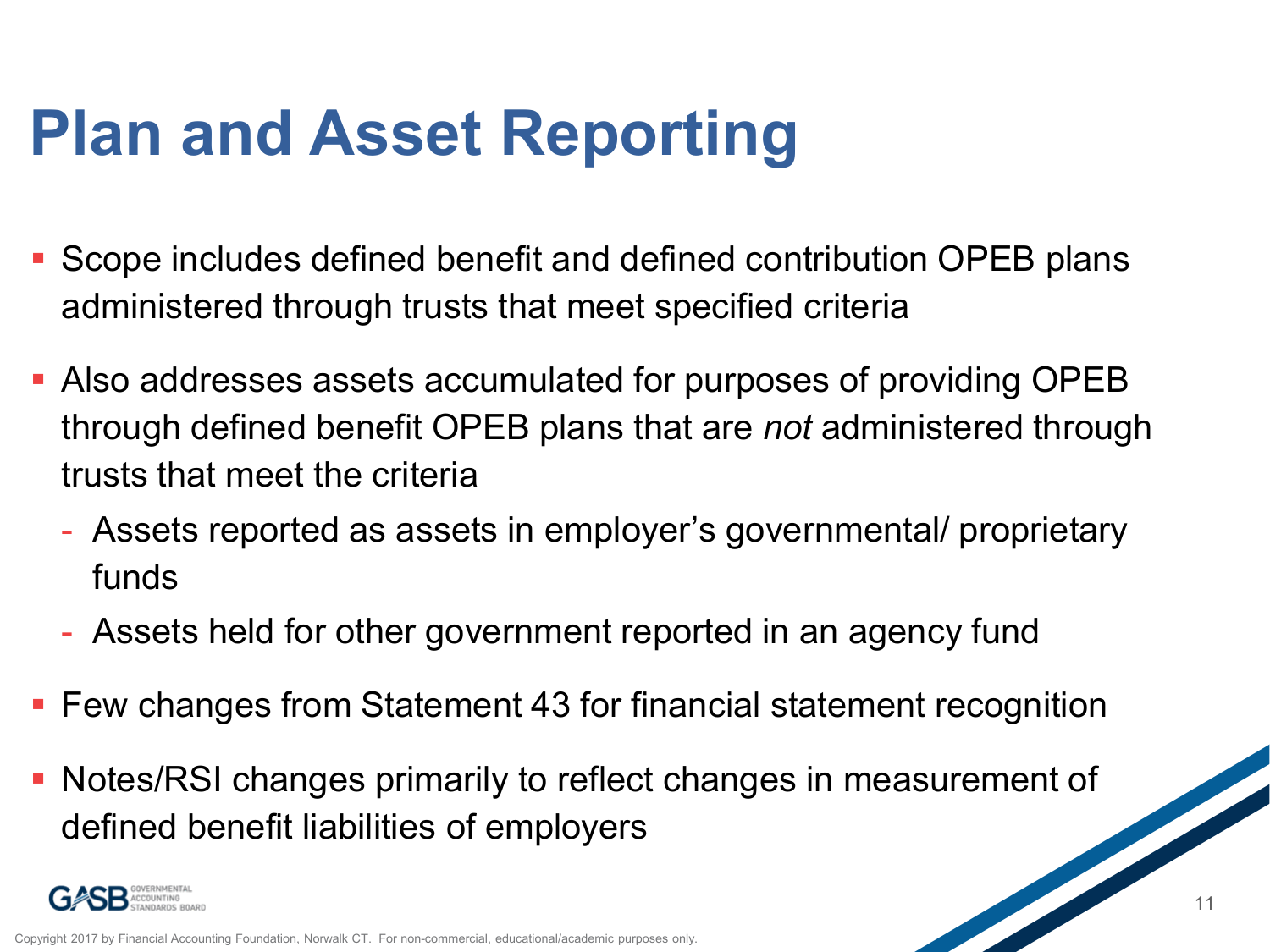# Plan and Asset Reporting

- Scope includes defined benefit and defined contribution OPEB plans administered through trusts that meet specified criteria
- Also addresses assets accumulated for purposes of providing OPEB through defined benefit OPEB plans that are *not* administered through trusts that meet the criteria
  - Assets reported as assets in employer's governmental/ proprietary funds
  - Assets held for other government reported in an agency fund
- Few changes from Statement 43 for financial statement recognition
- Notes/RSI changes primarily to reflect changes in measurement of defined benefit liabilities of employers

Copyright 2017 by Financial Accounting Foundation, Norwalk CT. For non-commercial, educational/academic purposes only.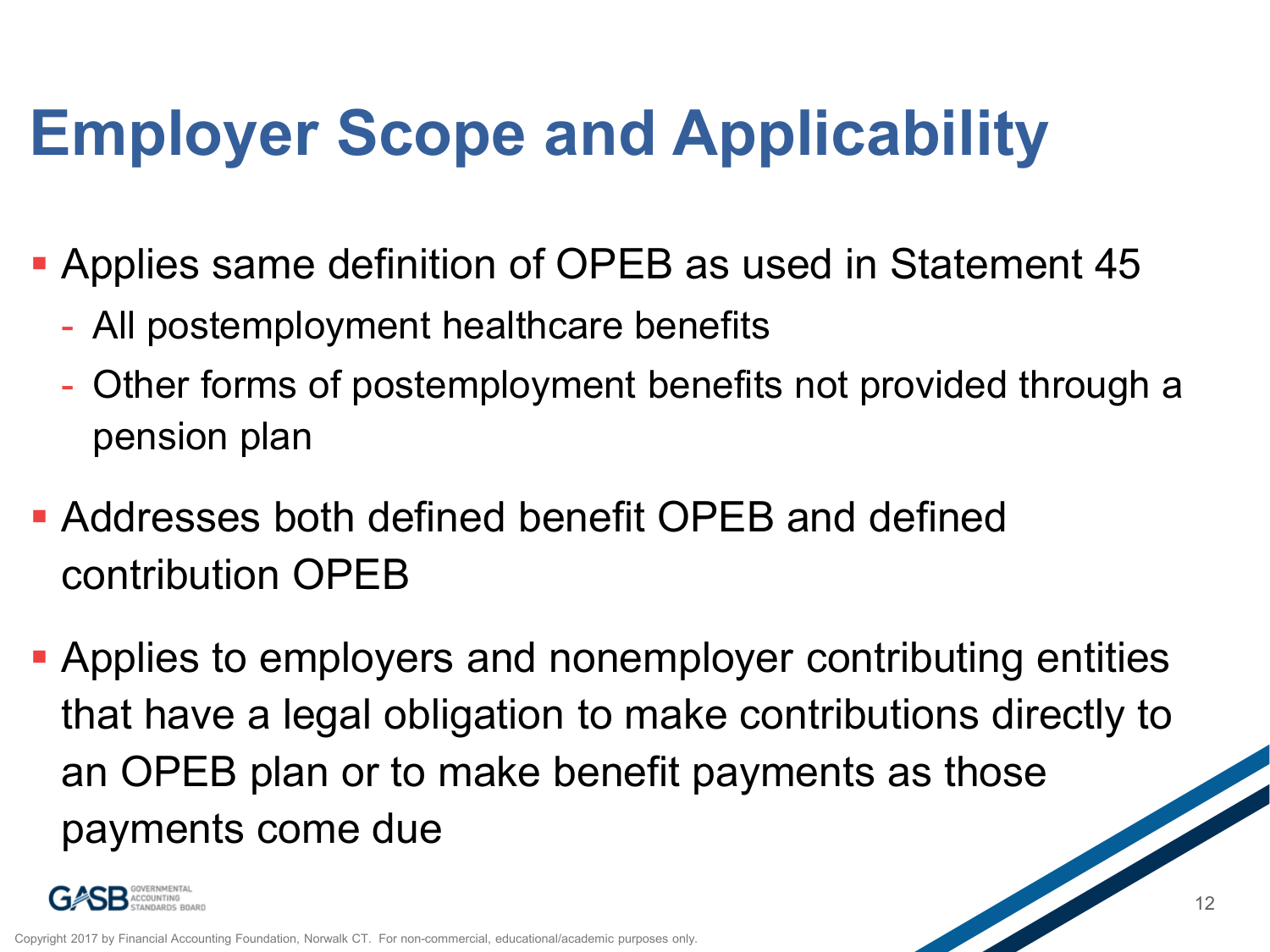# Employer Scope and Applicability

- Applies same definition of OPEB as used in Statement 45
  - All postemployment healthcare benefits
  - Other forms of postemployment benefits not provided through a pension plan
- Addresses both defined benefit OPEB and defined contribution OPEB
- Applies to employers and nonemployer contributing entities that have a legal obligation to make contributions directly to an OPEB plan or to make benefit payments as those payments come due

Copyright 2017 by Financial Accounting Foundation, Norwalk CT. For non-commercial, educational/academic purposes only.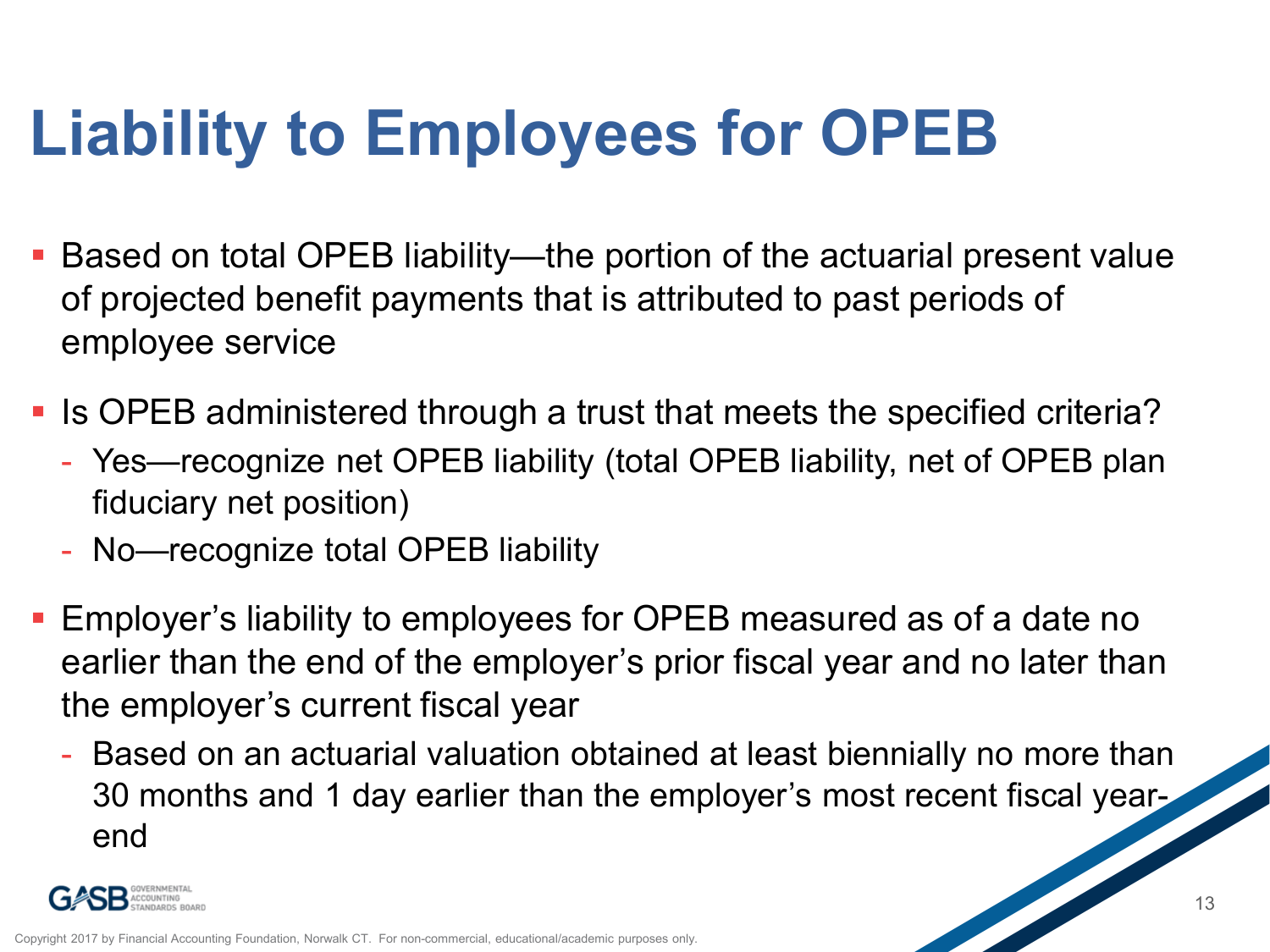# Liability to Employees for OPEB

- Based on total OPEB liability—the portion of the actuarial present value of projected benefit payments that is attributed to past periods of employee service
- Is OPEB administered through a trust that meets the specified criteria?
  - Yes—recognize net OPEB liability (total OPEB liability, net of OPEB plan fiduciary net position)
  - No—recognize total OPEB liability
- Employer's liability to employees for OPEB measured as of a date no earlier than the end of the employer's prior fiscal year and no later than the employer's current fiscal year
  - Based on an actuarial valuation obtained at least biennially no more than 30 months and 1 day earlier than the employer's most recent fiscal year-end

Copyright 2017 by Financial Accounting Foundation, Norwalk CT. For non-commercial, educational/academic purposes only.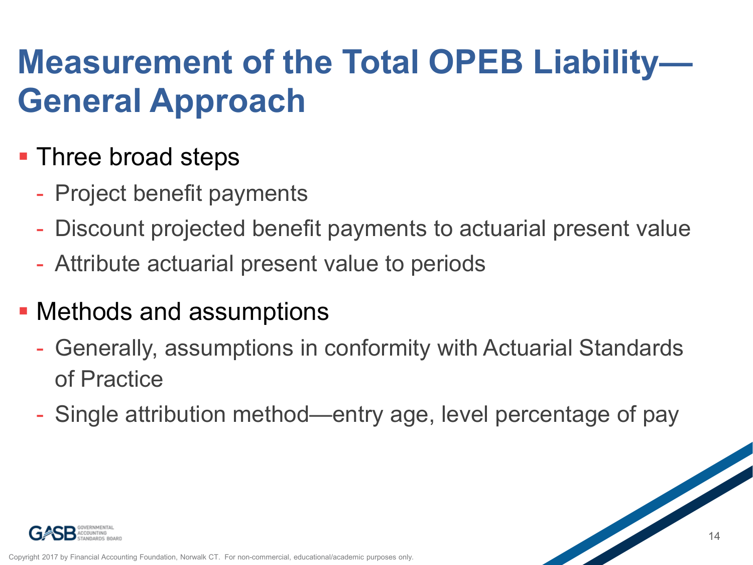# Measurement of the Total OPEB Liability—General Approach

- Three broad steps
  - Project benefit payments
  - Discount projected benefit payments to actuarial present value
  - Attribute actuarial present value to periods
- Methods and assumptions
  - Generally, assumptions in conformity with Actuarial Standards of Practice
  - Single attribution method—entry age, level percentage of pay

Copyright 2017 by Financial Accounting Foundation, Norwalk CT. For non-commercial, educational/academic purposes only.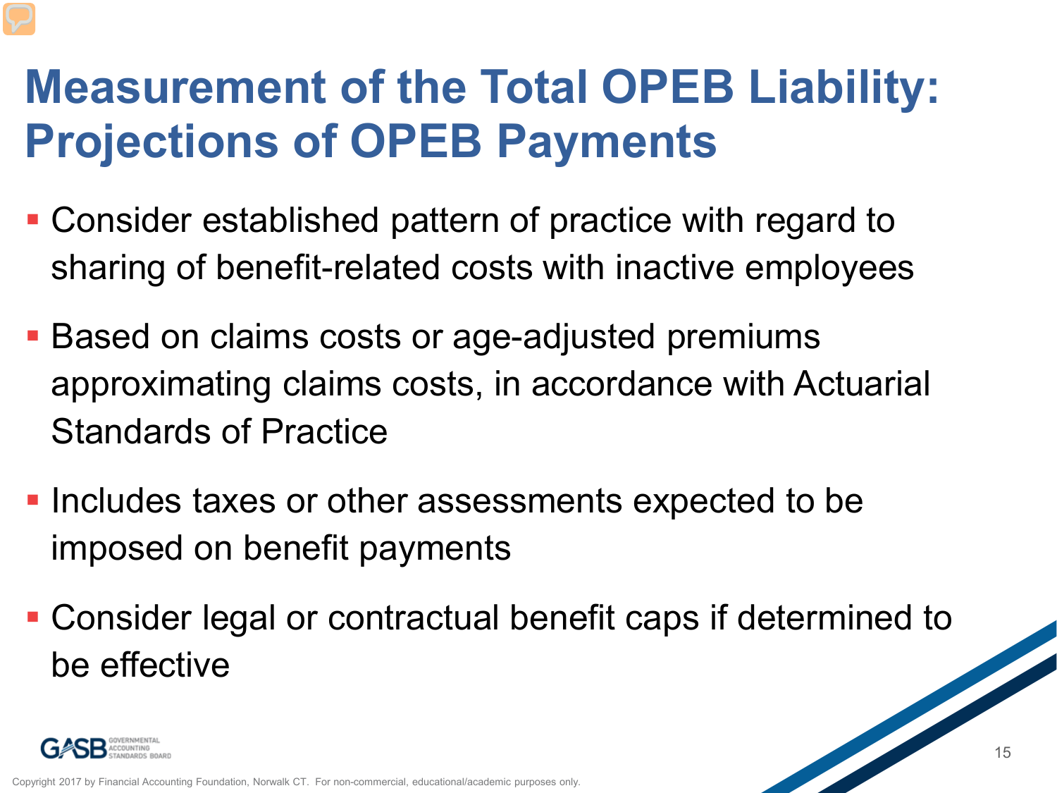# Measurement of the Total OPEB Liability: Projections of OPEB Payments

- Consider established pattern of practice with regard to sharing of benefit-related costs with inactive employees
- Based on claims costs or age-adjusted premiums approximating claims costs, in accordance with Actuarial Standards of Practice
- Includes taxes or other assessments expected to be imposed on benefit payments
- Consider legal or contractual benefit caps if determined to be effective

Copyright 2017 by Financial Accounting Foundation, Norwalk CT. For non-commercial, educational/academic purposes only.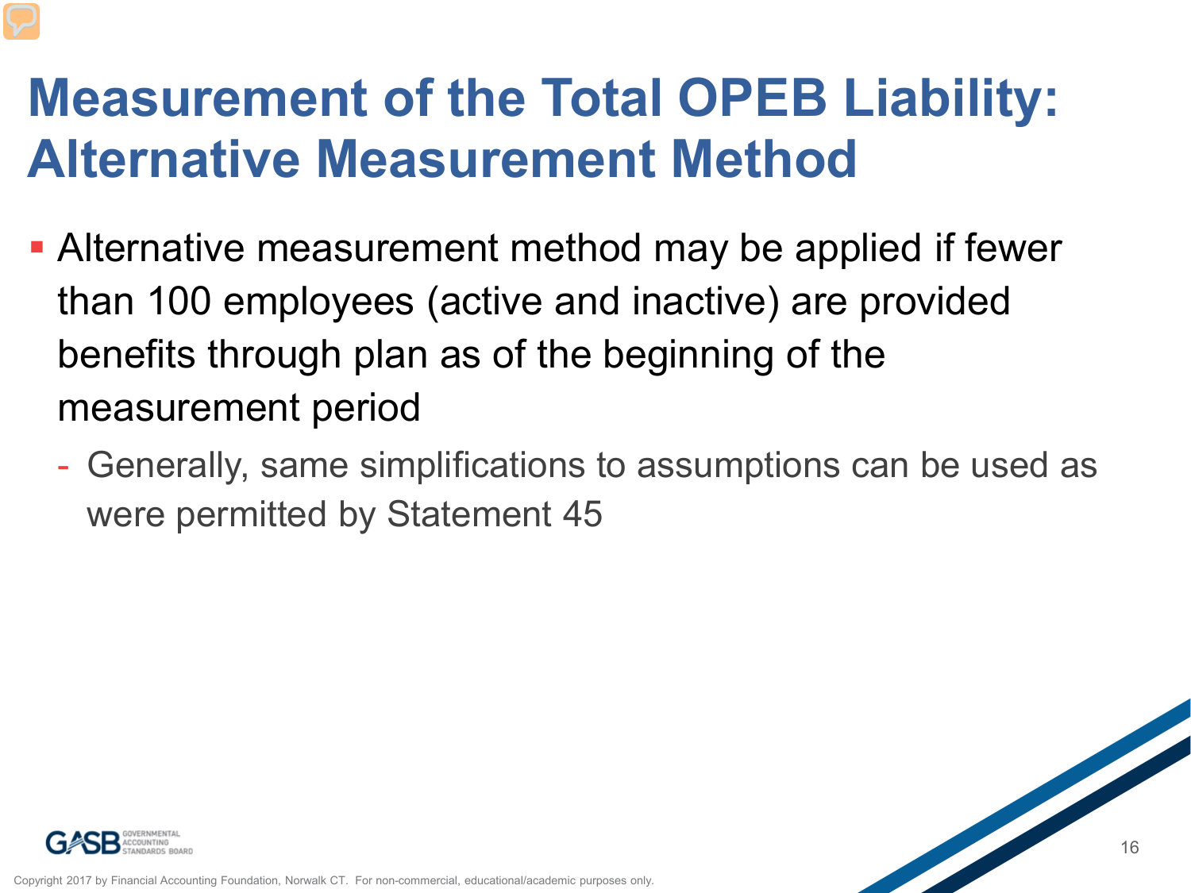# Measurement of the Total OPEB Liability: Alternative Measurement Method

- Alternative measurement method may be applied if fewer than 100 employees (active and inactive) are provided benefits through plan as of the beginning of the measurement period
  - Generally, same simplifications to assumptions can be used as were permitted by Statement 45

Copyright 2017 by Financial Accounting Foundation, Norwalk CT. For non-commercial, educational/academic purposes only.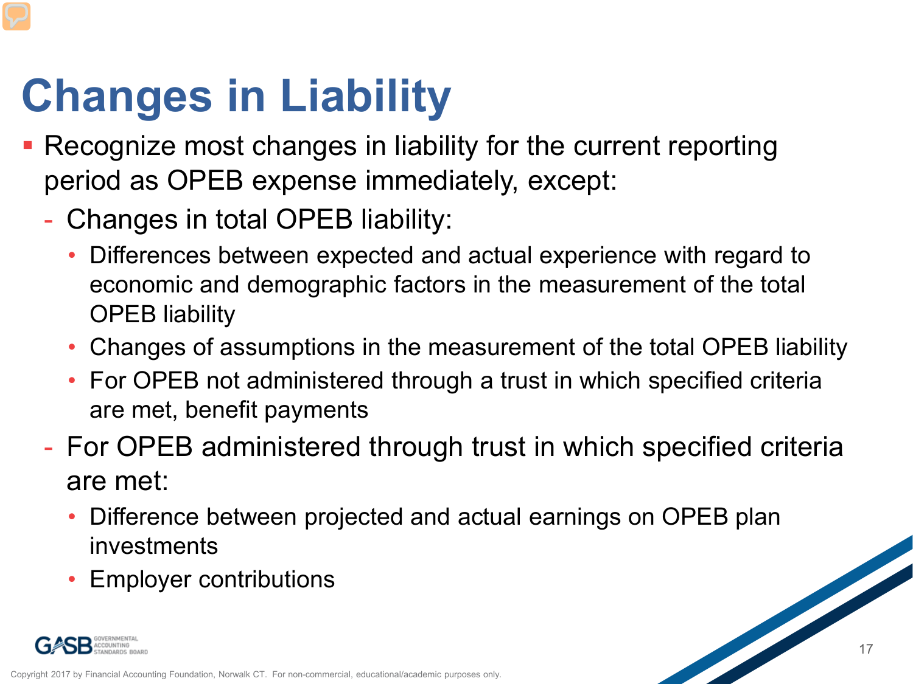# Changes in Liability

- Recognize most changes in liability for the current reporting period as OPEB expense immediately, except:
  - Changes in total OPEB liability:
    - Differences between expected and actual experience with regard to economic and demographic factors in the measurement of the total OPEB liability
    - Changes of assumptions in the measurement of the total OPEB liability
    - For OPEB not administered through a trust in which specified criteria are met, benefit payments
  - For OPEB administered through trust in which specified criteria are met:
    - Difference between projected and actual earnings on OPEB plan investments
    - Employer contributions

Copyright 2017 by Financial Accounting Foundation, Norwalk CT. For non-commercial, educational/academic purposes only.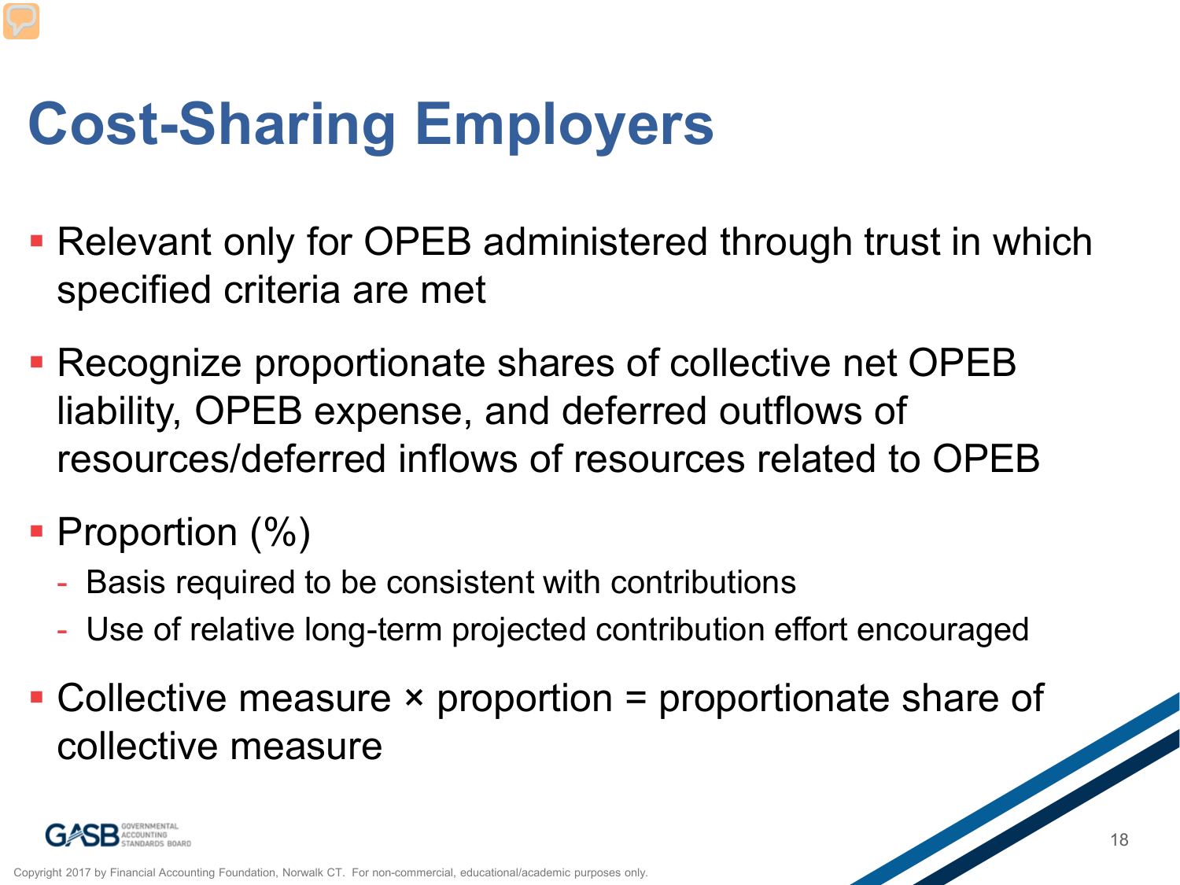# Cost-Sharing Employers

- Relevant only for OPEB administered through trust in which specified criteria are met
- Recognize proportionate shares of collective net OPEB liability, OPEB expense, and deferred outflows of resources/deferred inflows of resources related to OPEB
- Proportion (%)
  - Basis required to be consistent with contributions
  - Use of relative long-term projected contribution effort encouraged
- Collective measure × proportion = proportionate share of collective measure

Copyright 2017 by Financial Accounting Foundation, Norwalk CT. For non-commercial, educational/academic purposes only.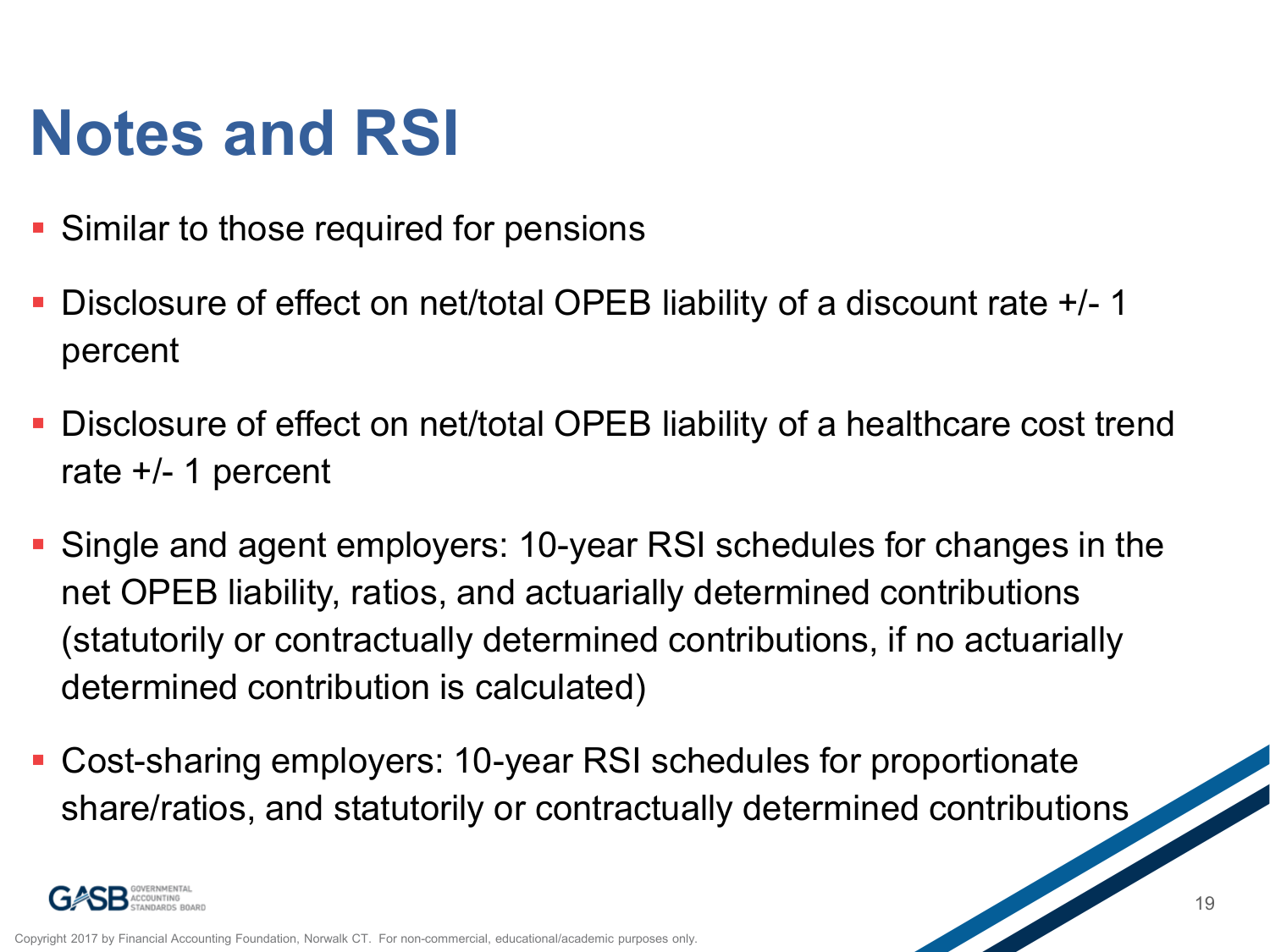# Notes and RSI

- Similar to those required for pensions
- Disclosure of effect on net/total OPEB liability of a discount rate +/- 1 percent
- Disclosure of effect on net/total OPEB liability of a healthcare cost trend rate +/- 1 percent
- Single and agent employers: 10-year RSI schedules for changes in the net OPEB liability, ratios, and actuarially determined contributions (statutorily or contractually determined contributions, if no actuarially determined contribution is calculated)
- Cost-sharing employers: 10-year RSI schedules for proportionate share/ratios, and statutorily or contractually determined contributions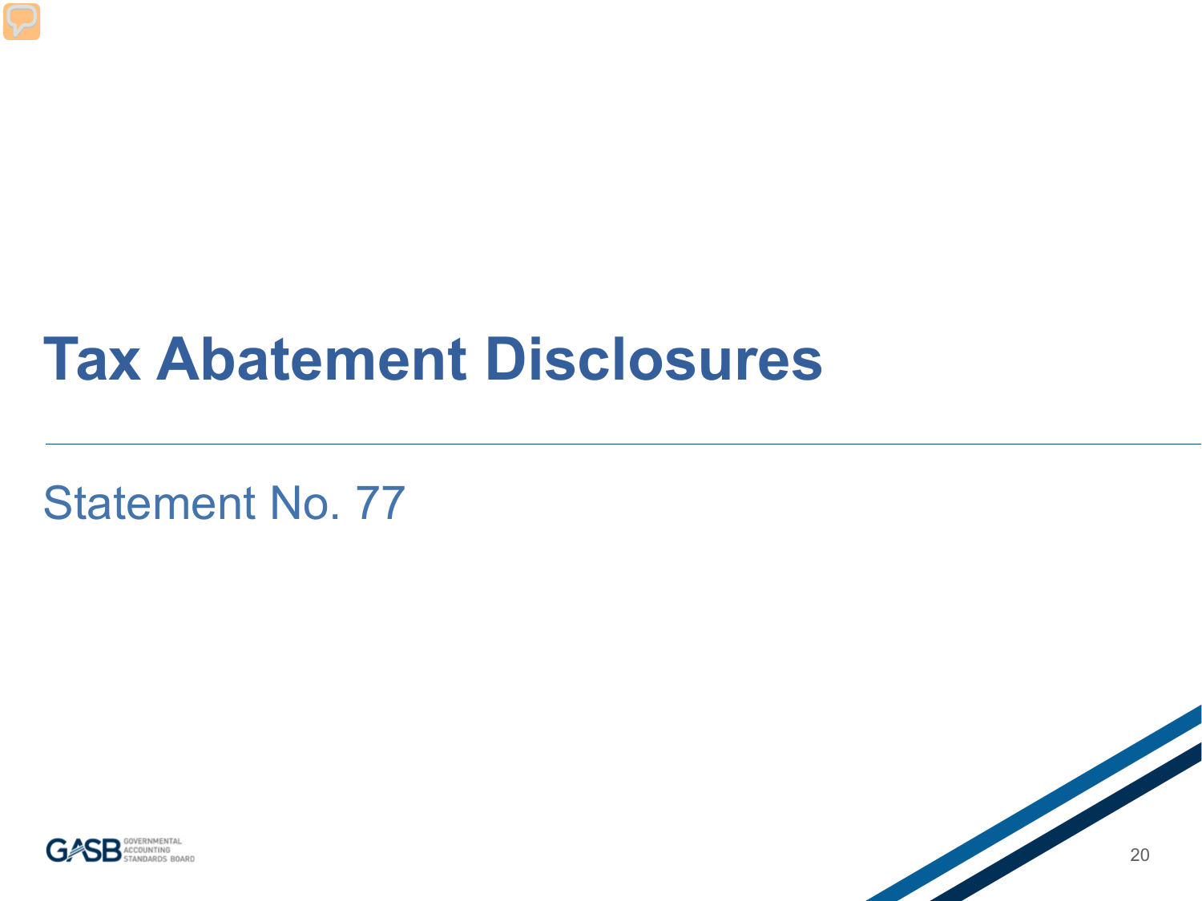# Tax Abatement Disclosures

## Statement No. 77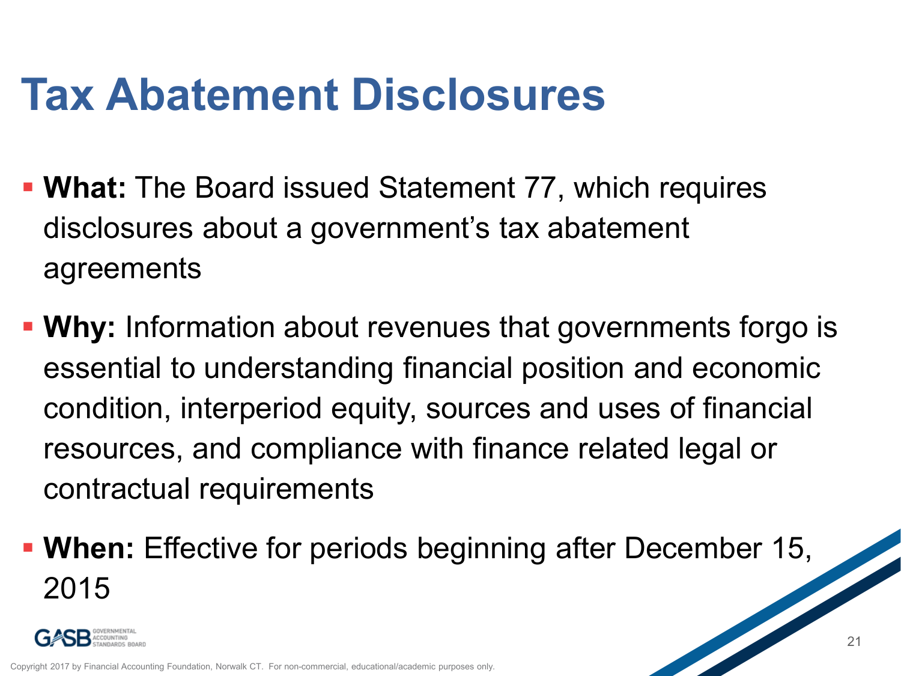# Tax Abatement Disclosures

- **What:** The Board issued Statement 77, which requires disclosures about a government's tax abatement agreements
- **Why:** Information about revenues that governments forgo is essential to understanding financial position and economic condition, interperiod equity, sources and uses of financial resources, and compliance with finance related legal or contractual requirements
- **When:** Effective for periods beginning after December 15, 2015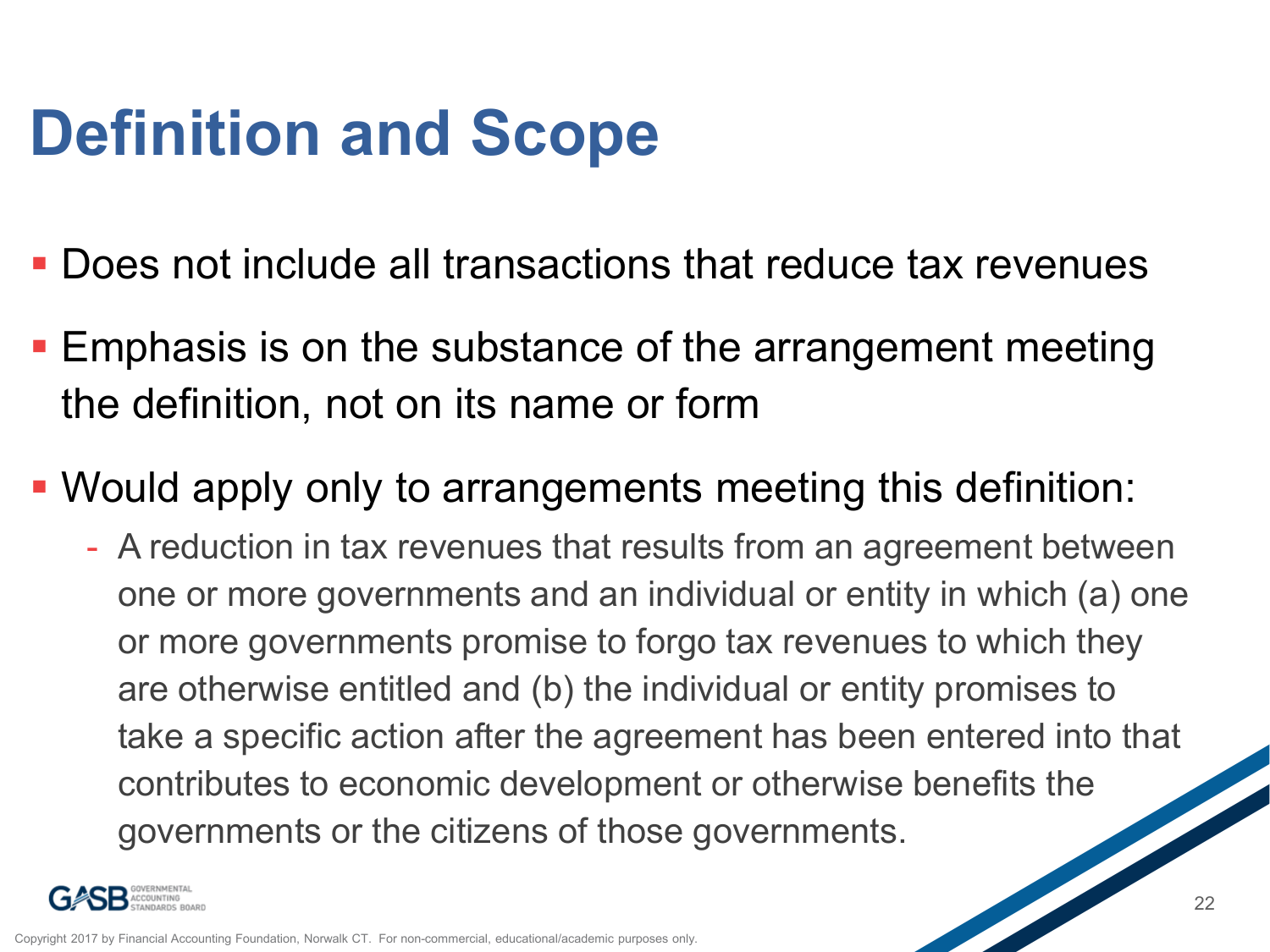# Definition and Scope

- Does not include all transactions that reduce tax revenues
- Emphasis is on the substance of the arrangement meeting the definition, not on its name or form
- Would apply only to arrangements meeting this definition:
  - A reduction in tax revenues that results from an agreement between one or more governments and an individual or entity in which (a) one or more governments promise to forgo tax revenues to which they are otherwise entitled and (b) the individual or entity promises to take a specific action after the agreement has been entered into that contributes to economic development or otherwise benefits the governments or the citizens of those governments.

Copyright 2017 by Financial Accounting Foundation, Norwalk CT. For non-commercial, educational/academic purposes only.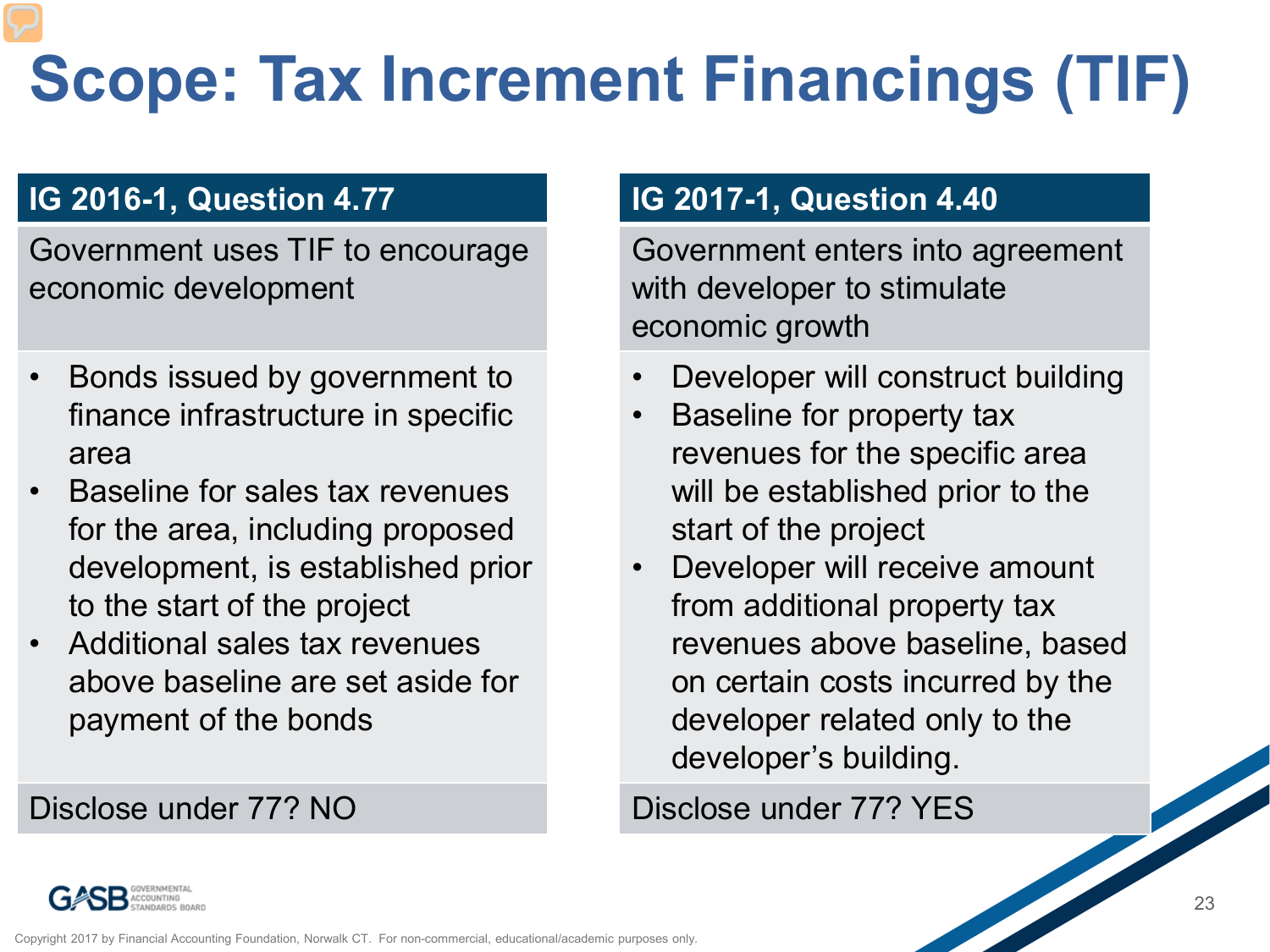# Scope: Tax Increment Financings (TIF)

## IG 2016-1, Question 4.77

Government uses TIF to encourage economic development

- Bonds issued by government to finance infrastructure in specific area
- Baseline for sales tax revenues for the area, including proposed development, is established prior to the start of the project
- Additional sales tax revenues above baseline are set aside for payment of the bonds

Disclose under 77? NO

## IG 2017-1, Question 4.40

Government enters into agreement with developer to stimulate economic growth

- Developer will construct building
- Baseline for property tax revenues for the specific area will be established prior to the start of the project
- Developer will receive amount from additional property tax revenues above baseline, based on certain costs incurred by the developer related only to the developer's building.

Disclose under 77? YES

Copyright 2017 by Financial Accounting Foundation, Norwalk CT. For non-commercial, educational/academic purposes only.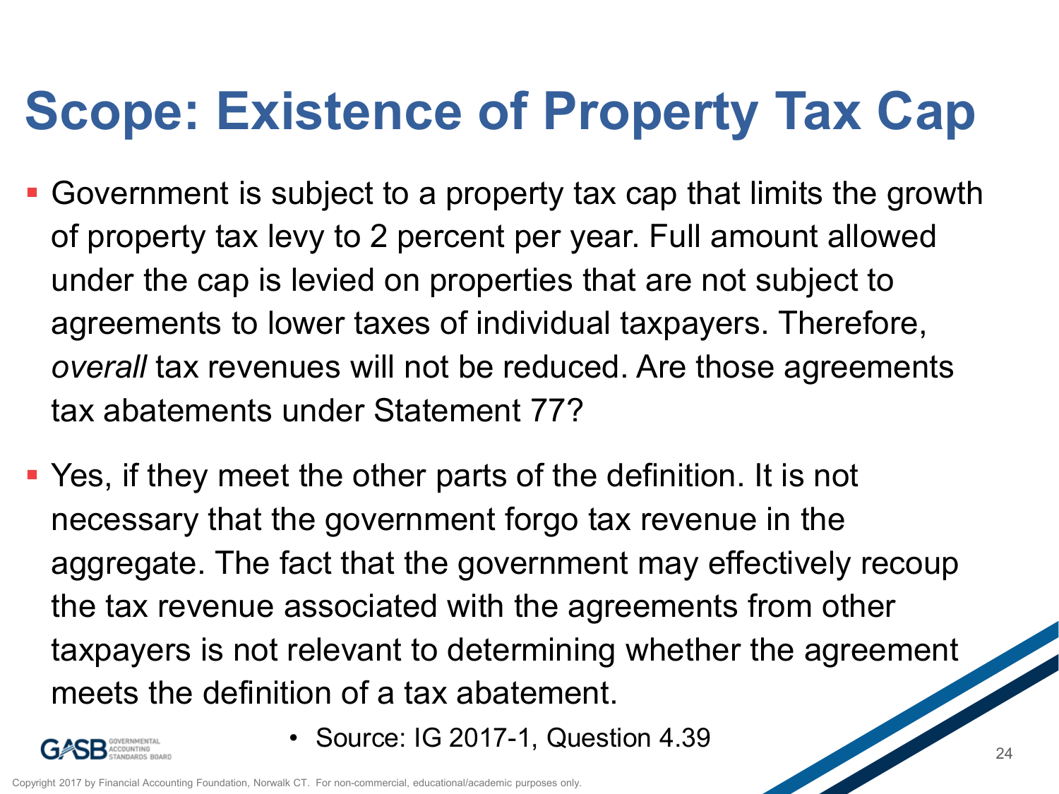# Scope: Existence of Property Tax Cap

- Government is subject to a property tax cap that limits the growth of property tax levy to 2 percent per year. Full amount allowed under the cap is levied on properties that are not subject to agreements to lower taxes of individual taxpayers. Therefore, *overall* tax revenues will not be reduced. Are those agreements tax abatements under Statement 77?

- Yes, if they meet the other parts of the definition. It is not necessary that the government forgo tax revenue in the aggregate. The fact that the government may effectively recoup the tax revenue associated with the agreements from other taxpayers is not relevant to determining whether the agreement meets the definition of a tax abatement.

  - Source: IG 2017-1, Question 4.39

Copyright 2017 by Financial Accounting Foundation, Norwalk CT. For non-commercial, educational/academic purposes only.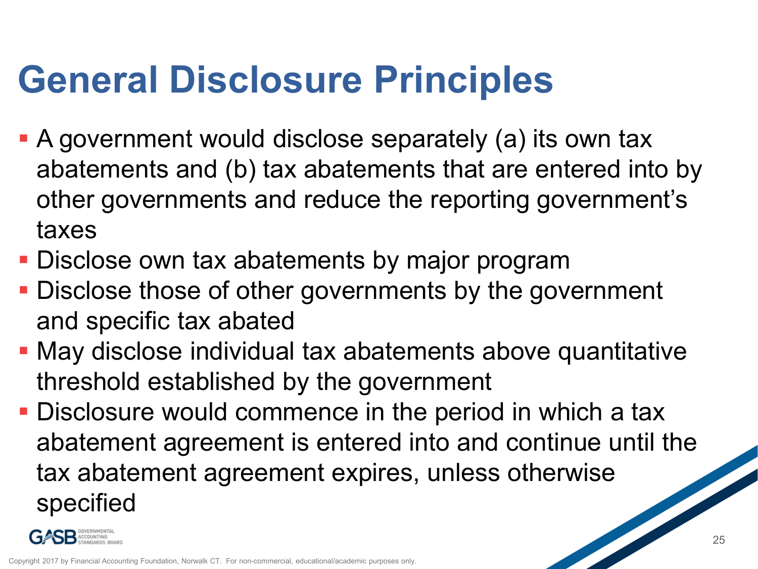# General Disclosure Principles

- A government would disclose separately (a) its own tax abatements and (b) tax abatements that are entered into by other governments and reduce the reporting government's taxes
- Disclose own tax abatements by major program
- Disclose those of other governments by the government and specific tax abated
- May disclose individual tax abatements above quantitative threshold established by the government
- Disclosure would commence in the period in which a tax abatement agreement is entered into and continue until the tax abatement agreement expires, unless otherwise specified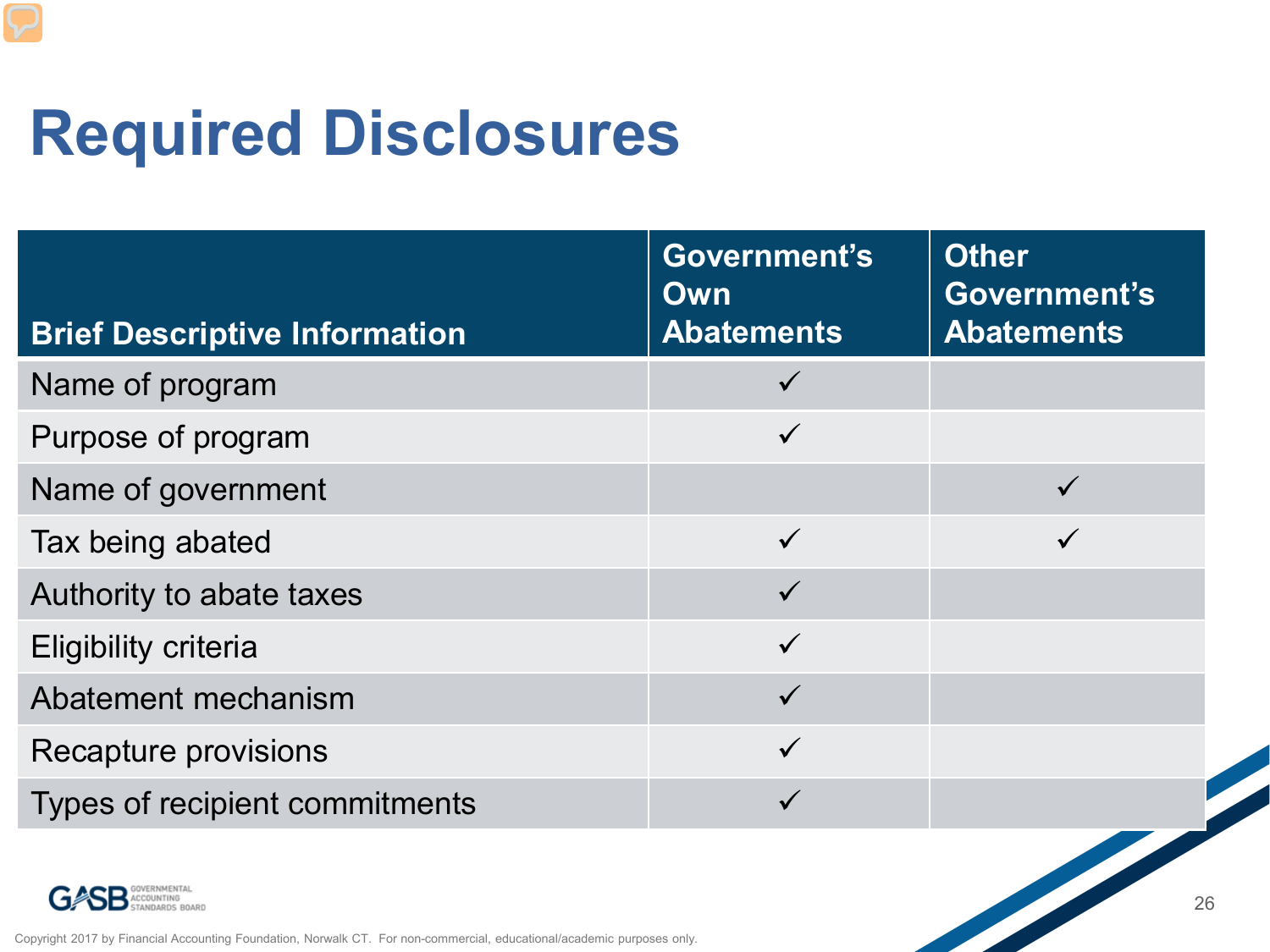# Required Disclosures

| Brief Descriptive Information | Government's Own Abatements | Other Government's Abatements |
|---|---|---|
| Name of program | ✓ | |
| Purpose of program | ✓ | |
| Name of government | | ✓ |
| Tax being abated | ✓ | ✓ |
| Authority to abate taxes | ✓ | |
| Eligibility criteria | ✓ | |
| Abatement mechanism | ✓ | |
| Recapture provisions | ✓ | |
| Types of recipient commitments | ✓ | |

Copyright 2017 by Financial Accounting Foundation, Norwalk CT. For non-commercial, educational/academic purposes only.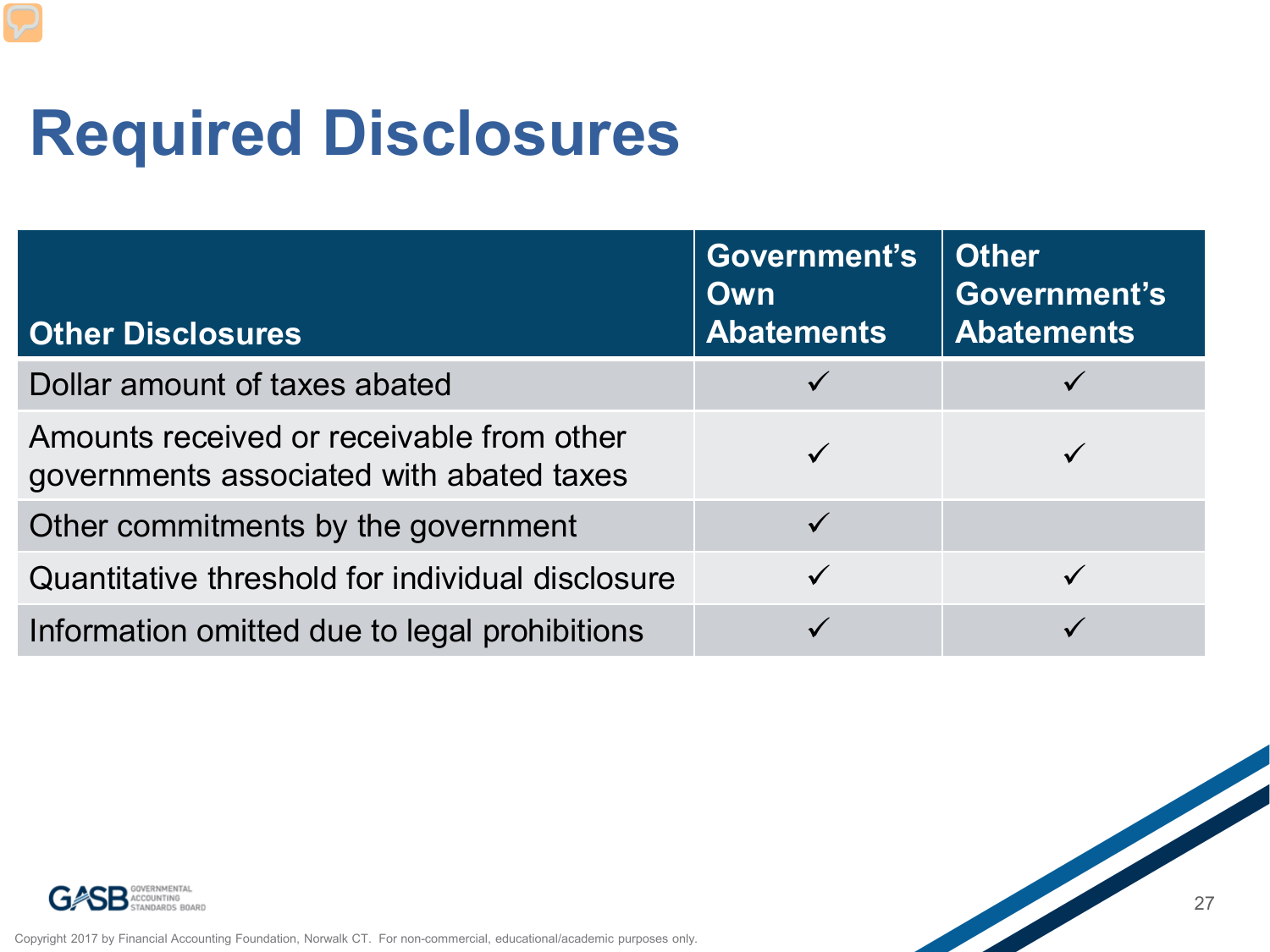# Required Disclosures

| Other Disclosures | Government's Own Abatements | Other Government's Abatements |
|---|---|---|
| Dollar amount of taxes abated | ✓ | ✓ |
| Amounts received or receivable from other governments associated with abated taxes | ✓ | ✓ |
| Other commitments by the government | ✓ | |
| Quantitative threshold for individual disclosure | ✓ | ✓ |
| Information omitted due to legal prohibitions | ✓ | ✓ |

Copyright 2017 by Financial Accounting Foundation, Norwalk CT. For non-commercial, educational/academic purposes only.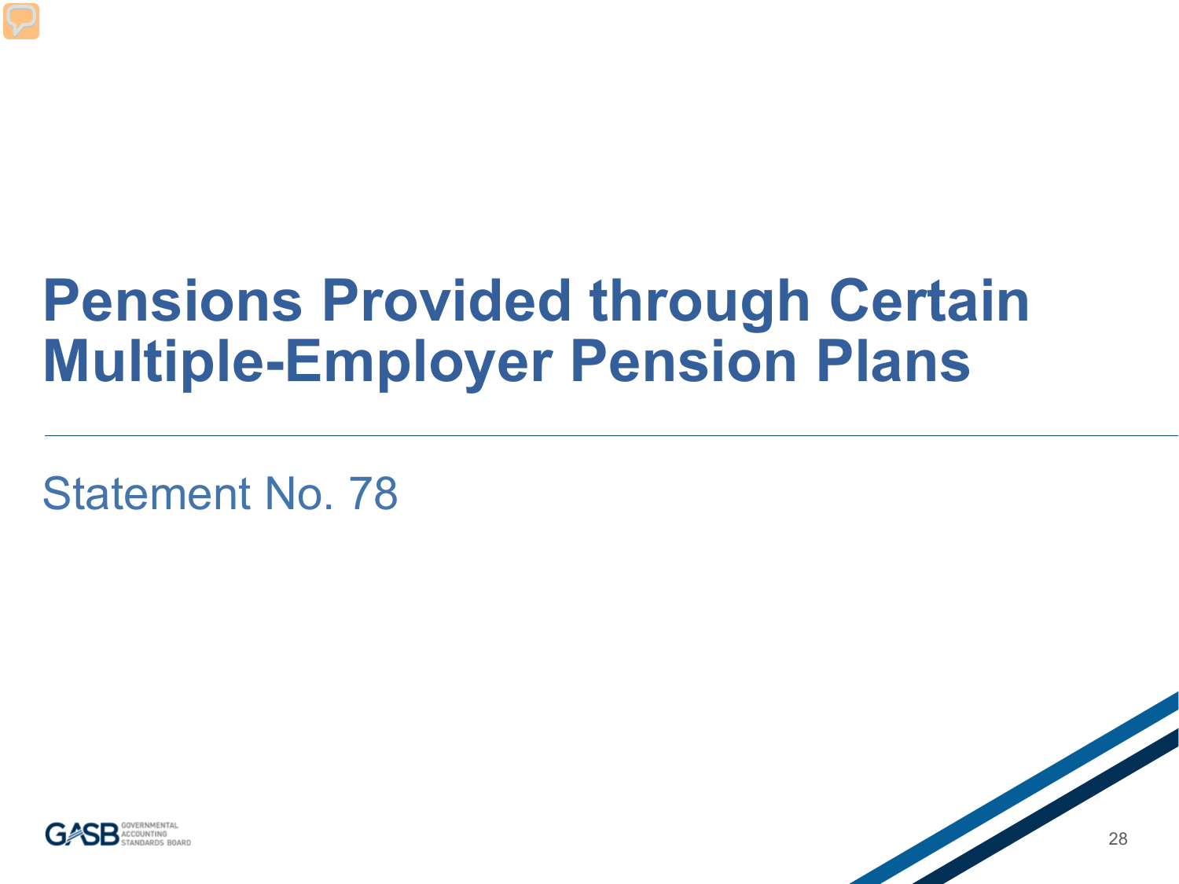# Pensions Provided through Certain Multiple-Employer Pension Plans

Statement No. 78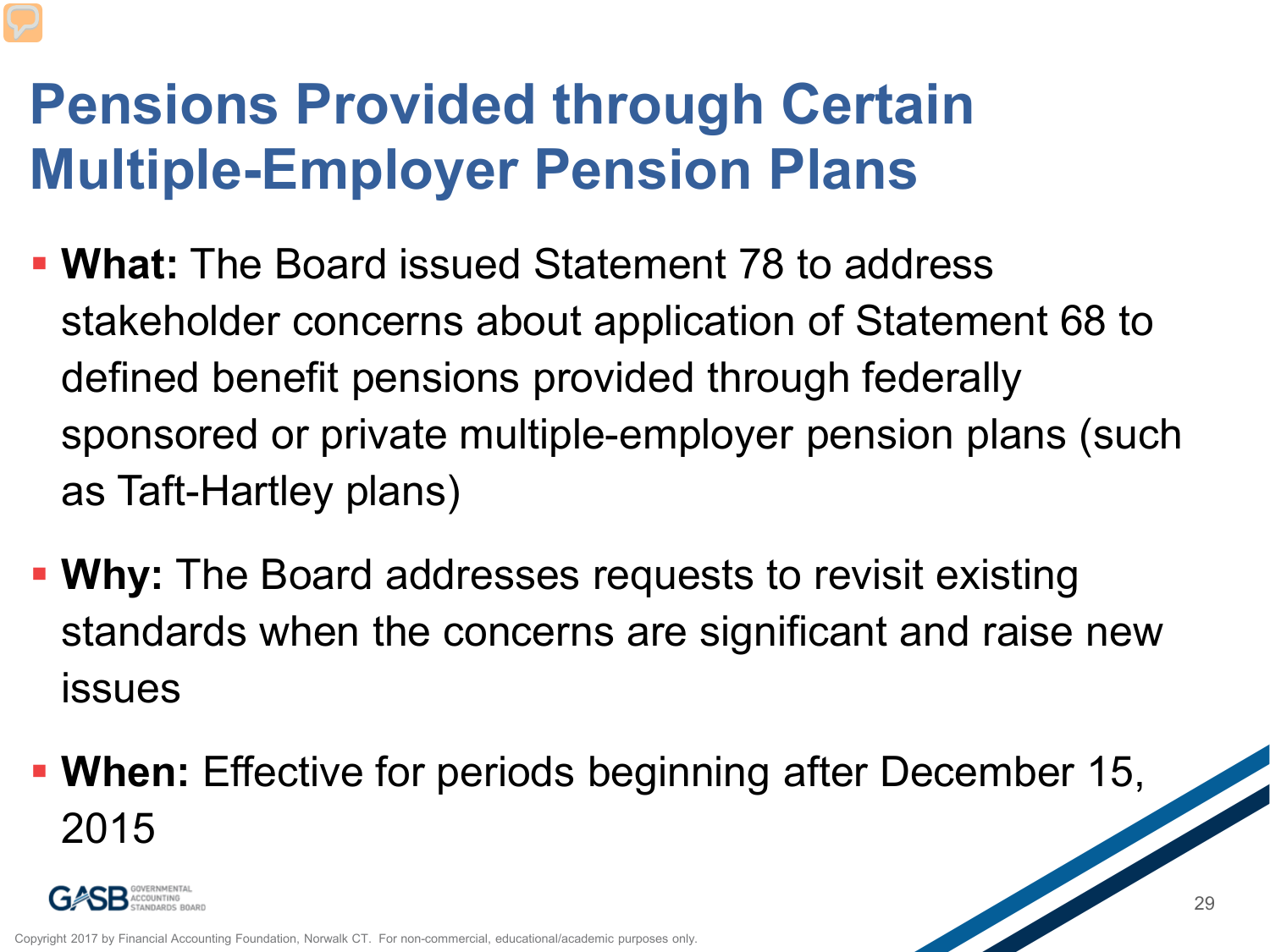# Pensions Provided through Certain Multiple-Employer Pension Plans

- **What:** The Board issued Statement 78 to address stakeholder concerns about application of Statement 68 to defined benefit pensions provided through federally sponsored or private multiple-employer pension plans (such as Taft-Hartley plans)
- **Why:** The Board addresses requests to revisit existing standards when the concerns are significant and raise new issues
- **When:** Effective for periods beginning after December 15, 2015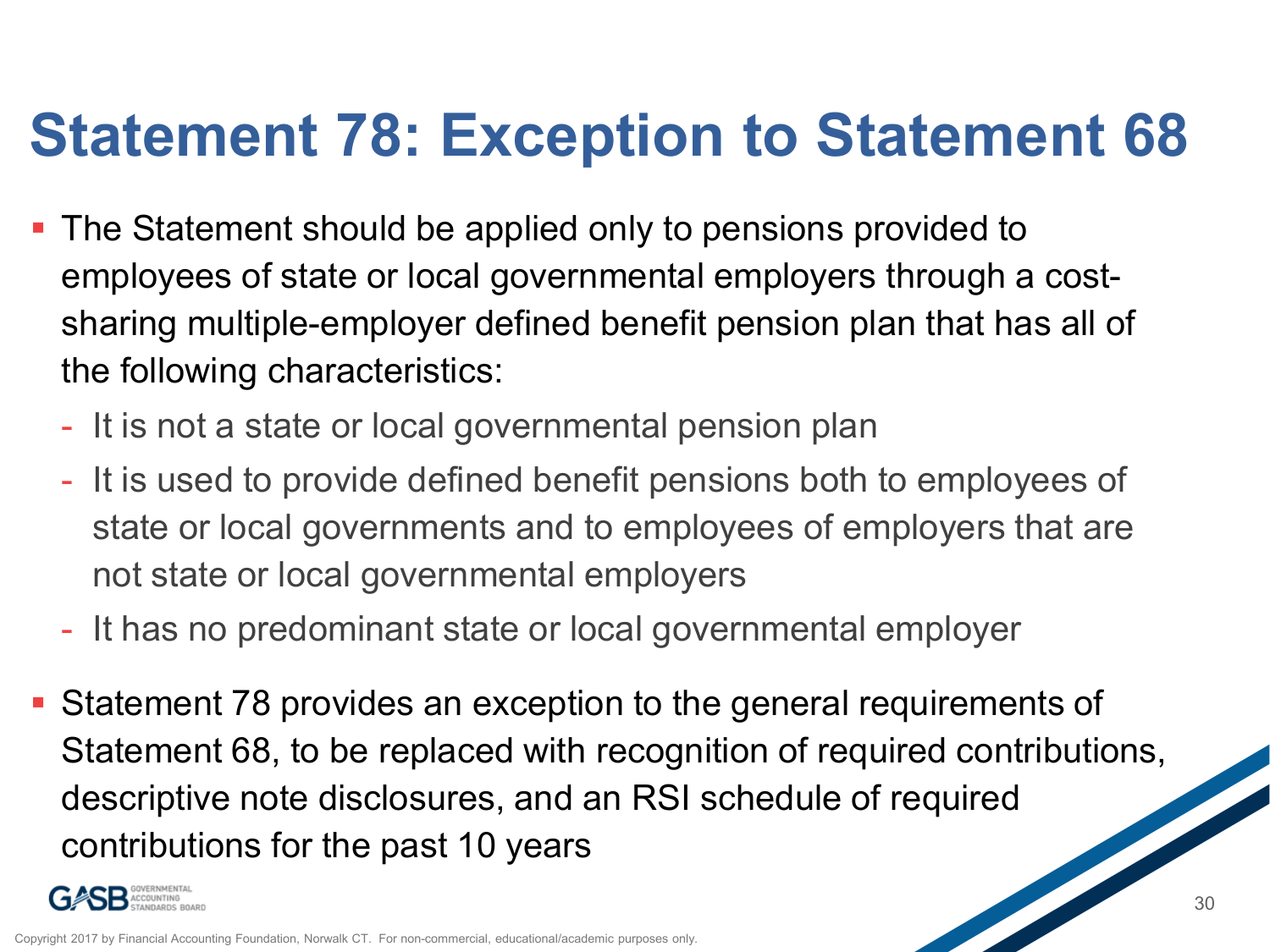# Statement 78: Exception to Statement 68

- The Statement should be applied only to pensions provided to employees of state or local governmental employers through a cost-sharing multiple-employer defined benefit pension plan that has all of the following characteristics:
  - It is not a state or local governmental pension plan
  - It is used to provide defined benefit pensions both to employees of state or local governments and to employees of employers that are not state or local governmental employers
  - It has no predominant state or local governmental employer
- Statement 78 provides an exception to the general requirements of Statement 68, to be replaced with recognition of required contributions, descriptive note disclosures, and an RSI schedule of required contributions for the past 10 years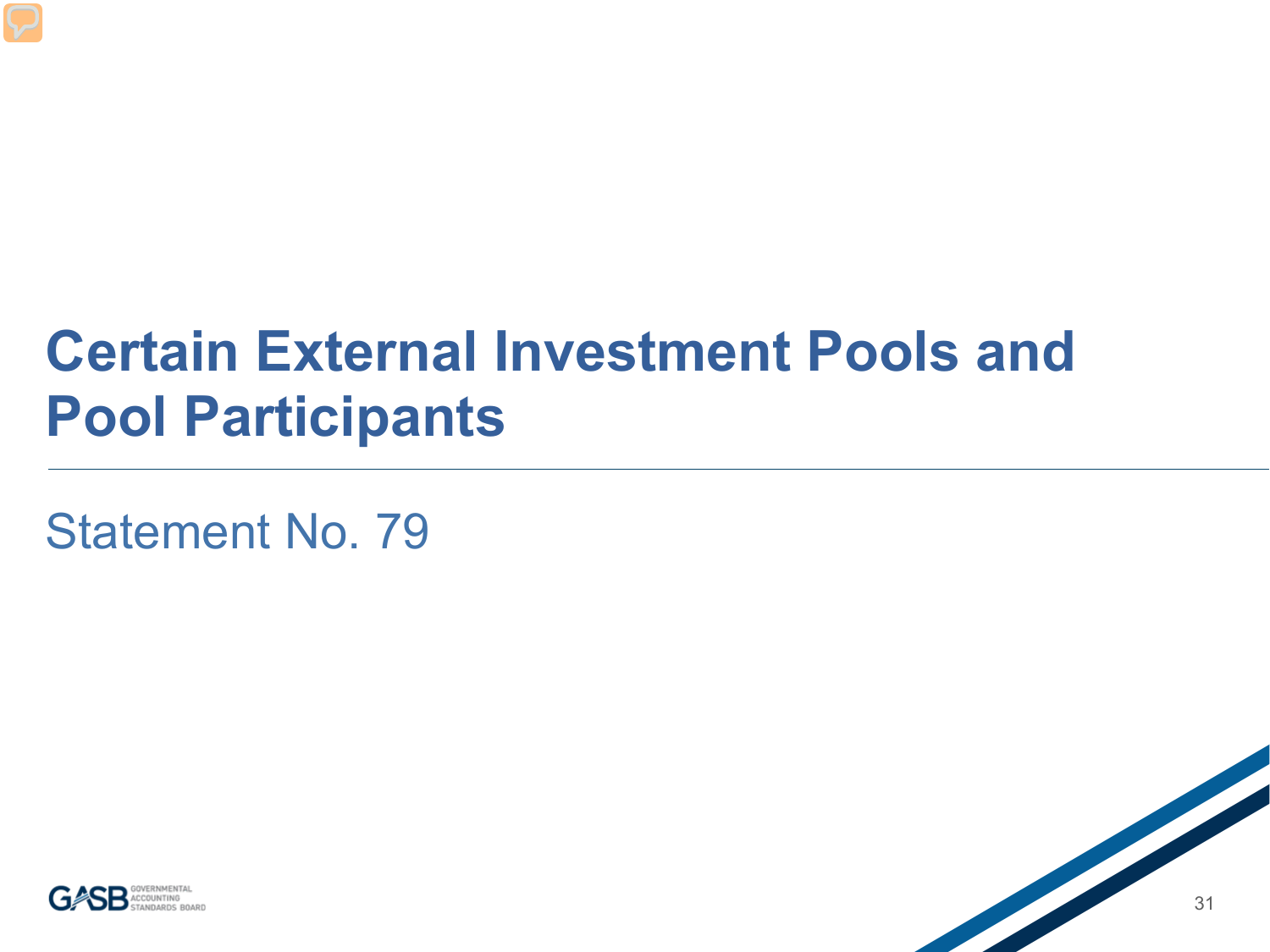# Certain External Investment Pools and Pool Participants

Statement No. 79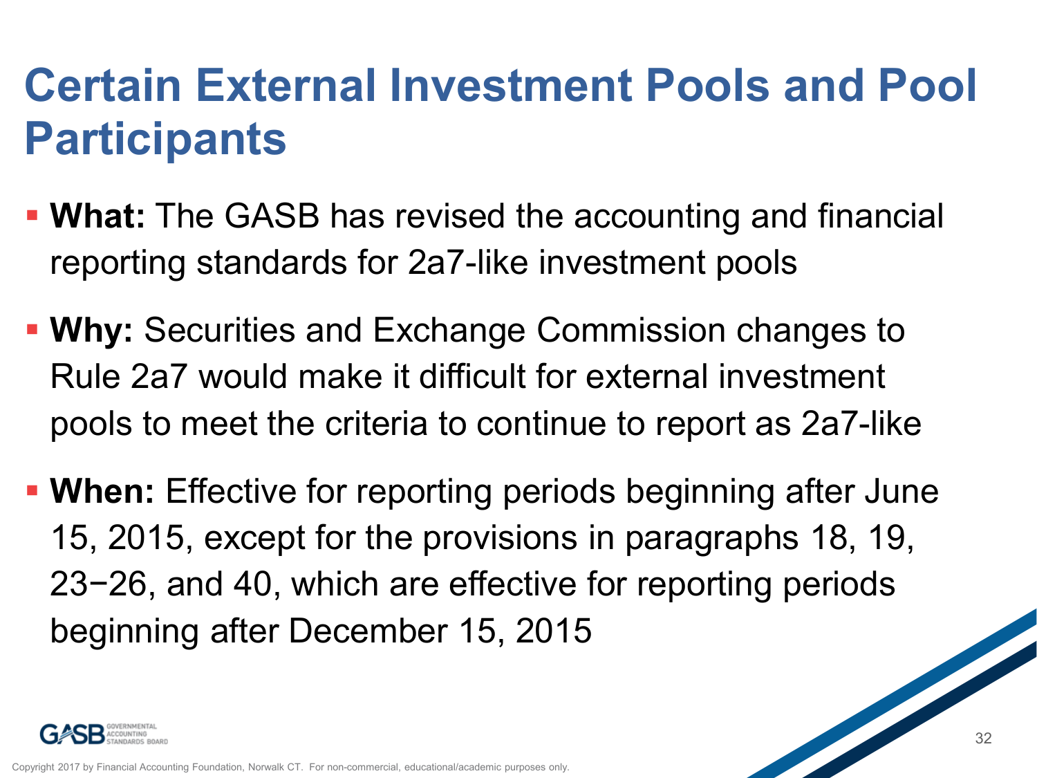# Certain External Investment Pools and Pool Participants

- **What:** The GASB has revised the accounting and financial reporting standards for 2a7-like investment pools
- **Why:** Securities and Exchange Commission changes to Rule 2a7 would make it difficult for external investment pools to meet the criteria to continue to report as 2a7-like
- **When:** Effective for reporting periods beginning after June 15, 2015, except for the provisions in paragraphs 18, 19, 23−26, and 40, which are effective for reporting periods beginning after December 15, 2015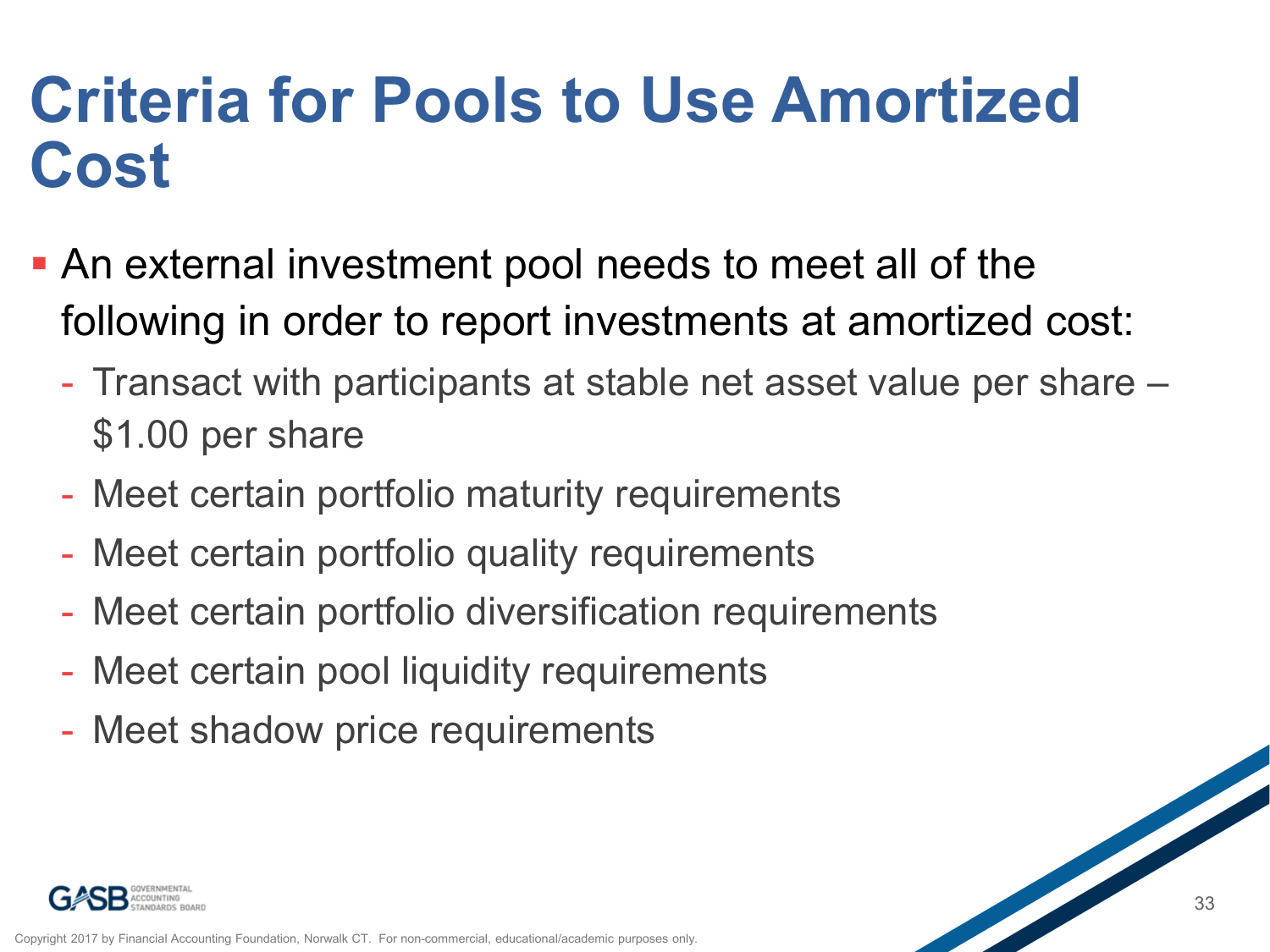# Criteria for Pools to Use Amortized Cost

- An external investment pool needs to meet all of the following in order to report investments at amortized cost:
  - Transact with participants at stable net asset value per share – $1.00 per share
  - Meet certain portfolio maturity requirements
  - Meet certain portfolio quality requirements
  - Meet certain portfolio diversification requirements
  - Meet certain pool liquidity requirements
  - Meet shadow price requirements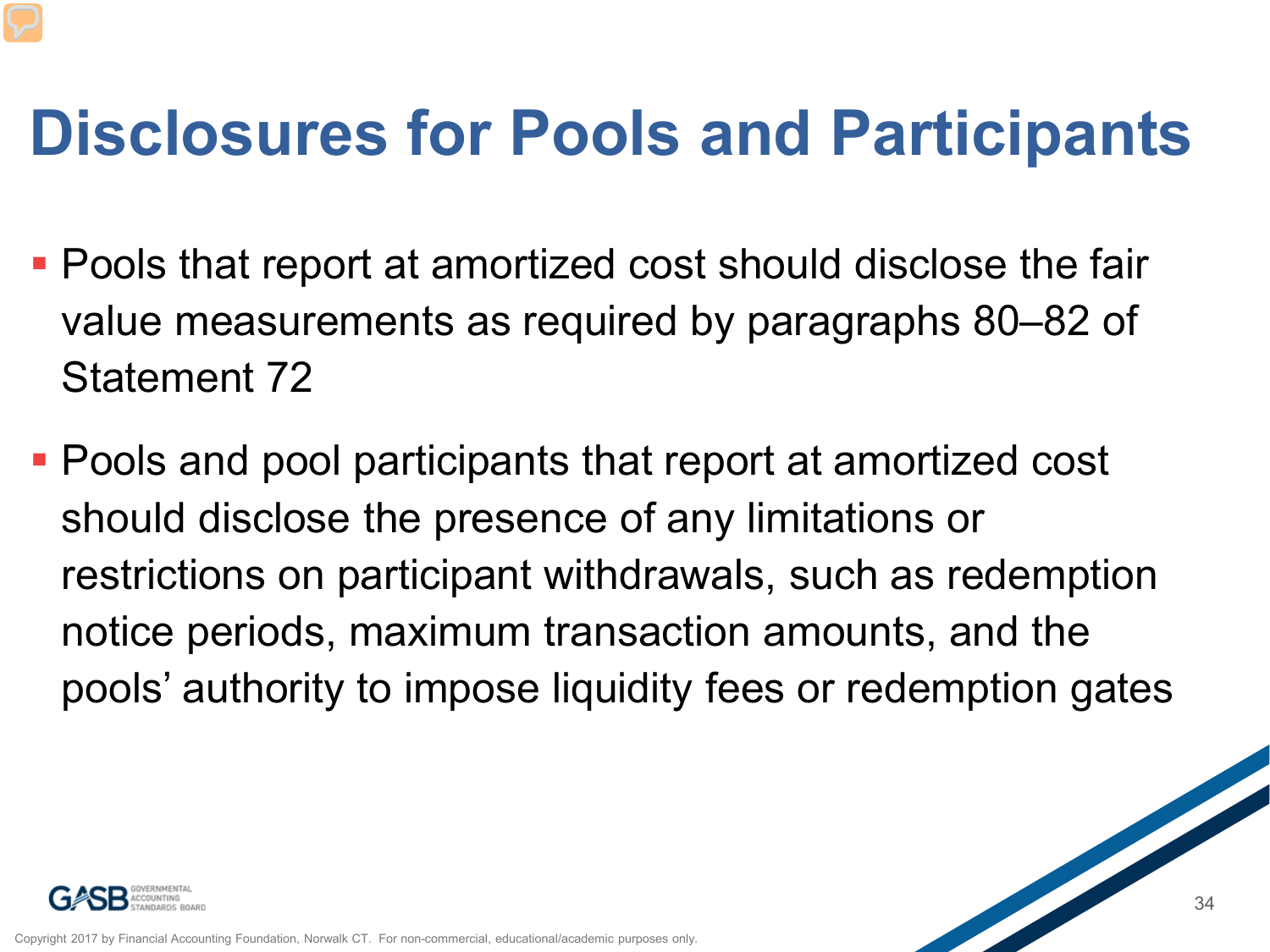# Disclosures for Pools and Participants

- Pools that report at amortized cost should disclose the fair value measurements as required by paragraphs 80–82 of Statement 72
- Pools and pool participants that report at amortized cost should disclose the presence of any limitations or restrictions on participant withdrawals, such as redemption notice periods, maximum transaction amounts, and the pools' authority to impose liquidity fees or redemption gates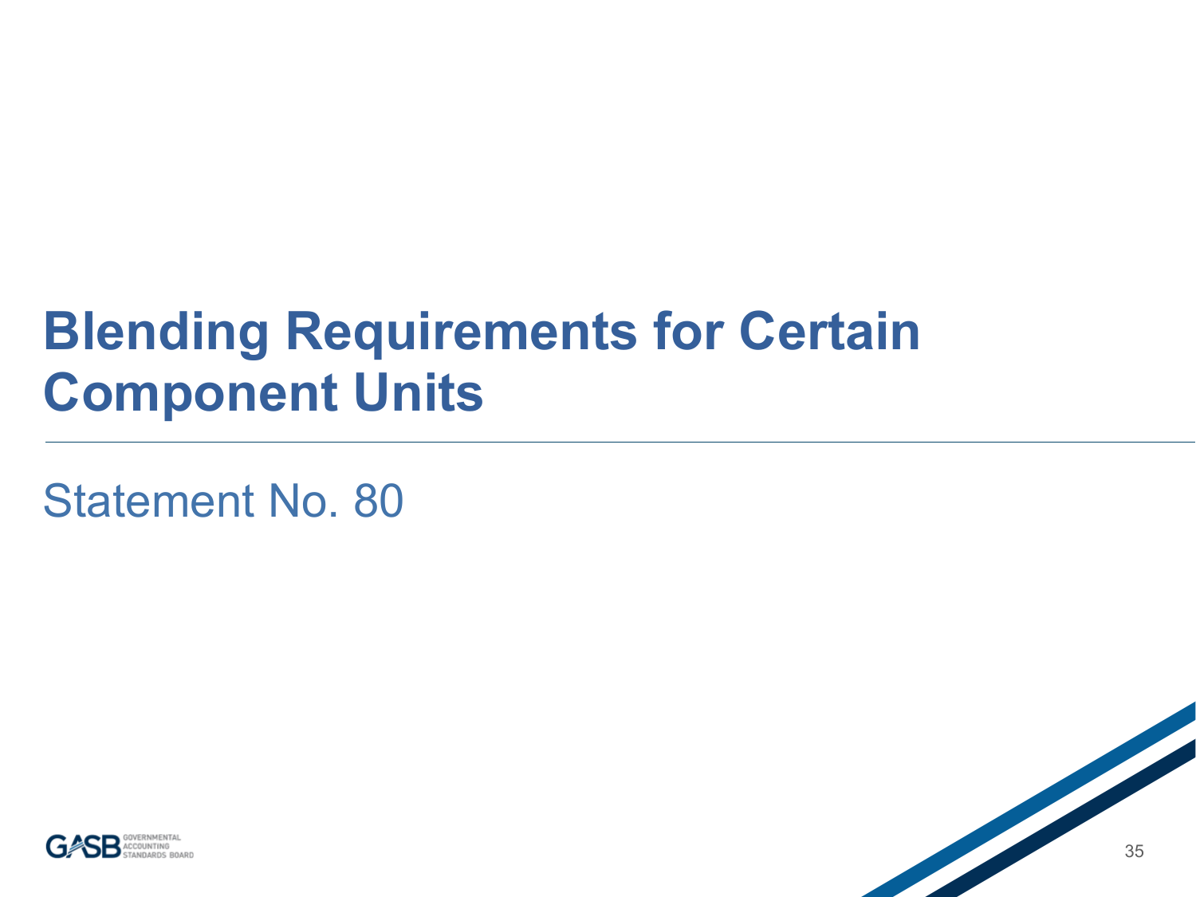# Blending Requirements for Certain Component Units

Statement No. 80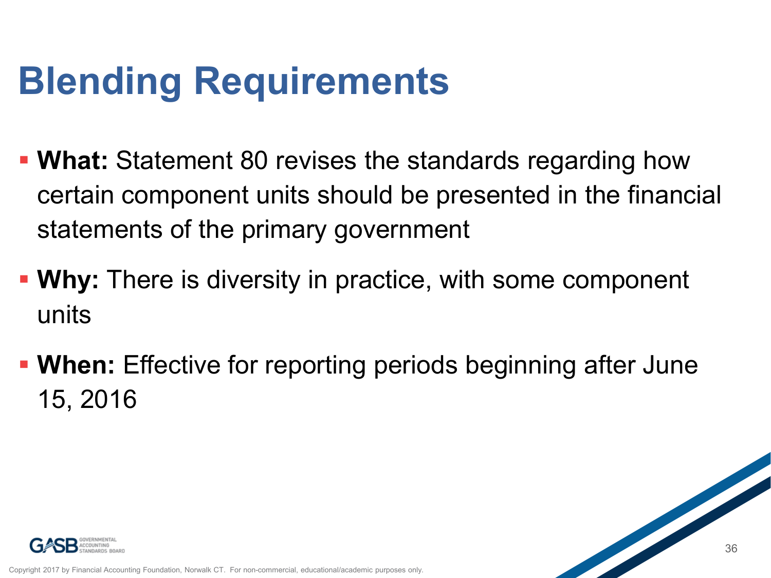# Blending Requirements

- **What:** Statement 80 revises the standards regarding how certain component units should be presented in the financial statements of the primary government
- **Why:** There is diversity in practice, with some component units
- **When:** Effective for reporting periods beginning after June 15, 2016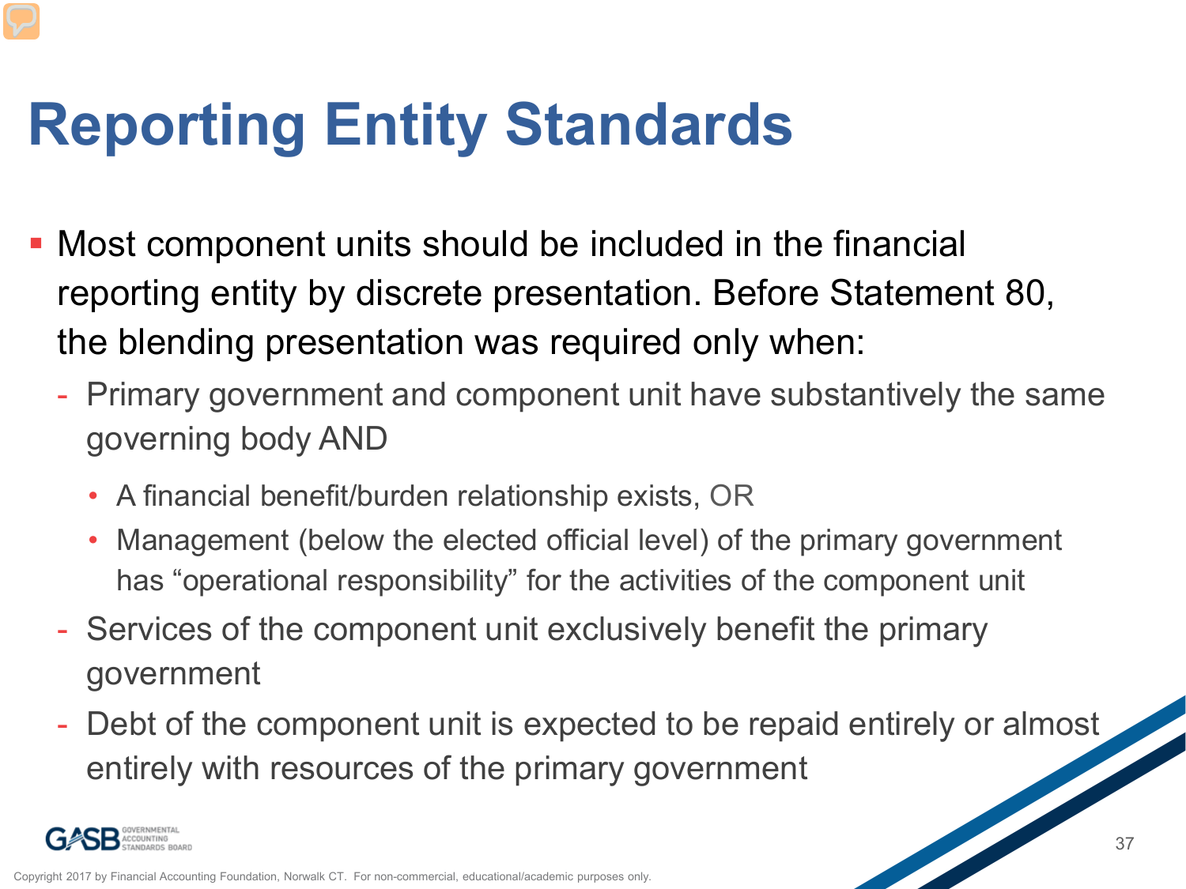# Reporting Entity Standards

- Most component units should be included in the financial reporting entity by discrete presentation. Before Statement 80, the blending presentation was required only when:
  - Primary government and component unit have substantively the same governing body AND
    - A financial benefit/burden relationship exists, OR
    - Management (below the elected official level) of the primary government has "operational responsibility" for the activities of the component unit
  - Services of the component unit exclusively benefit the primary government
  - Debt of the component unit is expected to be repaid entirely or almost entirely with resources of the primary government

Copyright 2017 by Financial Accounting Foundation, Norwalk CT. For non-commercial, educational/academic purposes only.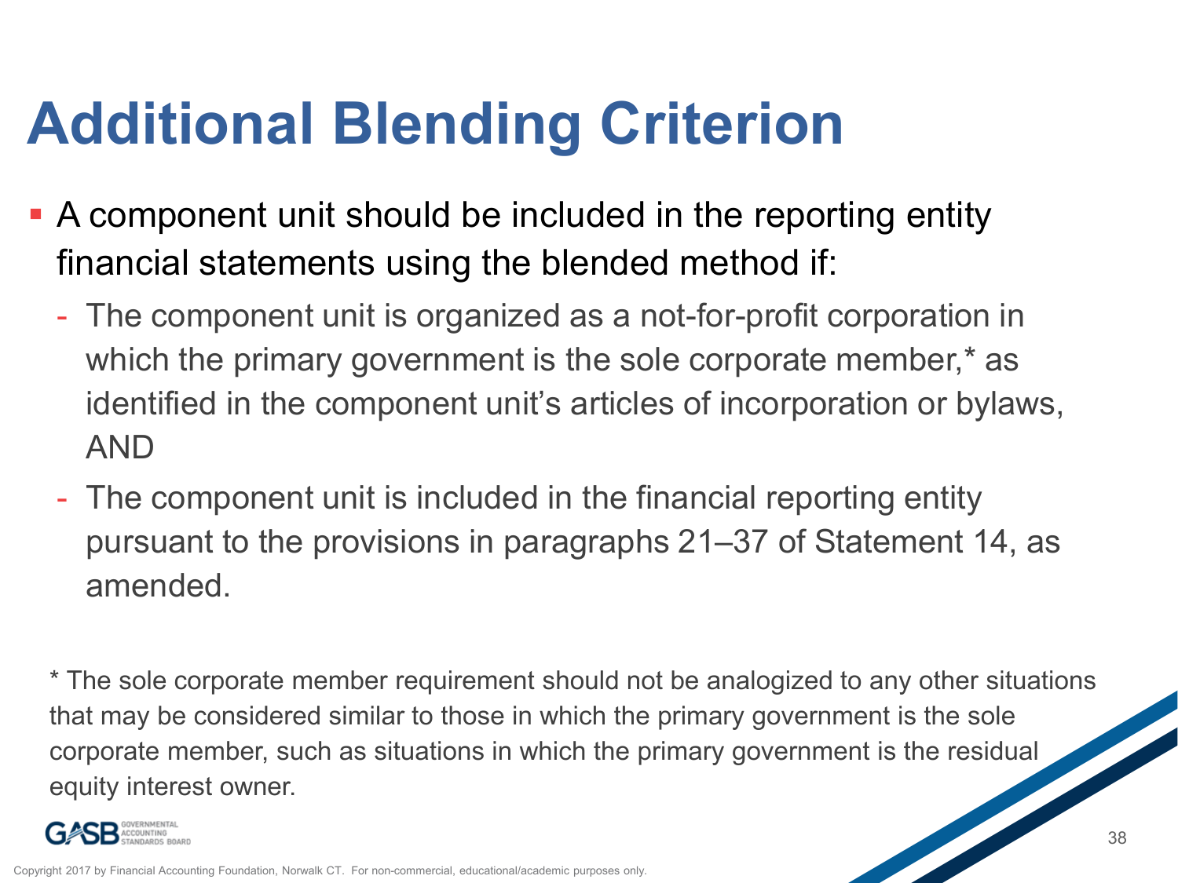# Additional Blending Criterion

- A component unit should be included in the reporting entity financial statements using the blended method if:
  - The component unit is organized as a not-for-profit corporation in which the primary government is the sole corporate member,* as identified in the component unit's articles of incorporation or bylaws, AND
  - The component unit is included in the financial reporting entity pursuant to the provisions in paragraphs 21–37 of Statement 14, as amended.

* The sole corporate member requirement should not be analogized to any other situations that may be considered similar to those in which the primary government is the sole corporate member, such as situations in which the primary government is the residual equity interest owner.

Copyright 2017 by Financial Accounting Foundation, Norwalk CT. For non-commercial, educational/academic purposes only.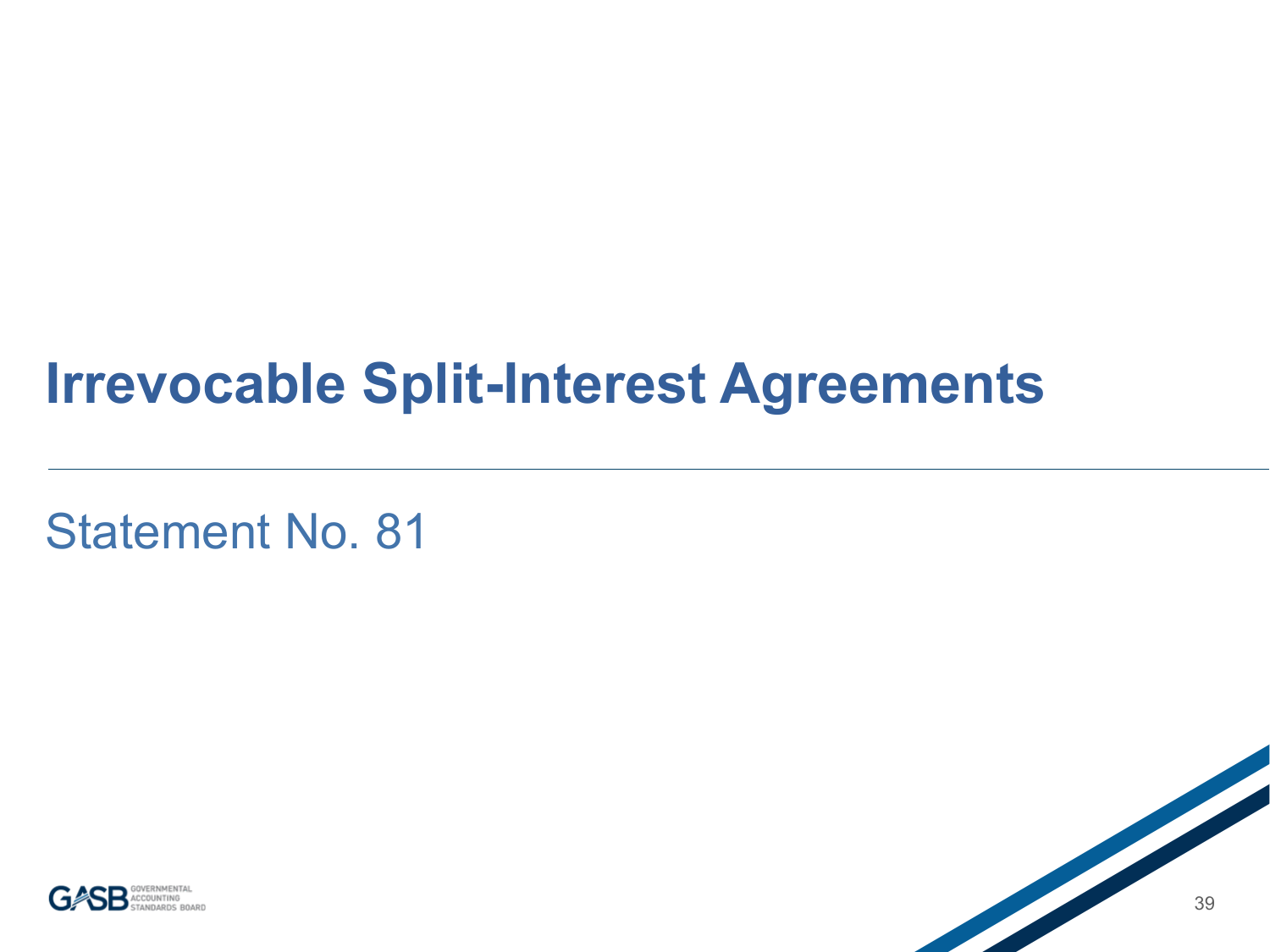# Irrevocable Split-Interest Agreements

Statement No. 81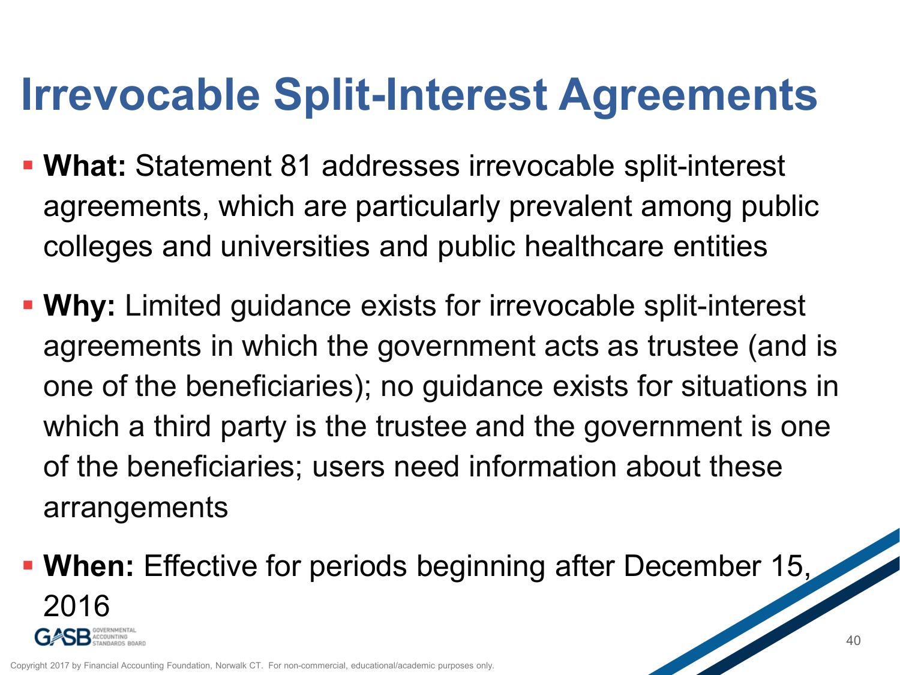# Irrevocable Split-Interest Agreements

- **What:** Statement 81 addresses irrevocable split-interest agreements, which are particularly prevalent among public colleges and universities and public healthcare entities
- **Why:** Limited guidance exists for irrevocable split-interest agreements in which the government acts as trustee (and is one of the beneficiaries); no guidance exists for situations in which a third party is the trustee and the government is one of the beneficiaries; users need information about these arrangements
- **When:** Effective for periods beginning after December 15, 2016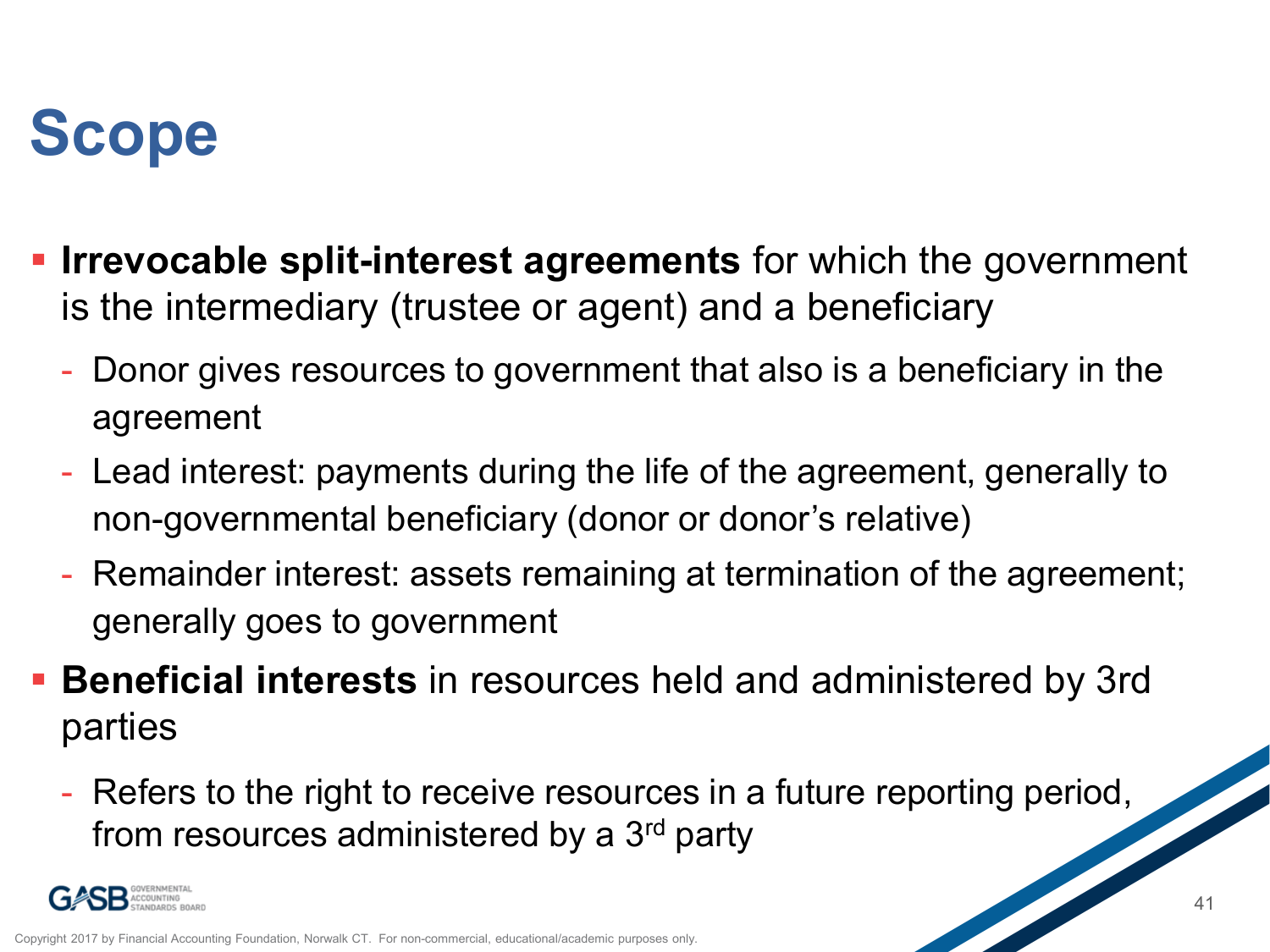# Scope

- **Irrevocable split-interest agreements** for which the government is the intermediary (trustee or agent) and a beneficiary
  - Donor gives resources to government that also is a beneficiary in the agreement
  - Lead interest: payments during the life of the agreement, generally to non-governmental beneficiary (donor or donor's relative)
  - Remainder interest: assets remaining at termination of the agreement; generally goes to government
- **Beneficial interests** in resources held and administered by 3rd parties
  - Refers to the right to receive resources in a future reporting period, from resources administered by a 3rd party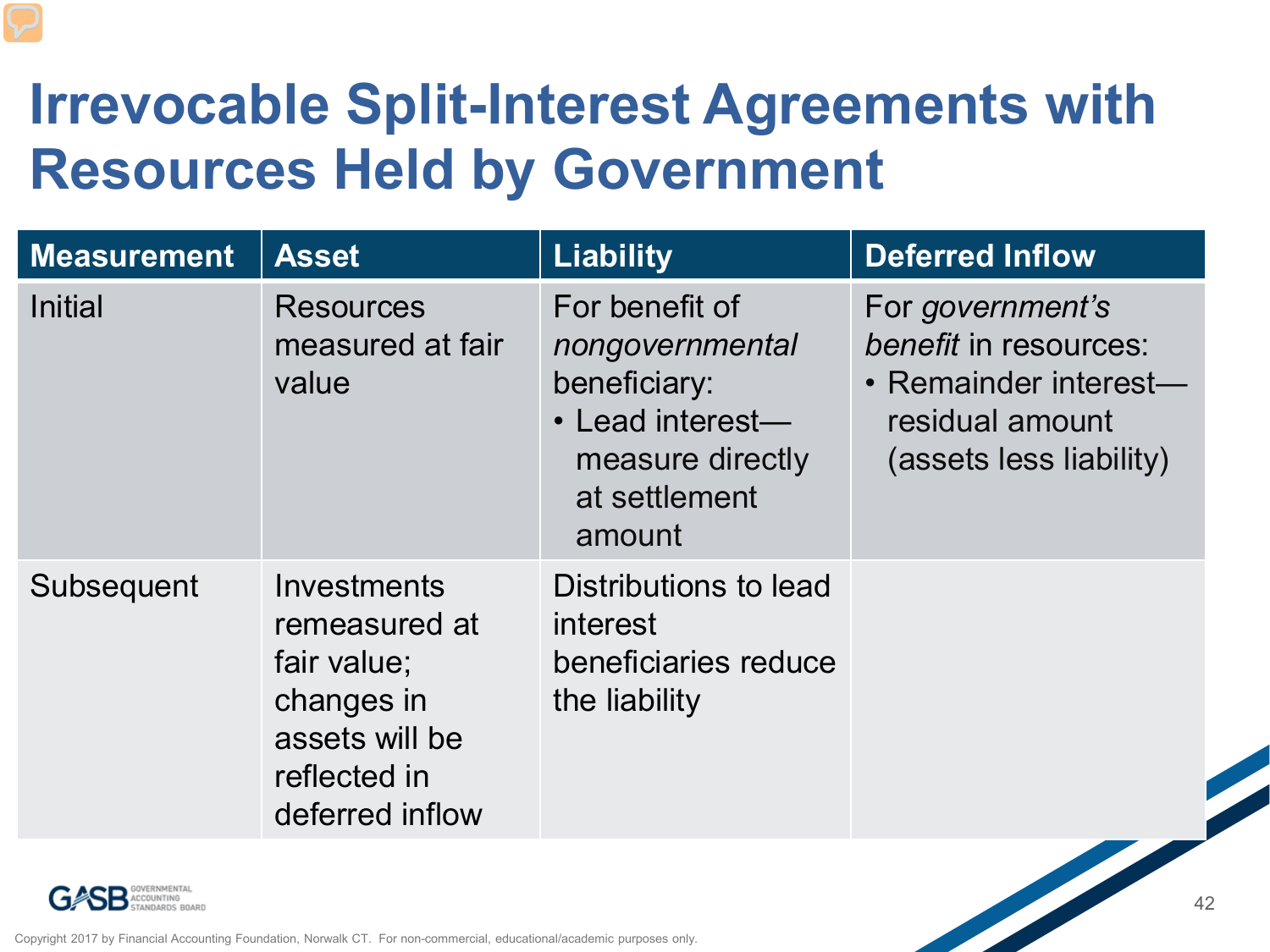# Irrevocable Split-Interest Agreements with Resources Held by Government

| Measurement | Asset | Liability | Deferred Inflow |
|---|---|---|---|
| Initial | Resources measured at fair value | For benefit of *nongovernmental* beneficiary:<br>• Lead interest—measure directly at settlement amount | For *government's benefit* in resources:<br>• Remainder interest—residual amount (assets less liability) |
| Subsequent | Investments remeasured at fair value; changes in assets will be reflected in deferred inflow | Distributions to lead interest beneficiaries reduce the liability | |

Copyright 2017 by Financial Accounting Foundation, Norwalk CT. For non-commercial, educational/academic purposes only.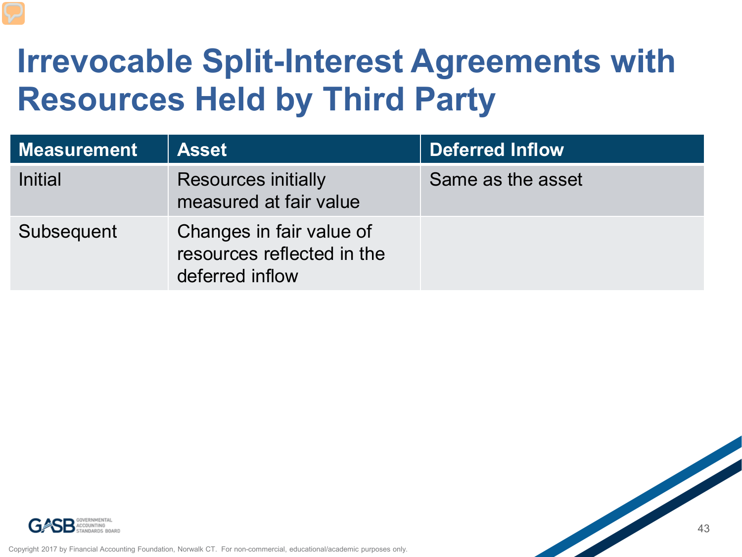# Irrevocable Split-Interest Agreements with Resources Held by Third Party

| Measurement | Asset | Deferred Inflow |
| --- | --- | --- |
| Initial | Resources initially measured at fair value | Same as the asset |
| Subsequent | Changes in fair value of resources reflected in the deferred inflow | |

Copyright 2017 by Financial Accounting Foundation, Norwalk CT. For non-commercial, educational/academic purposes only.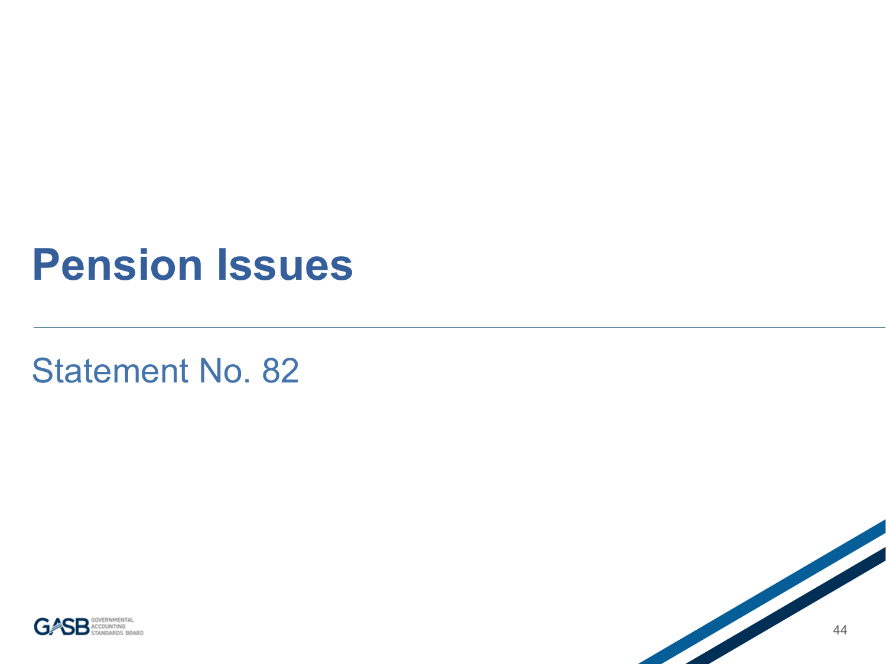# Pension Issues

## Statement No. 82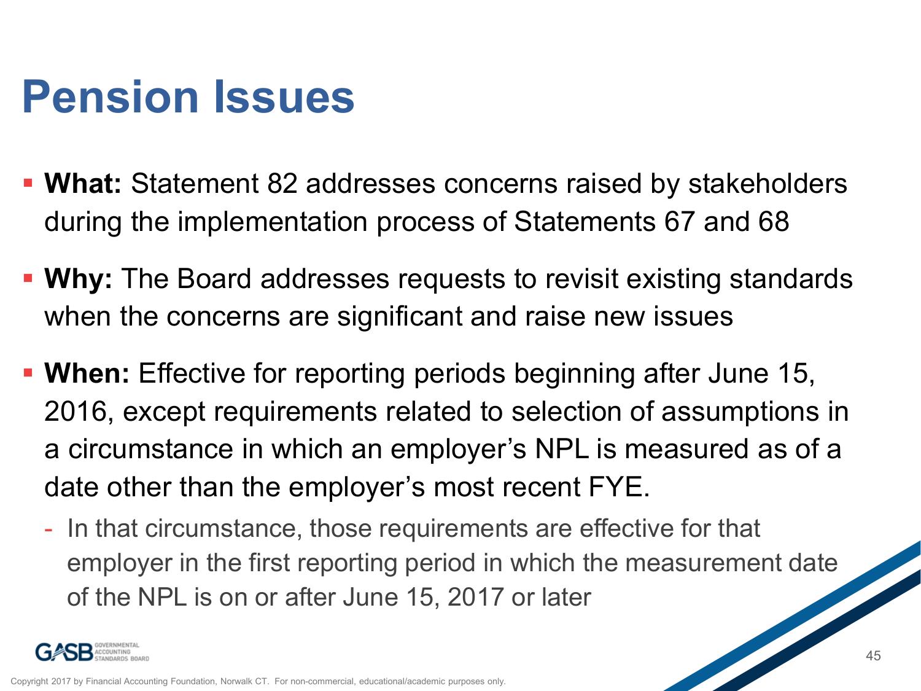# Pension Issues

- **What:** Statement 82 addresses concerns raised by stakeholders during the implementation process of Statements 67 and 68
- **Why:** The Board addresses requests to revisit existing standards when the concerns are significant and raise new issues
- **When:** Effective for reporting periods beginning after June 15, 2016, except requirements related to selection of assumptions in a circumstance in which an employer's NPL is measured as of a date other than the employer's most recent FYE.
  - In that circumstance, those requirements are effective for that employer in the first reporting period in which the measurement date of the NPL is on or after June 15, 2017 or later

Copyright 2017 by Financial Accounting Foundation, Norwalk CT. For non-commercial, educational/academic purposes only.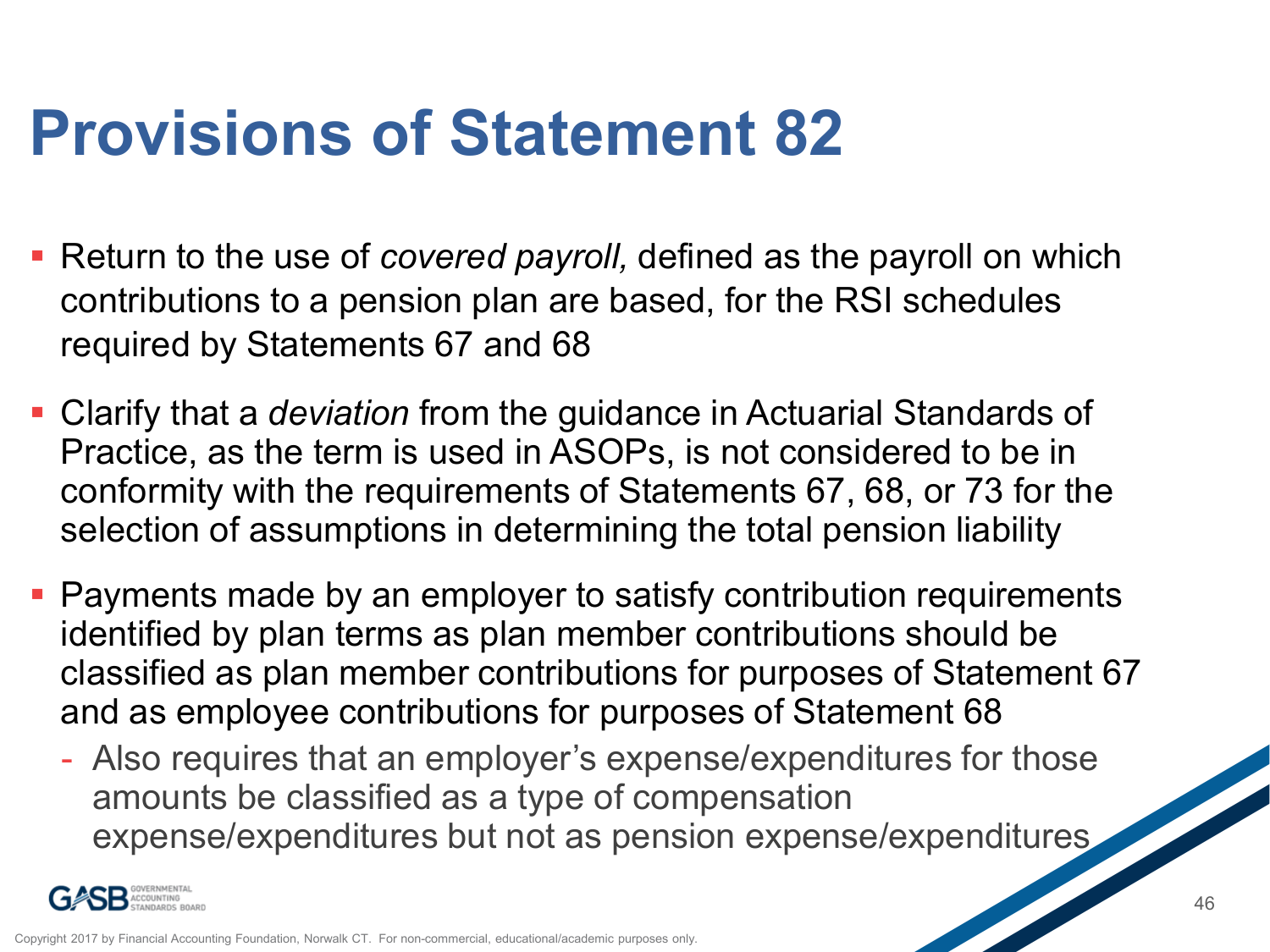# Provisions of Statement 82

- Return to the use of *covered payroll,* defined as the payroll on which contributions to a pension plan are based, for the RSI schedules required by Statements 67 and 68
- Clarify that a *deviation* from the guidance in Actuarial Standards of Practice, as the term is used in ASOPs, is not considered to be in conformity with the requirements of Statements 67, 68, or 73 for the selection of assumptions in determining the total pension liability
- Payments made by an employer to satisfy contribution requirements identified by plan terms as plan member contributions should be classified as plan member contributions for purposes of Statement 67 and as employee contributions for purposes of Statement 68
  - Also requires that an employer's expense/expenditures for those amounts be classified as a type of compensation expense/expenditures but not as pension expense/expenditures

Copyright 2017 by Financial Accounting Foundation, Norwalk CT. For non-commercial, educational/academic purposes only.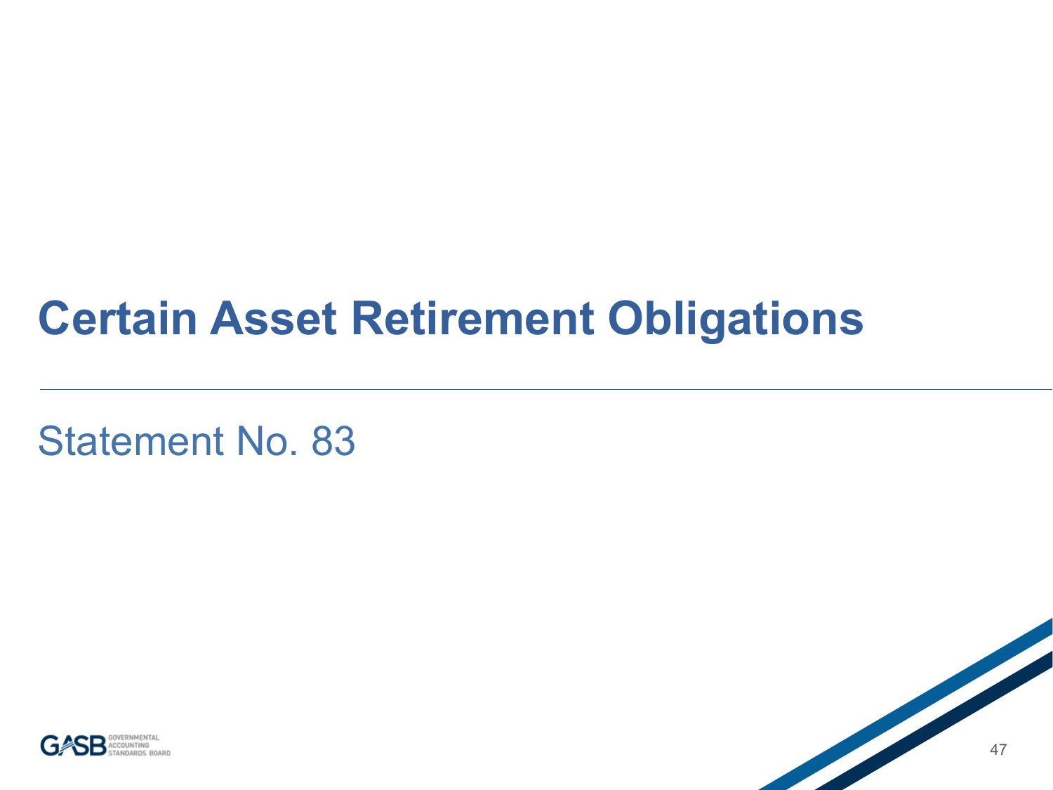# Certain Asset Retirement Obligations

## Statement No. 83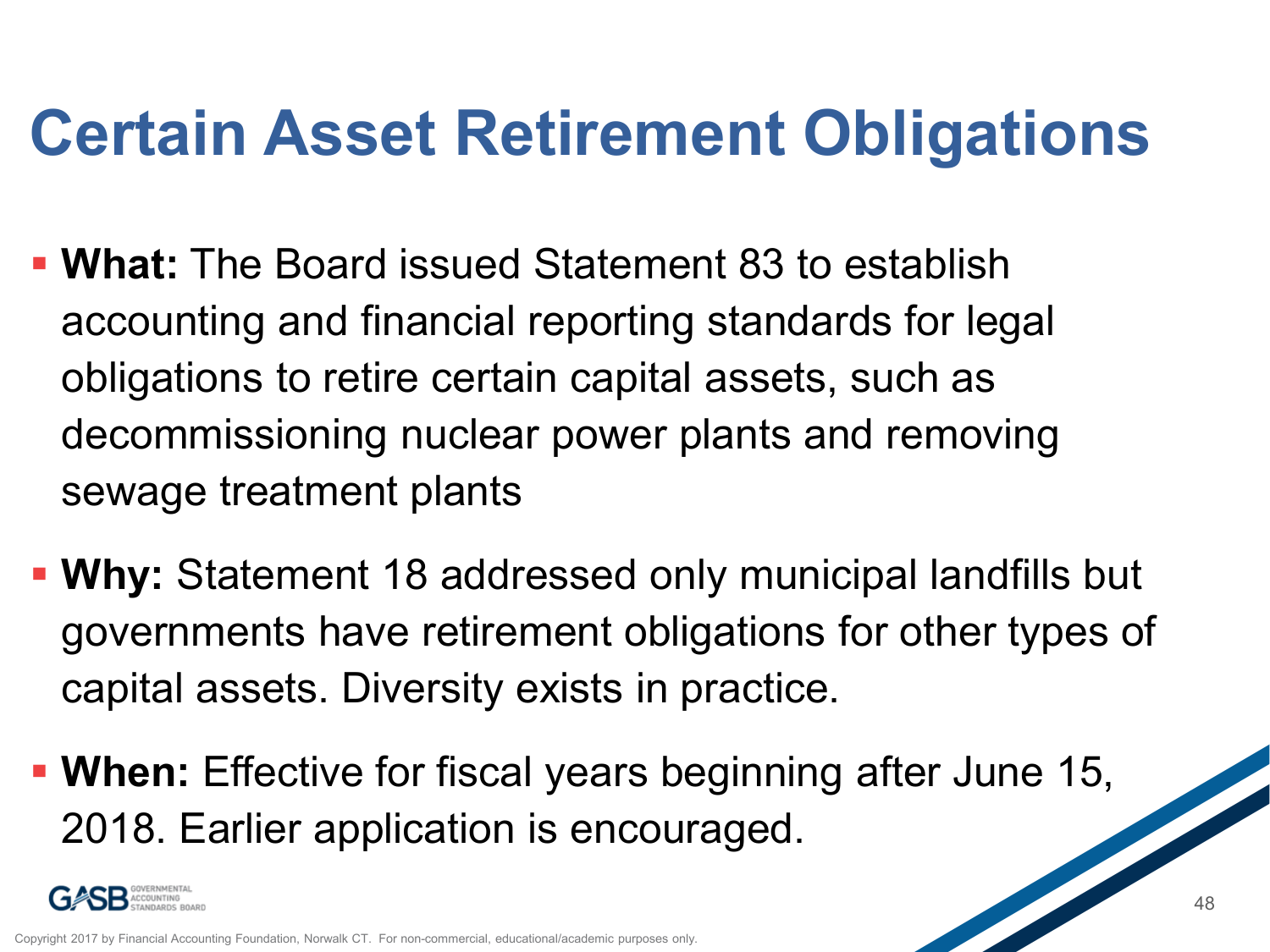# Certain Asset Retirement Obligations

- **What:** The Board issued Statement 83 to establish accounting and financial reporting standards for legal obligations to retire certain capital assets, such as decommissioning nuclear power plants and removing sewage treatment plants
- **Why:** Statement 18 addressed only municipal landfills but governments have retirement obligations for other types of capital assets. Diversity exists in practice.
- **When:** Effective for fiscal years beginning after June 15, 2018. Earlier application is encouraged.

Copyright 2017 by Financial Accounting Foundation, Norwalk CT. For non-commercial, educational/academic purposes only.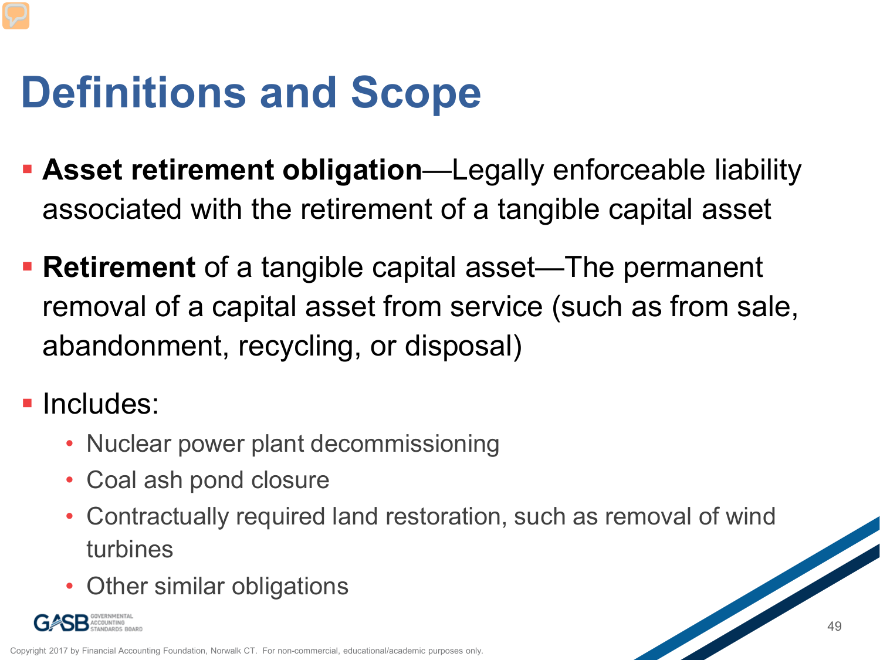# Definitions and Scope

- **Asset retirement obligation**—Legally enforceable liability associated with the retirement of a tangible capital asset
- **Retirement** of a tangible capital asset—The permanent removal of a capital asset from service (such as from sale, abandonment, recycling, or disposal)
- Includes:
  - Nuclear power plant decommissioning
  - Coal ash pond closure
  - Contractually required land restoration, such as removal of wind turbines
  - Other similar obligations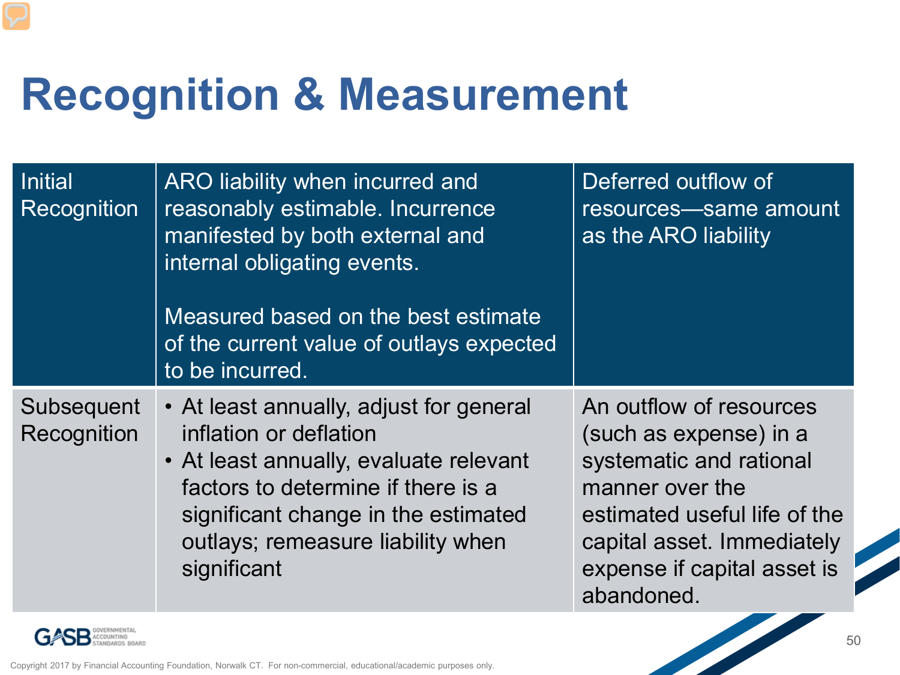# Recognition & Measurement

| | | |
|---|---|---|
| Initial Recognition | ARO liability when incurred and reasonably estimable. Incurrence manifested by both external and internal obligating events.<br><br>Measured based on the best estimate of the current value of outlays expected to be incurred. | Deferred outflow of resources—same amount as the ARO liability |
| Subsequent Recognition | • At least annually, adjust for general inflation or deflation<br>• At least annually, evaluate relevant factors to determine if there is a significant change in the estimated outlays; remeasure liability when significant | An outflow of resources (such as expense) in a systematic and rational manner over the estimated useful life of the capital asset. Immediately expense if capital asset is abandoned. |

Copyright 2017 by Financial Accounting Foundation, Norwalk CT. For non-commercial, educational/academic purposes only.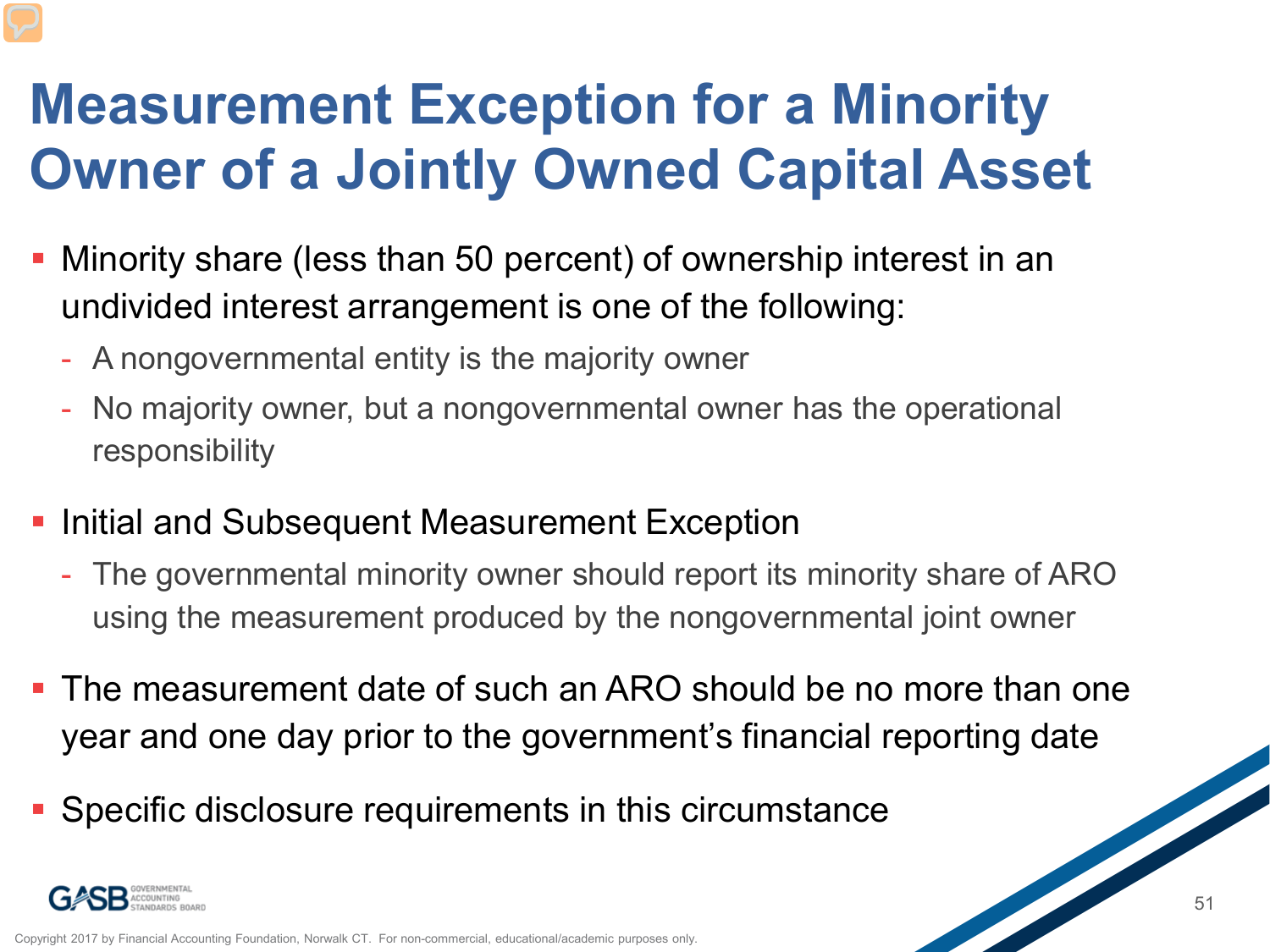# Measurement Exception for a Minority Owner of a Jointly Owned Capital Asset

- Minority share (less than 50 percent) of ownership interest in an undivided interest arrangement is one of the following:
  - A nongovernmental entity is the majority owner
  - No majority owner, but a nongovernmental owner has the operational responsibility
- Initial and Subsequent Measurement Exception
  - The governmental minority owner should report its minority share of ARO using the measurement produced by the nongovernmental joint owner
- The measurement date of such an ARO should be no more than one year and one day prior to the government's financial reporting date
- Specific disclosure requirements in this circumstance

Copyright 2017 by Financial Accounting Foundation, Norwalk CT. For non-commercial, educational/academic purposes only.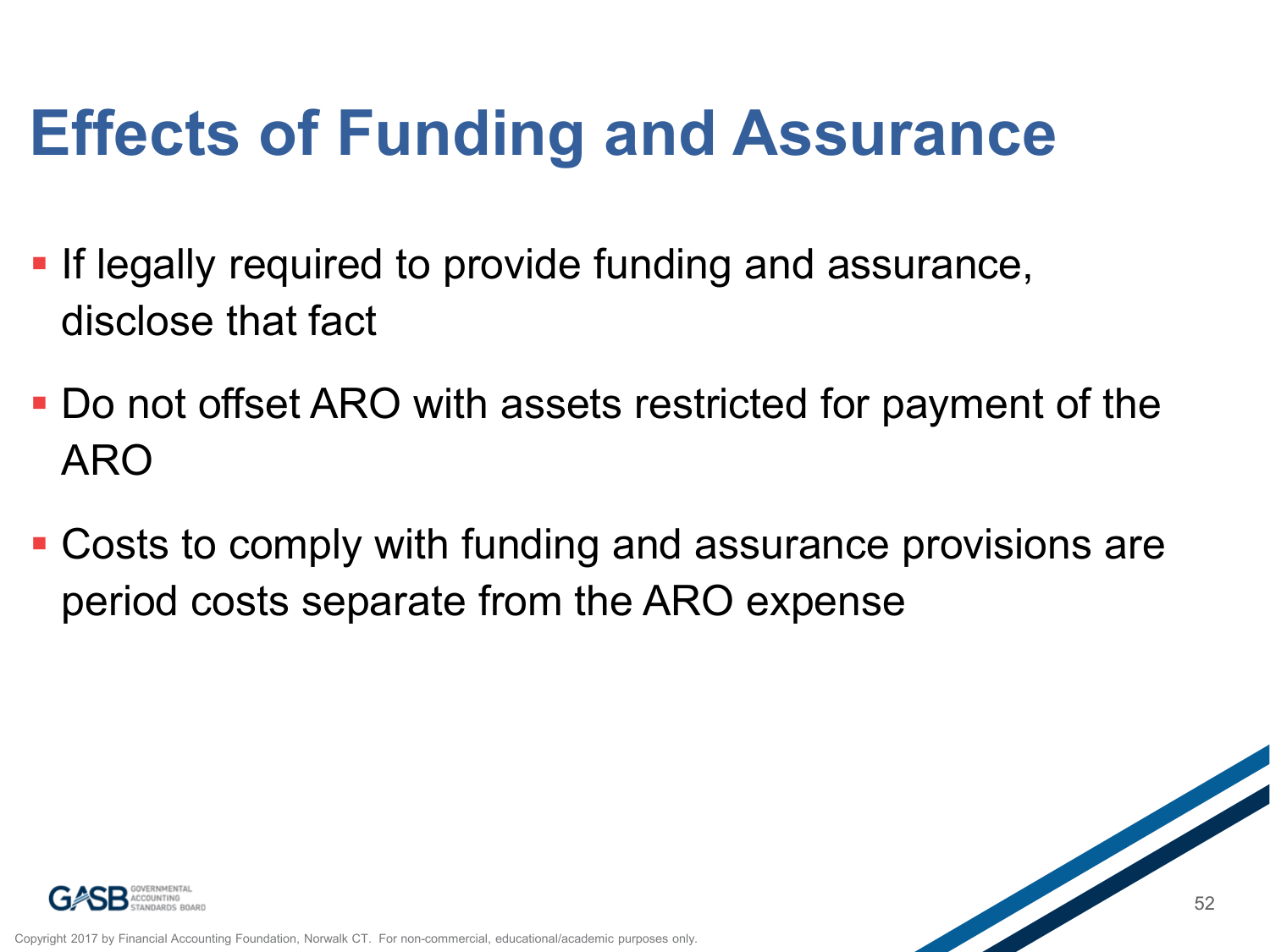# Effects of Funding and Assurance

- If legally required to provide funding and assurance, disclose that fact
- Do not offset ARO with assets restricted for payment of the ARO
- Costs to comply with funding and assurance provisions are period costs separate from the ARO expense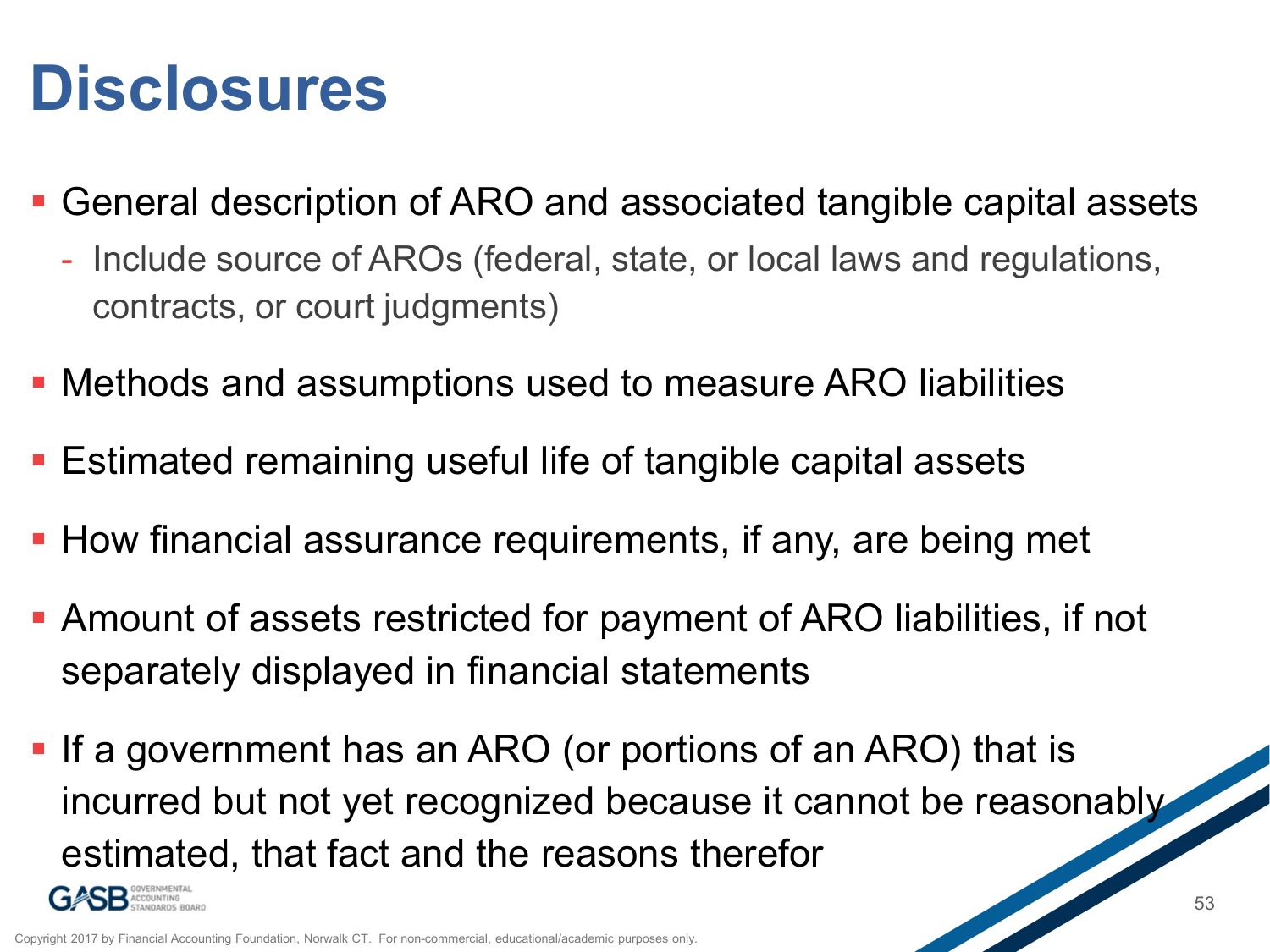# Disclosures

- General description of ARO and associated tangible capital assets
  - Include source of AROs (federal, state, or local laws and regulations, contracts, or court judgments)
- Methods and assumptions used to measure ARO liabilities
- Estimated remaining useful life of tangible capital assets
- How financial assurance requirements, if any, are being met
- Amount of assets restricted for payment of ARO liabilities, if not separately displayed in financial statements
- If a government has an ARO (or portions of an ARO) that is incurred but not yet recognized because it cannot be reasonably estimated, that fact and the reasons therefor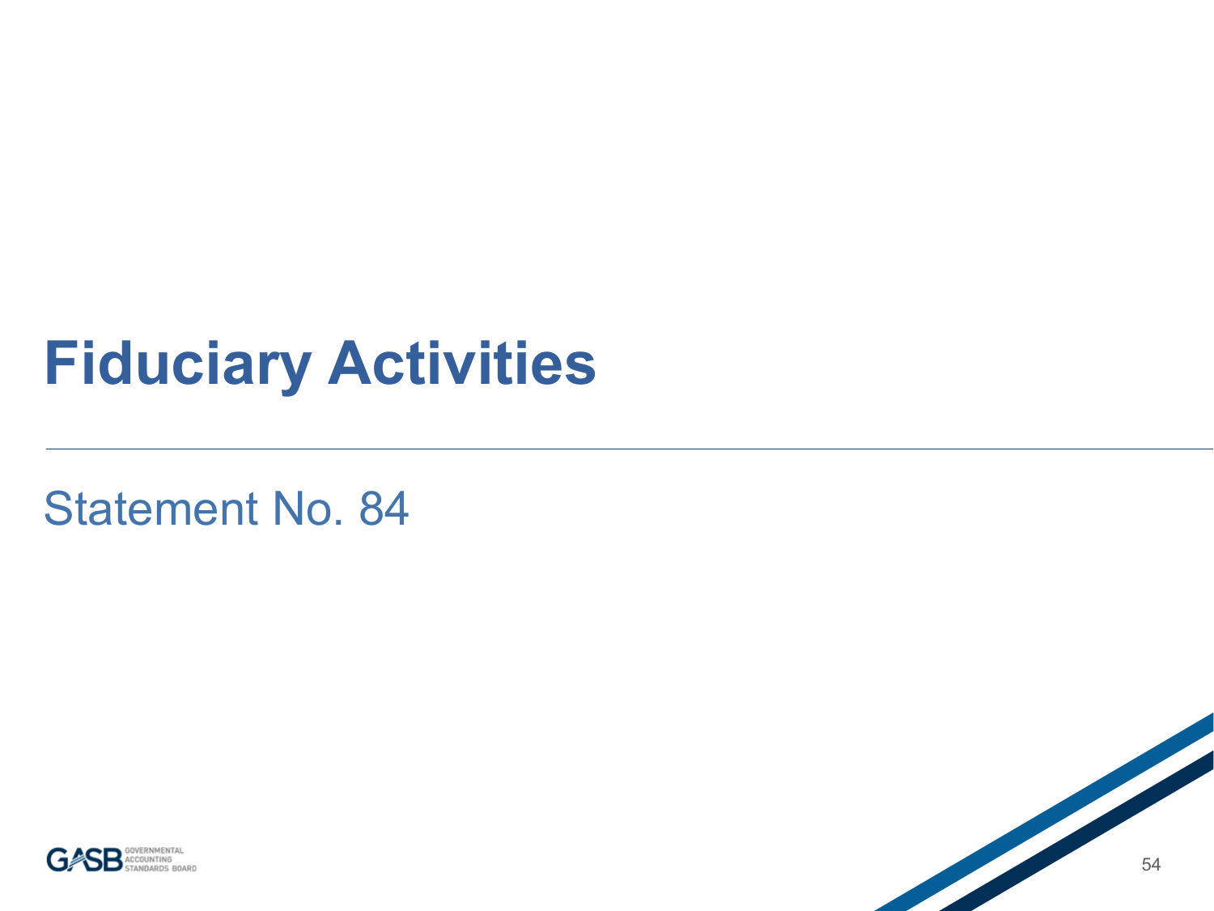# Fiduciary Activities

Statement No. 84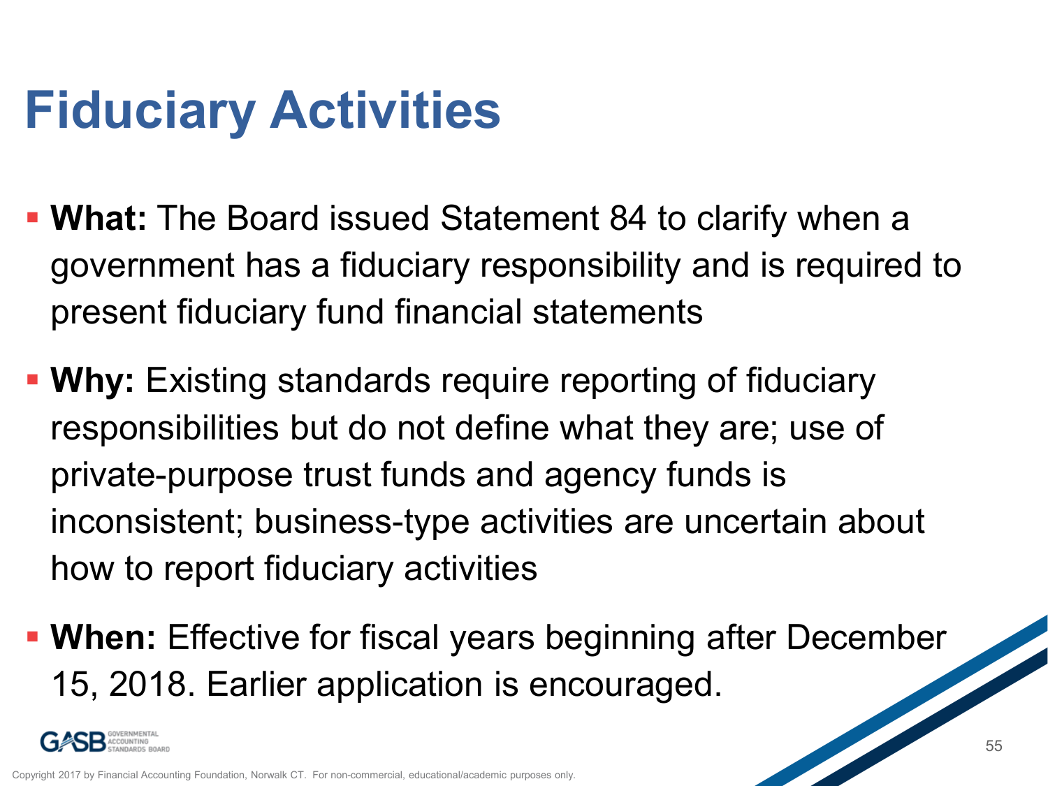# Fiduciary Activities

- **What:** The Board issued Statement 84 to clarify when a government has a fiduciary responsibility and is required to present fiduciary fund financial statements
- **Why:** Existing standards require reporting of fiduciary responsibilities but do not define what they are; use of private-purpose trust funds and agency funds is inconsistent; business-type activities are uncertain about how to report fiduciary activities
- **When:** Effective for fiscal years beginning after December 15, 2018. Earlier application is encouraged.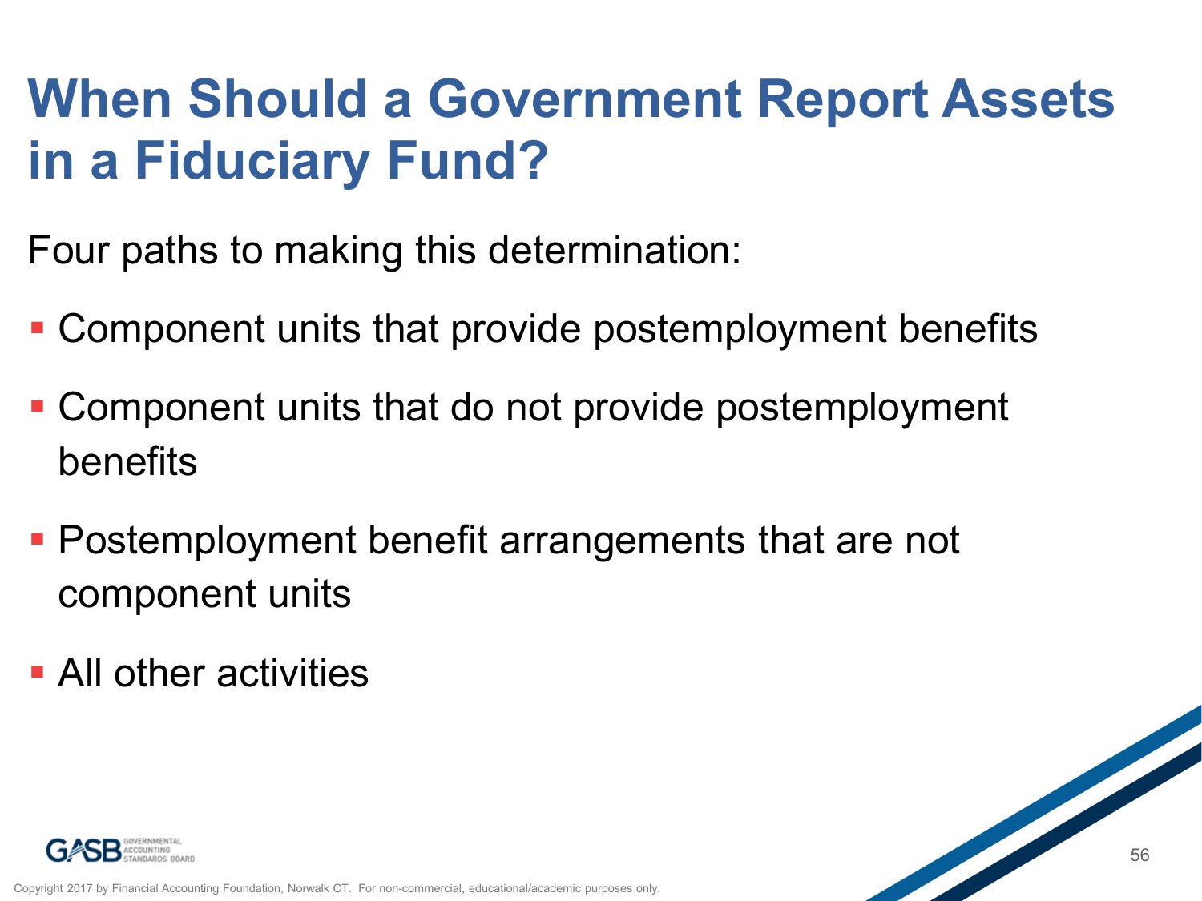# When Should a Government Report Assets in a Fiduciary Fund?

Four paths to making this determination:

- Component units that provide postemployment benefits
- Component units that do not provide postemployment benefits
- Postemployment benefit arrangements that are not component units
- All other activities

Copyright 2017 by Financial Accounting Foundation, Norwalk CT. For non-commercial, educational/academic purposes only.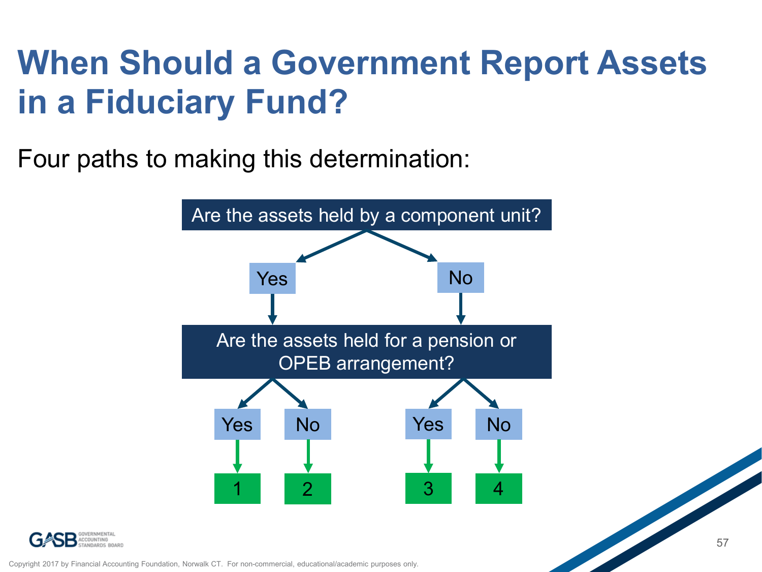# When Should a Government Report Assets in a Fiduciary Fund?

Four paths to making this determination:

- **Are the assets held by a component unit?**
  - **Yes** → **Are the assets held for a pension or OPEB arrangement?**
    - Yes → 1
    - No → 2
  - **No** → **Are the assets held for a pension or OPEB arrangement?**
    - Yes → 3
    - No → 4

Copyright 2017 by Financial Accounting Foundation, Norwalk CT. For non-commercial, educational/academic purposes only.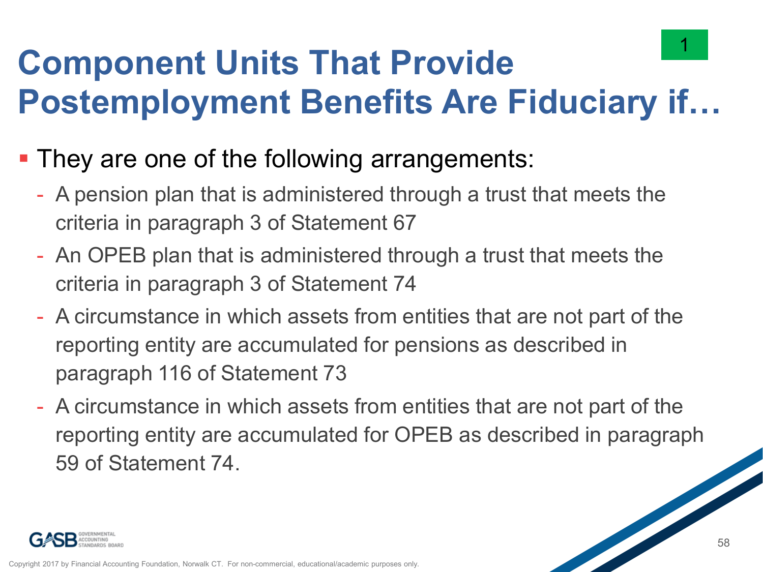# Component Units That Provide Postemployment Benefits Are Fiduciary if…

1

- They are one of the following arrangements:
  - A pension plan that is administered through a trust that meets the criteria in paragraph 3 of Statement 67
  - An OPEB plan that is administered through a trust that meets the criteria in paragraph 3 of Statement 74
  - A circumstance in which assets from entities that are not part of the reporting entity are accumulated for pensions as described in paragraph 116 of Statement 73
  - A circumstance in which assets from entities that are not part of the reporting entity are accumulated for OPEB as described in paragraph 59 of Statement 74.

Copyright 2017 by Financial Accounting Foundation, Norwalk CT. For non-commercial, educational/academic purposes only.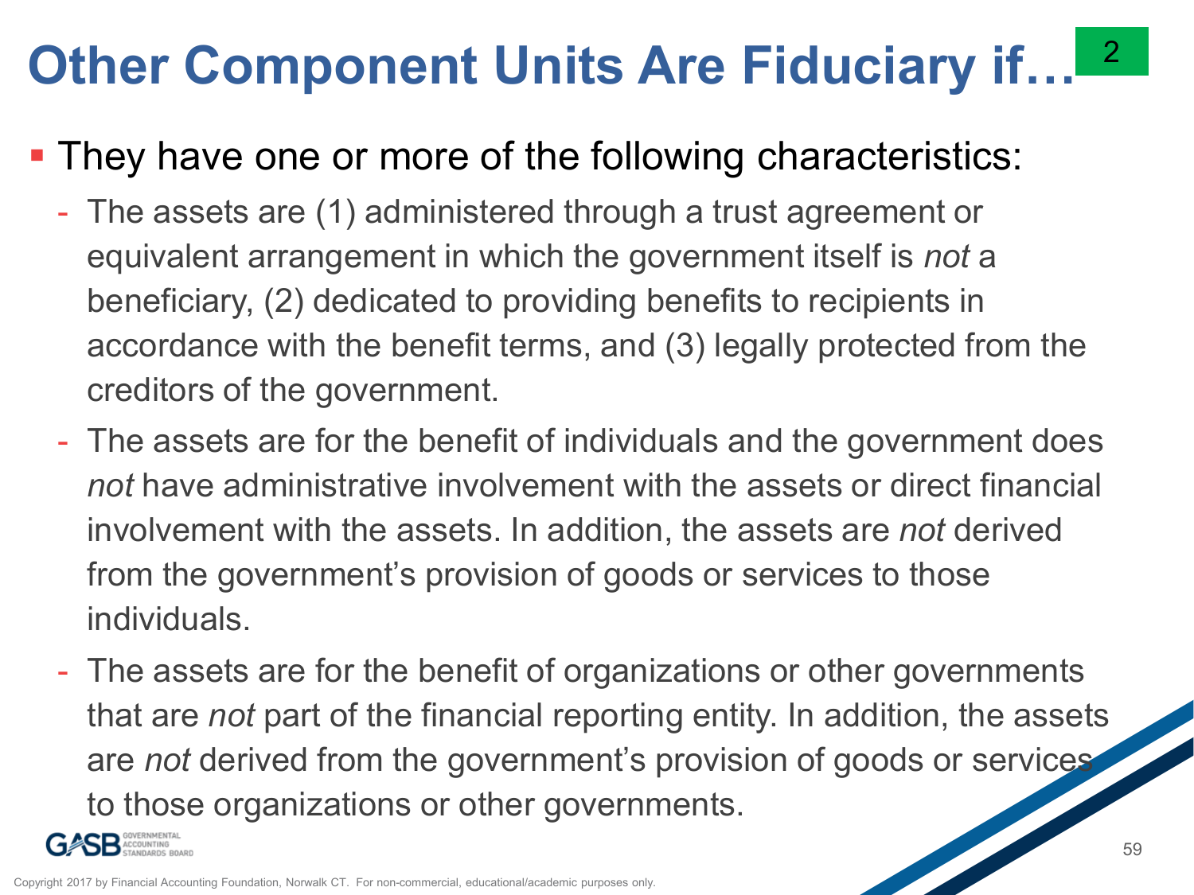# Other Component Units Are Fiduciary if…

2

- They have one or more of the following characteristics:
  - The assets are (1) administered through a trust agreement or equivalent arrangement in which the government itself is *not* a beneficiary, (2) dedicated to providing benefits to recipients in accordance with the benefit terms, and (3) legally protected from the creditors of the government.
  - The assets are for the benefit of individuals and the government does *not* have administrative involvement with the assets or direct financial involvement with the assets. In addition, the assets are *not* derived from the government's provision of goods or services to those individuals.
  - The assets are for the benefit of organizations or other governments that are *not* part of the financial reporting entity. In addition, the assets are *not* derived from the government's provision of goods or services to those organizations or other governments.

Copyright 2017 by Financial Accounting Foundation, Norwalk CT. For non-commercial, educational/academic purposes only.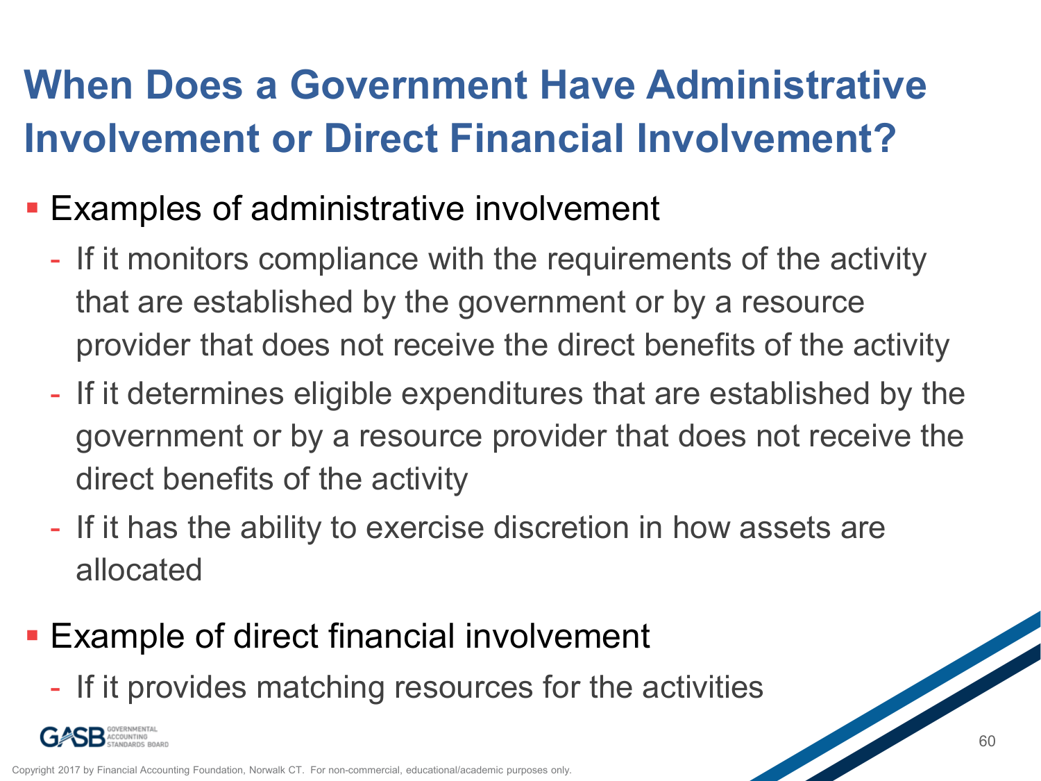# When Does a Government Have Administrative Involvement or Direct Financial Involvement?

- Examples of administrative involvement
  - If it monitors compliance with the requirements of the activity that are established by the government or by a resource provider that does not receive the direct benefits of the activity
  - If it determines eligible expenditures that are established by the government or by a resource provider that does not receive the direct benefits of the activity
  - If it has the ability to exercise discretion in how assets are allocated
- Example of direct financial involvement
  - If it provides matching resources for the activities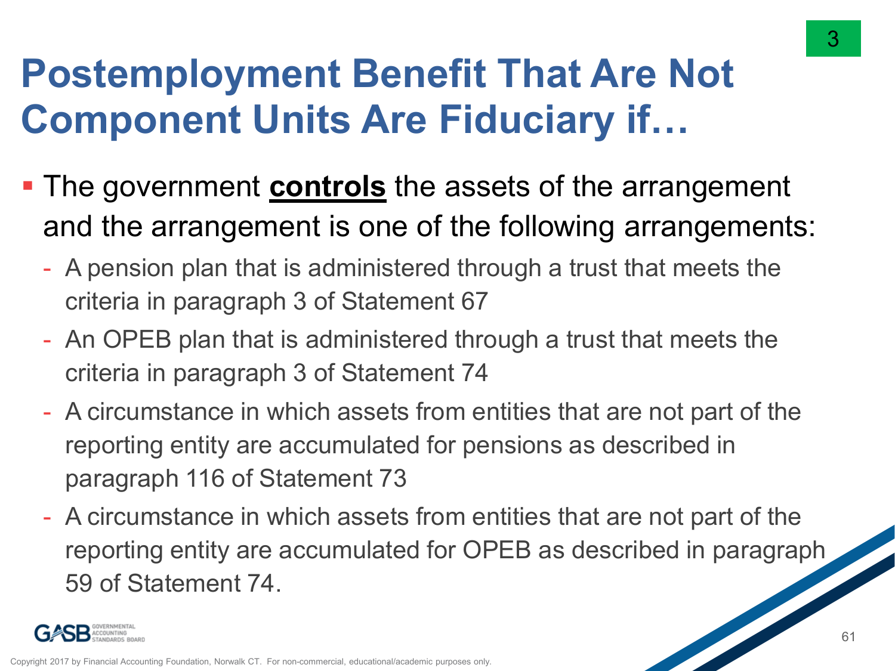# Postemployment Benefit That Are Not Component Units Are Fiduciary if…

- The government **controls** the assets of the arrangement and the arrangement is one of the following arrangements:
  - A pension plan that is administered through a trust that meets the criteria in paragraph 3 of Statement 67
  - An OPEB plan that is administered through a trust that meets the criteria in paragraph 3 of Statement 74
  - A circumstance in which assets from entities that are not part of the reporting entity are accumulated for pensions as described in paragraph 116 of Statement 73
  - A circumstance in which assets from entities that are not part of the reporting entity are accumulated for OPEB as described in paragraph 59 of Statement 74.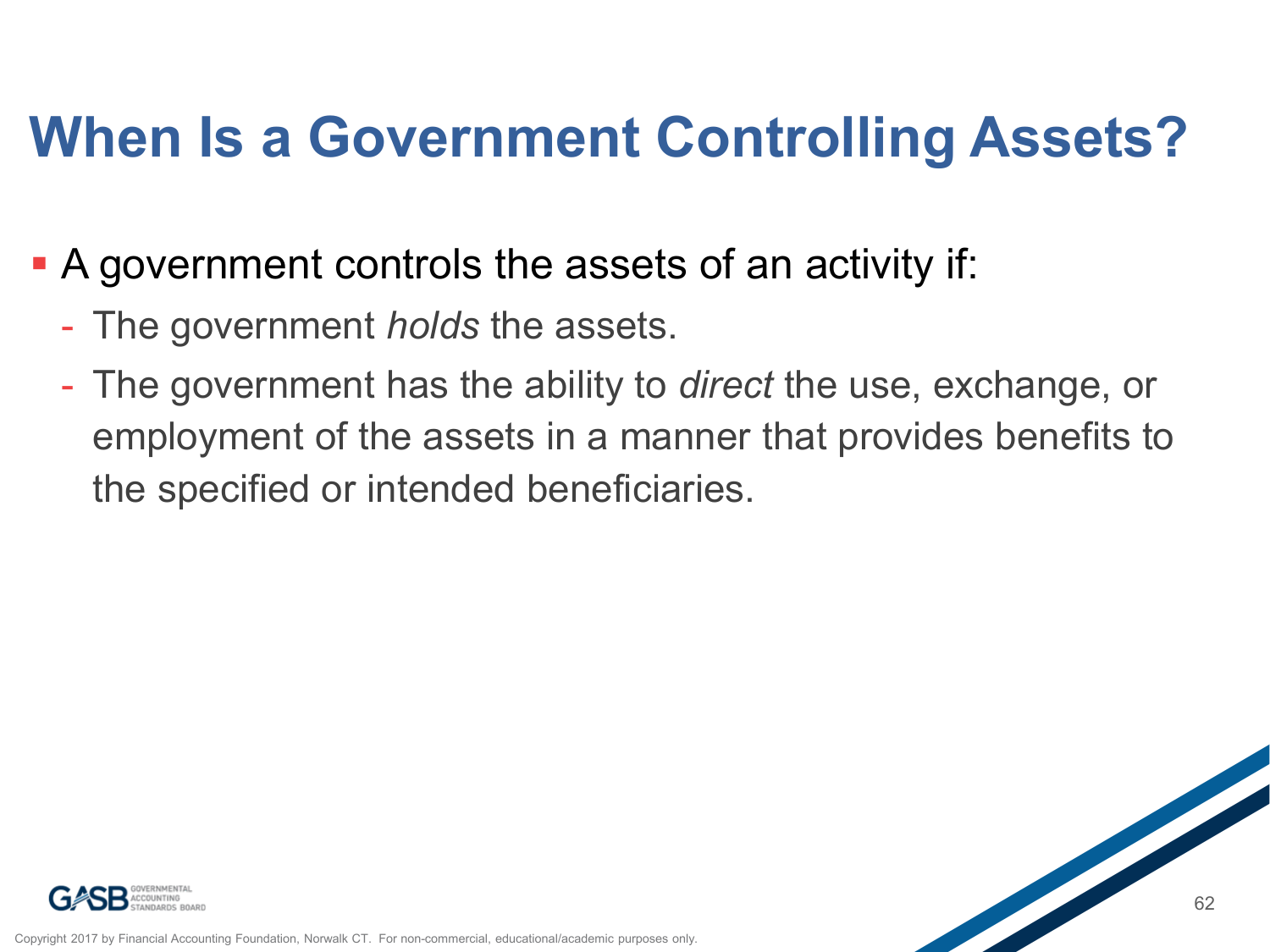# When Is a Government Controlling Assets?

- A government controls the assets of an activity if:
  - The government *holds* the assets.
  - The government has the ability to *direct* the use, exchange, or employment of the assets in a manner that provides benefits to the specified or intended beneficiaries.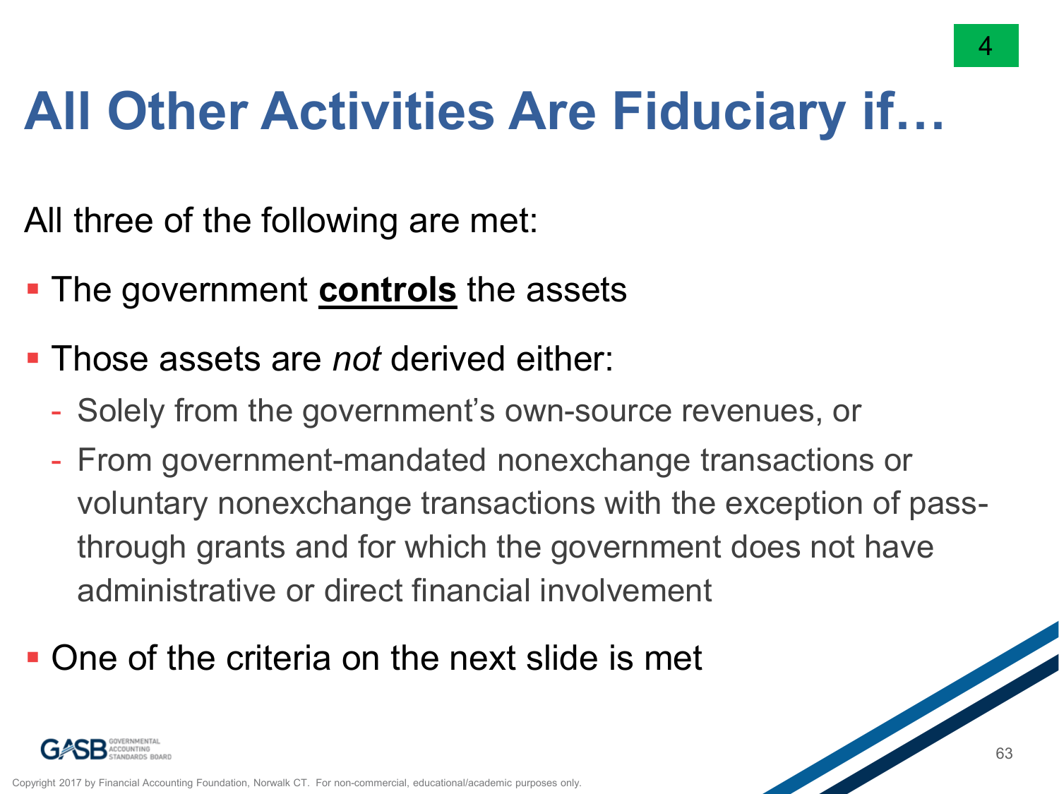# All Other Activities Are Fiduciary if…

All three of the following are met:

- The government **controls** the assets
- Those assets are *not* derived either:
  - Solely from the government's own-source revenues, or
  - From government-mandated nonexchange transactions or voluntary nonexchange transactions with the exception of pass-through grants and for which the government does not have administrative or direct financial involvement
- One of the criteria on the next slide is met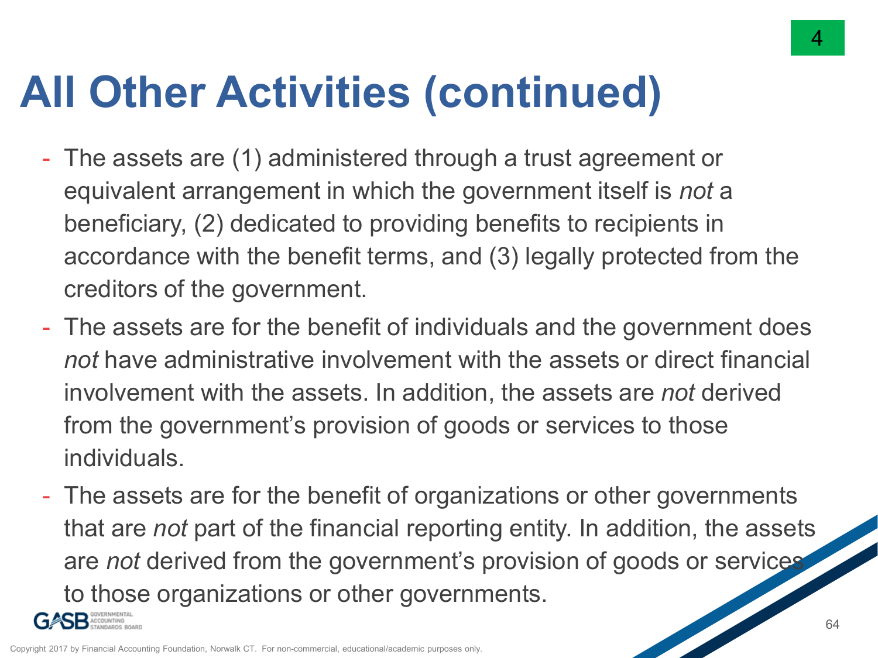# All Other Activities (continued)

- The assets are (1) administered through a trust agreement or equivalent arrangement in which the government itself is *not* a beneficiary, (2) dedicated to providing benefits to recipients in accordance with the benefit terms, and (3) legally protected from the creditors of the government.
- The assets are for the benefit of individuals and the government does *not* have administrative involvement with the assets or direct financial involvement with the assets. In addition, the assets are *not* derived from the government's provision of goods or services to those individuals.
- The assets are for the benefit of organizations or other governments that are *not* part of the financial reporting entity. In addition, the assets are *not* derived from the government's provision of goods or services to those organizations or other governments.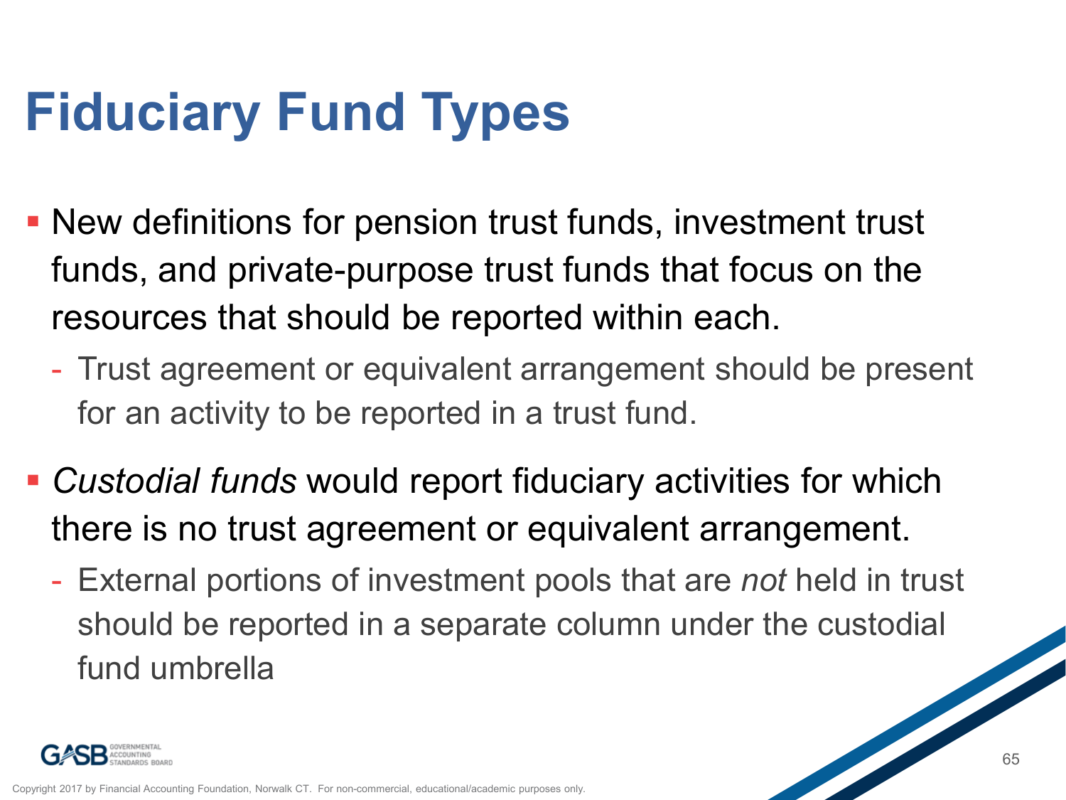# Fiduciary Fund Types

- New definitions for pension trust funds, investment trust funds, and private-purpose trust funds that focus on the resources that should be reported within each.
  - Trust agreement or equivalent arrangement should be present for an activity to be reported in a trust fund.
- *Custodial funds* would report fiduciary activities for which there is no trust agreement or equivalent arrangement.
  - External portions of investment pools that are *not* held in trust should be reported in a separate column under the custodial fund umbrella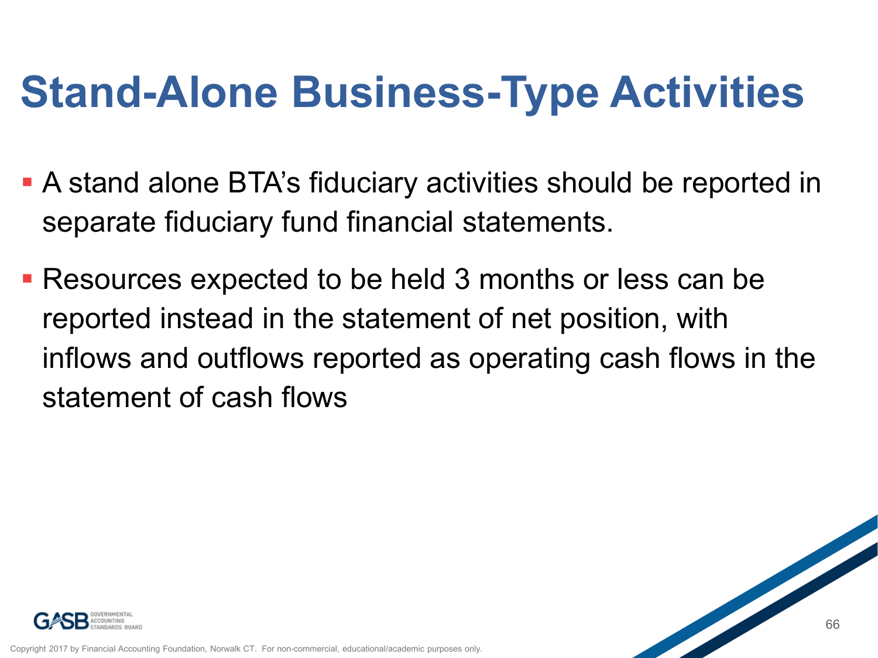# Stand-Alone Business-Type Activities

- A stand alone BTA's fiduciary activities should be reported in separate fiduciary fund financial statements.
- Resources expected to be held 3 months or less can be reported instead in the statement of net position, with inflows and outflows reported as operating cash flows in the statement of cash flows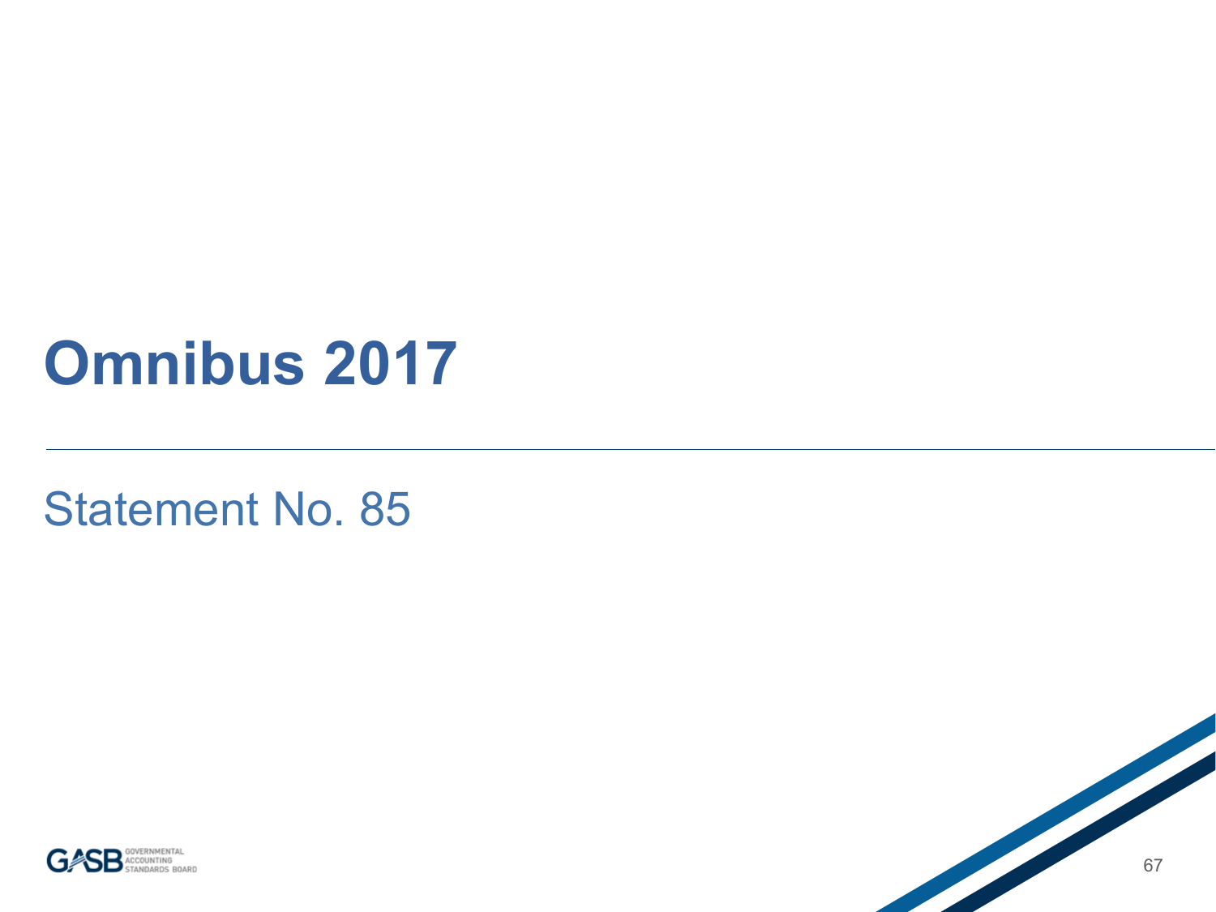# Omnibus 2017

## Statement No. 85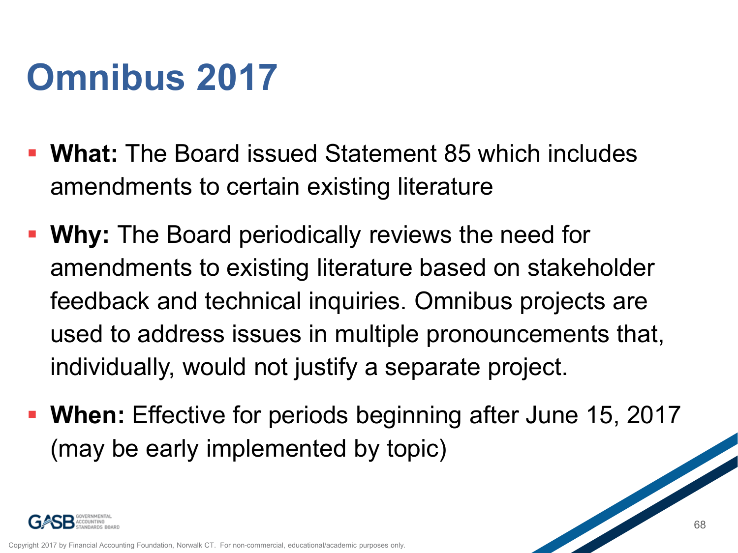# Omnibus 2017

- **What:** The Board issued Statement 85 which includes amendments to certain existing literature
- **Why:** The Board periodically reviews the need for amendments to existing literature based on stakeholder feedback and technical inquiries. Omnibus projects are used to address issues in multiple pronouncements that, individually, would not justify a separate project.
- **When:** Effective for periods beginning after June 15, 2017 (may be early implemented by topic)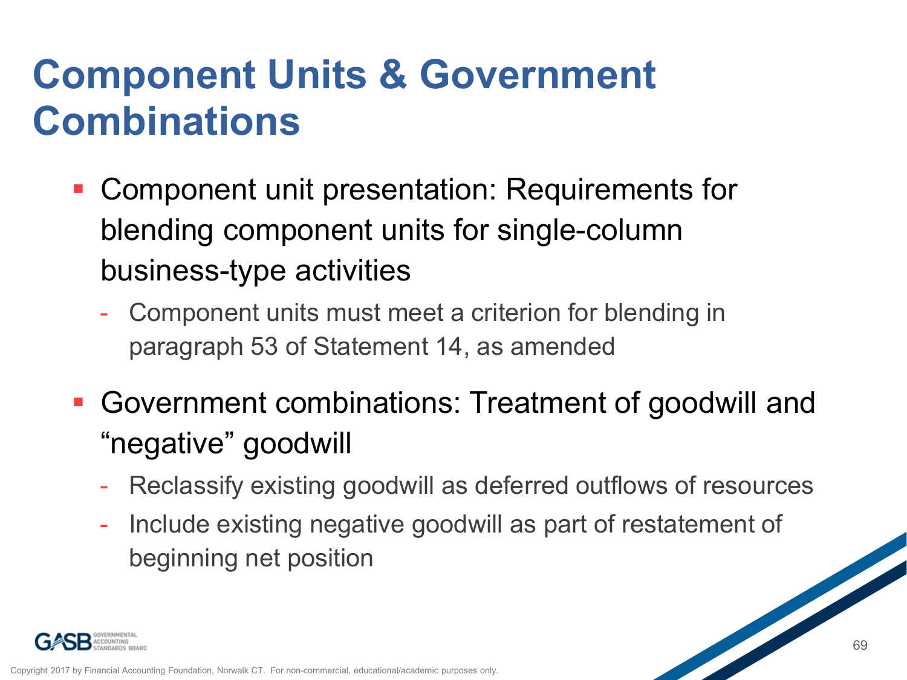# Component Units & Government Combinations

- Component unit presentation: Requirements for blending component units for single-column business-type activities
  - Component units must meet a criterion for blending in paragraph 53 of Statement 14, as amended
- Government combinations: Treatment of goodwill and "negative" goodwill
  - Reclassify existing goodwill as deferred outflows of resources
  - Include existing negative goodwill as part of restatement of beginning net position

Copyright 2017 by Financial Accounting Foundation, Norwalk CT. For non-commercial, educational/academic purposes only.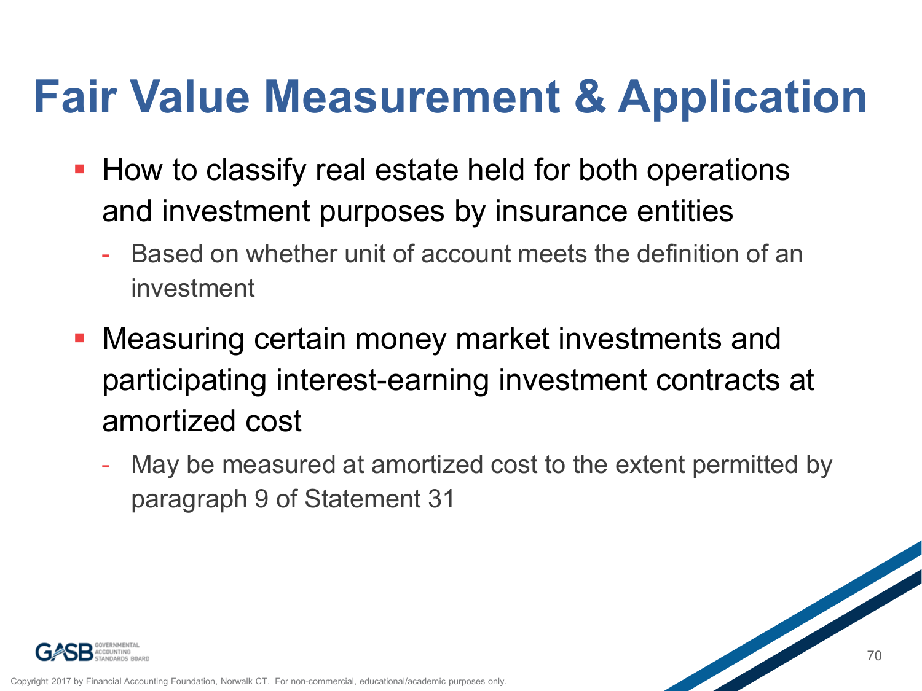# Fair Value Measurement & Application

- How to classify real estate held for both operations and investment purposes by insurance entities
  - Based on whether unit of account meets the definition of an investment
- Measuring certain money market investments and participating interest-earning investment contracts at amortized cost
  - May be measured at amortized cost to the extent permitted by paragraph 9 of Statement 31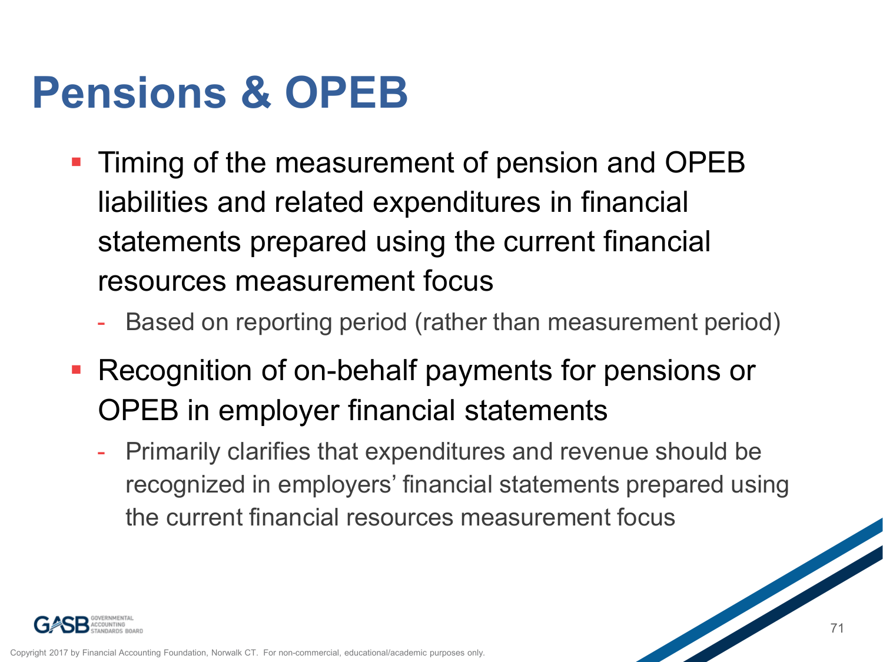# Pensions & OPEB

- Timing of the measurement of pension and OPEB liabilities and related expenditures in financial statements prepared using the current financial resources measurement focus
  - Based on reporting period (rather than measurement period)
- Recognition of on-behalf payments for pensions or OPEB in employer financial statements
  - Primarily clarifies that expenditures and revenue should be recognized in employers' financial statements prepared using the current financial resources measurement focus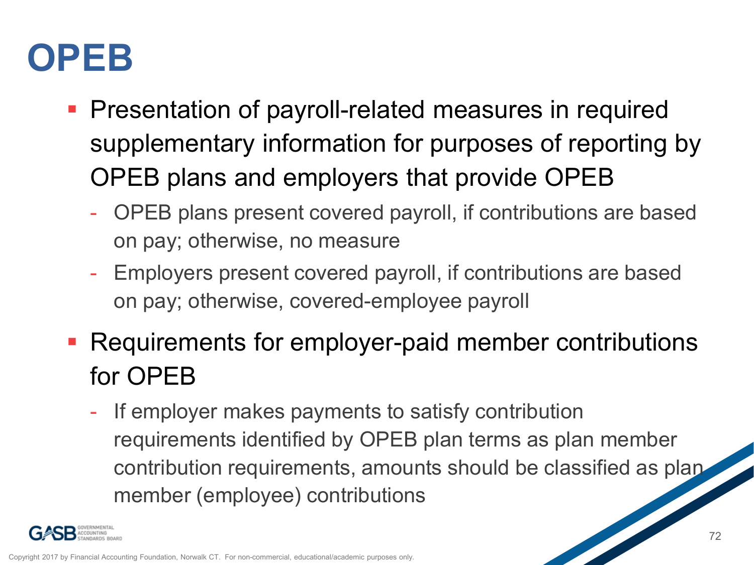# OPEB

- Presentation of payroll-related measures in required supplementary information for purposes of reporting by OPEB plans and employers that provide OPEB
  - OPEB plans present covered payroll, if contributions are based on pay; otherwise, no measure
  - Employers present covered payroll, if contributions are based on pay; otherwise, covered-employee payroll
- Requirements for employer-paid member contributions for OPEB
  - If employer makes payments to satisfy contribution requirements identified by OPEB plan terms as plan member contribution requirements, amounts should be classified as plan member (employee) contributions

Copyright 2017 by Financial Accounting Foundation, Norwalk CT. For non-commercial, educational/academic purposes only.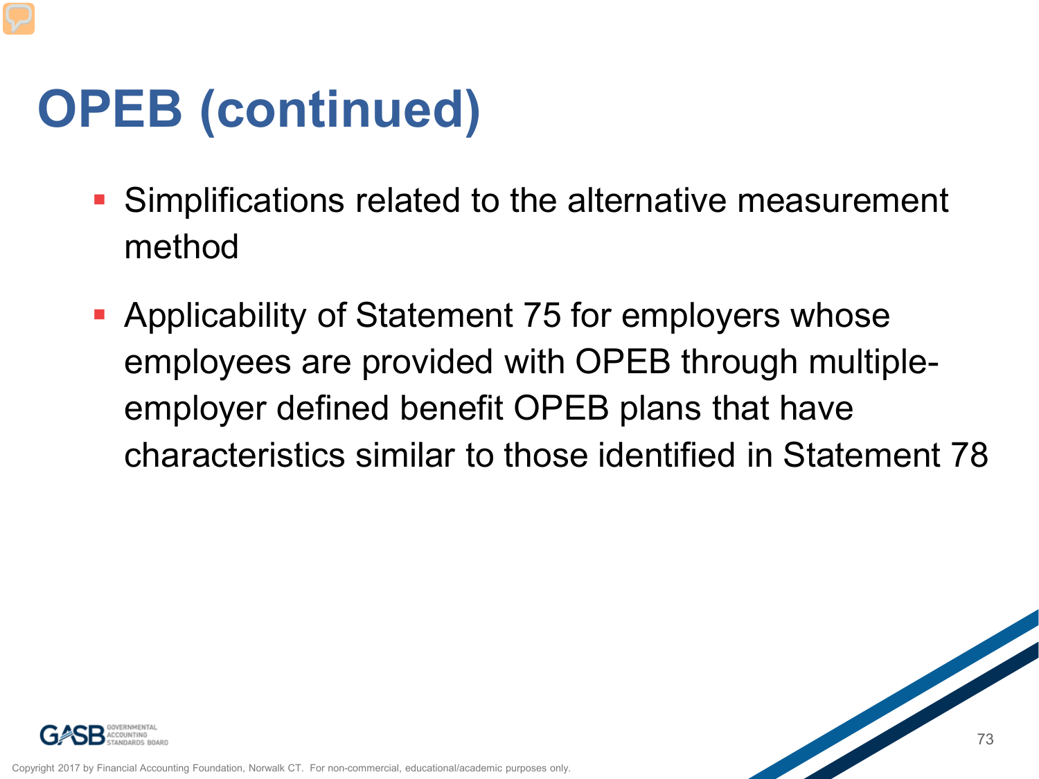# OPEB (continued)

- Simplifications related to the alternative measurement method
- Applicability of Statement 75 for employers whose employees are provided with OPEB through multiple-employer defined benefit OPEB plans that have characteristics similar to those identified in Statement 78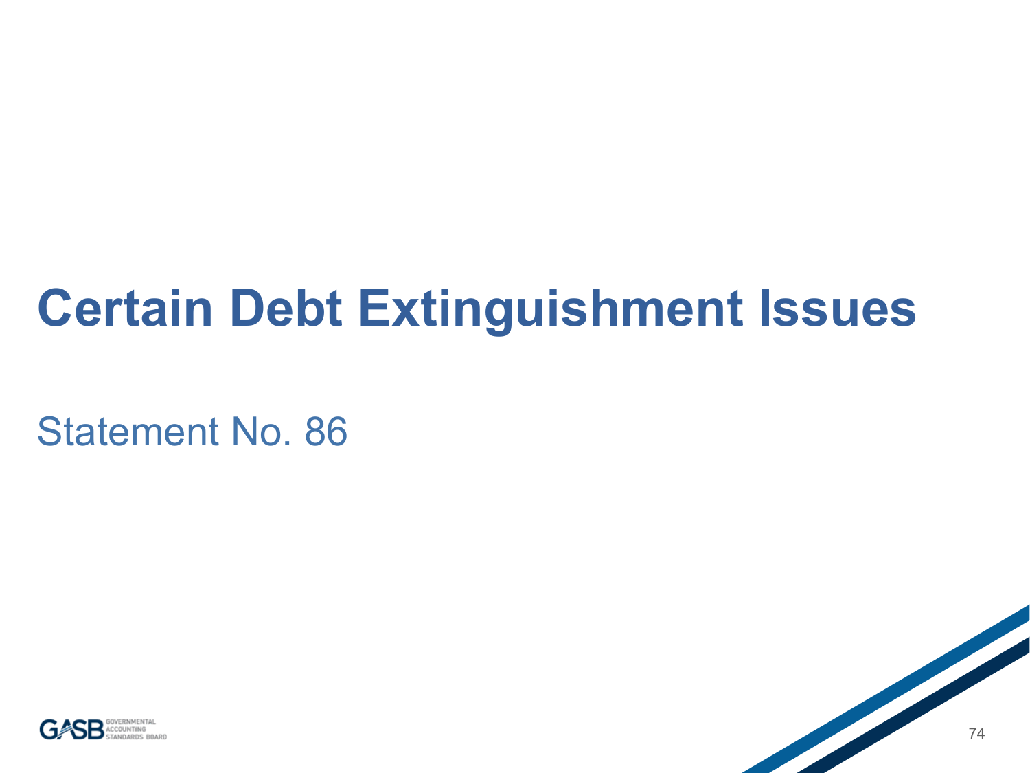# Certain Debt Extinguishment Issues

Statement No. 86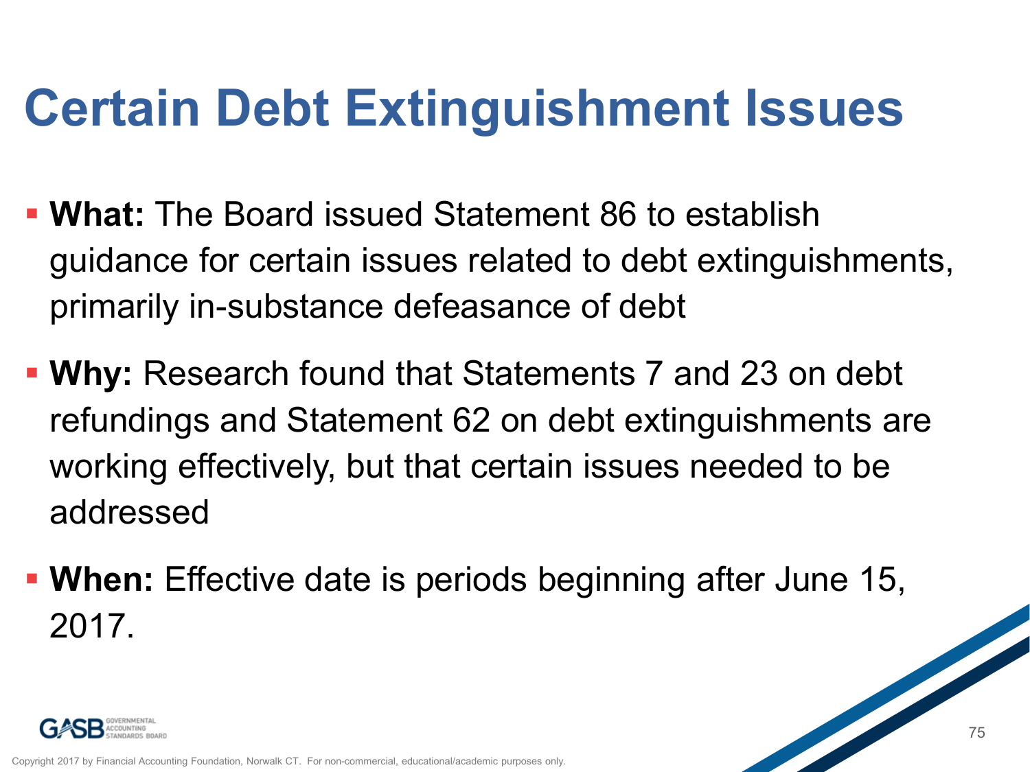# Certain Debt Extinguishment Issues

- **What:** The Board issued Statement 86 to establish guidance for certain issues related to debt extinguishments, primarily in-substance defeasance of debt
- **Why:** Research found that Statements 7 and 23 on debt refundings and Statement 62 on debt extinguishments are working effectively, but that certain issues needed to be addressed
- **When:** Effective date is periods beginning after June 15, 2017.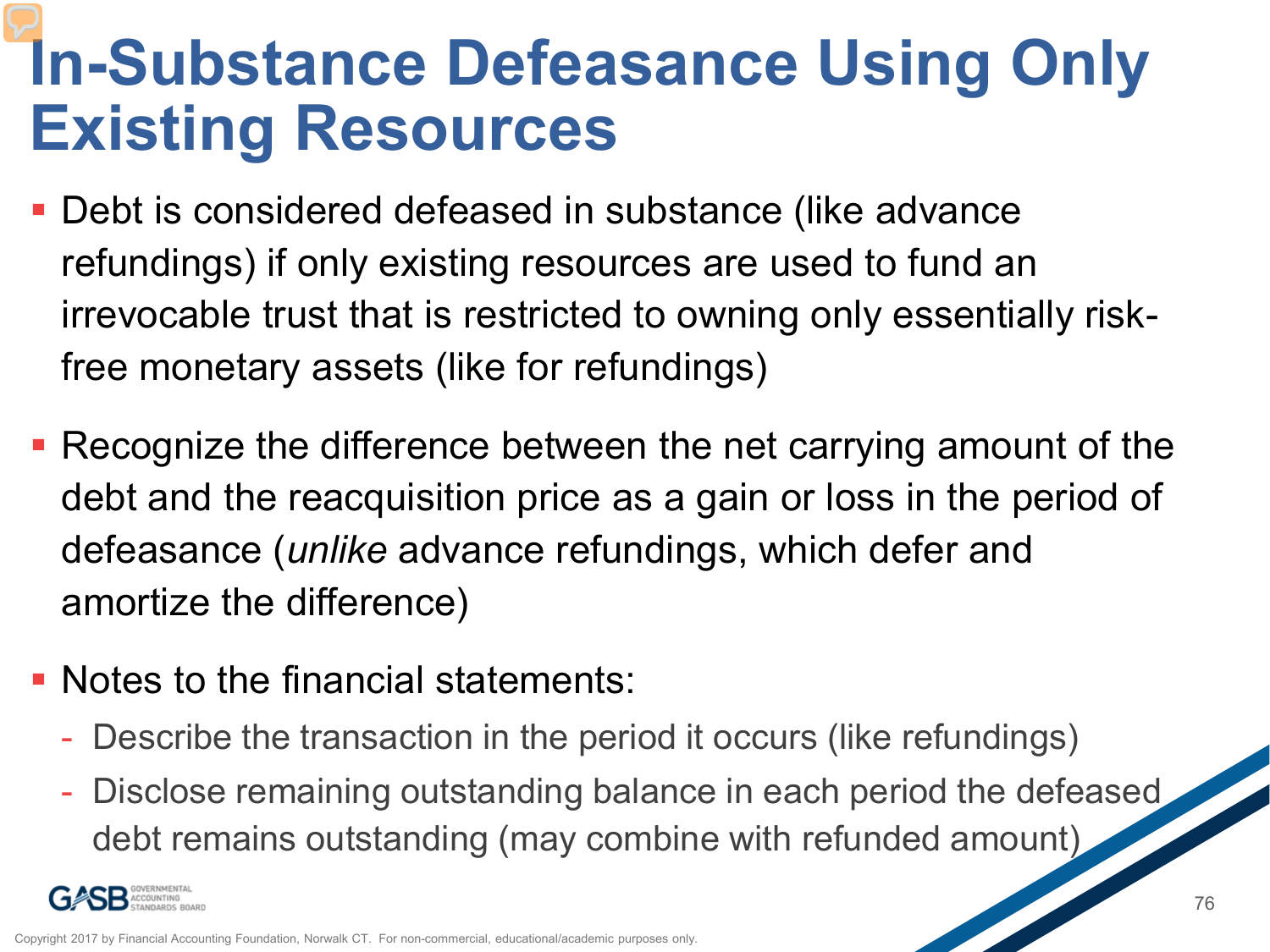# In-Substance Defeasance Using Only Existing Resources

- Debt is considered defeased in substance (like advance refundings) if only existing resources are used to fund an irrevocable trust that is restricted to owning only essentially risk-free monetary assets (like for refundings)
- Recognize the difference between the net carrying amount of the debt and the reacquisition price as a gain or loss in the period of defeasance (*unlike* advance refundings, which defer and amortize the difference)
- Notes to the financial statements:
  - Describe the transaction in the period it occurs (like refundings)
  - Disclose remaining outstanding balance in each period the defeased debt remains outstanding (may combine with refunded amount)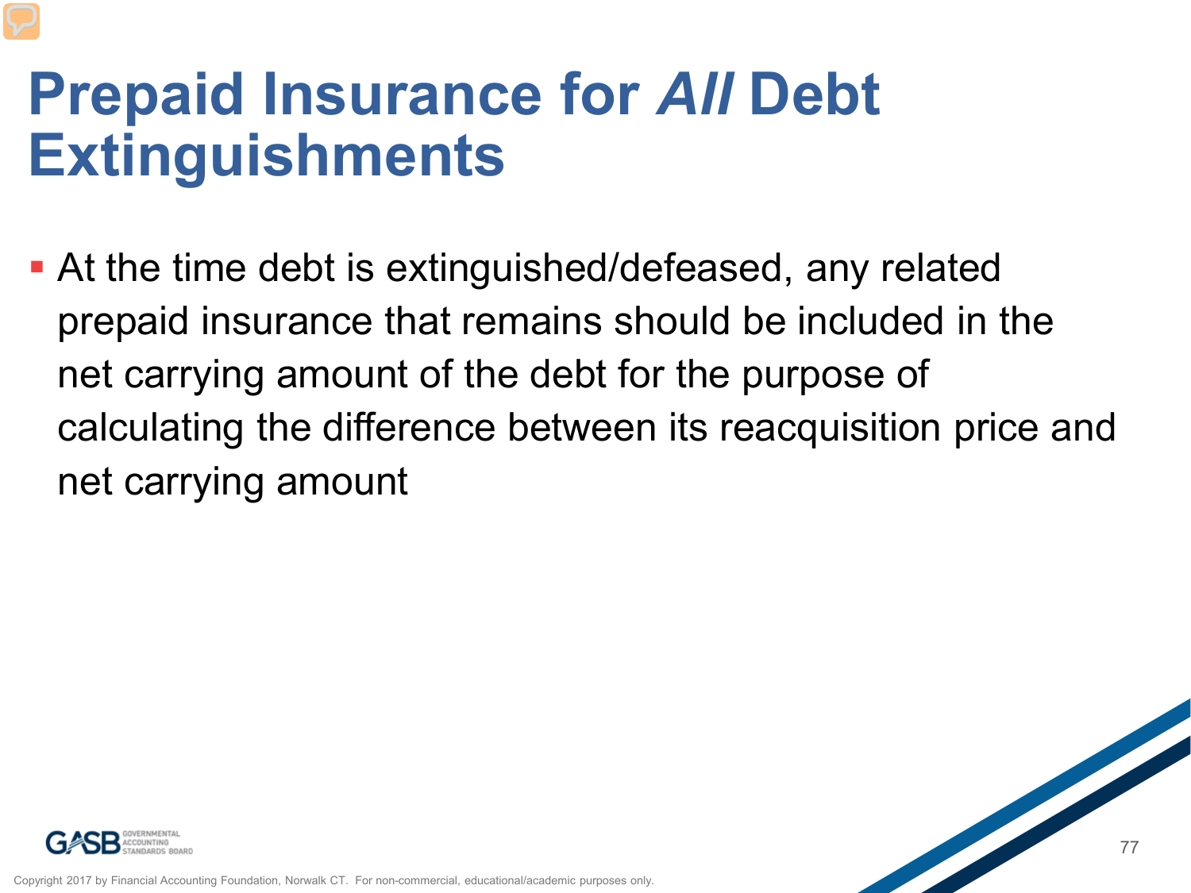# Prepaid Insurance for *All* Debt Extinguishments

- At the time debt is extinguished/defeased, any related prepaid insurance that remains should be included in the net carrying amount of the debt for the purpose of calculating the difference between its reacquisition price and net carrying amount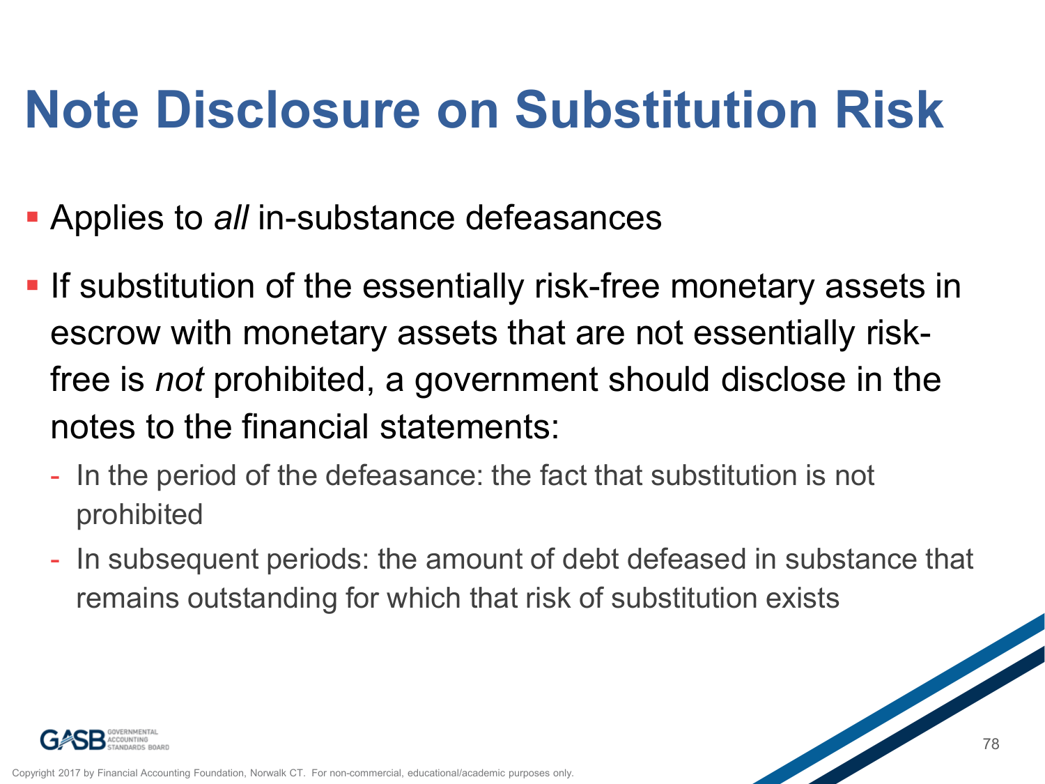# Note Disclosure on Substitution Risk

- Applies to *all* in-substance defeasances
- If substitution of the essentially risk-free monetary assets in escrow with monetary assets that are not essentially risk-free is *not* prohibited, a government should disclose in the notes to the financial statements:
  - In the period of the defeasance: the fact that substitution is not prohibited
  - In subsequent periods: the amount of debt defeased in substance that remains outstanding for which that risk of substitution exists

Copyright 2017 by Financial Accounting Foundation, Norwalk CT. For non-commercial, educational/academic purposes only.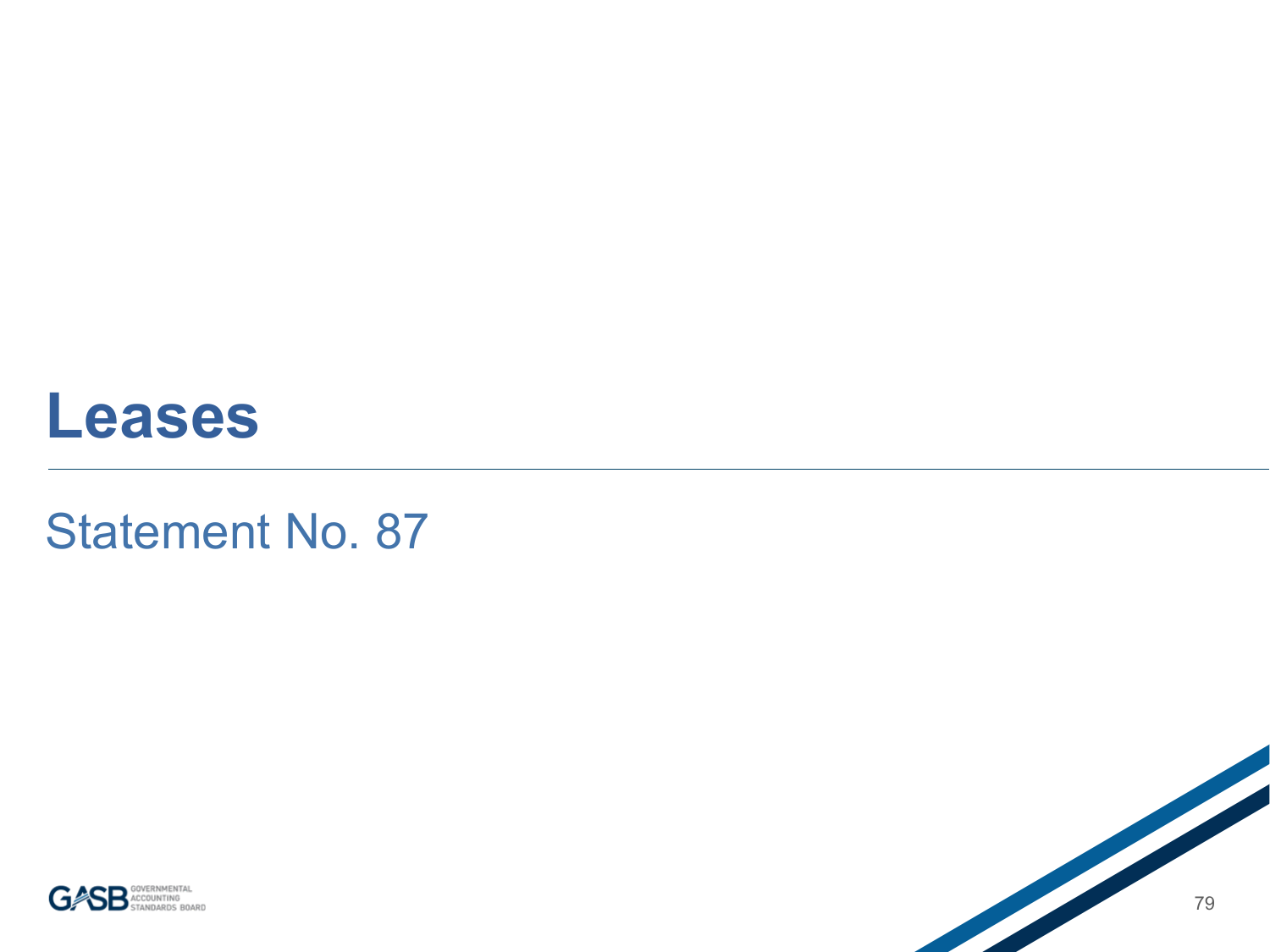# Leases

## Statement No. 87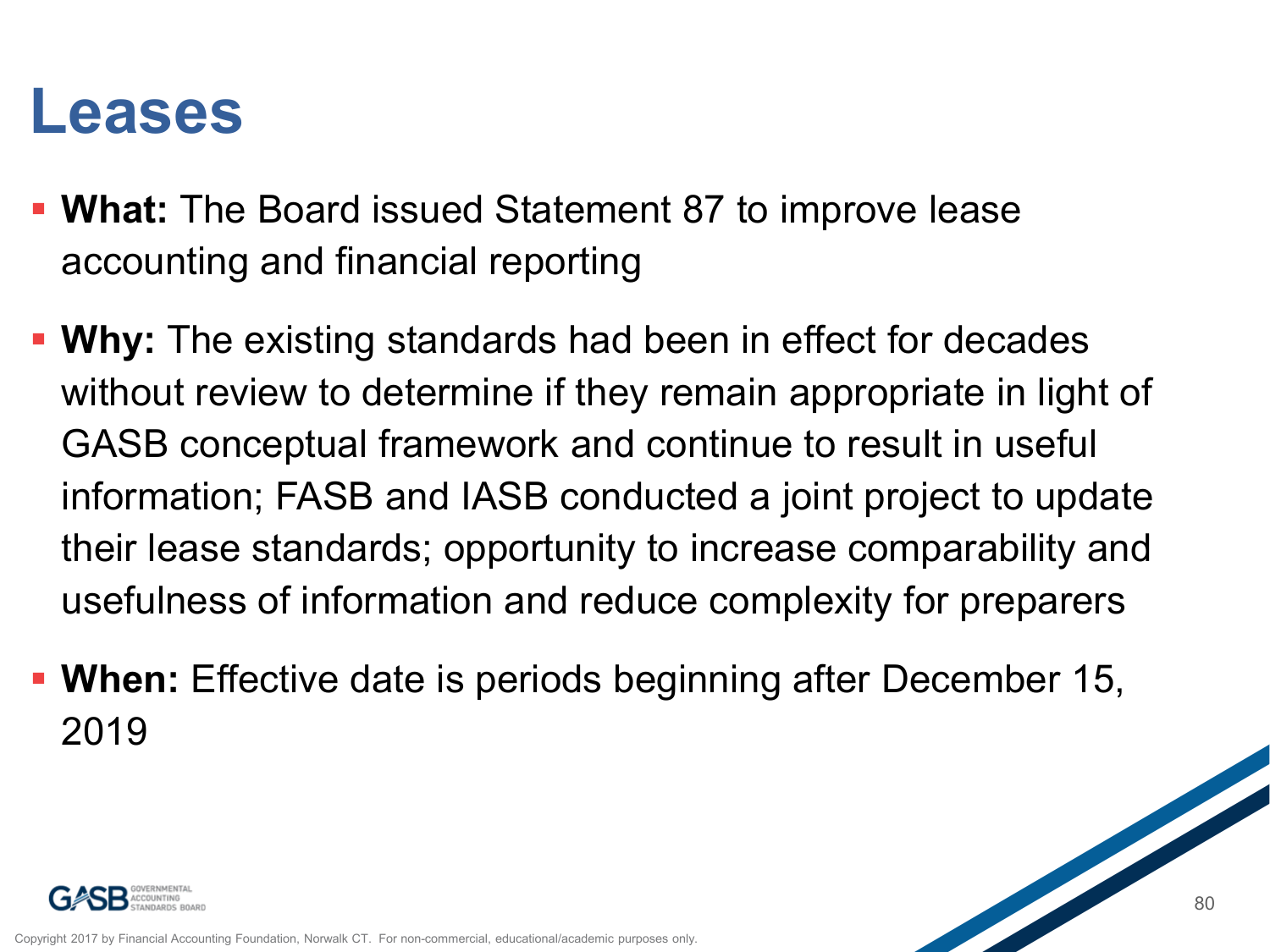# Leases

- **What:** The Board issued Statement 87 to improve lease accounting and financial reporting
- **Why:** The existing standards had been in effect for decades without review to determine if they remain appropriate in light of GASB conceptual framework and continue to result in useful information; FASB and IASB conducted a joint project to update their lease standards; opportunity to increase comparability and usefulness of information and reduce complexity for preparers
- **When:** Effective date is periods beginning after December 15, 2019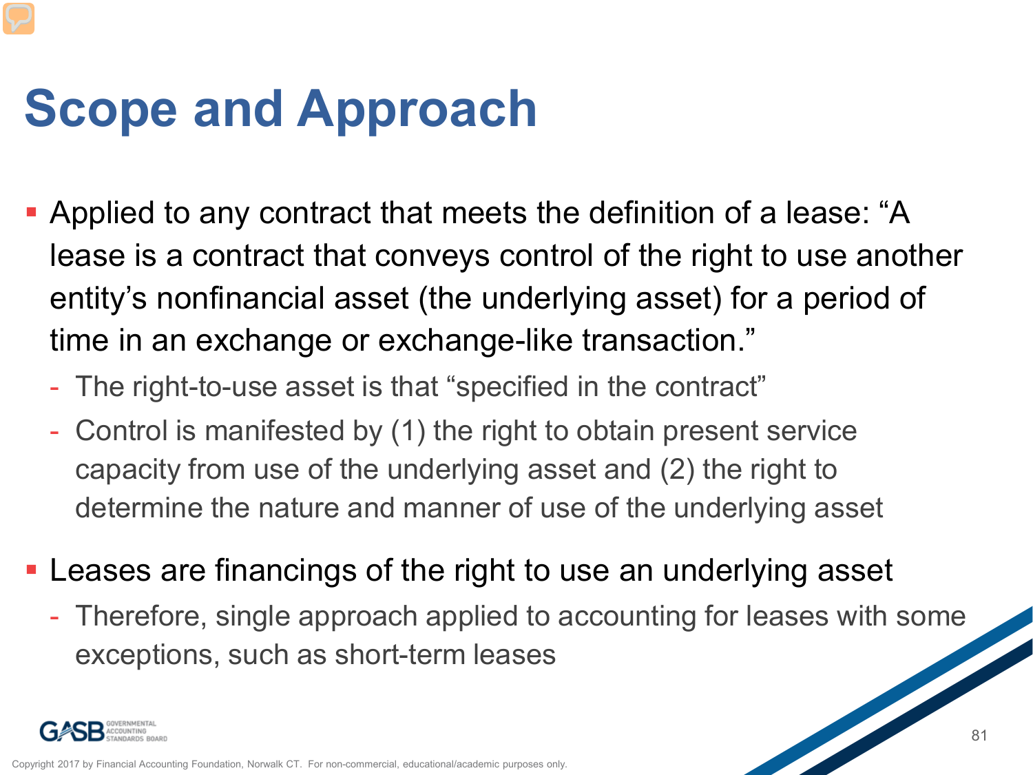# Scope and Approach

- Applied to any contract that meets the definition of a lease: "A lease is a contract that conveys control of the right to use another entity's nonfinancial asset (the underlying asset) for a period of time in an exchange or exchange-like transaction."
  - The right-to-use asset is that "specified in the contract"
  - Control is manifested by (1) the right to obtain present service capacity from use of the underlying asset and (2) the right to determine the nature and manner of use of the underlying asset
- Leases are financings of the right to use an underlying asset
  - Therefore, single approach applied to accounting for leases with some exceptions, such as short-term leases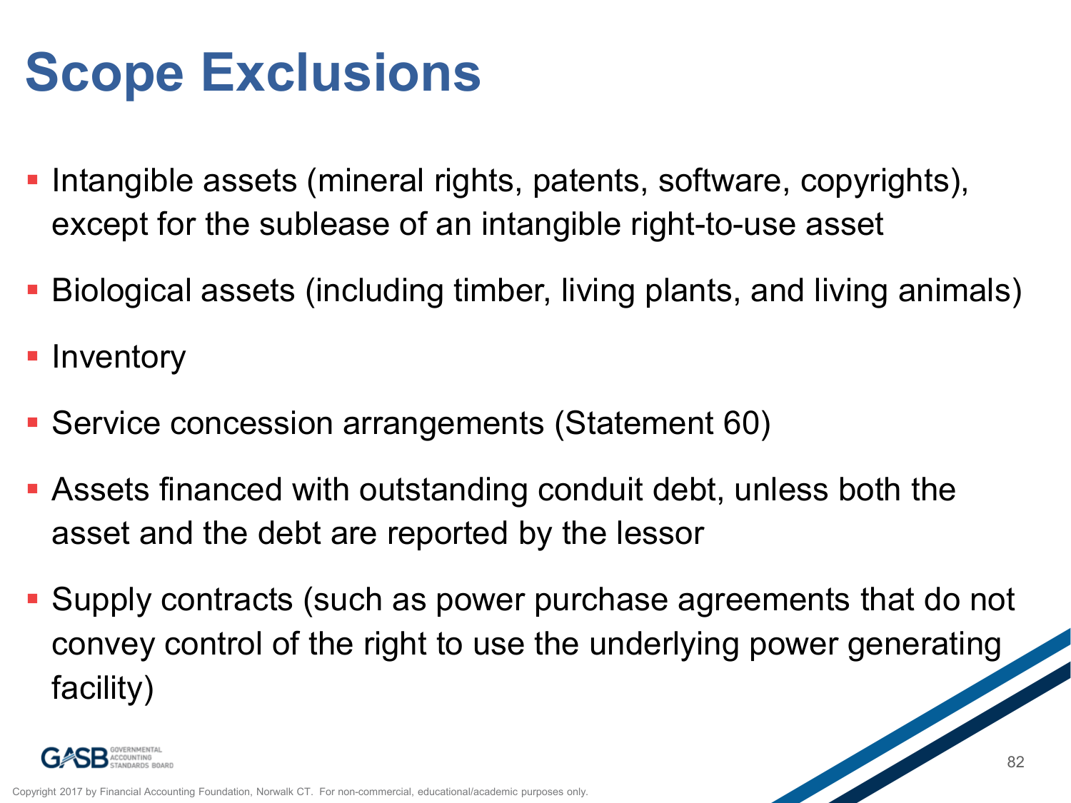# Scope Exclusions

- Intangible assets (mineral rights, patents, software, copyrights), except for the sublease of an intangible right-to-use asset
- Biological assets (including timber, living plants, and living animals)
- Inventory
- Service concession arrangements (Statement 60)
- Assets financed with outstanding conduit debt, unless both the asset and the debt are reported by the lessor
- Supply contracts (such as power purchase agreements that do not convey control of the right to use the underlying power generating facility)

Copyright 2017 by Financial Accounting Foundation, Norwalk CT. For non-commercial, educational/academic purposes only.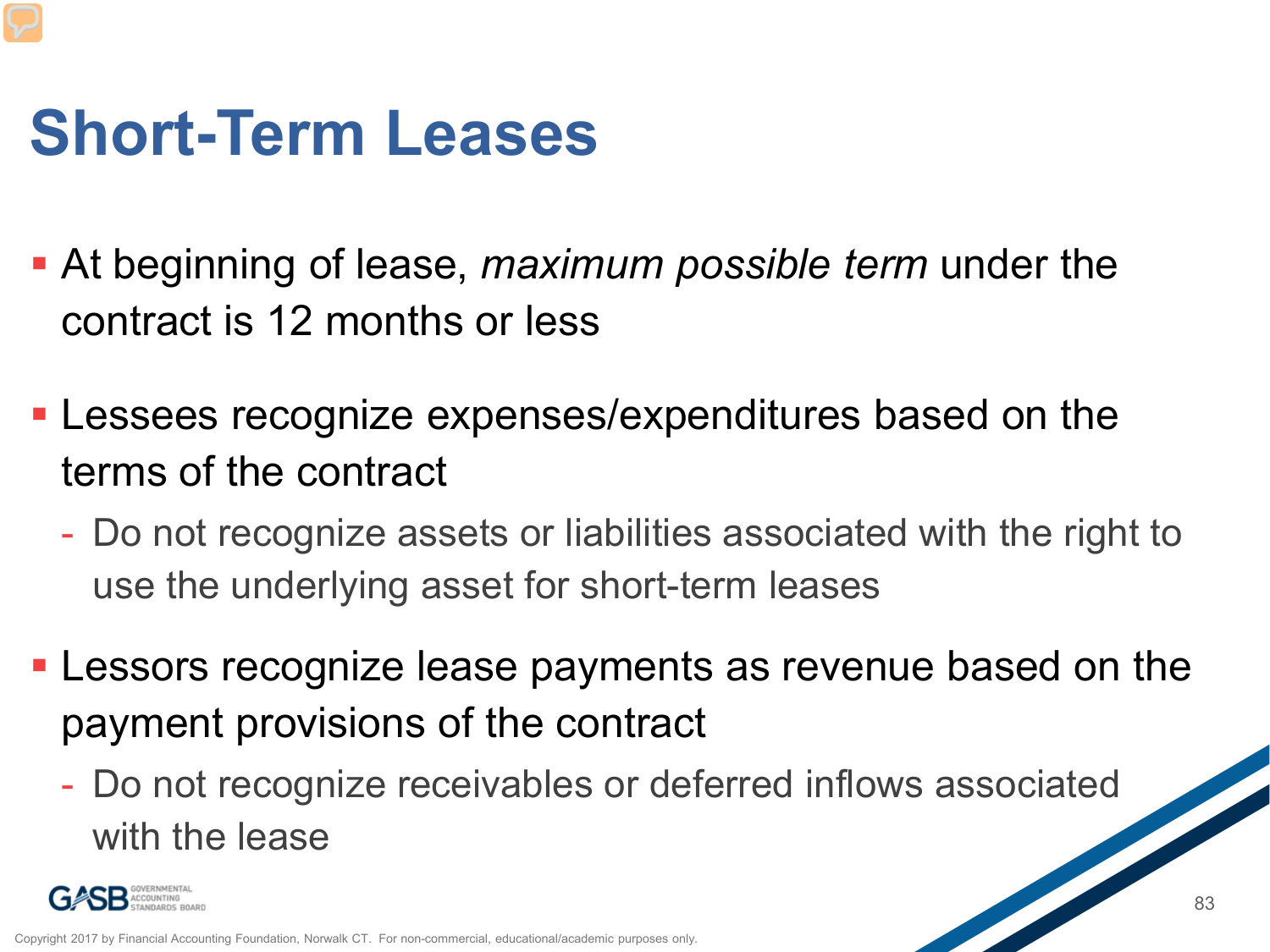# Short-Term Leases

- At beginning of lease, *maximum possible term* under the contract is 12 months or less
- Lessees recognize expenses/expenditures based on the terms of the contract
  - Do not recognize assets or liabilities associated with the right to use the underlying asset for short-term leases
- Lessors recognize lease payments as revenue based on the payment provisions of the contract
  - Do not recognize receivables or deferred inflows associated with the lease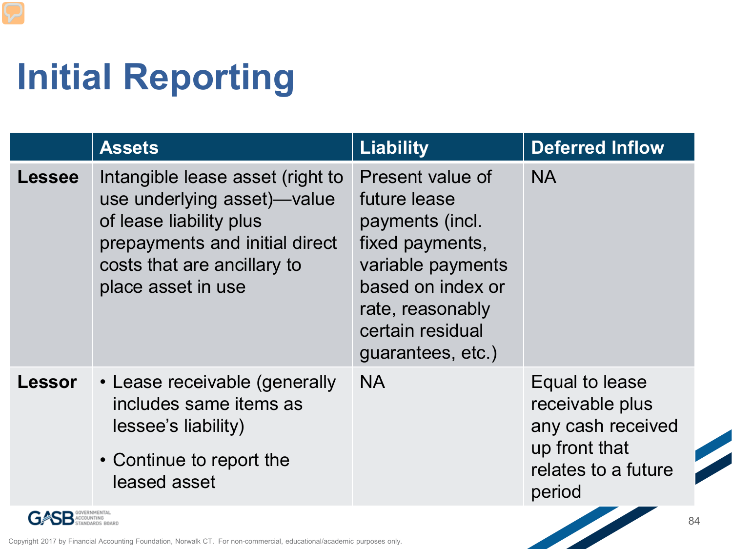# Initial Reporting

| | Assets | Liability | Deferred Inflow |
|---|---|---|---|
| **Lessee** | Intangible lease asset (right to use underlying asset)—value of lease liability plus prepayments and initial direct costs that are ancillary to place asset in use | Present value of future lease payments (incl. fixed payments, variable payments based on index or rate, reasonably certain residual guarantees, etc.) | NA |
| **Lessor** | • Lease receivable (generally includes same items as lessee's liability)<br>• Continue to report the leased asset | NA | Equal to lease receivable plus any cash received up front that relates to a future period |

Copyright 2017 by Financial Accounting Foundation, Norwalk CT. For non-commercial, educational/academic purposes only.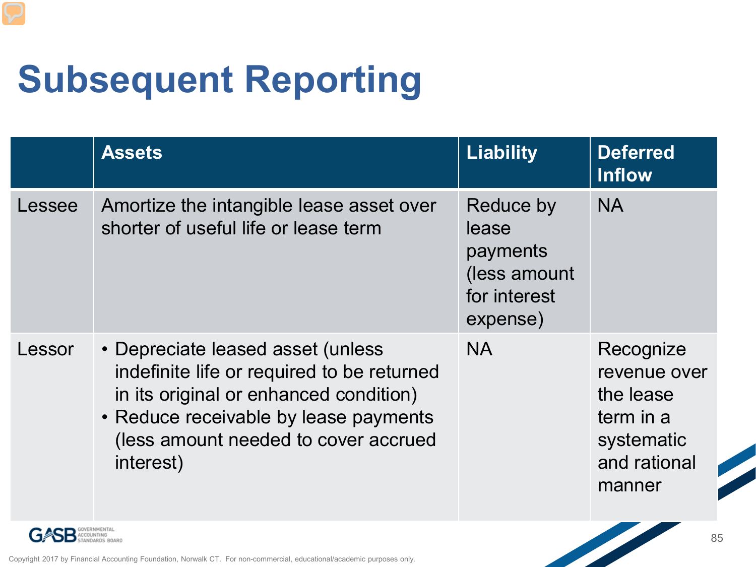# Subsequent Reporting

| | Assets | Liability | Deferred Inflow |
|---|---|---|---|
| Lessee | Amortize the intangible lease asset over shorter of useful life or lease term | Reduce by lease payments (less amount for interest expense) | NA |
| Lessor | • Depreciate leased asset (unless indefinite life or required to be returned in its original or enhanced condition)<br>• Reduce receivable by lease payments (less amount needed to cover accrued interest) | NA | Recognize revenue over the lease term in a systematic and rational manner |

Copyright 2017 by Financial Accounting Foundation, Norwalk CT. For non-commercial, educational/academic purposes only.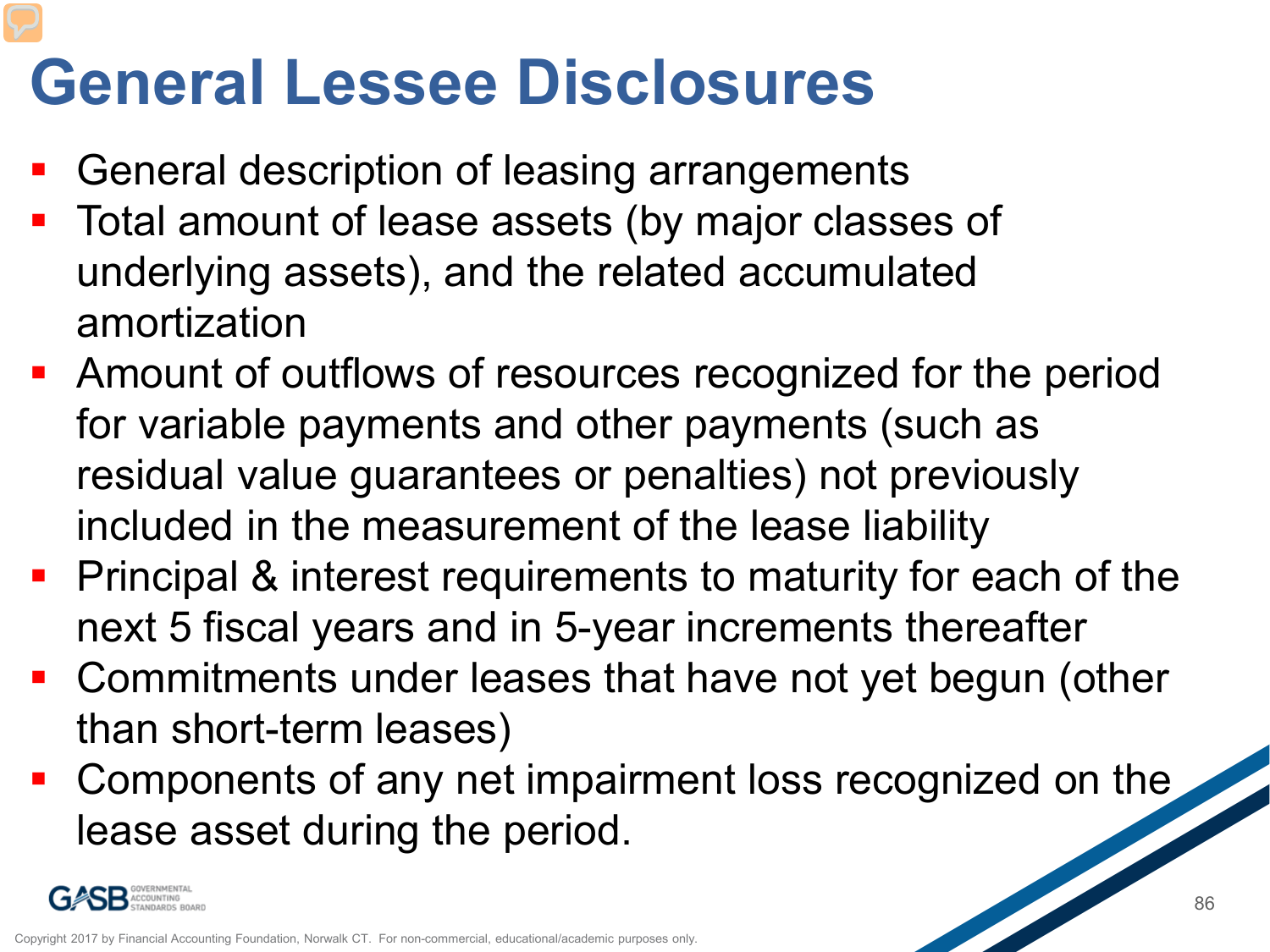# General Lessee Disclosures

- General description of leasing arrangements
- Total amount of lease assets (by major classes of underlying assets), and the related accumulated amortization
- Amount of outflows of resources recognized for the period for variable payments and other payments (such as residual value guarantees or penalties) not previously included in the measurement of the lease liability
- Principal & interest requirements to maturity for each of the next 5 fiscal years and in 5-year increments thereafter
- Commitments under leases that have not yet begun (other than short-term leases)
- Components of any net impairment loss recognized on the lease asset during the period.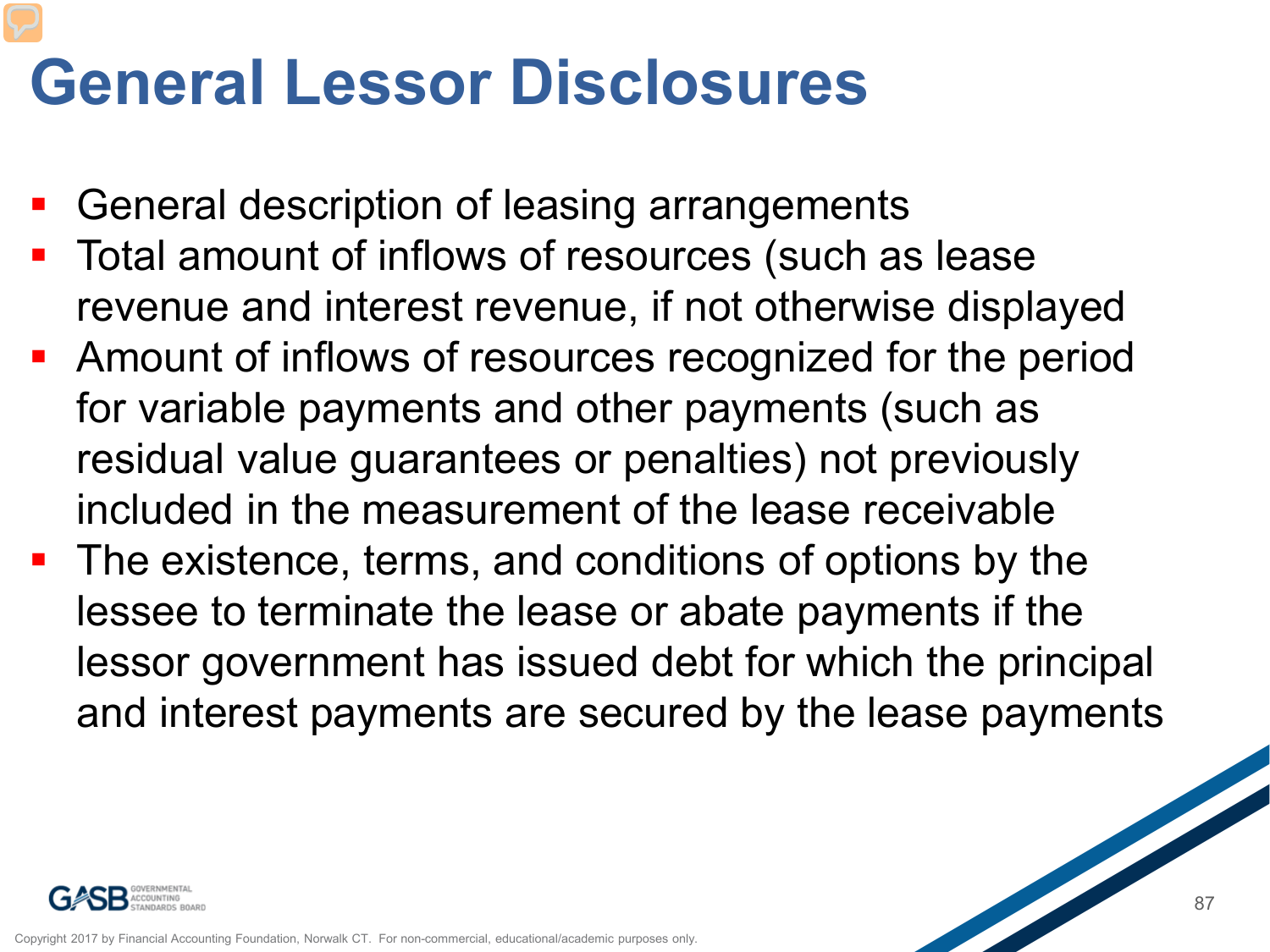# General Lessor Disclosures

- General description of leasing arrangements
- Total amount of inflows of resources (such as lease revenue and interest revenue, if not otherwise displayed
- Amount of inflows of resources recognized for the period for variable payments and other payments (such as residual value guarantees or penalties) not previously included in the measurement of the lease receivable
- The existence, terms, and conditions of options by the lessee to terminate the lease or abate payments if the lessor government has issued debt for which the principal and interest payments are secured by the lease payments

Copyright 2017 by Financial Accounting Foundation, Norwalk CT. For non-commercial, educational/academic purposes only.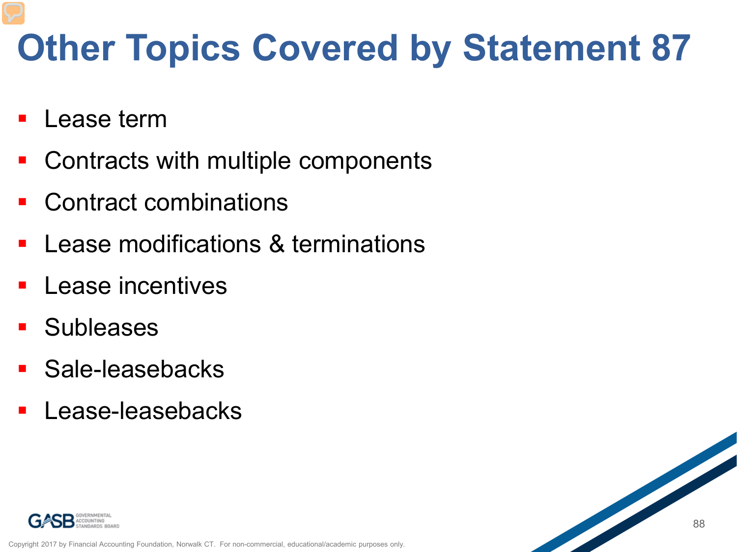# Other Topics Covered by Statement 87

- Lease term
- Contracts with multiple components
- Contract combinations
- Lease modifications & terminations
- Lease incentives
- Subleases
- Sale-leasebacks
- Lease-leasebacks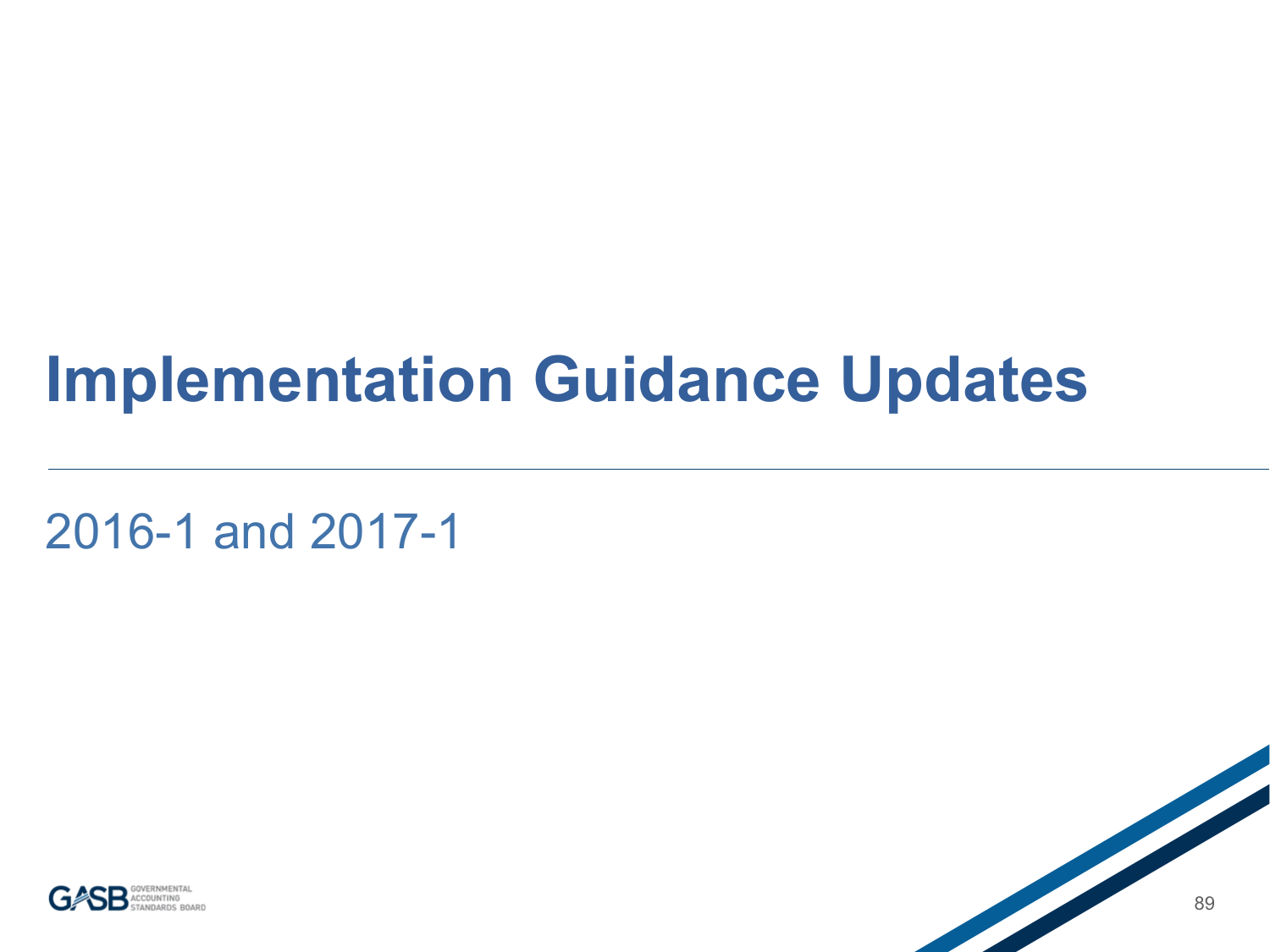# Implementation Guidance Updates

2016-1 and 2017-1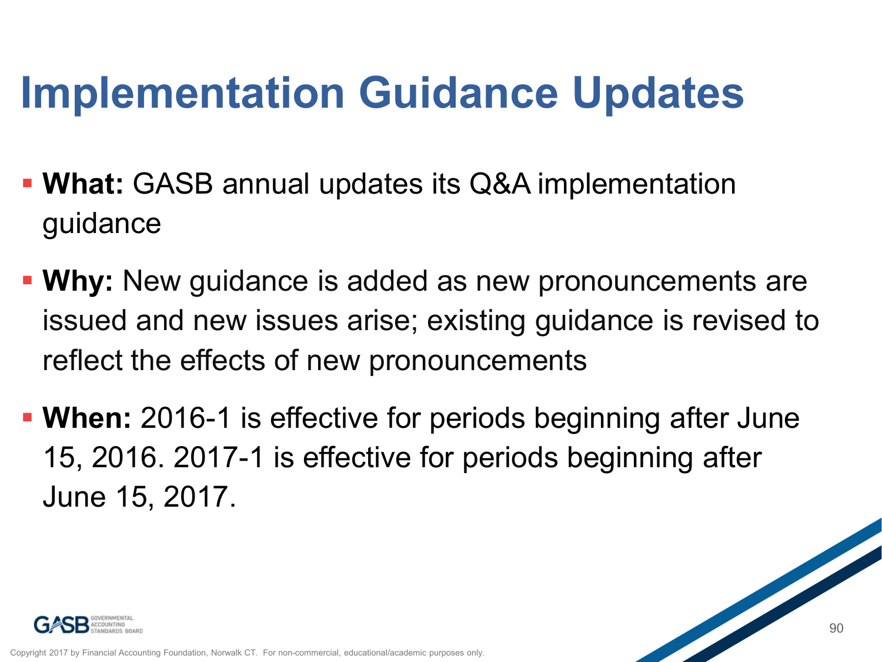# Implementation Guidance Updates

- **What:** GASB annual updates its Q&A implementation guidance
- **Why:** New guidance is added as new pronouncements are issued and new issues arise; existing guidance is revised to reflect the effects of new pronouncements
- **When:** 2016-1 is effective for periods beginning after June 15, 2016. 2017-1 is effective for periods beginning after June 15, 2017.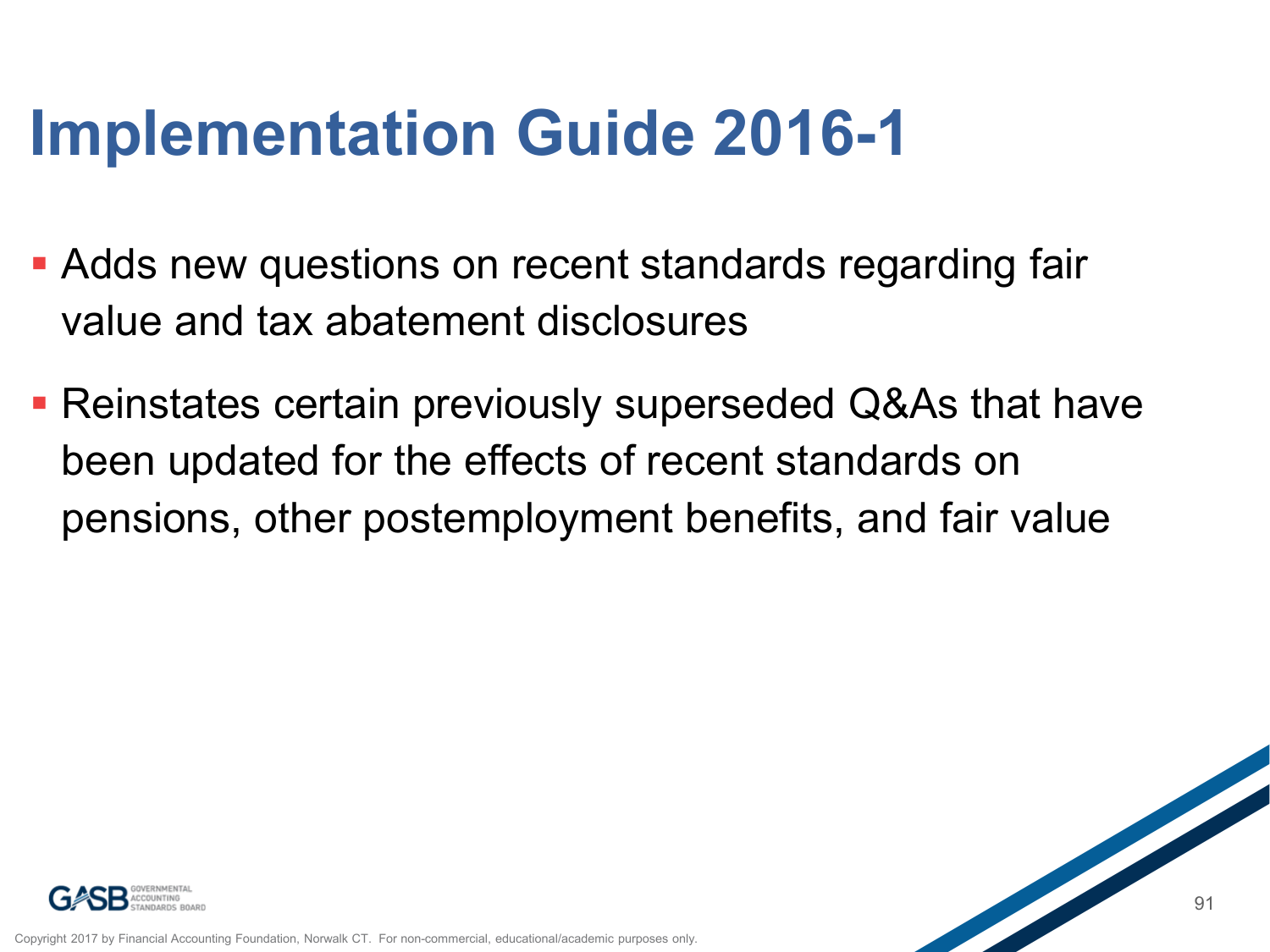# Implementation Guide 2016-1

- Adds new questions on recent standards regarding fair value and tax abatement disclosures
- Reinstates certain previously superseded Q&As that have been updated for the effects of recent standards on pensions, other postemployment benefits, and fair value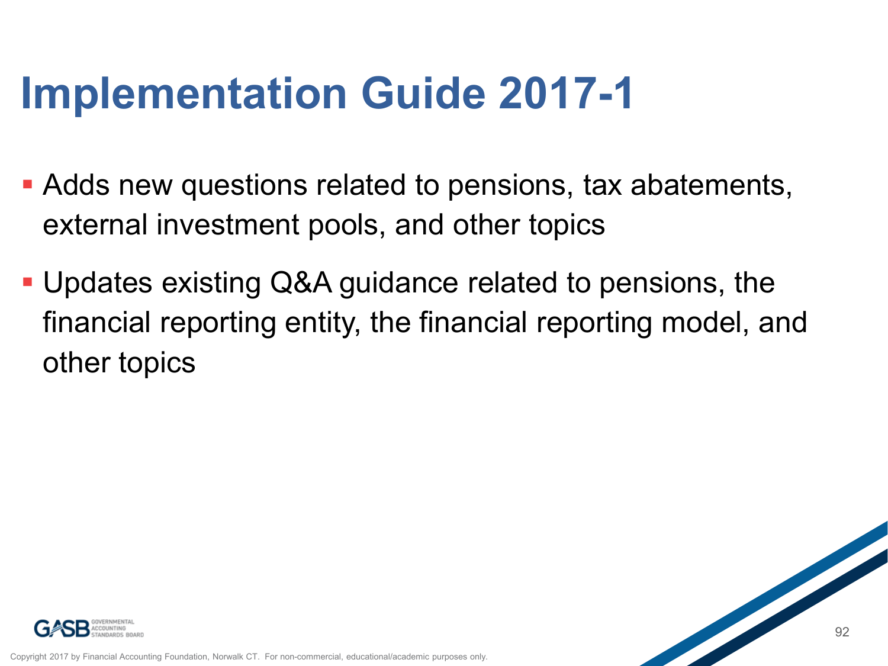# Implementation Guide 2017-1

- Adds new questions related to pensions, tax abatements, external investment pools, and other topics
- Updates existing Q&A guidance related to pensions, the financial reporting entity, the financial reporting model, and other topics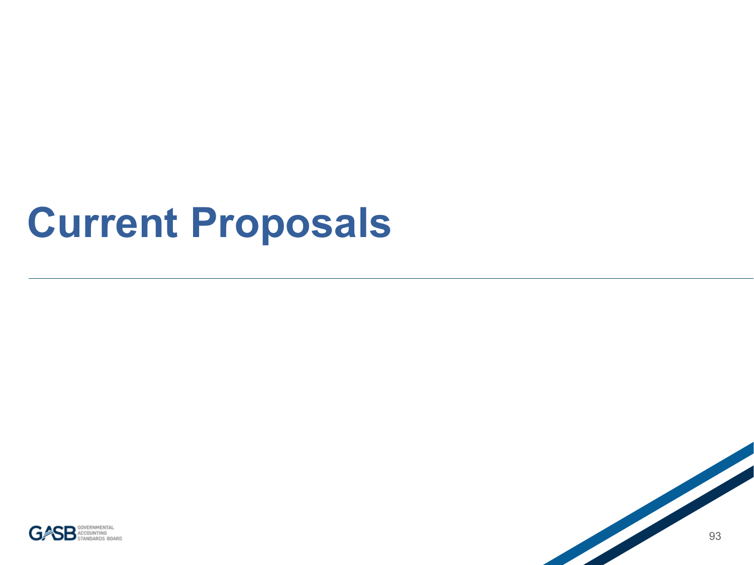# Current Proposals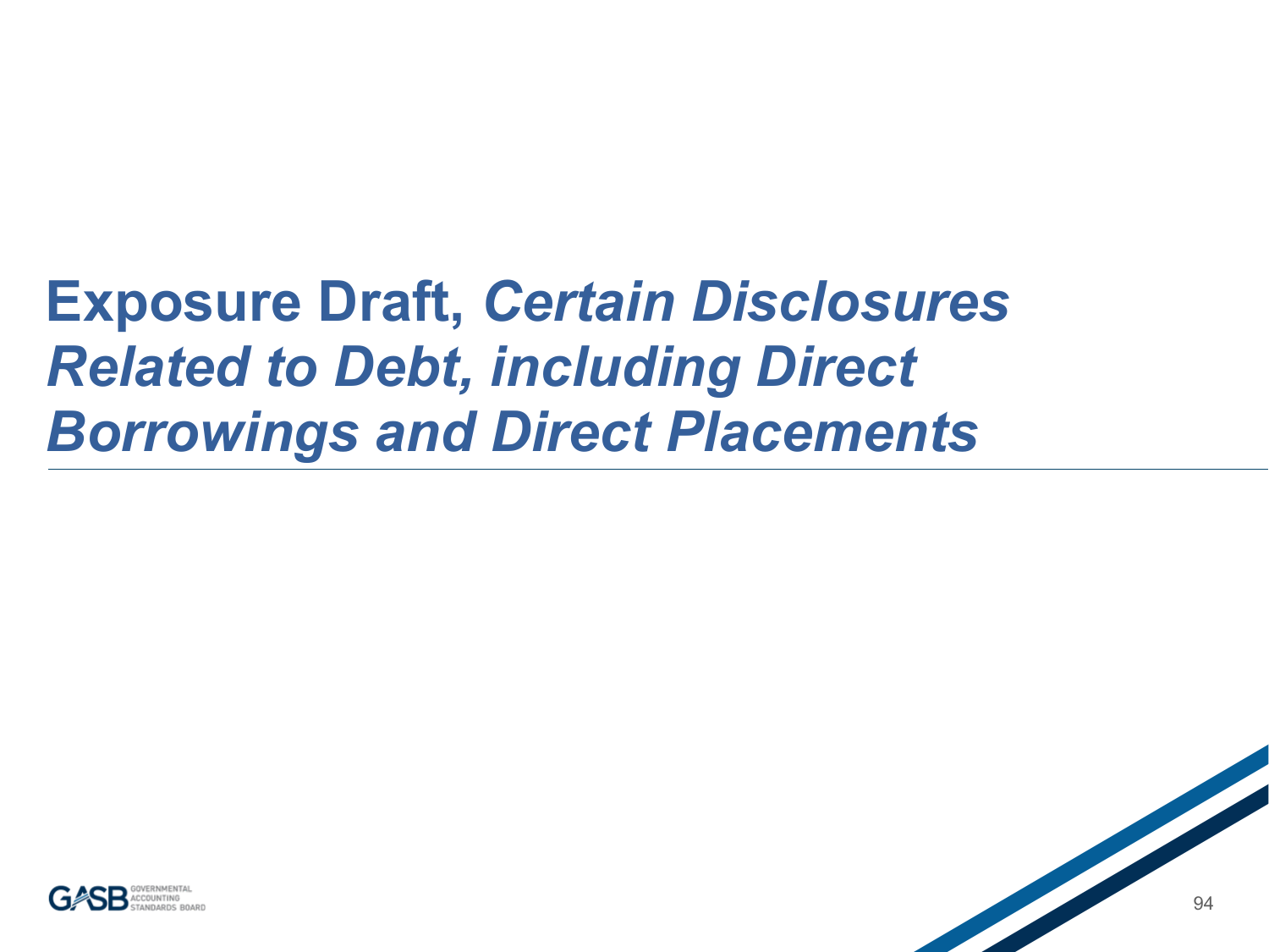# Exposure Draft, *Certain Disclosures Related to Debt, including Direct Borrowings and Direct Placements*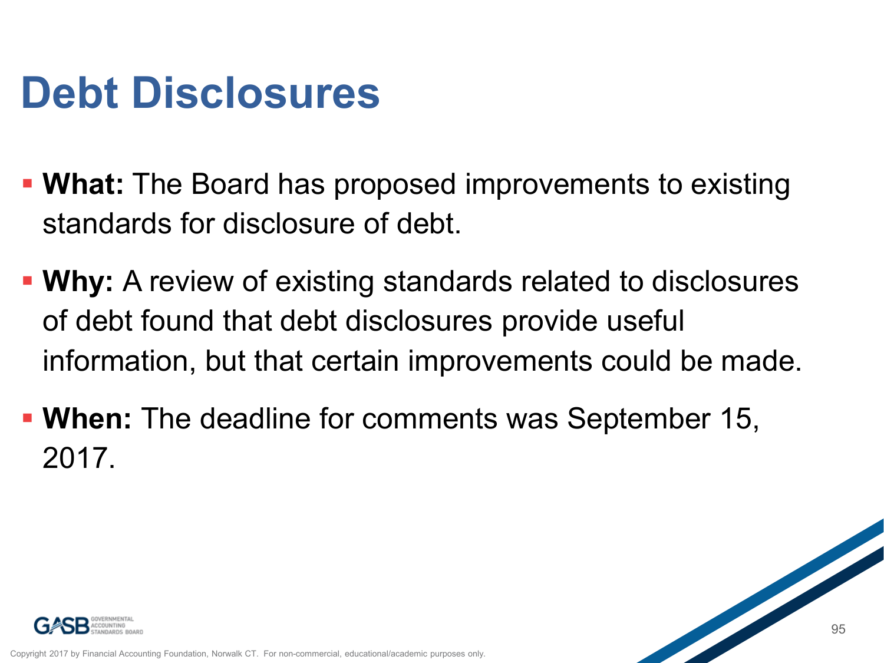# Debt Disclosures

- **What:** The Board has proposed improvements to existing standards for disclosure of debt.
- **Why:** A review of existing standards related to disclosures of debt found that debt disclosures provide useful information, but that certain improvements could be made.
- **When:** The deadline for comments was September 15, 2017.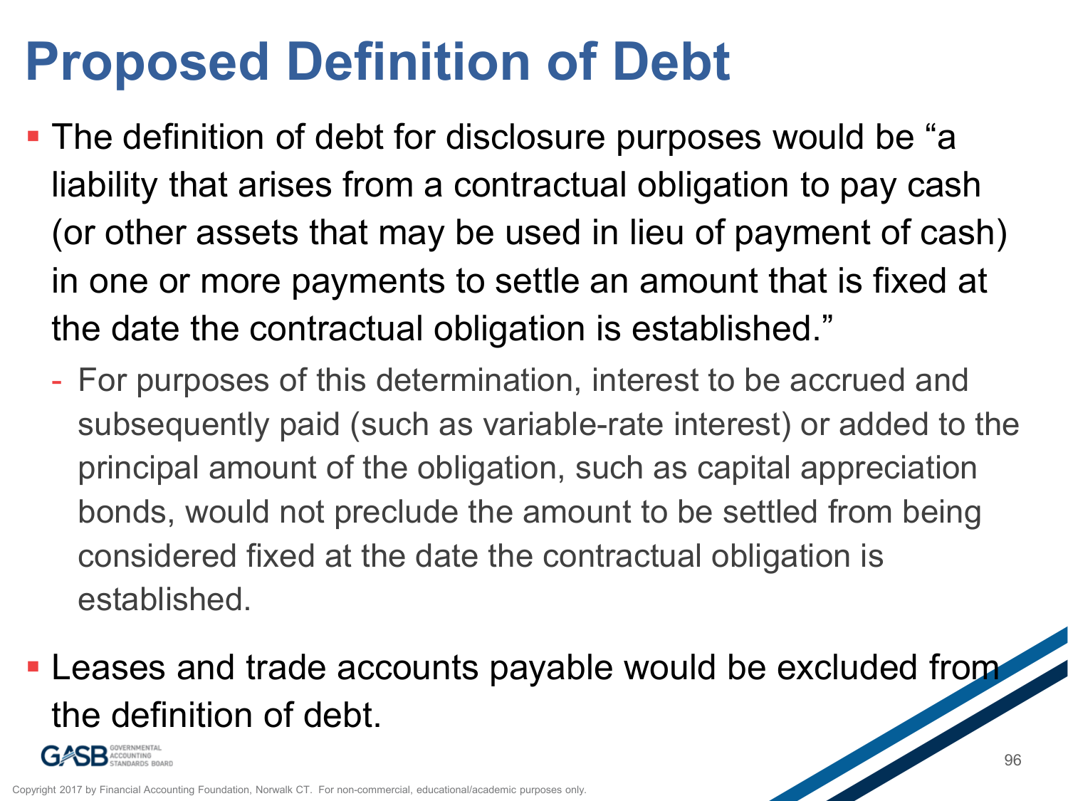# Proposed Definition of Debt

- The definition of debt for disclosure purposes would be "a liability that arises from a contractual obligation to pay cash (or other assets that may be used in lieu of payment of cash) in one or more payments to settle an amount that is fixed at the date the contractual obligation is established."
  - For purposes of this determination, interest to be accrued and subsequently paid (such as variable-rate interest) or added to the principal amount of the obligation, such as capital appreciation bonds, would not preclude the amount to be settled from being considered fixed at the date the contractual obligation is established.
- Leases and trade accounts payable would be excluded from the definition of debt.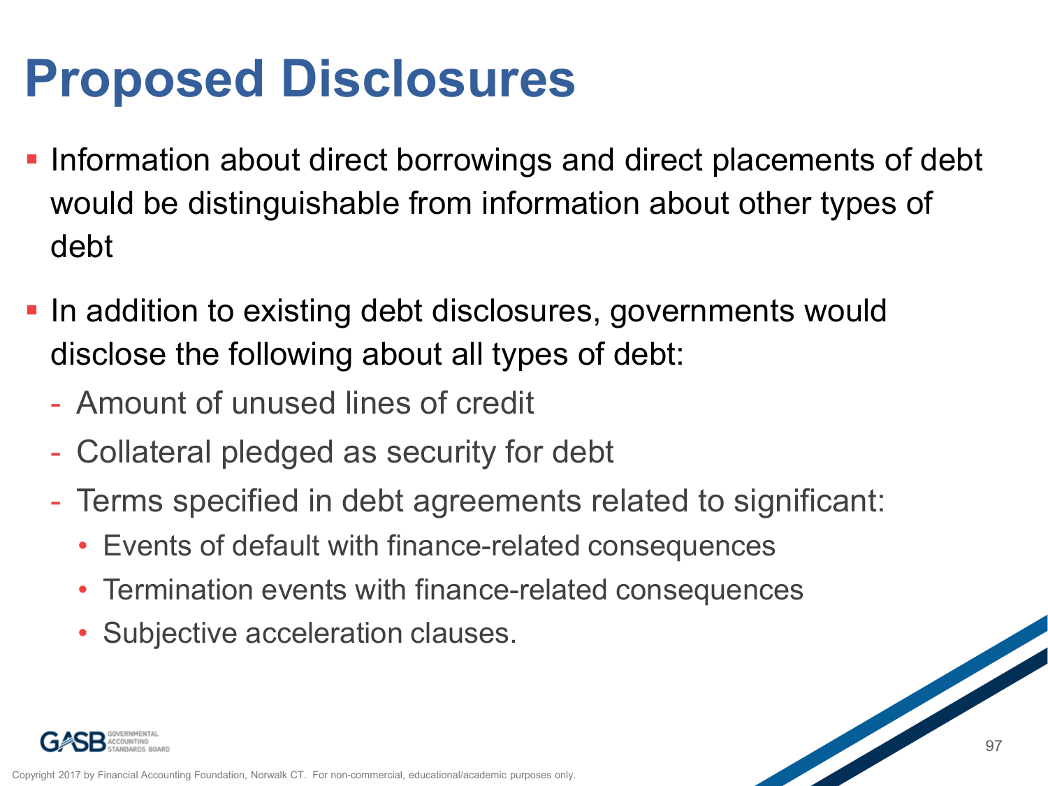# Proposed Disclosures

- Information about direct borrowings and direct placements of debt would be distinguishable from information about other types of debt
- In addition to existing debt disclosures, governments would disclose the following about all types of debt:
  - Amount of unused lines of credit
  - Collateral pledged as security for debt
  - Terms specified in debt agreements related to significant:
    - Events of default with finance-related consequences
    - Termination events with finance-related consequences
    - Subjective acceleration clauses.

Copyright 2017 by Financial Accounting Foundation, Norwalk CT. For non-commercial, educational/academic purposes only.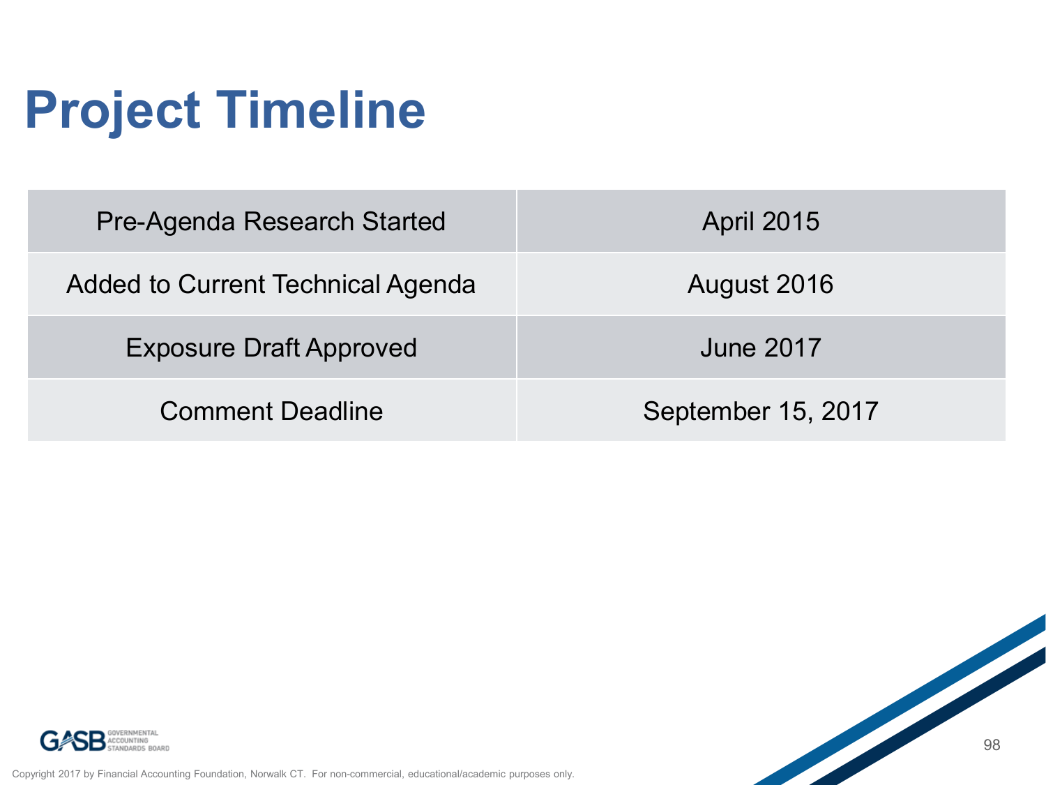# Project Timeline

| | |
|---|---|
| Pre-Agenda Research Started | April 2015 |
| Added to Current Technical Agenda | August 2016 |
| Exposure Draft Approved | June 2017 |
| Comment Deadline | September 15, 2017 |

Copyright 2017 by Financial Accounting Foundation, Norwalk CT. For non-commercial, educational/academic purposes only.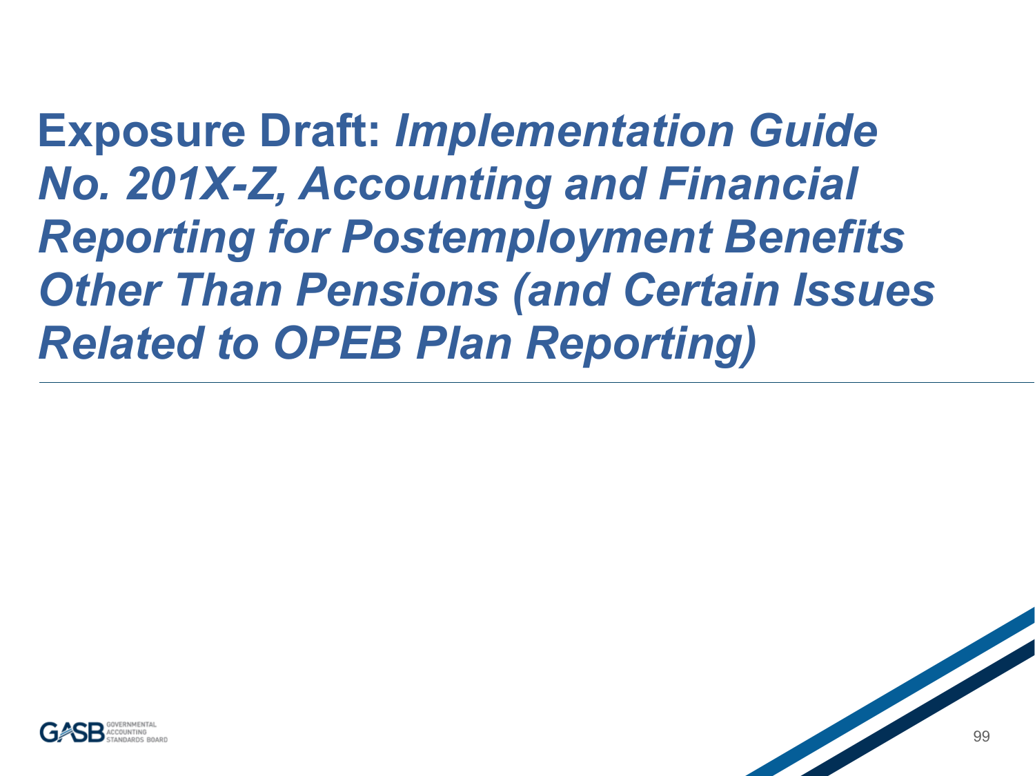# Exposure Draft: *Implementation Guide No. 201X-Z, Accounting and Financial Reporting for Postemployment Benefits Other Than Pensions (and Certain Issues Related to OPEB Plan Reporting)*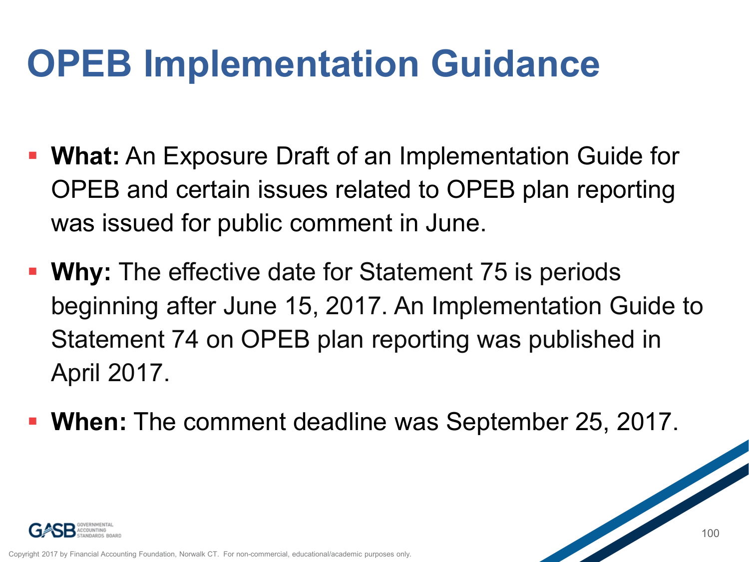# OPEB Implementation Guidance

- **What:** An Exposure Draft of an Implementation Guide for OPEB and certain issues related to OPEB plan reporting was issued for public comment in June.
- **Why:** The effective date for Statement 75 is periods beginning after June 15, 2017. An Implementation Guide to Statement 74 on OPEB plan reporting was published in April 2017.
- **When:** The comment deadline was September 25, 2017.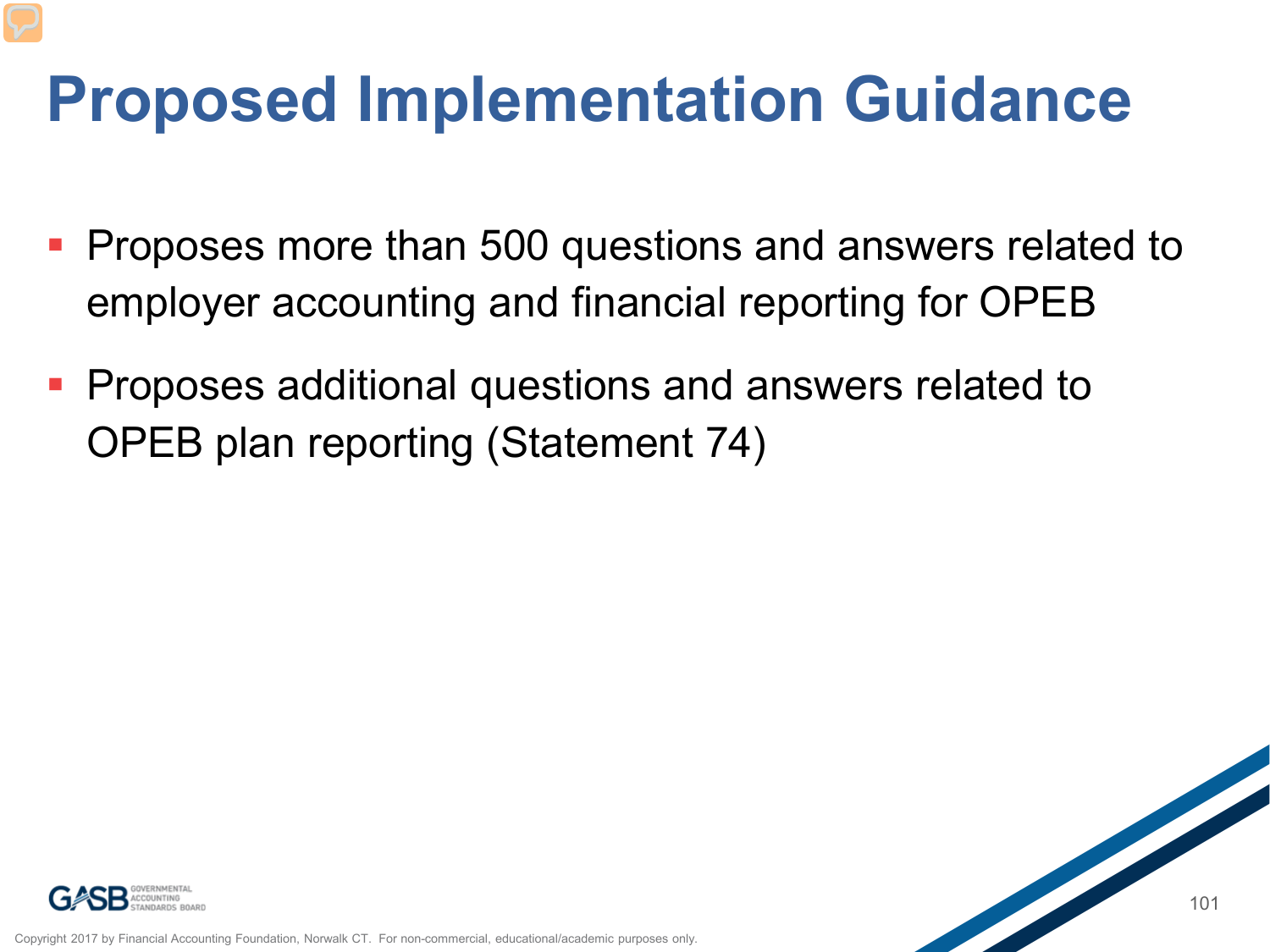# Proposed Implementation Guidance

- Proposes more than 500 questions and answers related to employer accounting and financial reporting for OPEB
- Proposes additional questions and answers related to OPEB plan reporting (Statement 74)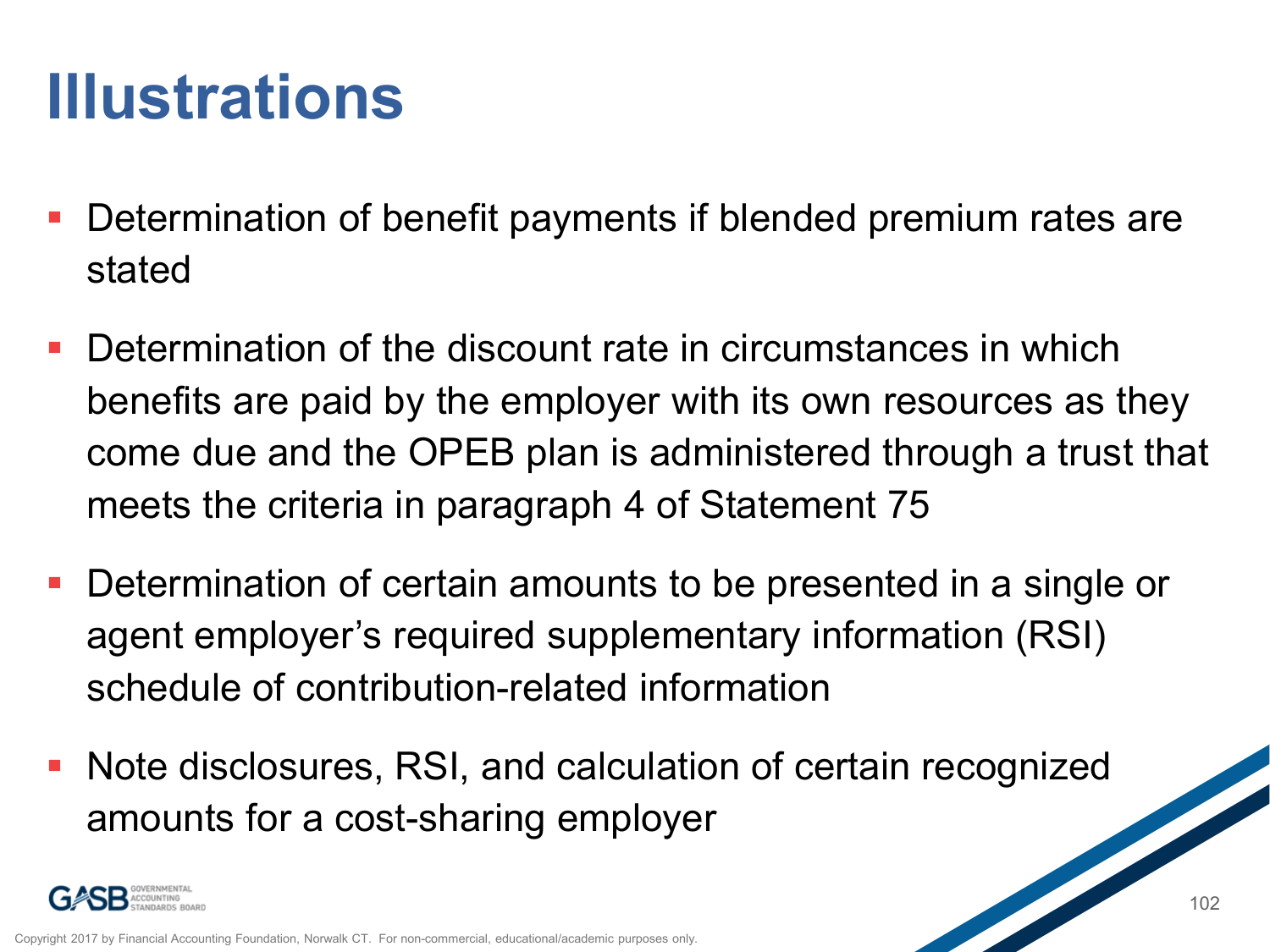# Illustrations

- Determination of benefit payments if blended premium rates are stated
- Determination of the discount rate in circumstances in which benefits are paid by the employer with its own resources as they come due and the OPEB plan is administered through a trust that meets the criteria in paragraph 4 of Statement 75
- Determination of certain amounts to be presented in a single or agent employer's required supplementary information (RSI) schedule of contribution-related information
- Note disclosures, RSI, and calculation of certain recognized amounts for a cost-sharing employer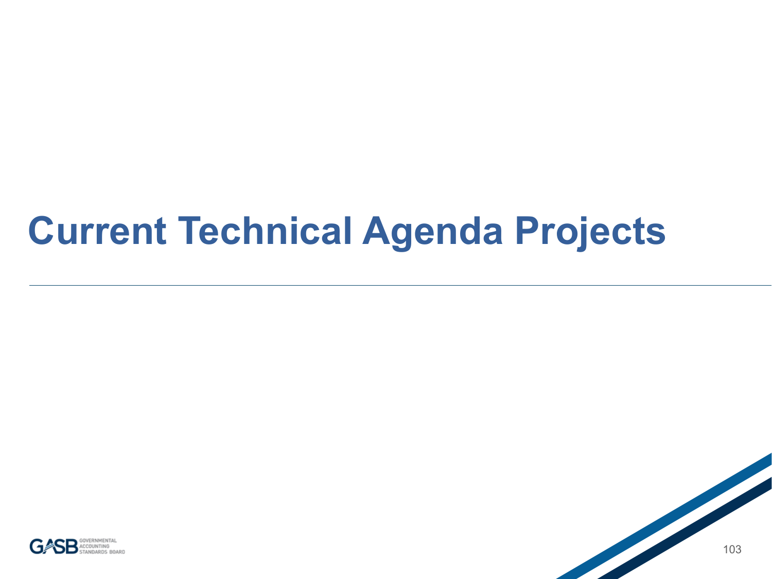# Current Technical Agenda Projects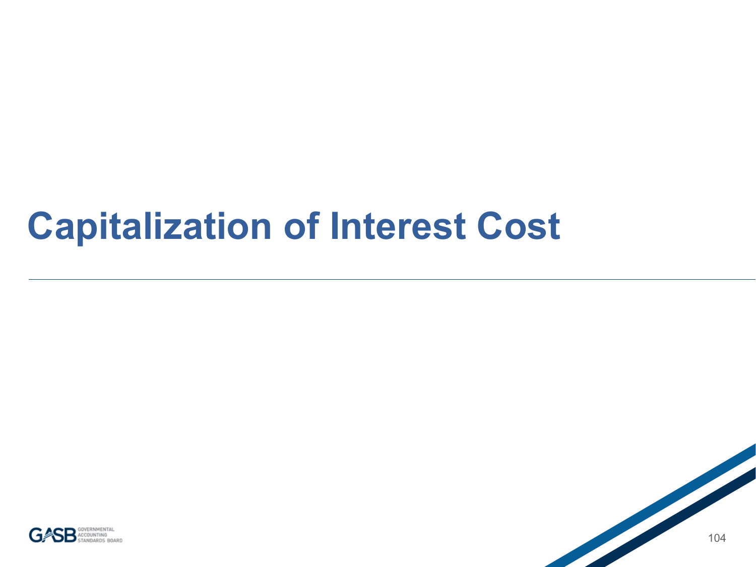# Capitalization of Interest Cost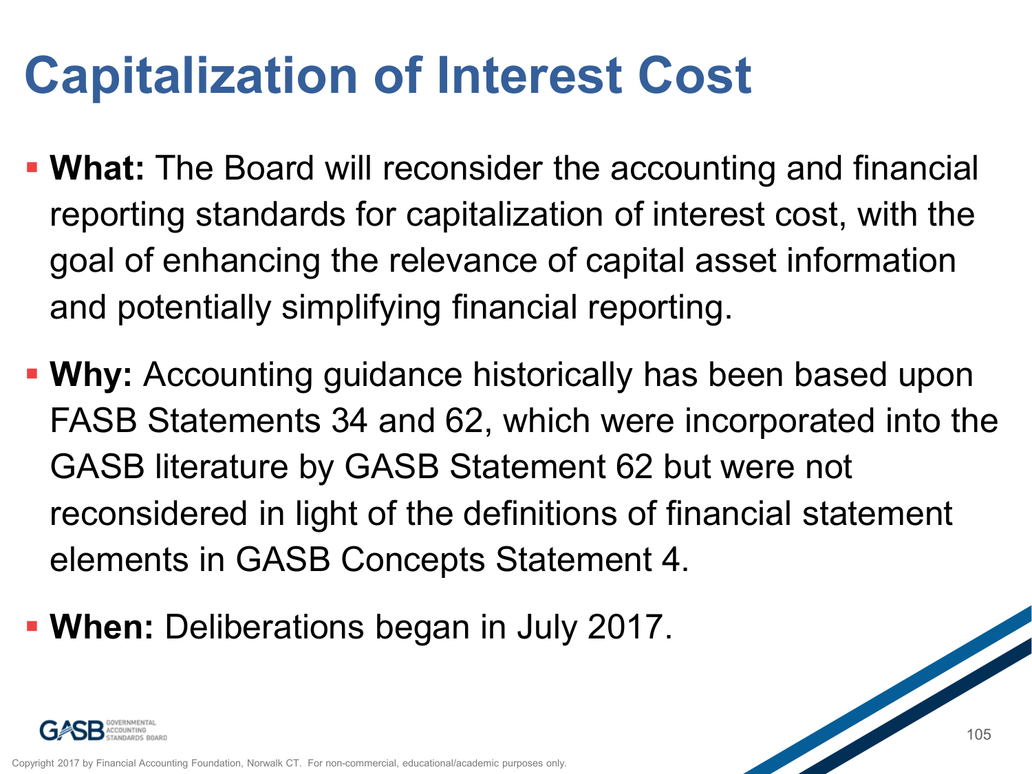# Capitalization of Interest Cost

- **What:** The Board will reconsider the accounting and financial reporting standards for capitalization of interest cost, with the goal of enhancing the relevance of capital asset information and potentially simplifying financial reporting.
- **Why:** Accounting guidance historically has been based upon FASB Statements 34 and 62, which were incorporated into the GASB literature by GASB Statement 62 but were not reconsidered in light of the definitions of financial statement elements in GASB Concepts Statement 4.
- **When:** Deliberations began in July 2017.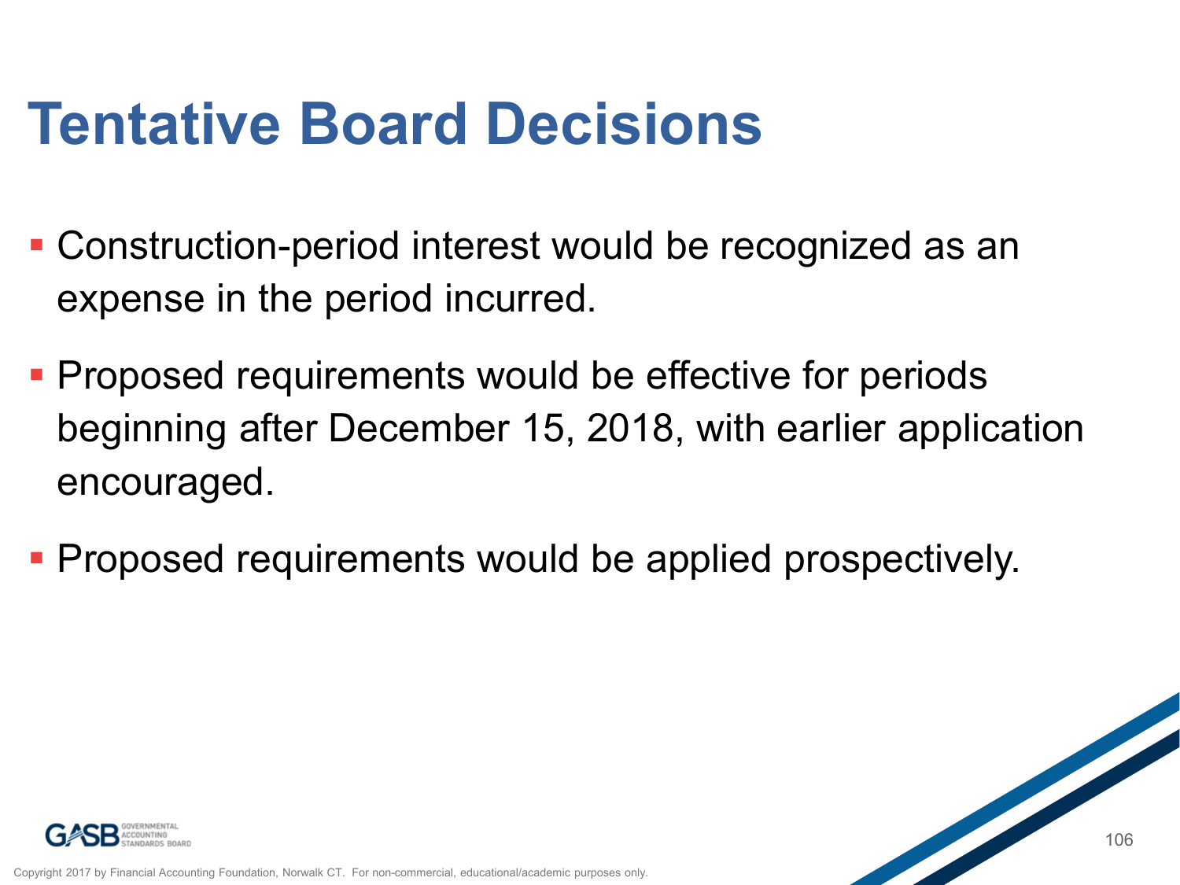# Tentative Board Decisions

- Construction-period interest would be recognized as an expense in the period incurred.
- Proposed requirements would be effective for periods beginning after December 15, 2018, with earlier application encouraged.
- Proposed requirements would be applied prospectively.

Copyright 2017 by Financial Accounting Foundation, Norwalk CT. For non-commercial, educational/academic purposes only.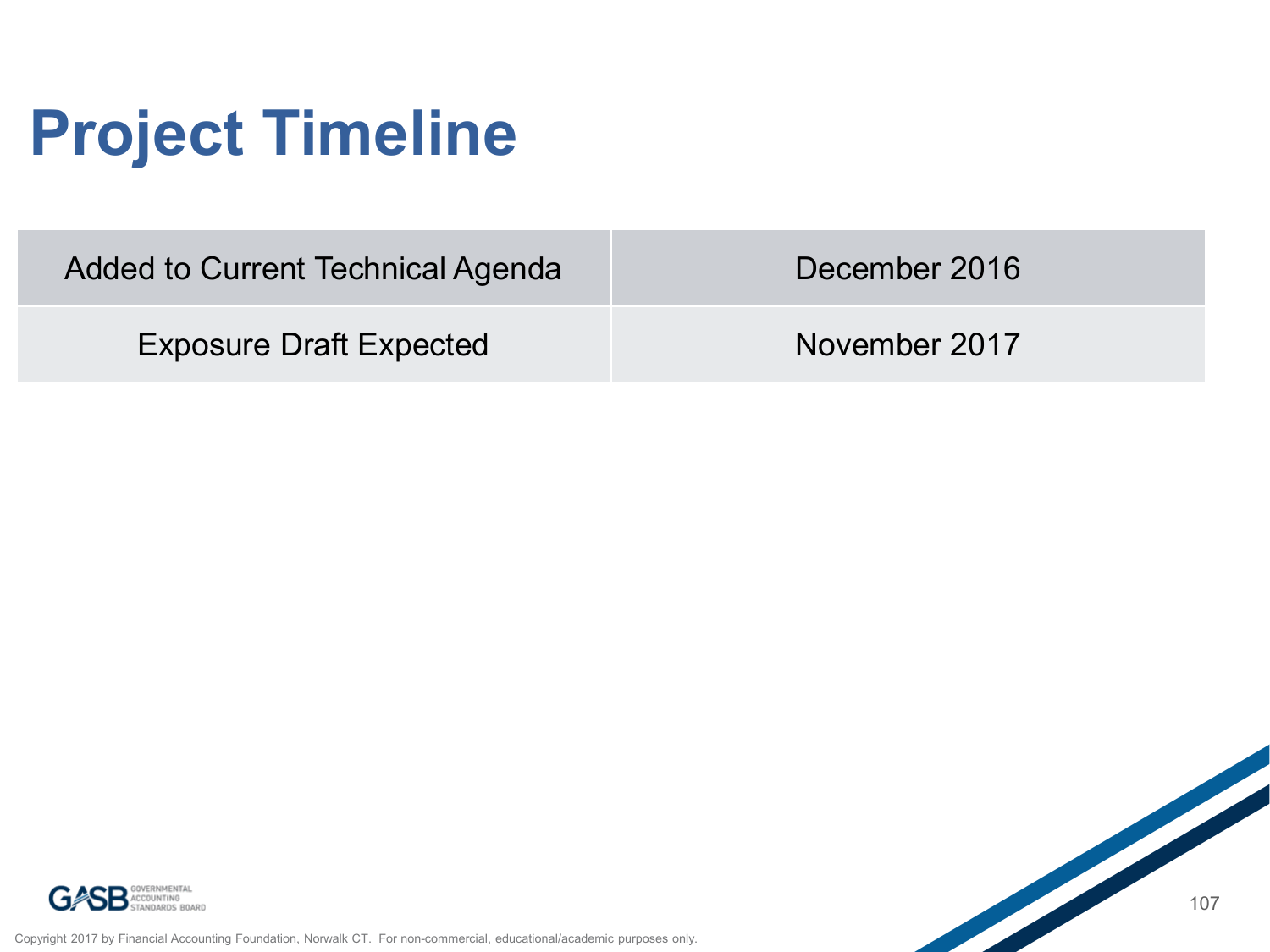# Project Timeline

| Added to Current Technical Agenda | December 2016 |
| --- | --- |
| Exposure Draft Expected | November 2017 |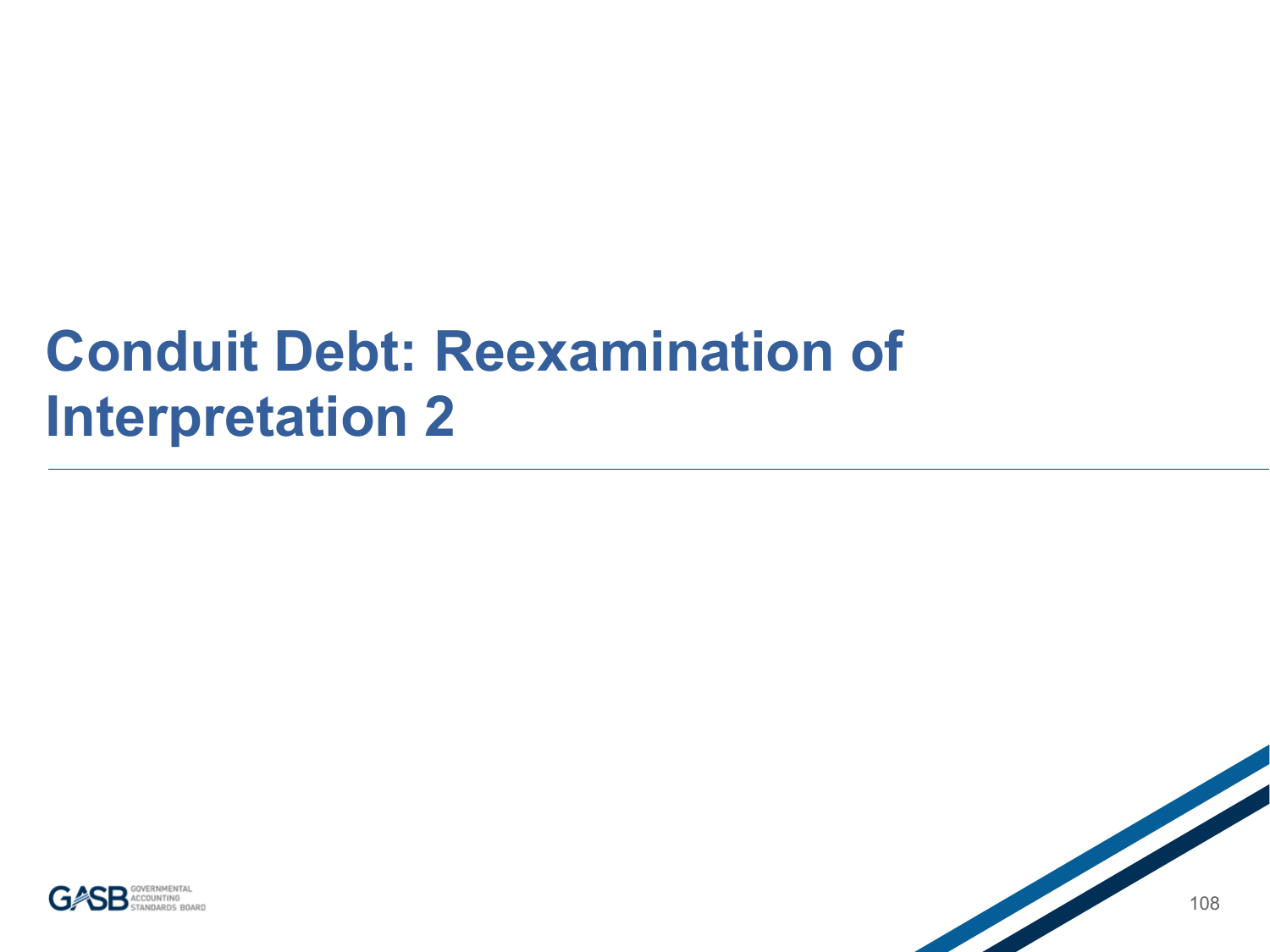# Conduit Debt: Reexamination of Interpretation 2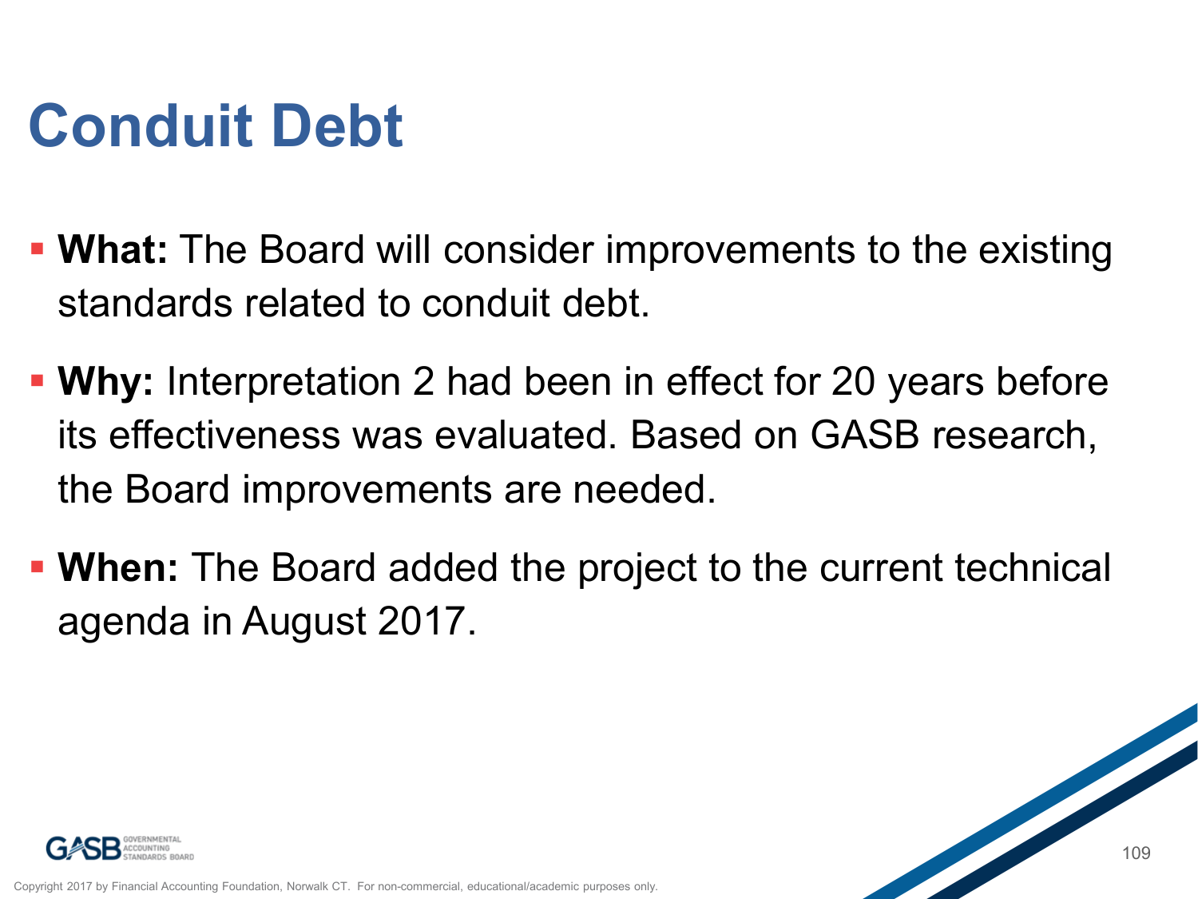# Conduit Debt

- **What:** The Board will consider improvements to the existing standards related to conduit debt.
- **Why:** Interpretation 2 had been in effect for 20 years before its effectiveness was evaluated. Based on GASB research, the Board improvements are needed.
- **When:** The Board added the project to the current technical agenda in August 2017.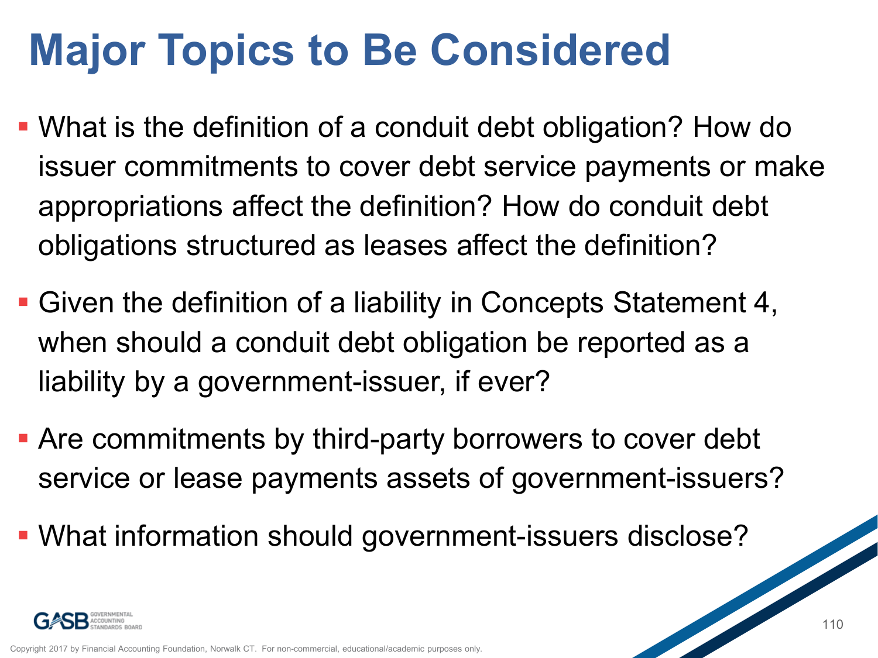# Major Topics to Be Considered

- What is the definition of a conduit debt obligation? How do issuer commitments to cover debt service payments or make appropriations affect the definition? How do conduit debt obligations structured as leases affect the definition?
- Given the definition of a liability in Concepts Statement 4, when should a conduit debt obligation be reported as a liability by a government-issuer, if ever?
- Are commitments by third-party borrowers to cover debt service or lease payments assets of government-issuers?
- What information should government-issuers disclose?

Copyright 2017 by Financial Accounting Foundation, Norwalk CT. For non-commercial, educational/academic purposes only.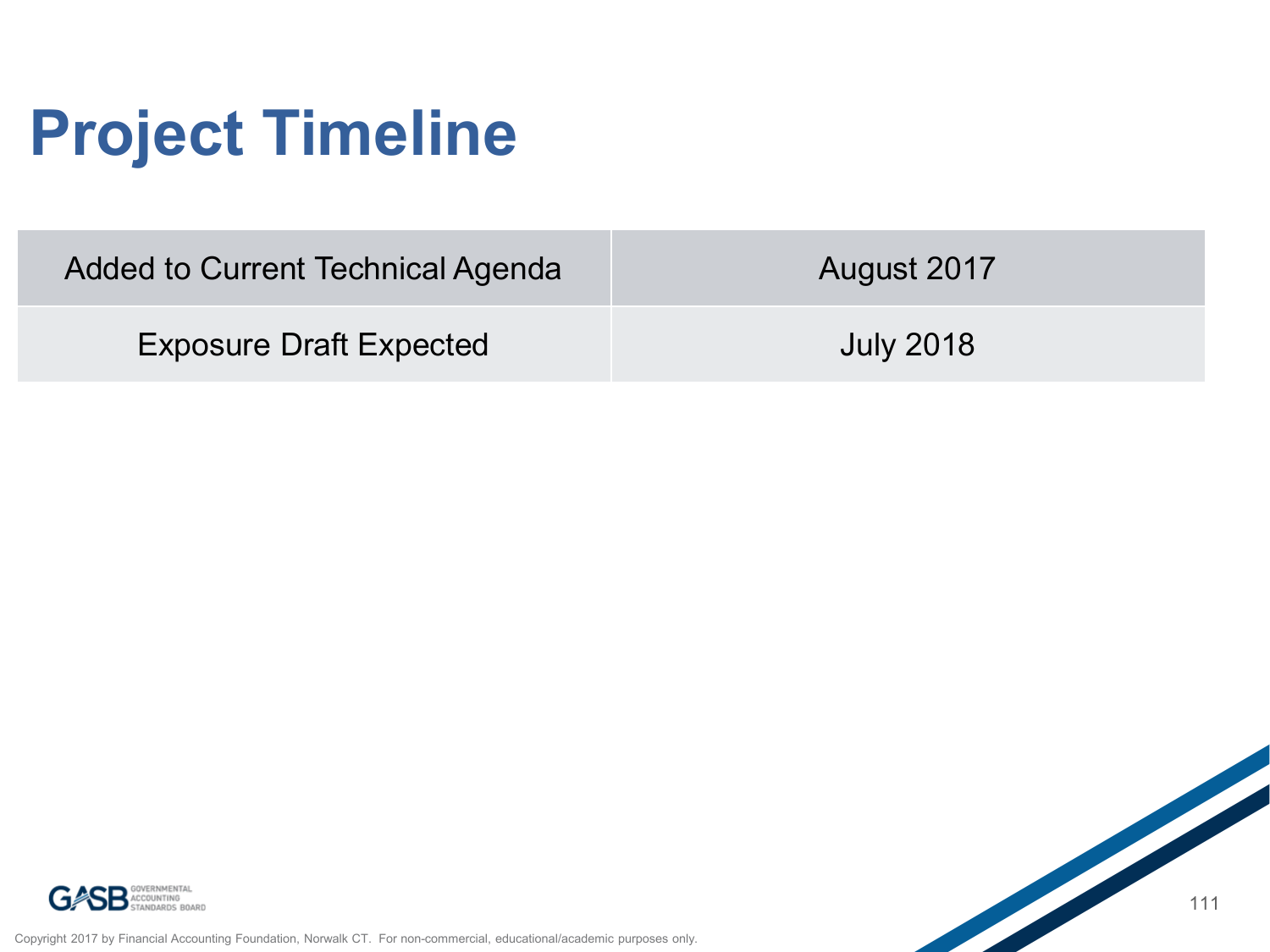# Project Timeline

| Added to Current Technical Agenda | August 2017 |
|---|---|
| Exposure Draft Expected | July 2018 |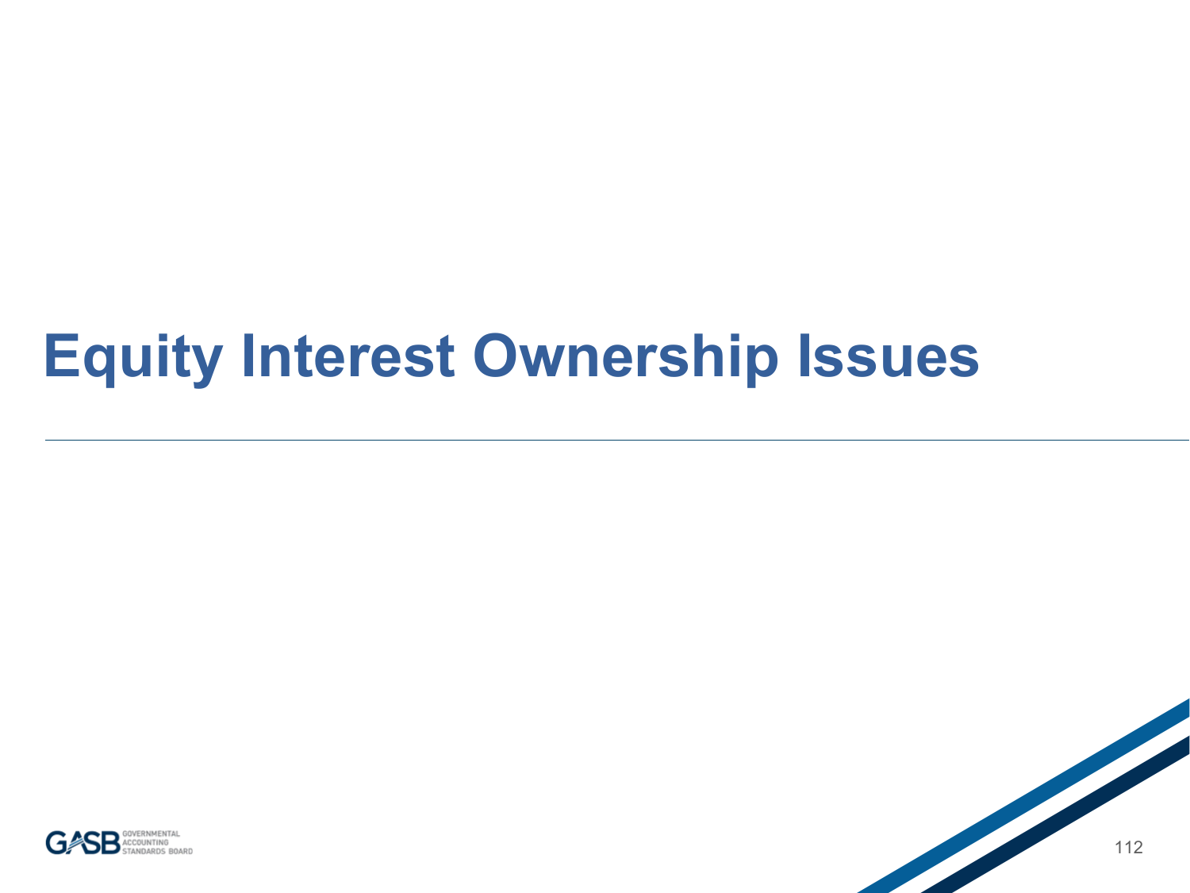# Equity Interest Ownership Issues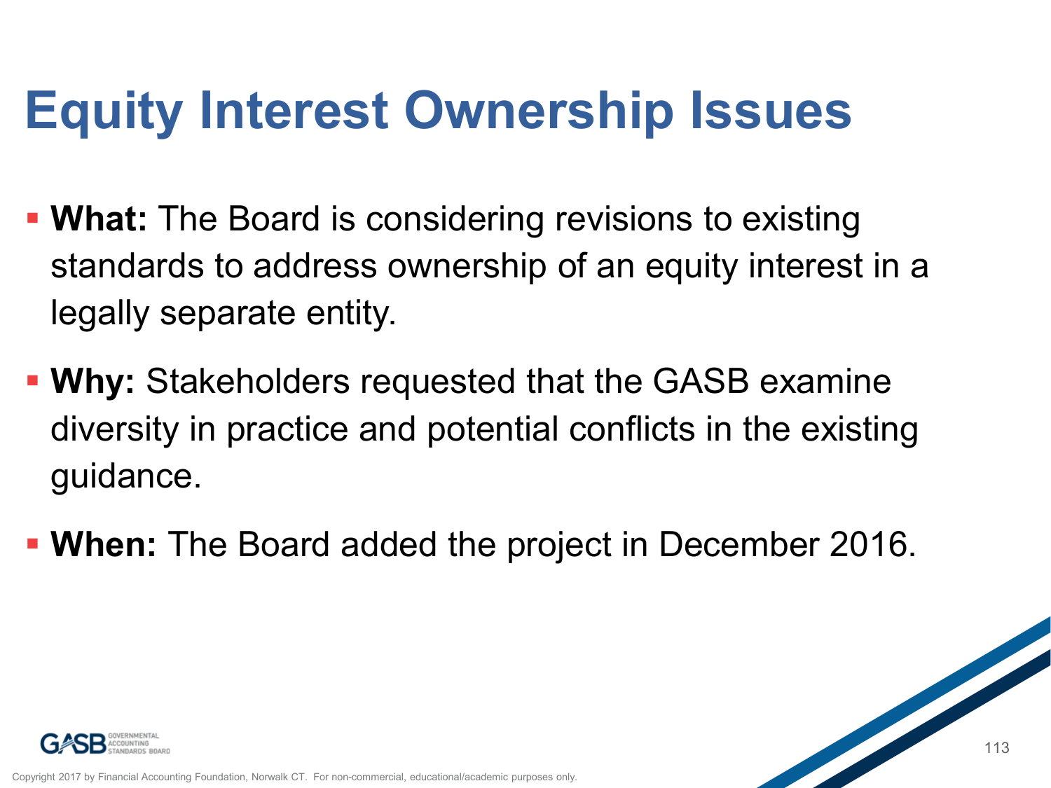# Equity Interest Ownership Issues

- **What:** The Board is considering revisions to existing standards to address ownership of an equity interest in a legally separate entity.
- **Why:** Stakeholders requested that the GASB examine diversity in practice and potential conflicts in the existing guidance.
- **When:** The Board added the project in December 2016.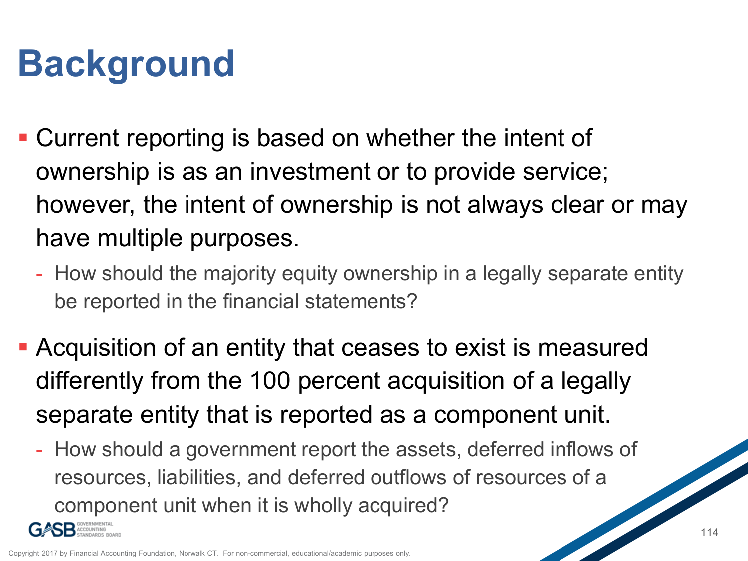# Background

- Current reporting is based on whether the intent of ownership is as an investment or to provide service; however, the intent of ownership is not always clear or may have multiple purposes.
  - How should the majority equity ownership in a legally separate entity be reported in the financial statements?
- Acquisition of an entity that ceases to exist is measured differently from the 100 percent acquisition of a legally separate entity that is reported as a component unit.
  - How should a government report the assets, deferred inflows of resources, liabilities, and deferred outflows of resources of a component unit when it is wholly acquired?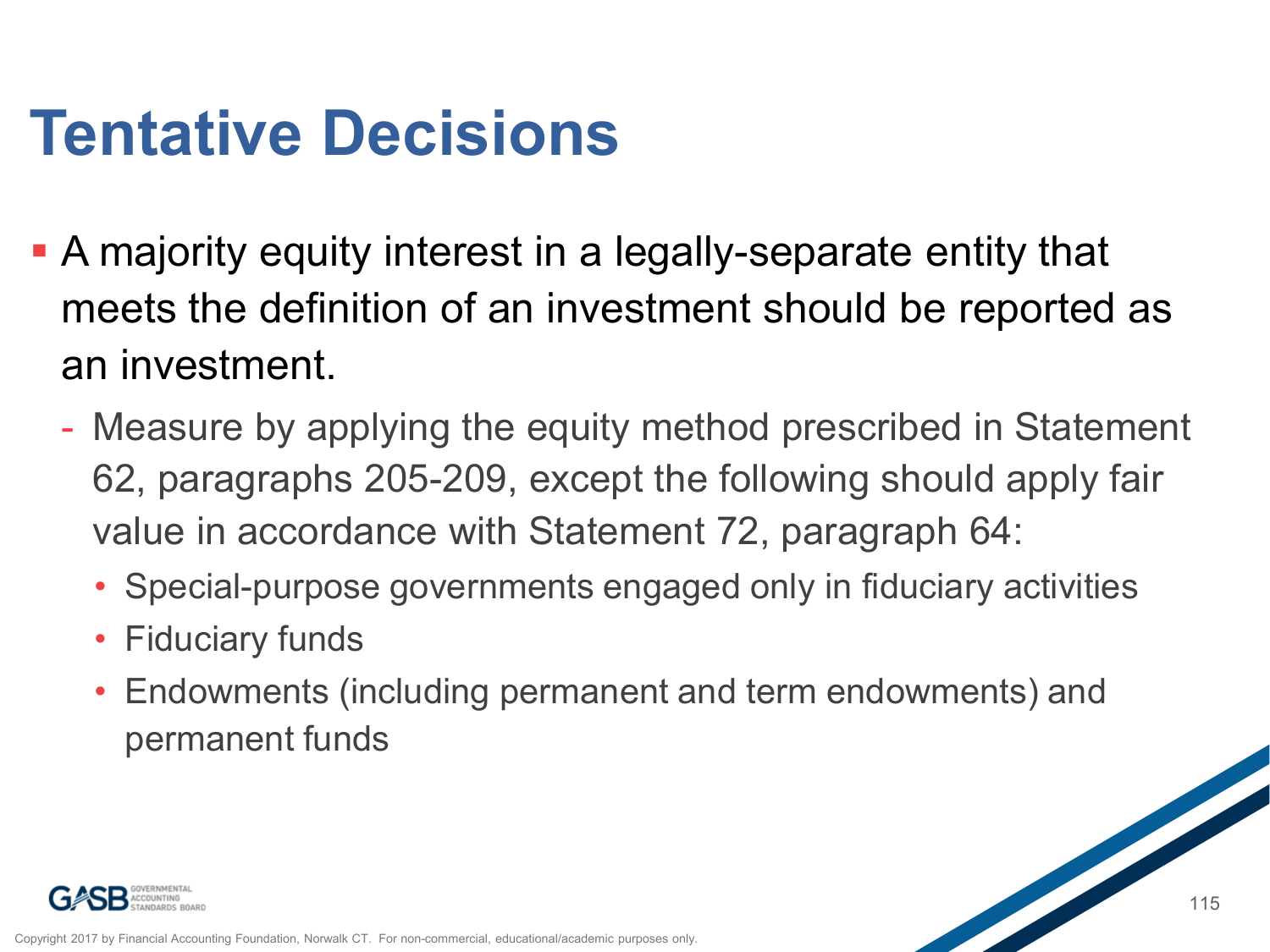# Tentative Decisions

- A majority equity interest in a legally-separate entity that meets the definition of an investment should be reported as an investment.
  - Measure by applying the equity method prescribed in Statement 62, paragraphs 205-209, except the following should apply fair value in accordance with Statement 72, paragraph 64:
    - Special-purpose governments engaged only in fiduciary activities
    - Fiduciary funds
    - Endowments (including permanent and term endowments) and permanent funds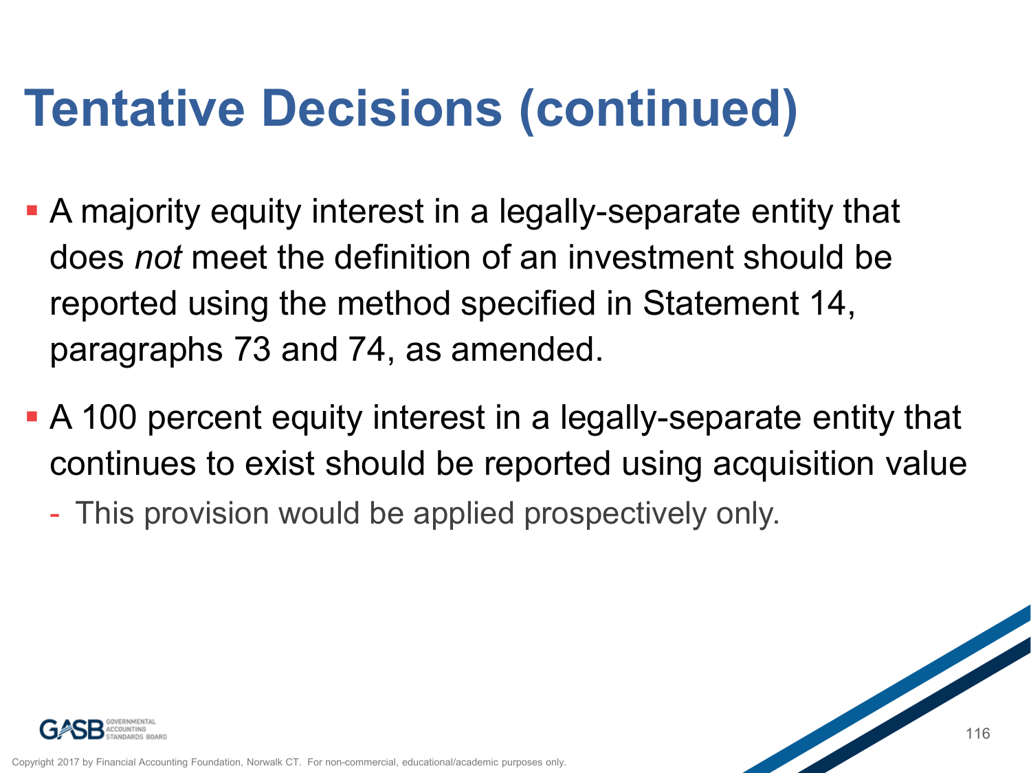# Tentative Decisions (continued)

- A majority equity interest in a legally-separate entity that does *not* meet the definition of an investment should be reported using the method specified in Statement 14, paragraphs 73 and 74, as amended.
- A 100 percent equity interest in a legally-separate entity that continues to exist should be reported using acquisition value
  - This provision would be applied prospectively only.

Copyright 2017 by Financial Accounting Foundation, Norwalk CT. For non-commercial, educational/academic purposes only.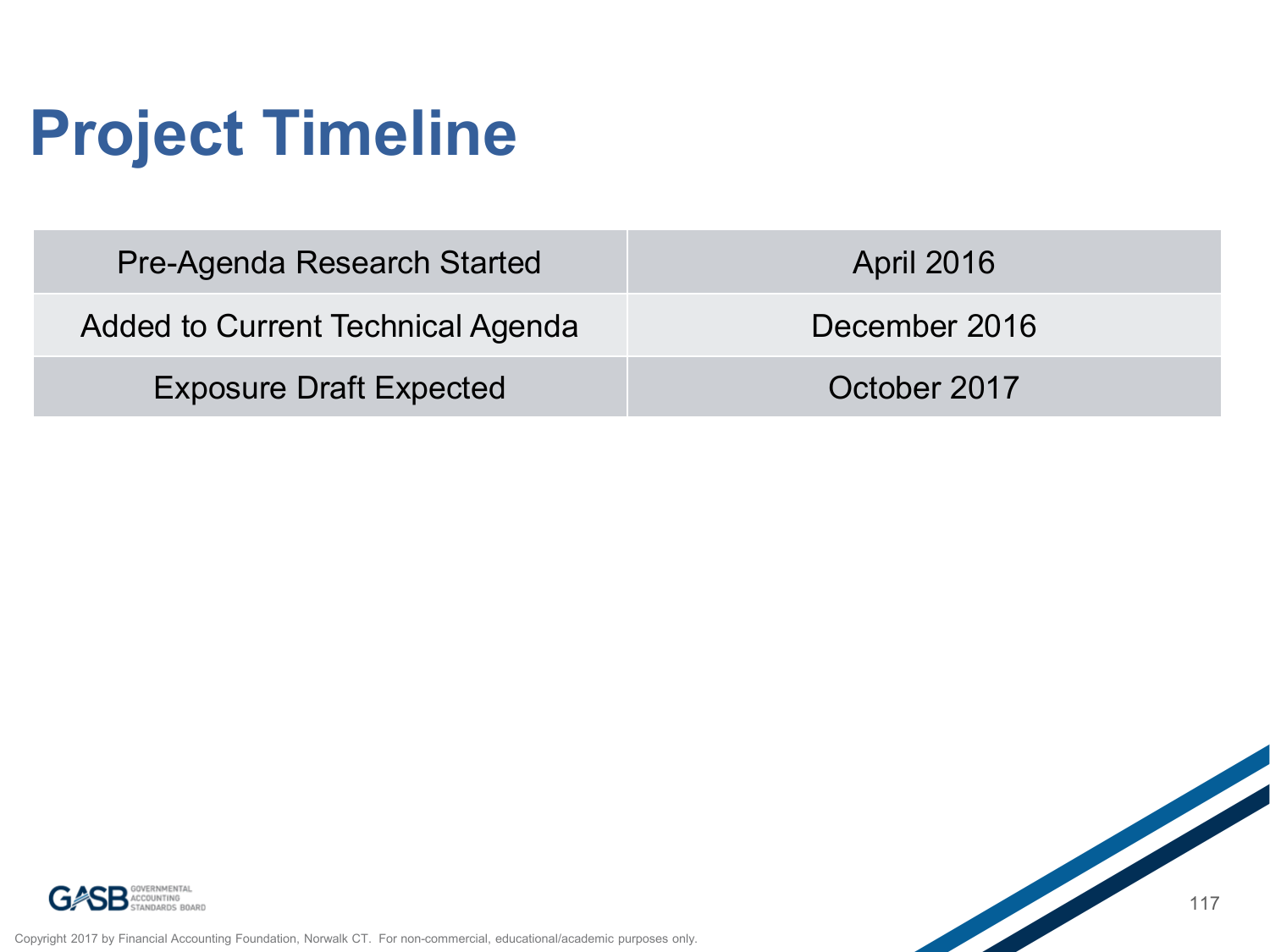# Project Timeline

| Pre-Agenda Research Started | April 2016 |
|---|---|
| Added to Current Technical Agenda | December 2016 |
| Exposure Draft Expected | October 2017 |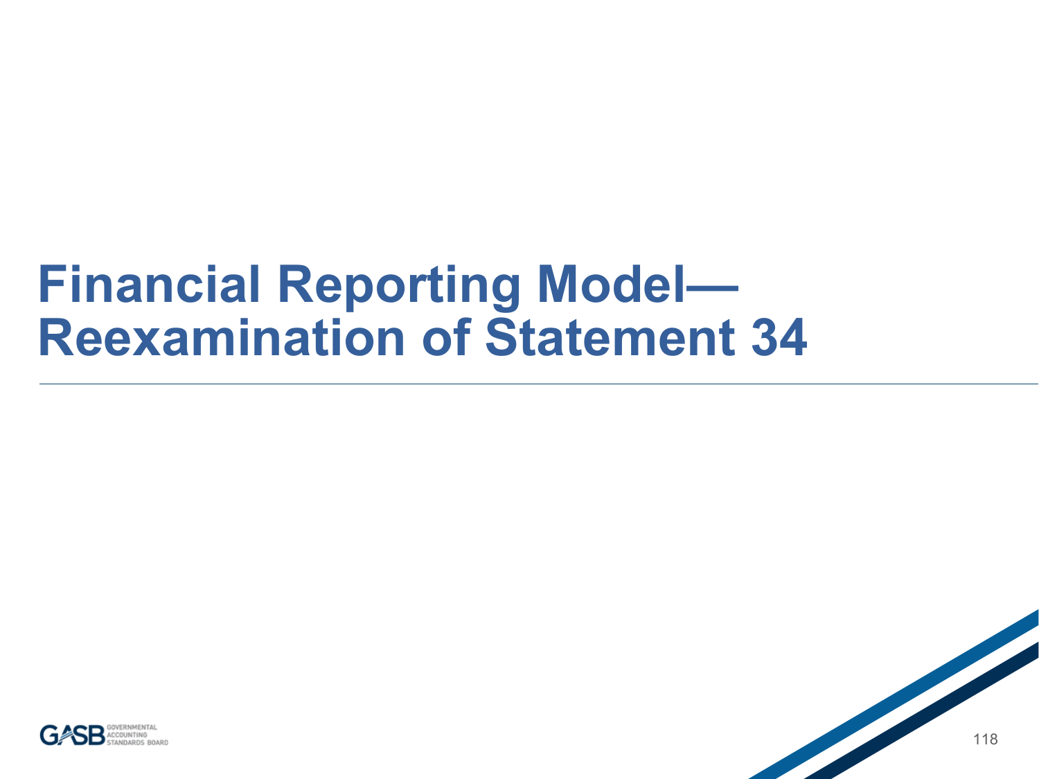# Financial Reporting Model— Reexamination of Statement 34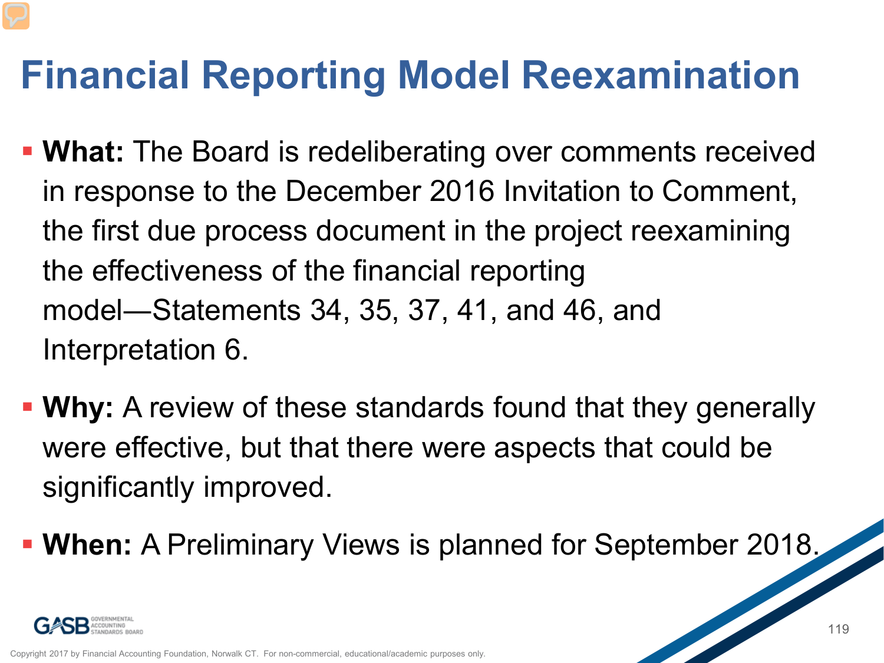# Financial Reporting Model Reexamination

- **What:** The Board is redeliberating over comments received in response to the December 2016 Invitation to Comment, the first due process document in the project reexamining the effectiveness of the financial reporting model—Statements 34, 35, 37, 41, and 46, and Interpretation 6.
- **Why:** A review of these standards found that they generally were effective, but that there were aspects that could be significantly improved.
- **When:** A Preliminary Views is planned for September 2018.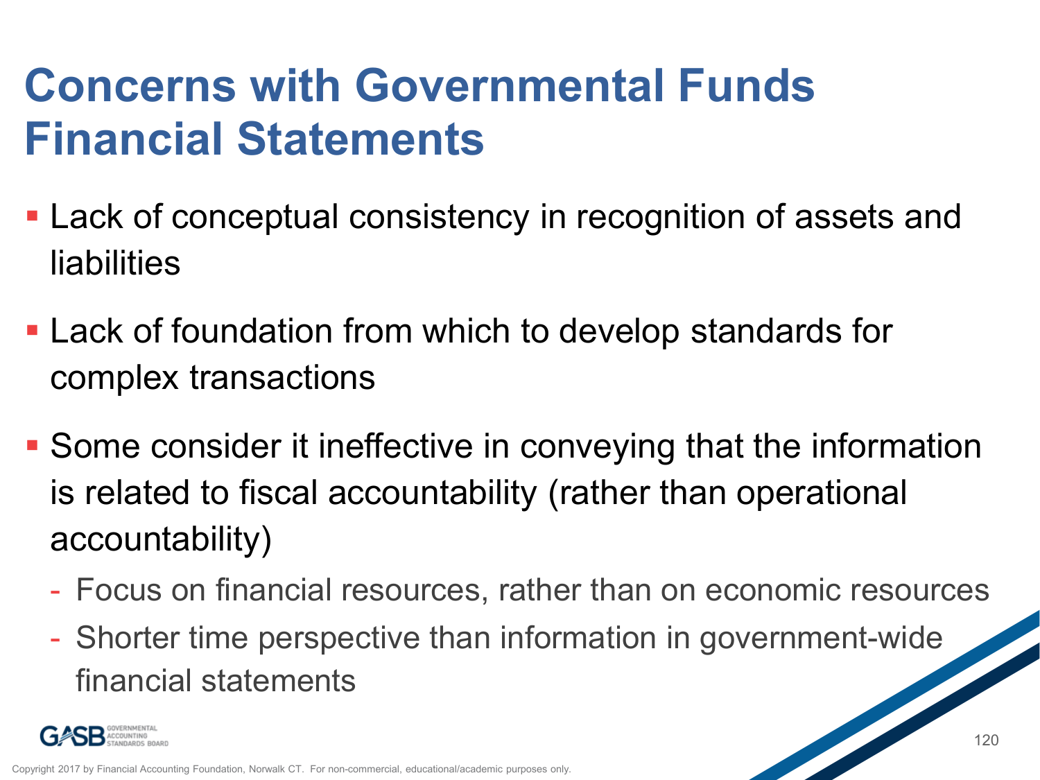# Concerns with Governmental Funds Financial Statements

- Lack of conceptual consistency in recognition of assets and liabilities
- Lack of foundation from which to develop standards for complex transactions
- Some consider it ineffective in conveying that the information is related to fiscal accountability (rather than operational accountability)
  - Focus on financial resources, rather than on economic resources
  - Shorter time perspective than information in government-wide financial statements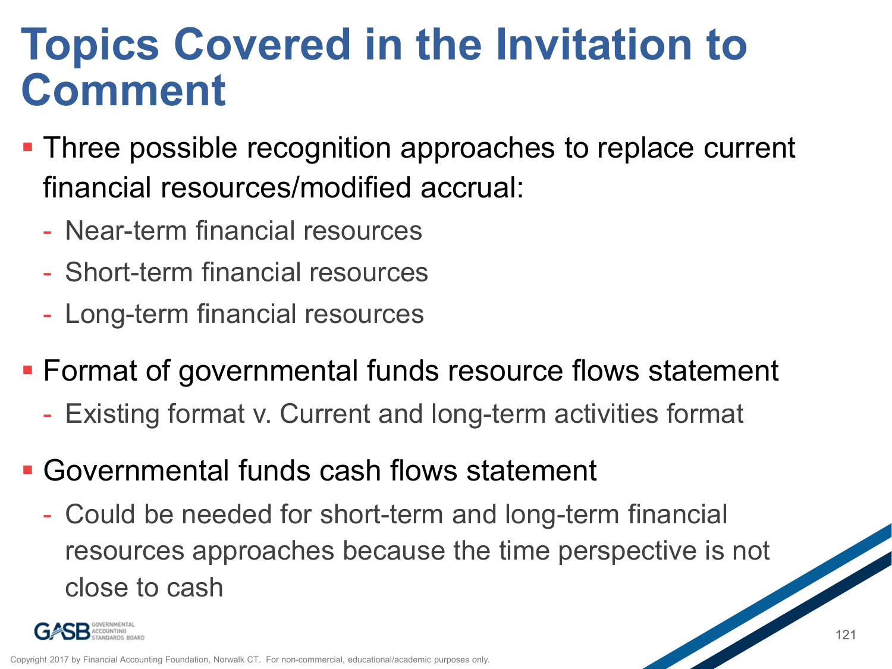# Topics Covered in the Invitation to Comment

- Three possible recognition approaches to replace current financial resources/modified accrual:
  - Near-term financial resources
  - Short-term financial resources
  - Long-term financial resources
- Format of governmental funds resource flows statement
  - Existing format v. Current and long-term activities format
- Governmental funds cash flows statement
  - Could be needed for short-term and long-term financial resources approaches because the time perspective is not close to cash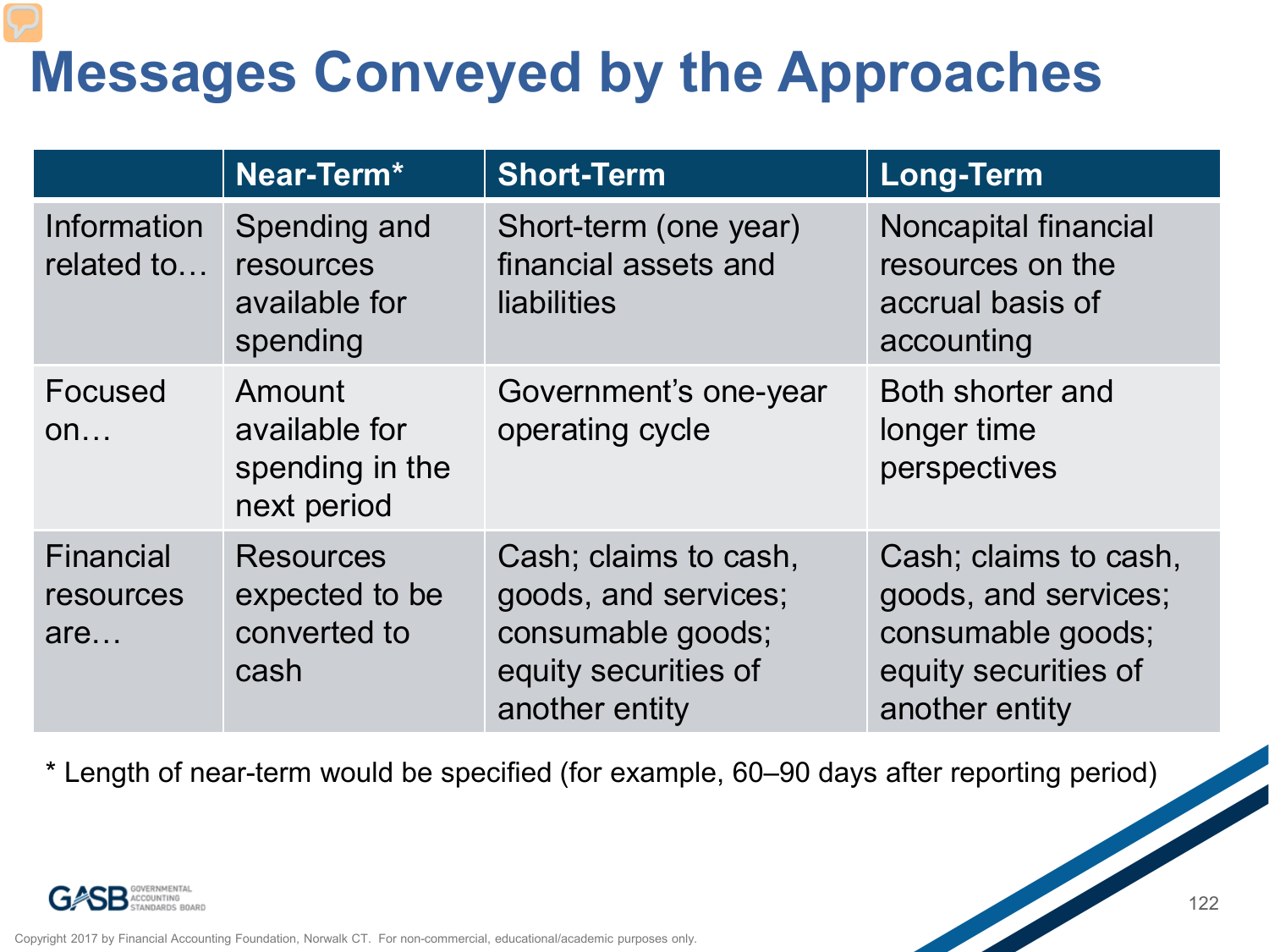# Messages Conveyed by the Approaches

| | Near-Term* | Short-Term | Long-Term |
|---|---|---|---|
| Information related to… | Spending and resources available for spending | Short-term (one year) financial assets and liabilities | Noncapital financial resources on the accrual basis of accounting |
| Focused on… | Amount available for spending in the next period | Government's one-year operating cycle | Both shorter and longer time perspectives |
| Financial resources are… | Resources expected to be converted to cash | Cash; claims to cash, goods, and services; consumable goods; equity securities of another entity | Cash; claims to cash, goods, and services; consumable goods; equity securities of another entity |

* Length of near-term would be specified (for example, 60–90 days after reporting period)

Copyright 2017 by Financial Accounting Foundation, Norwalk CT. For non-commercial, educational/academic purposes only.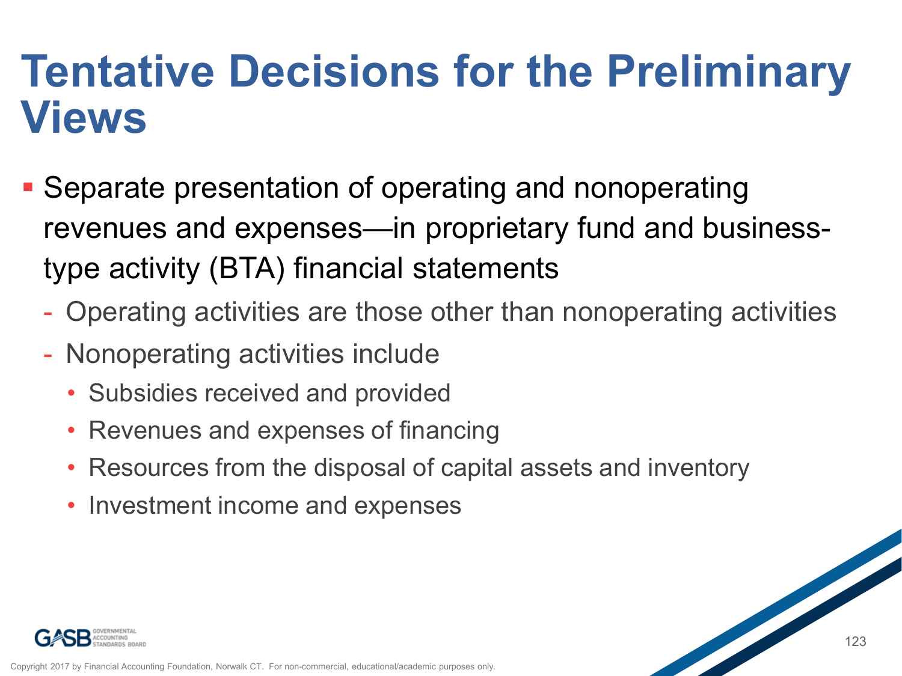# Tentative Decisions for the Preliminary Views

- Separate presentation of operating and nonoperating revenues and expenses—in proprietary fund and business-type activity (BTA) financial statements
  - Operating activities are those other than nonoperating activities
  - Nonoperating activities include
    - Subsidies received and provided
    - Revenues and expenses of financing
    - Resources from the disposal of capital assets and inventory
    - Investment income and expenses

Copyright 2017 by Financial Accounting Foundation, Norwalk CT. For non-commercial, educational/academic purposes only.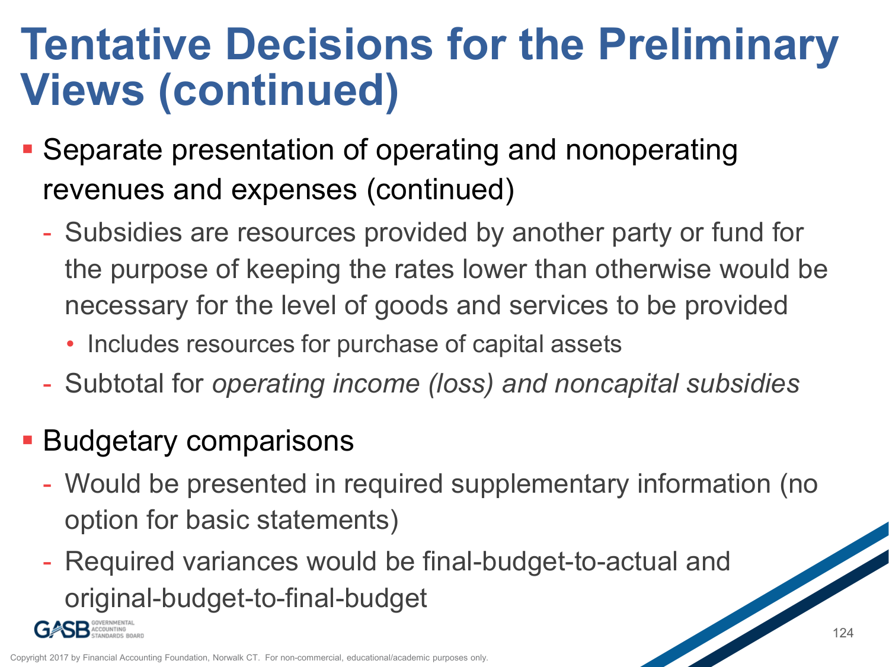# Tentative Decisions for the Preliminary Views (continued)

- Separate presentation of operating and nonoperating revenues and expenses (continued)
  - Subsidies are resources provided by another party or fund for the purpose of keeping the rates lower than otherwise would be necessary for the level of goods and services to be provided
    - Includes resources for purchase of capital assets
  - Subtotal for *operating income (loss) and noncapital subsidies*
- Budgetary comparisons
  - Would be presented in required supplementary information (no option for basic statements)
  - Required variances would be final-budget-to-actual and original-budget-to-final-budget

Copyright 2017 by Financial Accounting Foundation, Norwalk CT. For non-commercial, educational/academic purposes only.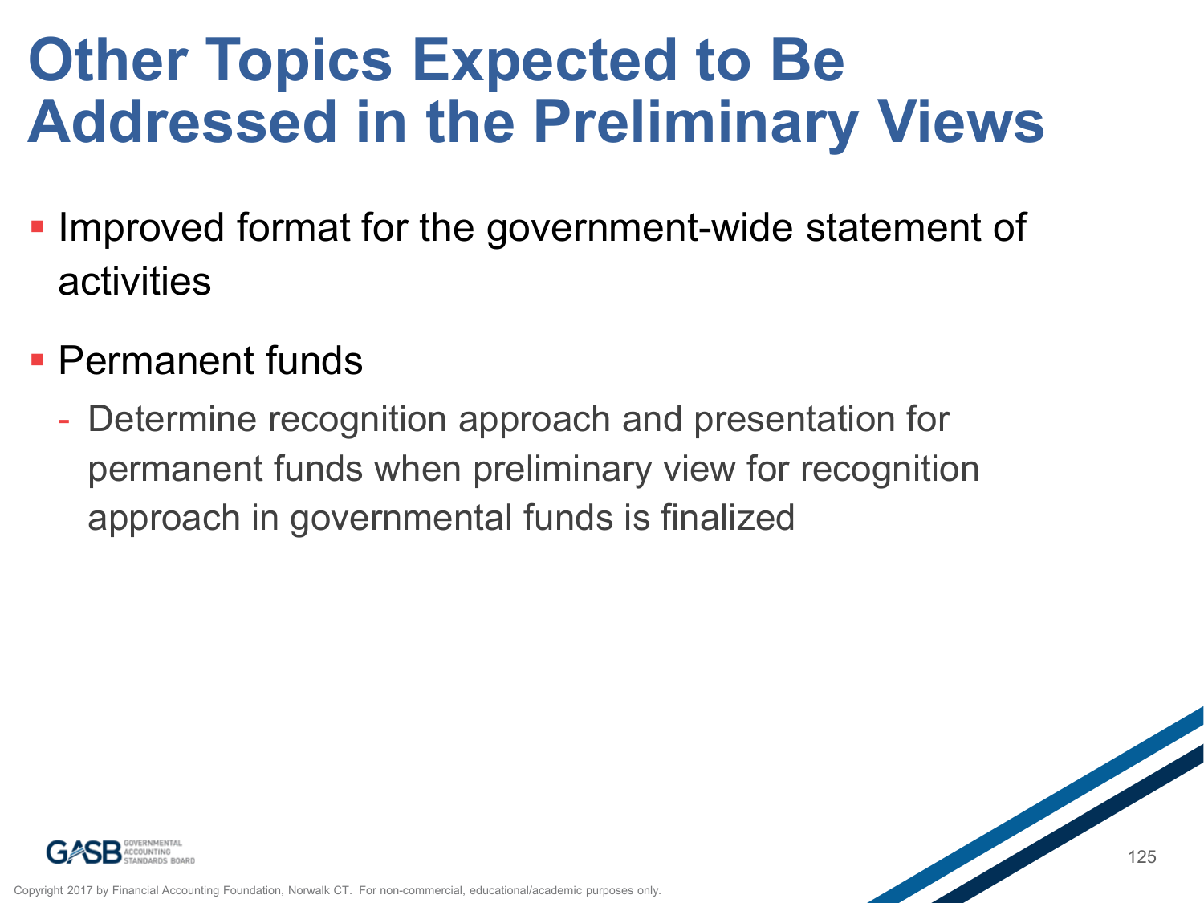# Other Topics Expected to Be Addressed in the Preliminary Views

- Improved format for the government-wide statement of activities
- Permanent funds
  - Determine recognition approach and presentation for permanent funds when preliminary view for recognition approach in governmental funds is finalized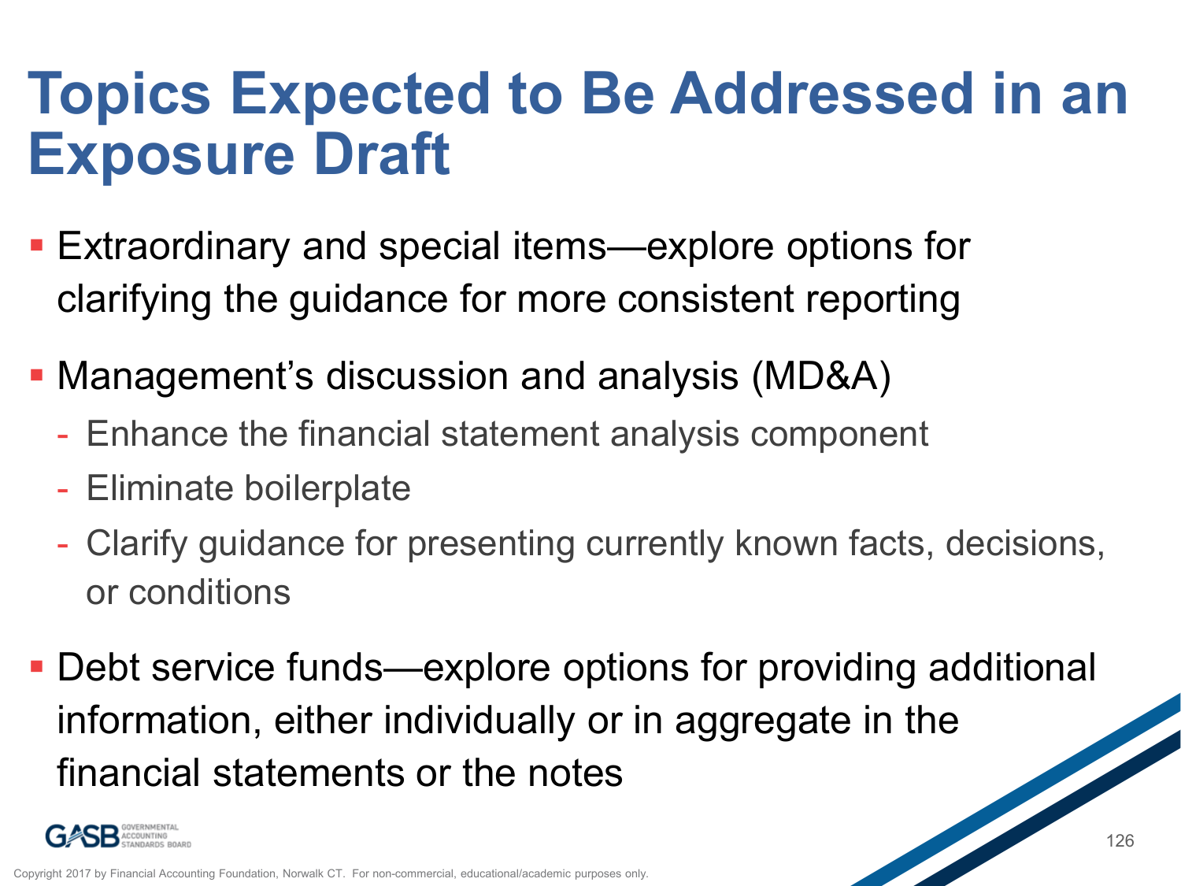# Topics Expected to Be Addressed in an Exposure Draft

- Extraordinary and special items—explore options for clarifying the guidance for more consistent reporting
- Management's discussion and analysis (MD&A)
  - Enhance the financial statement analysis component
  - Eliminate boilerplate
  - Clarify guidance for presenting currently known facts, decisions, or conditions
- Debt service funds—explore options for providing additional information, either individually or in aggregate in the financial statements or the notes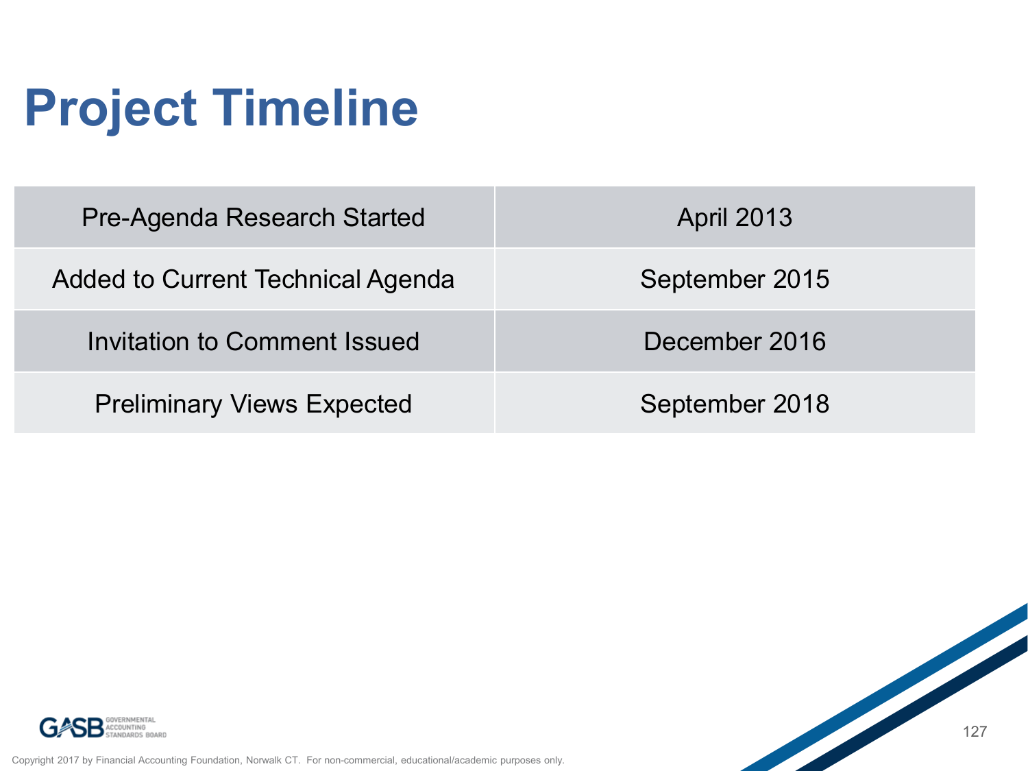# Project Timeline

| | |
|---|---|
| Pre-Agenda Research Started | April 2013 |
| Added to Current Technical Agenda | September 2015 |
| Invitation to Comment Issued | December 2016 |
| Preliminary Views Expected | September 2018 |

Copyright 2017 by Financial Accounting Foundation, Norwalk CT. For non-commercial, educational/academic purposes only.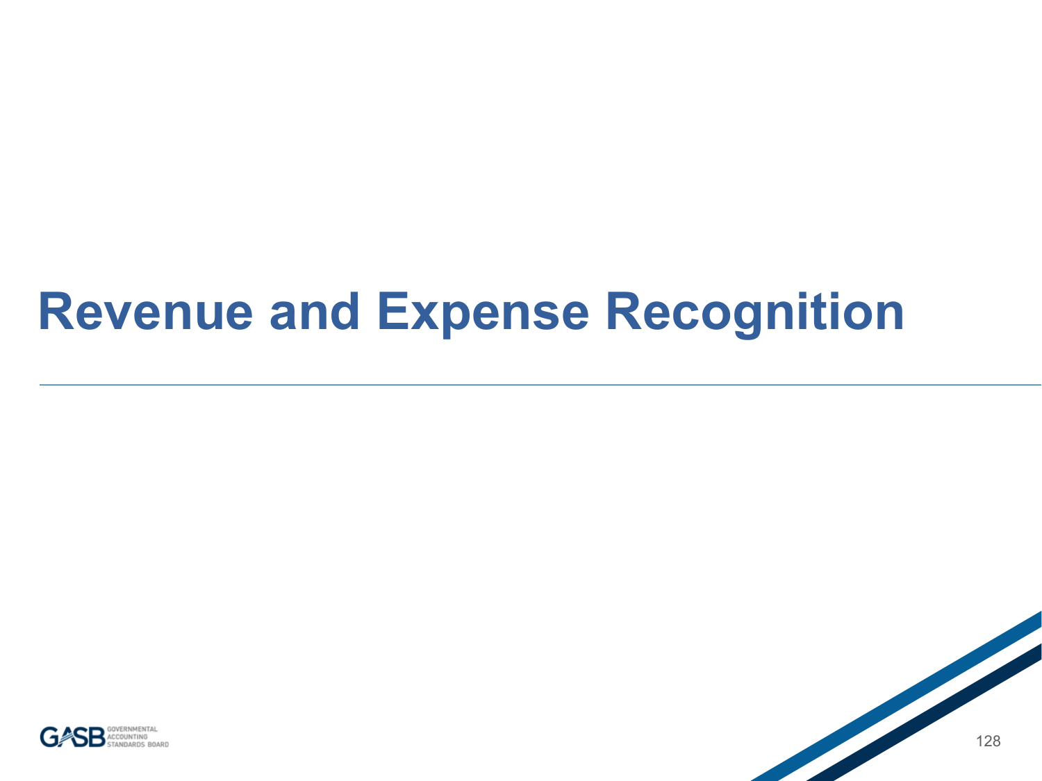# Revenue and Expense Recognition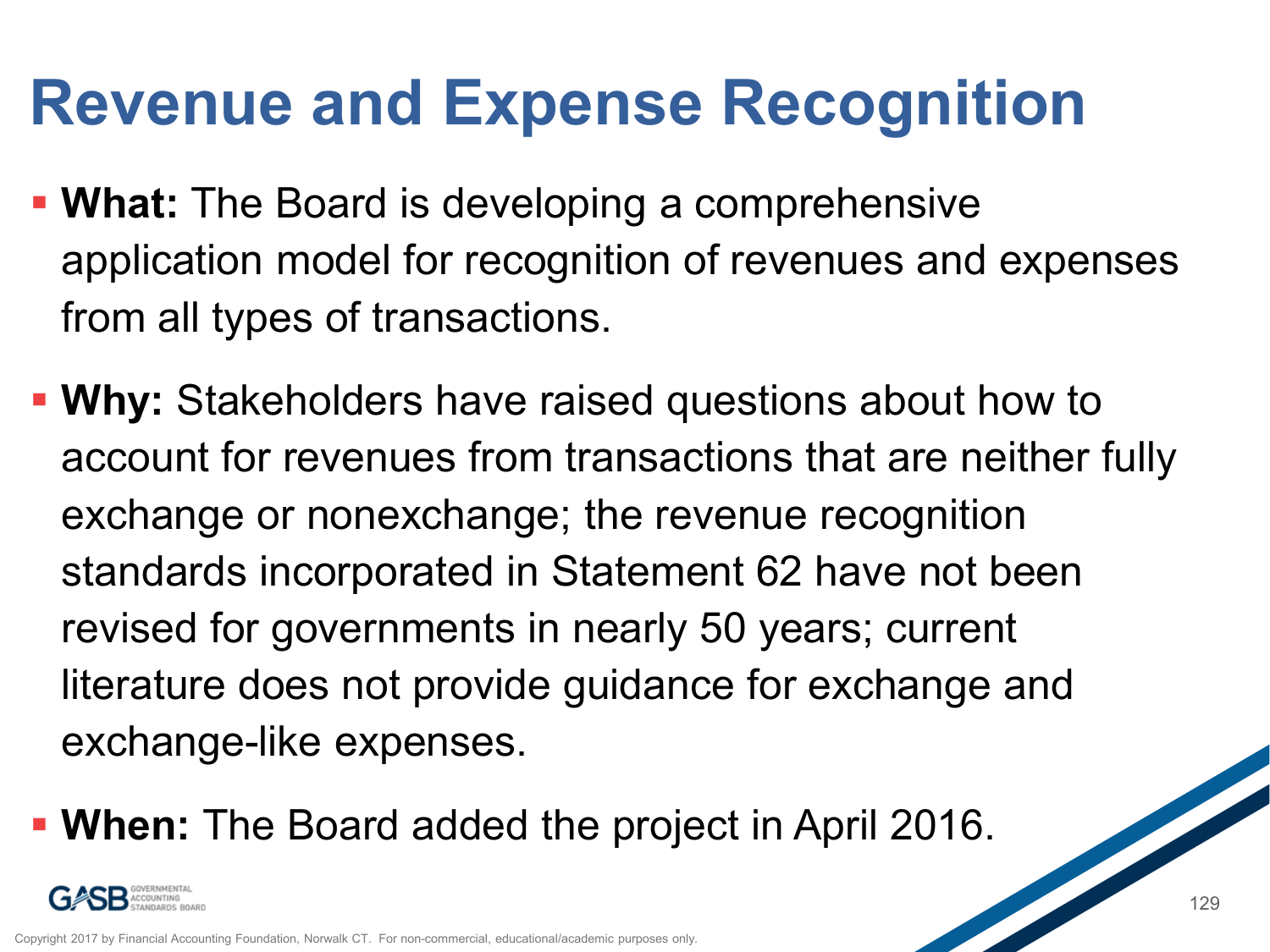# Revenue and Expense Recognition

- **What:** The Board is developing a comprehensive application model for recognition of revenues and expenses from all types of transactions.
- **Why:** Stakeholders have raised questions about how to account for revenues from transactions that are neither fully exchange or nonexchange; the revenue recognition standards incorporated in Statement 62 have not been revised for governments in nearly 50 years; current literature does not provide guidance for exchange and exchange-like expenses.
- **When:** The Board added the project in April 2016.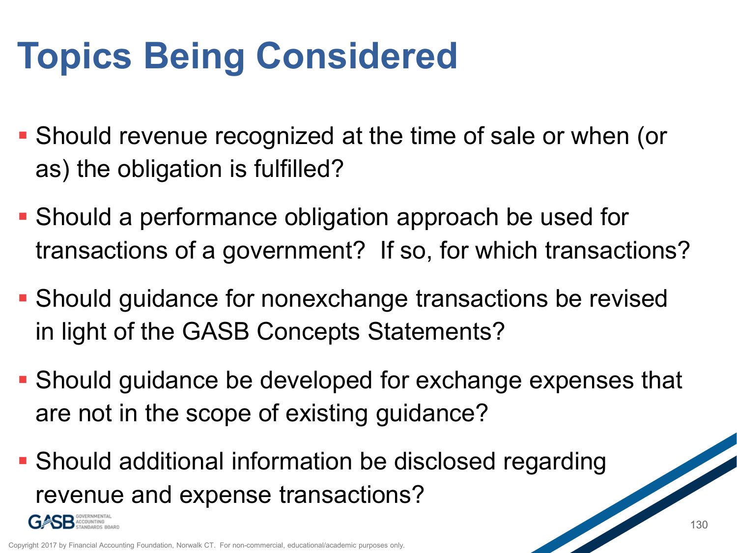# Topics Being Considered

- Should revenue recognized at the time of sale or when (or as) the obligation is fulfilled?
- Should a performance obligation approach be used for transactions of a government? If so, for which transactions?
- Should guidance for nonexchange transactions be revised in light of the GASB Concepts Statements?
- Should guidance be developed for exchange expenses that are not in the scope of existing guidance?
- Should additional information be disclosed regarding revenue and expense transactions?

Copyright 2017 by Financial Accounting Foundation, Norwalk CT. For non-commercial, educational/academic purposes only.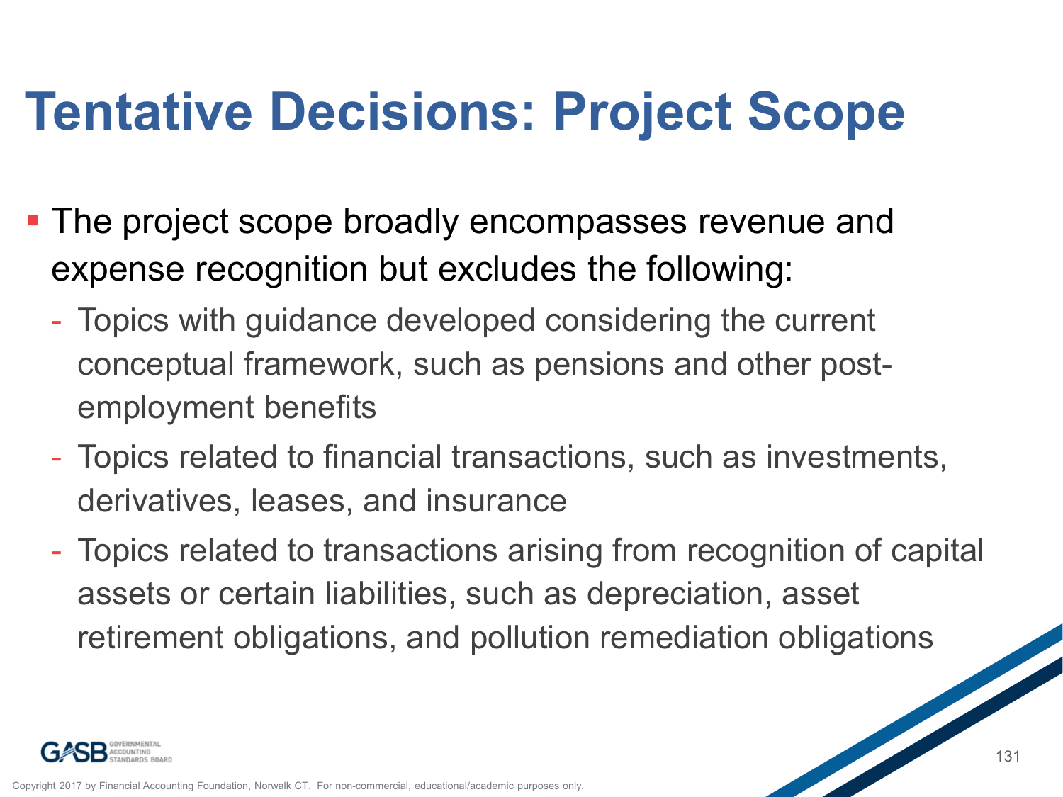# Tentative Decisions: Project Scope

- The project scope broadly encompasses revenue and expense recognition but excludes the following:
  - Topics with guidance developed considering the current conceptual framework, such as pensions and other post-employment benefits
  - Topics related to financial transactions, such as investments, derivatives, leases, and insurance
  - Topics related to transactions arising from recognition of capital assets or certain liabilities, such as depreciation, asset retirement obligations, and pollution remediation obligations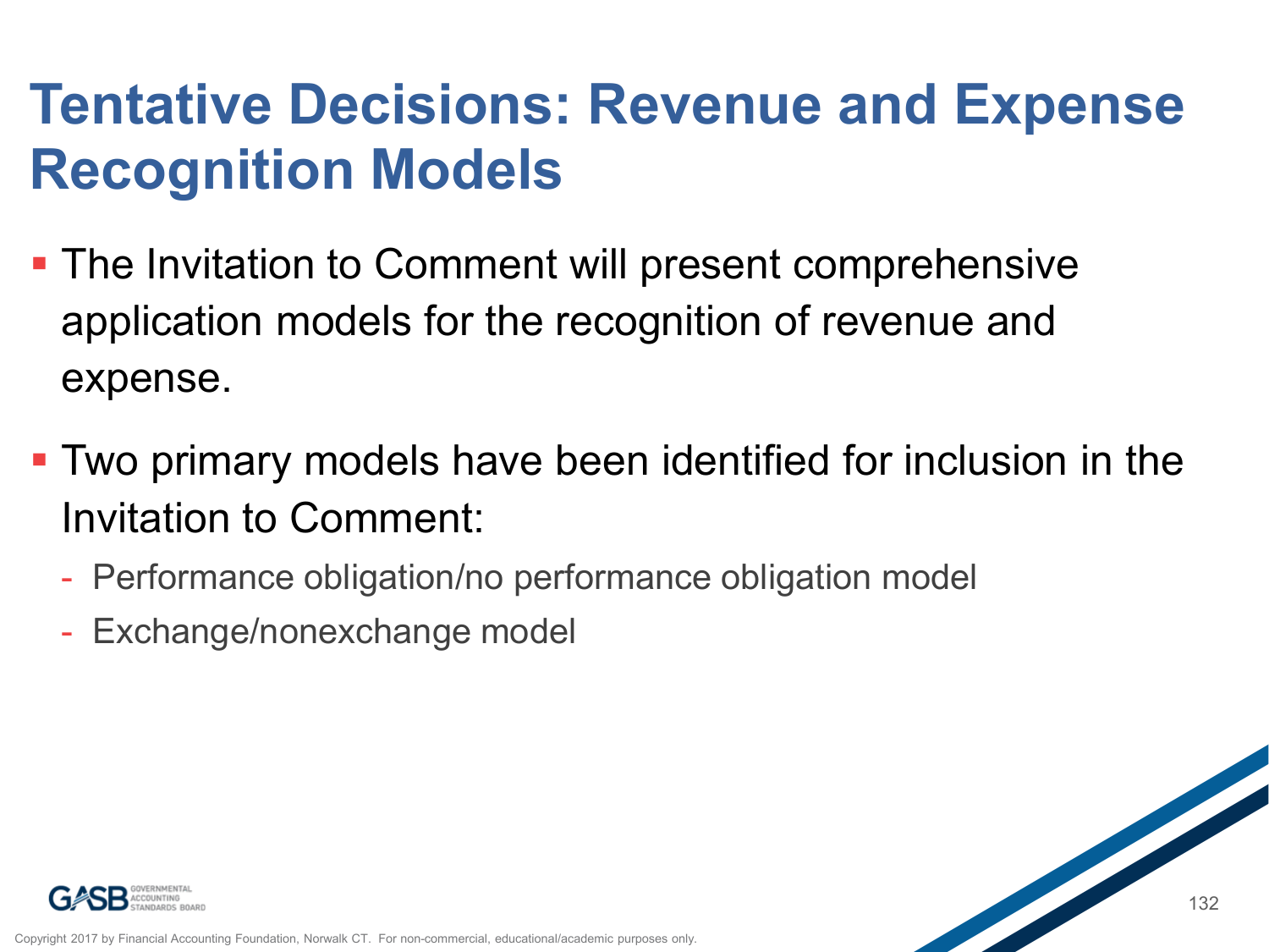# Tentative Decisions: Revenue and Expense Recognition Models

- The Invitation to Comment will present comprehensive application models for the recognition of revenue and expense.
- Two primary models have been identified for inclusion in the Invitation to Comment:
  - Performance obligation/no performance obligation model
  - Exchange/nonexchange model

Copyright 2017 by Financial Accounting Foundation, Norwalk CT. For non-commercial, educational/academic purposes only.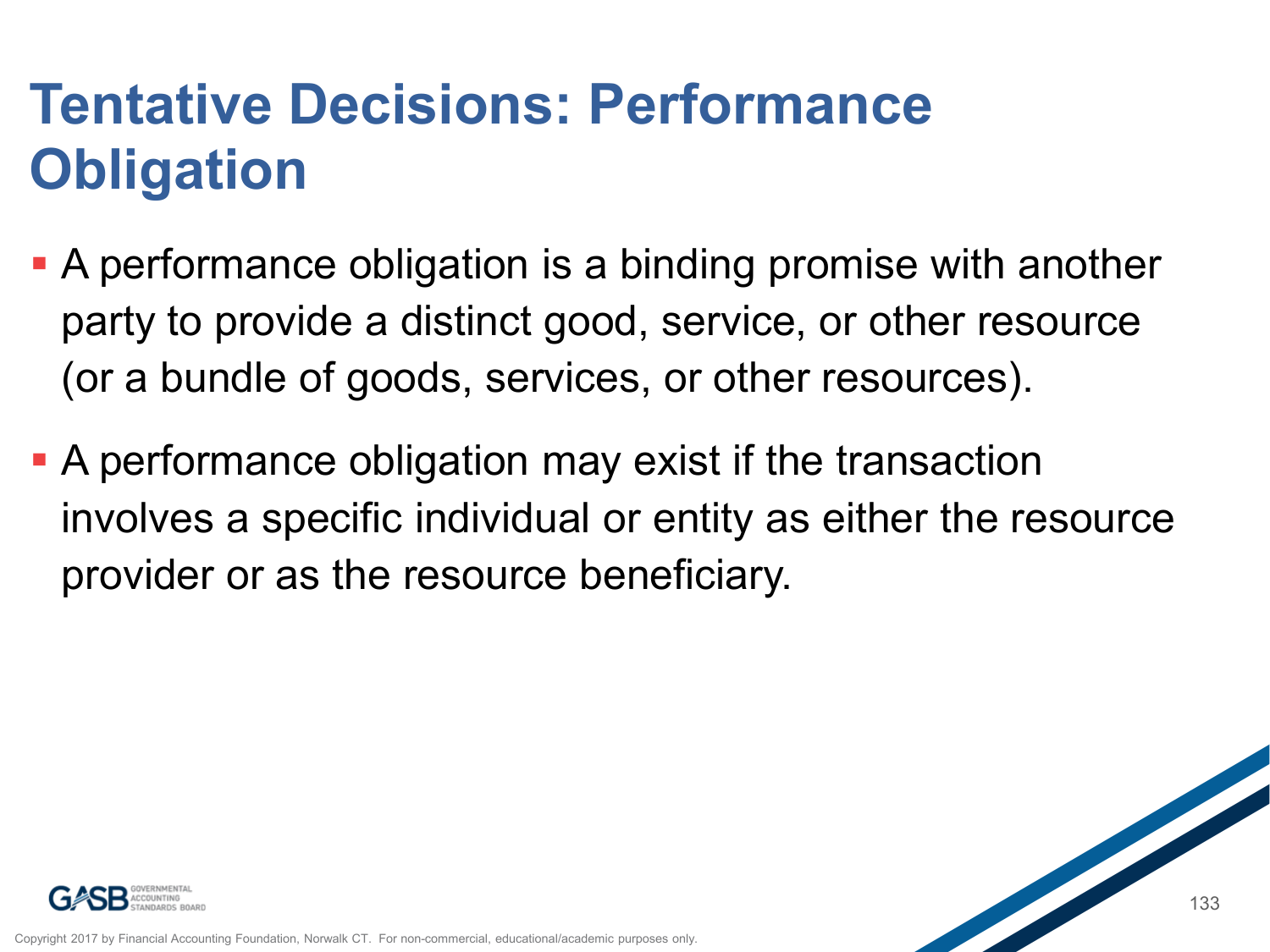# Tentative Decisions: Performance Obligation

- A performance obligation is a binding promise with another party to provide a distinct good, service, or other resource (or a bundle of goods, services, or other resources).
- A performance obligation may exist if the transaction involves a specific individual or entity as either the resource provider or as the resource beneficiary.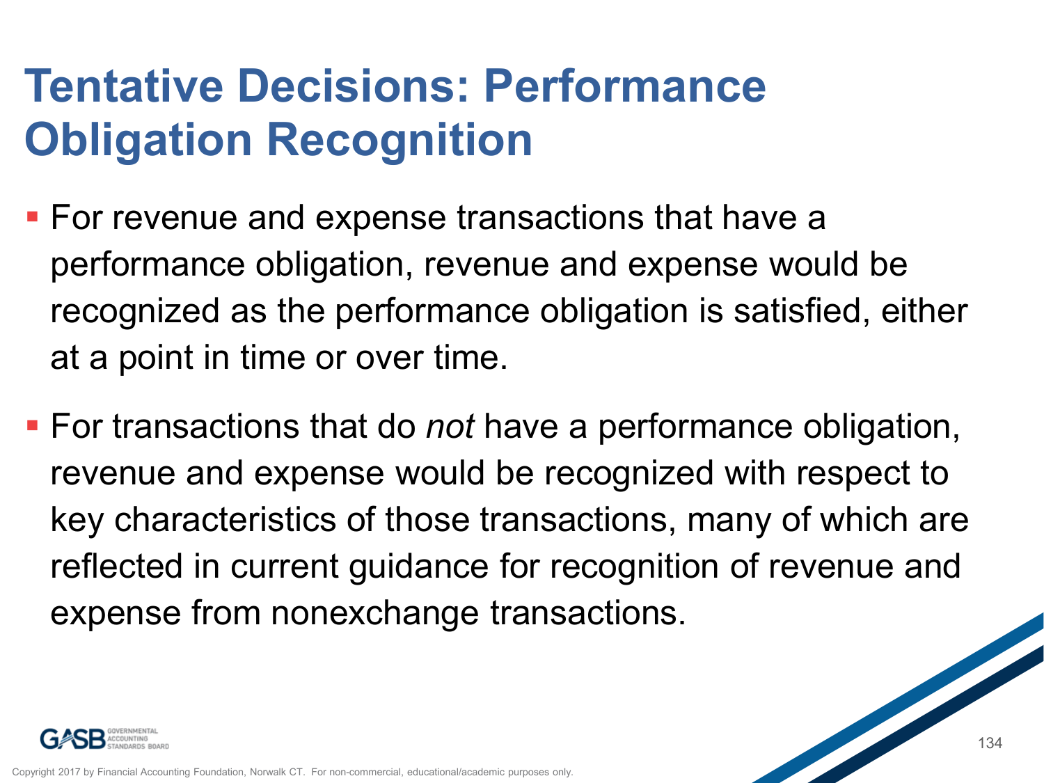# Tentative Decisions: Performance Obligation Recognition

- For revenue and expense transactions that have a performance obligation, revenue and expense would be recognized as the performance obligation is satisfied, either at a point in time or over time.
- For transactions that do *not* have a performance obligation, revenue and expense would be recognized with respect to key characteristics of those transactions, many of which are reflected in current guidance for recognition of revenue and expense from nonexchange transactions.

Copyright 2017 by Financial Accounting Foundation, Norwalk CT. For non-commercial, educational/academic purposes only.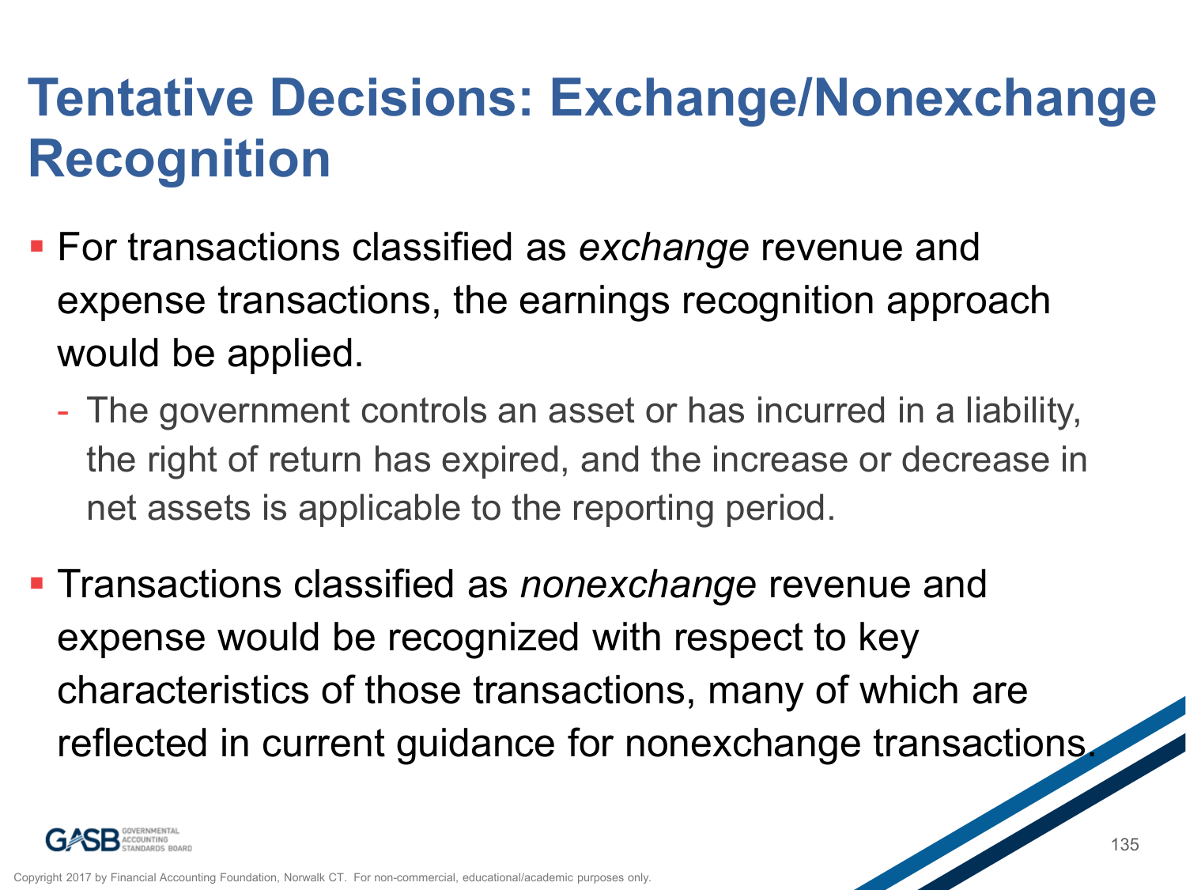# Tentative Decisions: Exchange/Nonexchange Recognition

- For transactions classified as *exchange* revenue and expense transactions, the earnings recognition approach would be applied.
  - The government controls an asset or has incurred in a liability, the right of return has expired, and the increase or decrease in net assets is applicable to the reporting period.
- Transactions classified as *nonexchange* revenue and expense would be recognized with respect to key characteristics of those transactions, many of which are reflected in current guidance for nonexchange transactions.

Copyright 2017 by Financial Accounting Foundation, Norwalk CT. For non-commercial, educational/academic purposes only.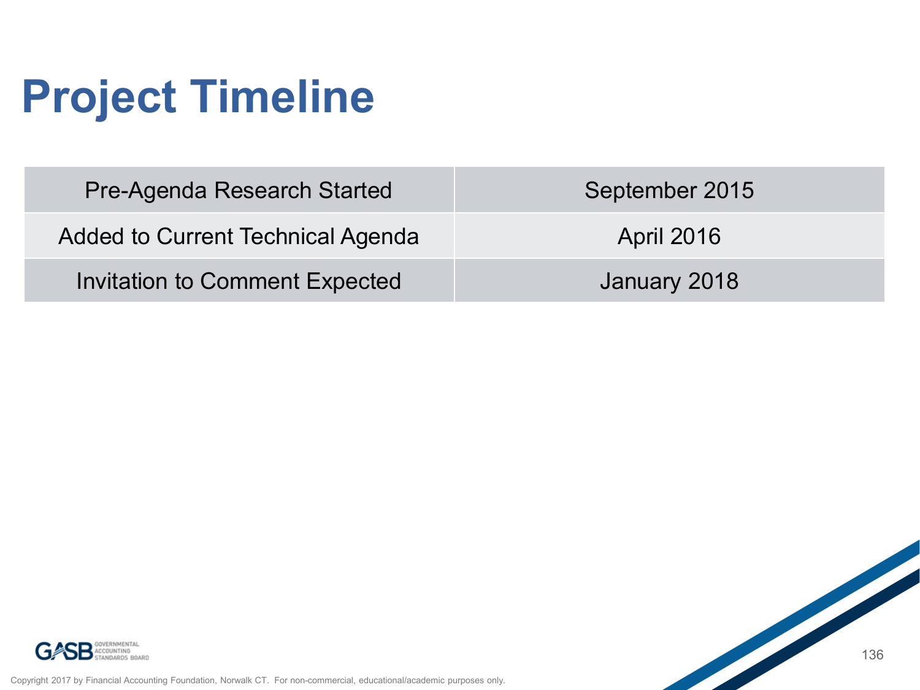# Project Timeline

| | |
|---|---|
| Pre-Agenda Research Started | September 2015 |
| Added to Current Technical Agenda | April 2016 |
| Invitation to Comment Expected | January 2018 |

Copyright 2017 by Financial Accounting Foundation, Norwalk CT. For non-commercial, educational/academic purposes only.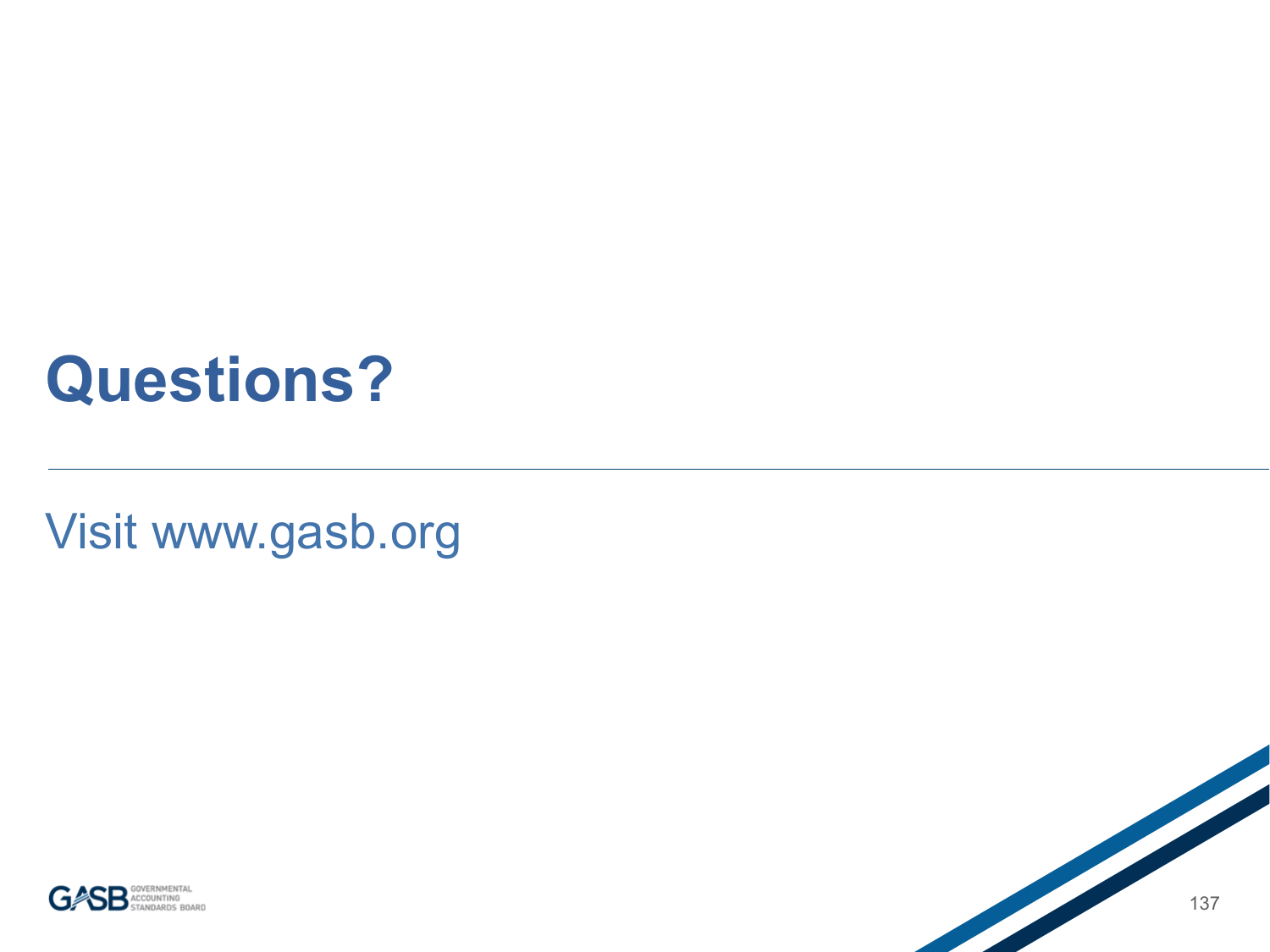# Questions?

Visit www.gasb.org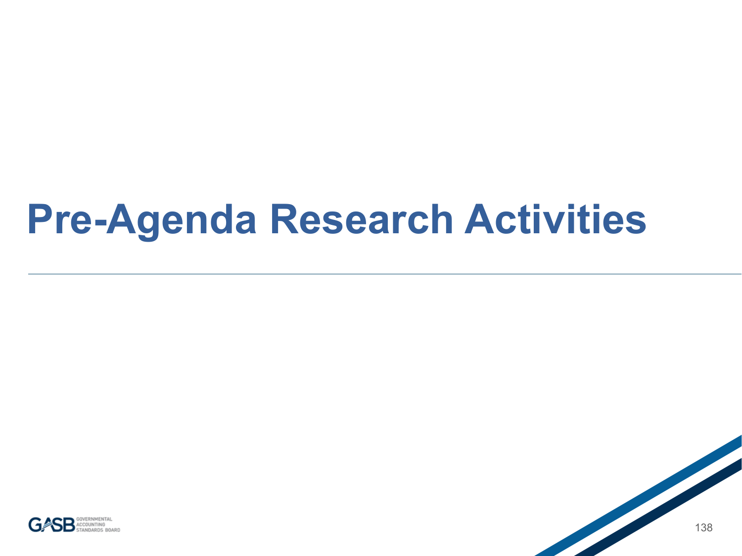# Pre-Agenda Research Activities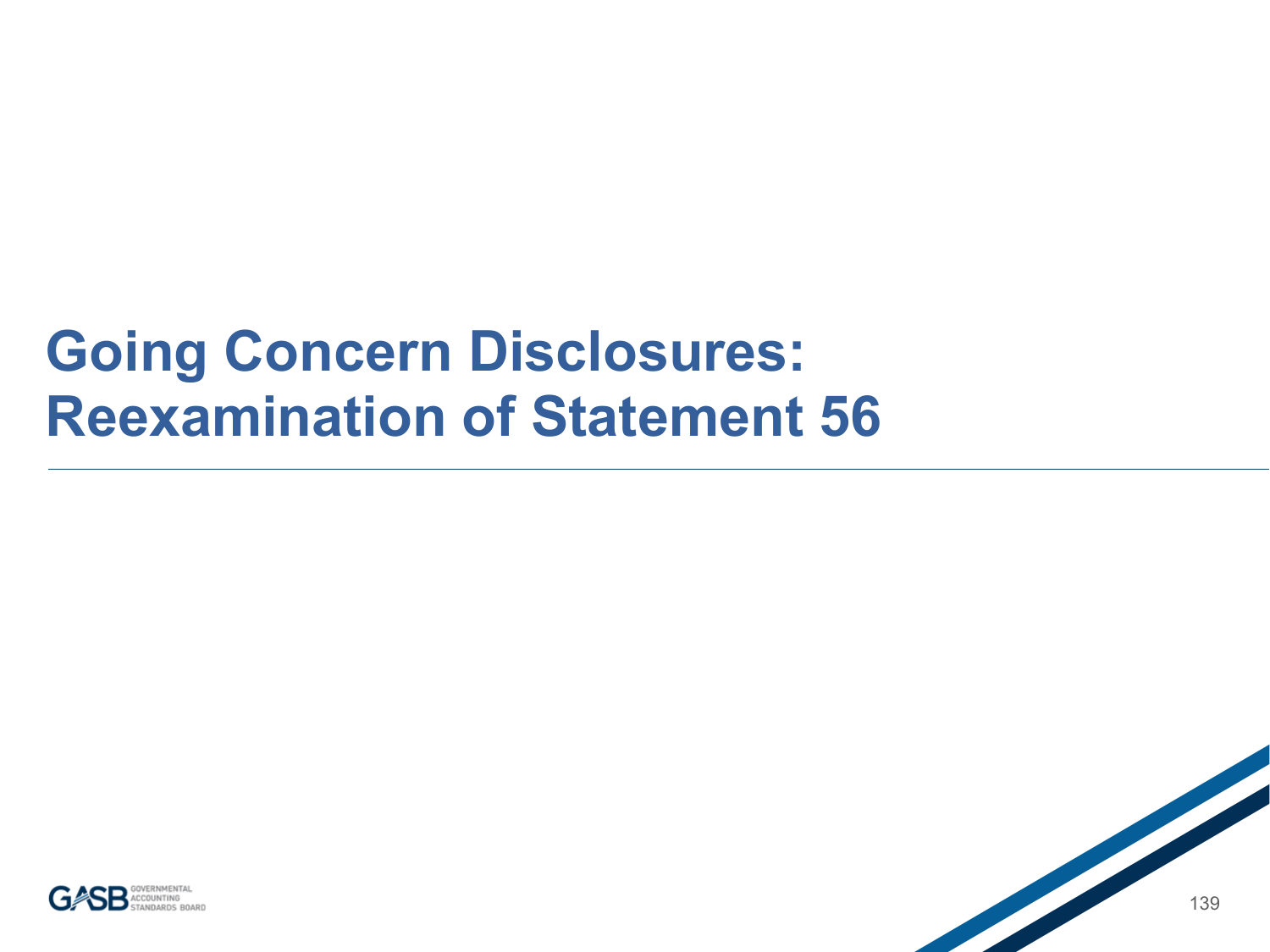# Going Concern Disclosures: Reexamination of Statement 56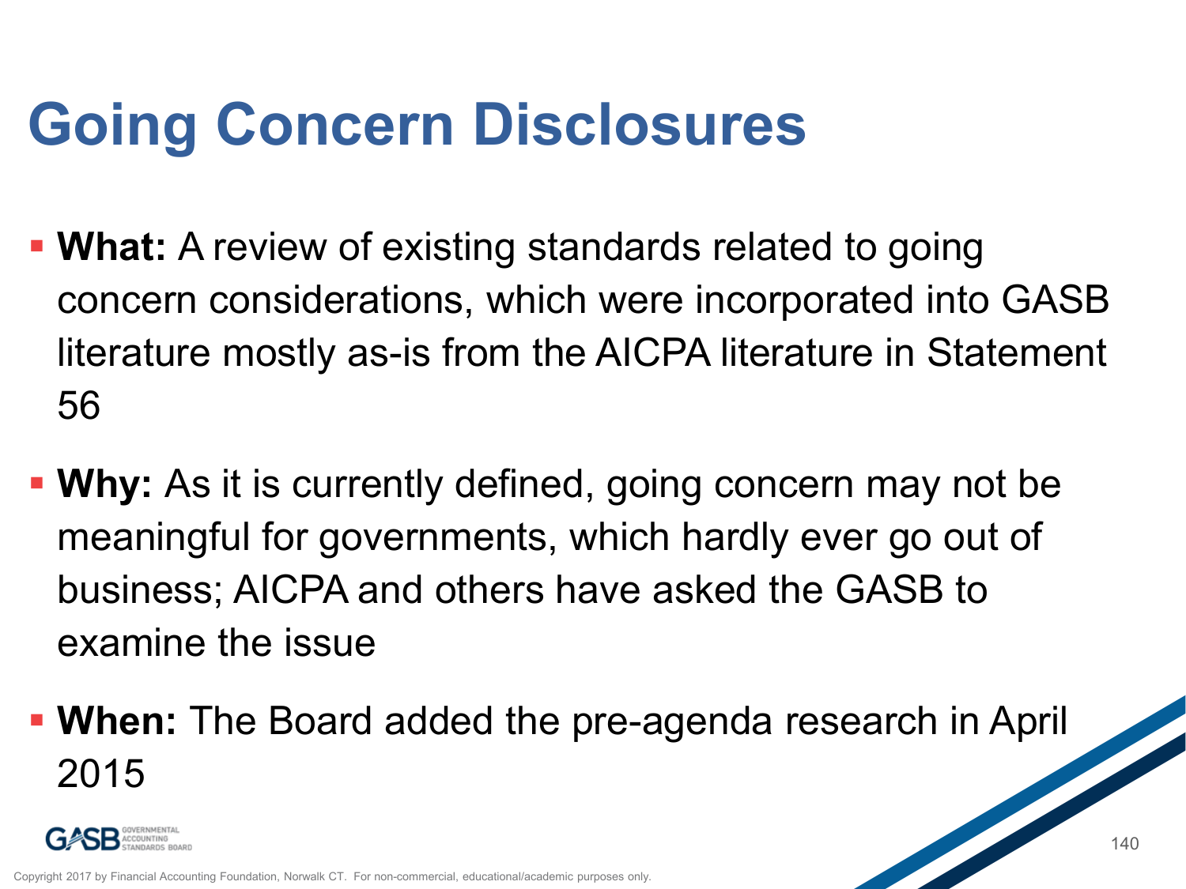# Going Concern Disclosures

- **What:** A review of existing standards related to going concern considerations, which were incorporated into GASB literature mostly as-is from the AICPA literature in Statement 56
- **Why:** As it is currently defined, going concern may not be meaningful for governments, which hardly ever go out of business; AICPA and others have asked the GASB to examine the issue
- **When:** The Board added the pre-agenda research in April 2015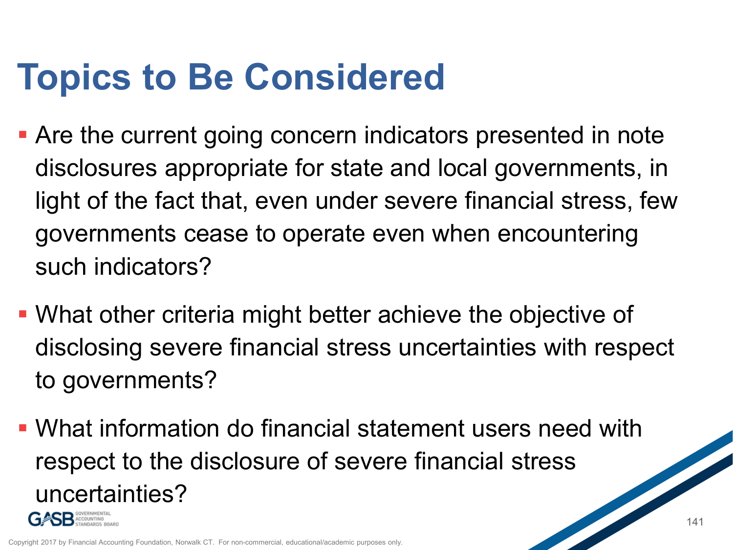# Topics to Be Considered

- Are the current going concern indicators presented in note disclosures appropriate for state and local governments, in light of the fact that, even under severe financial stress, few governments cease to operate even when encountering such indicators?
- What other criteria might better achieve the objective of disclosing severe financial stress uncertainties with respect to governments?
- What information do financial statement users need with respect to the disclosure of severe financial stress uncertainties?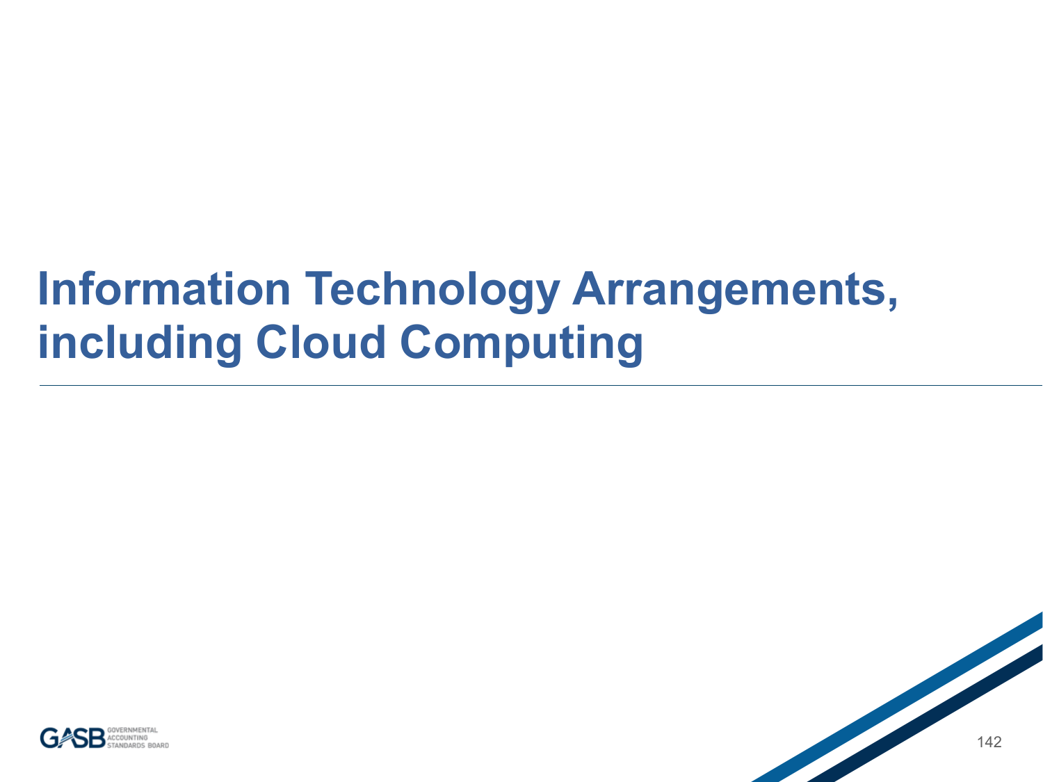# Information Technology Arrangements, including Cloud Computing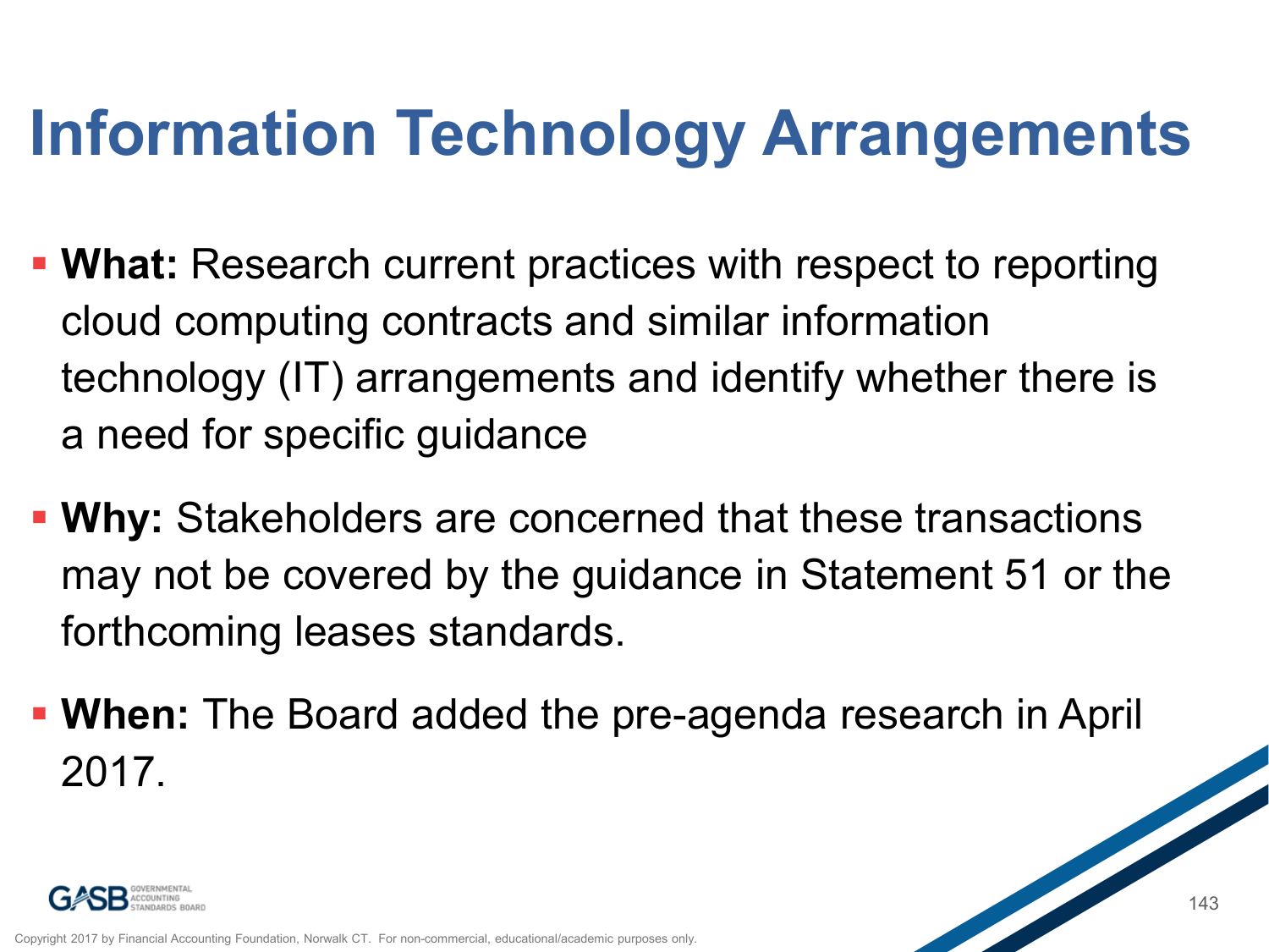# Information Technology Arrangements

- **What:** Research current practices with respect to reporting cloud computing contracts and similar information technology (IT) arrangements and identify whether there is a need for specific guidance
- **Why:** Stakeholders are concerned that these transactions may not be covered by the guidance in Statement 51 or the forthcoming leases standards.
- **When:** The Board added the pre-agenda research in April 2017.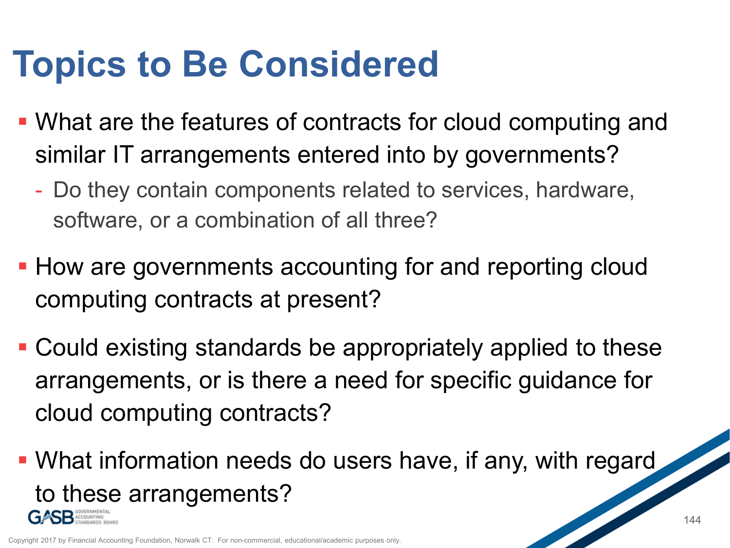# Topics to Be Considered

- What are the features of contracts for cloud computing and similar IT arrangements entered into by governments?
  - Do they contain components related to services, hardware, software, or a combination of all three?
- How are governments accounting for and reporting cloud computing contracts at present?
- Could existing standards be appropriately applied to these arrangements, or is there a need for specific guidance for cloud computing contracts?
- What information needs do users have, if any, with regard to these arrangements?

Copyright 2017 by Financial Accounting Foundation, Norwalk CT. For non-commercial, educational/academic purposes only.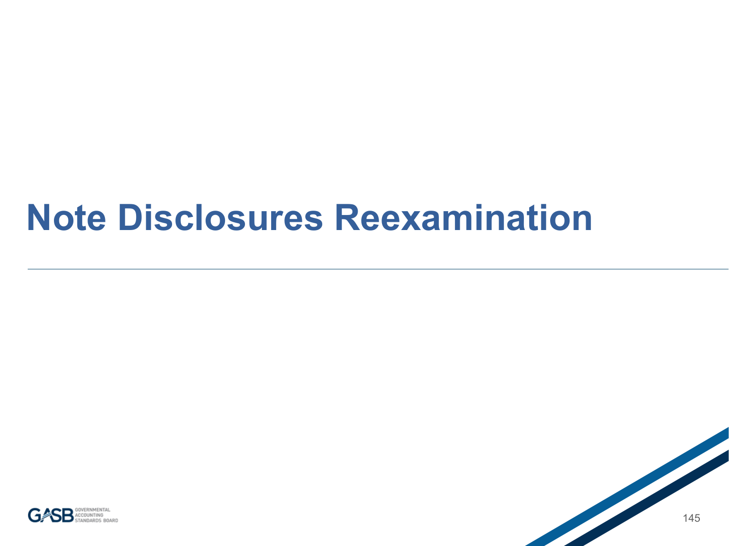# Note Disclosures Reexamination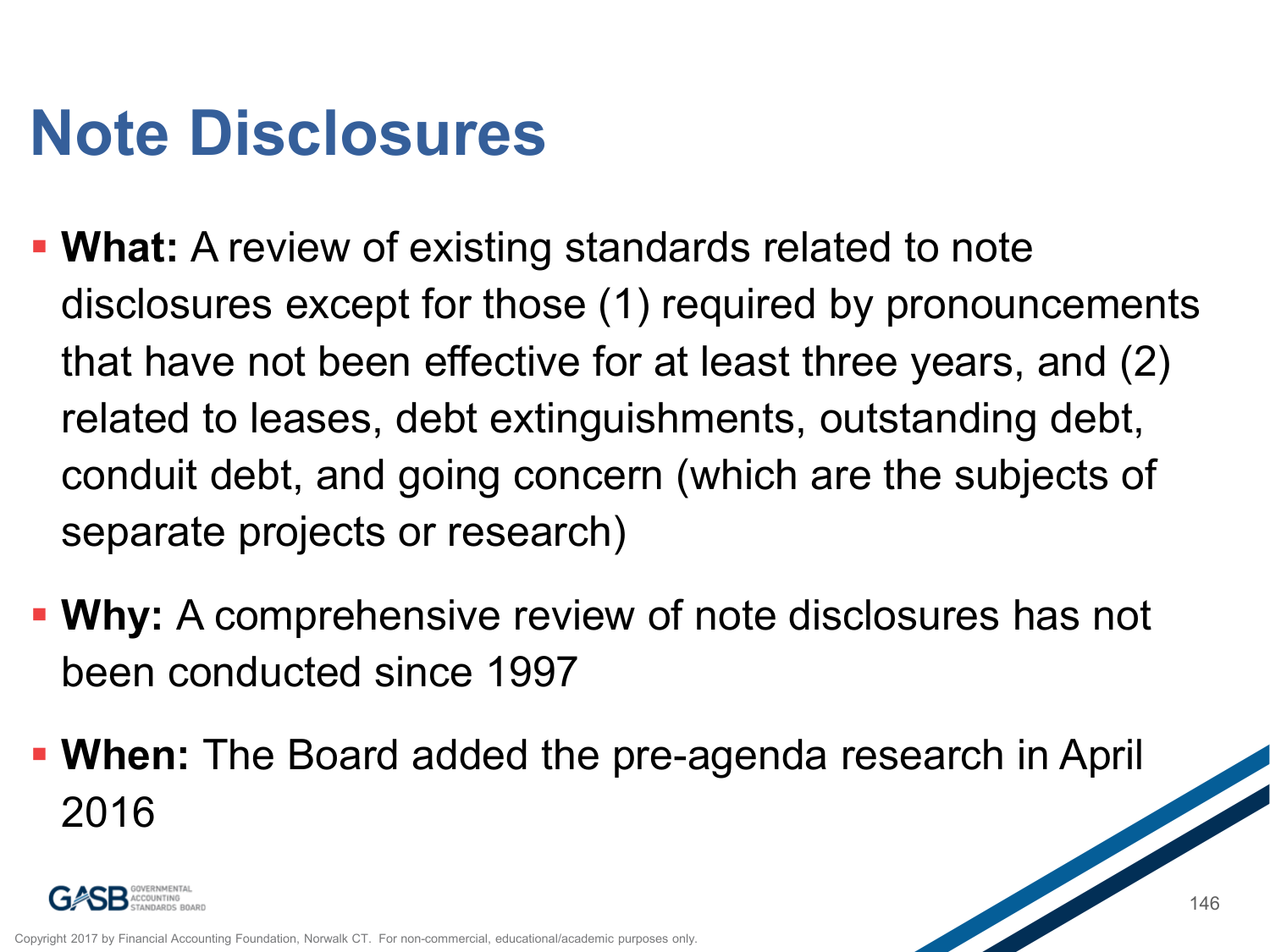# Note Disclosures

- **What:** A review of existing standards related to note disclosures except for those (1) required by pronouncements that have not been effective for at least three years, and (2) related to leases, debt extinguishments, outstanding debt, conduit debt, and going concern (which are the subjects of separate projects or research)
- **Why:** A comprehensive review of note disclosures has not been conducted since 1997
- **When:** The Board added the pre-agenda research in April 2016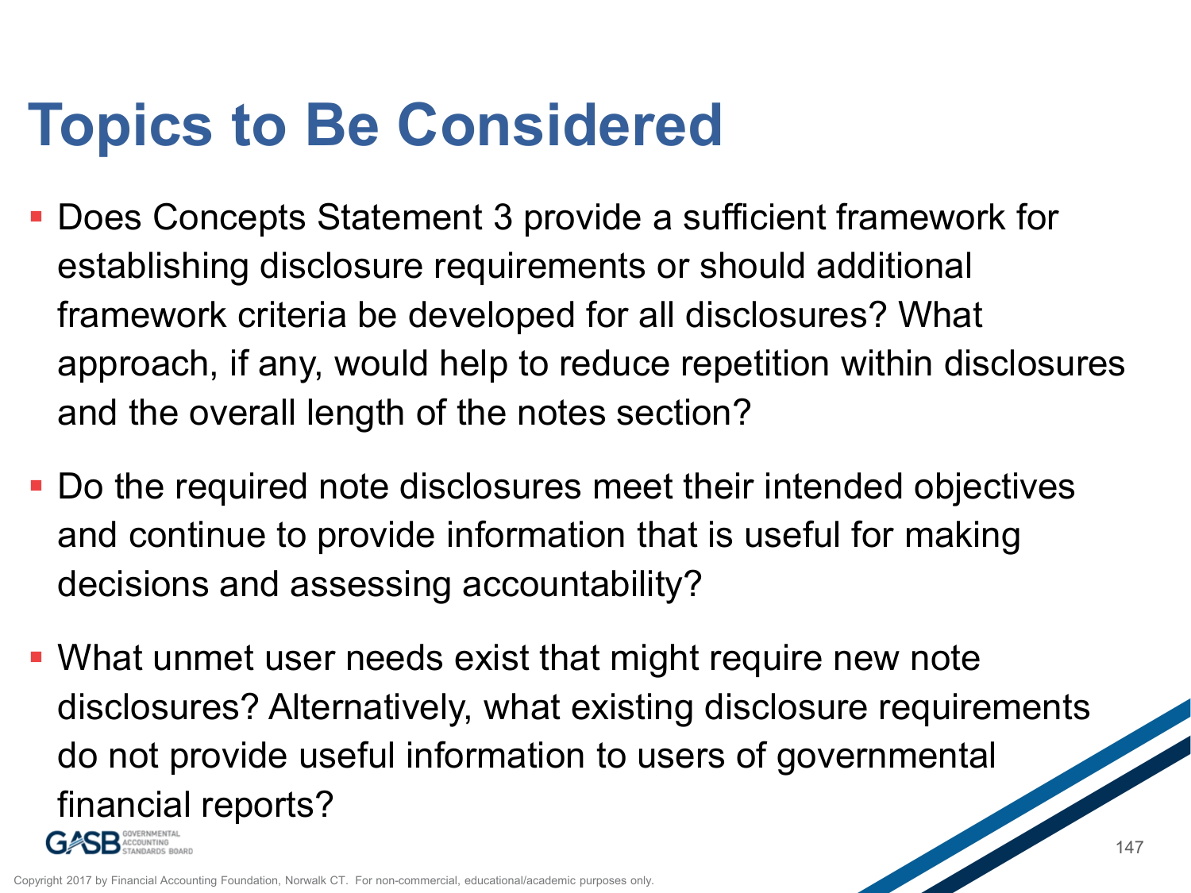# Topics to Be Considered

- Does Concepts Statement 3 provide a sufficient framework for establishing disclosure requirements or should additional framework criteria be developed for all disclosures? What approach, if any, would help to reduce repetition within disclosures and the overall length of the notes section?
- Do the required note disclosures meet their intended objectives and continue to provide information that is useful for making decisions and assessing accountability?
- What unmet user needs exist that might require new note disclosures? Alternatively, what existing disclosure requirements do not provide useful information to users of governmental financial reports?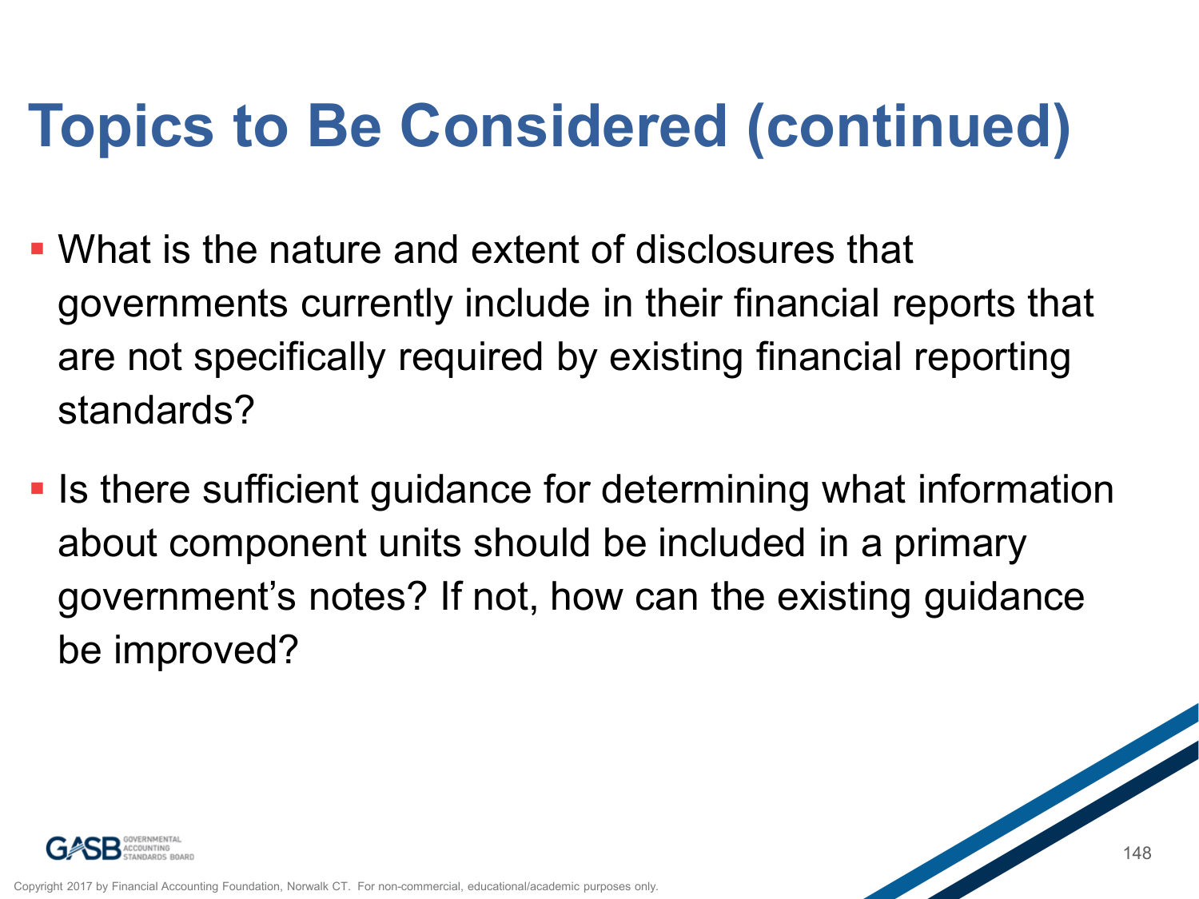# Topics to Be Considered (continued)

- What is the nature and extent of disclosures that governments currently include in their financial reports that are not specifically required by existing financial reporting standards?
- Is there sufficient guidance for determining what information about component units should be included in a primary government's notes? If not, how can the existing guidance be improved?

Copyright 2017 by Financial Accounting Foundation, Norwalk CT. For non-commercial, educational/academic purposes only.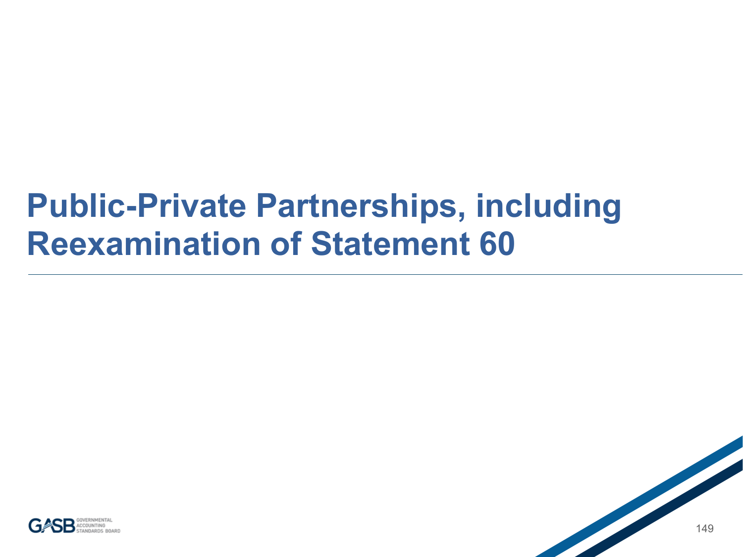# Public-Private Partnerships, including Reexamination of Statement 60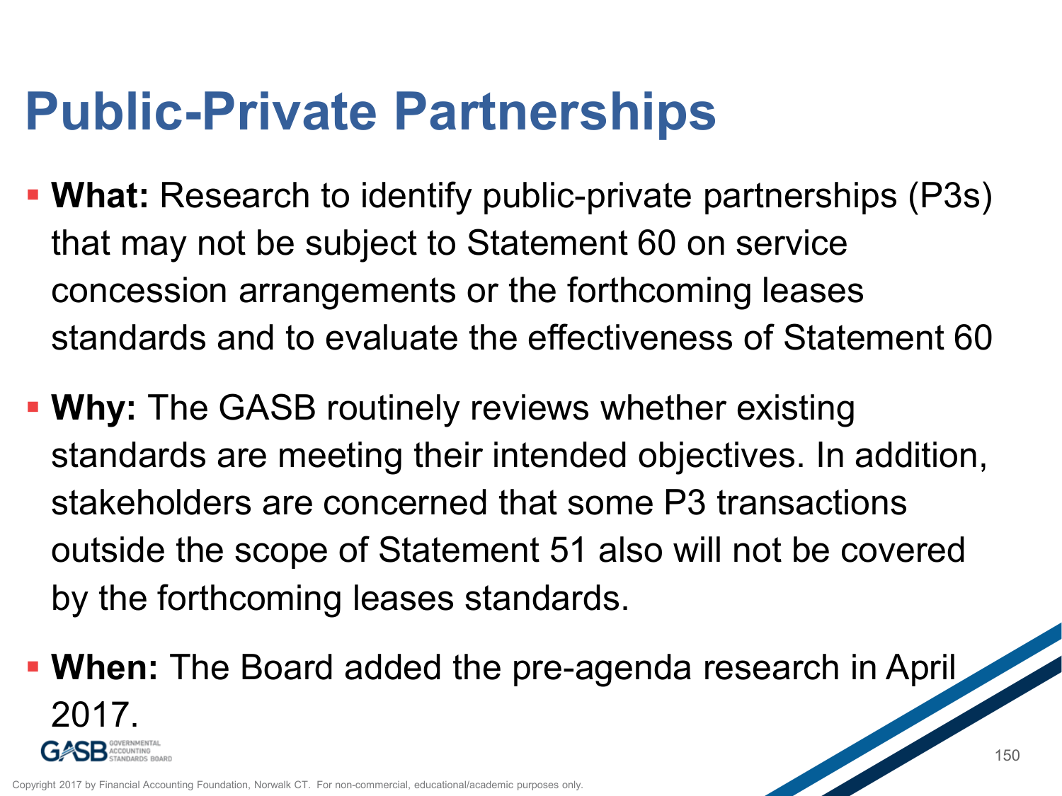# Public-Private Partnerships

- **What:** Research to identify public-private partnerships (P3s) that may not be subject to Statement 60 on service concession arrangements or the forthcoming leases standards and to evaluate the effectiveness of Statement 60
- **Why:** The GASB routinely reviews whether existing standards are meeting their intended objectives. In addition, stakeholders are concerned that some P3 transactions outside the scope of Statement 51 also will not be covered by the forthcoming leases standards.
- **When:** The Board added the pre-agenda research in April 2017.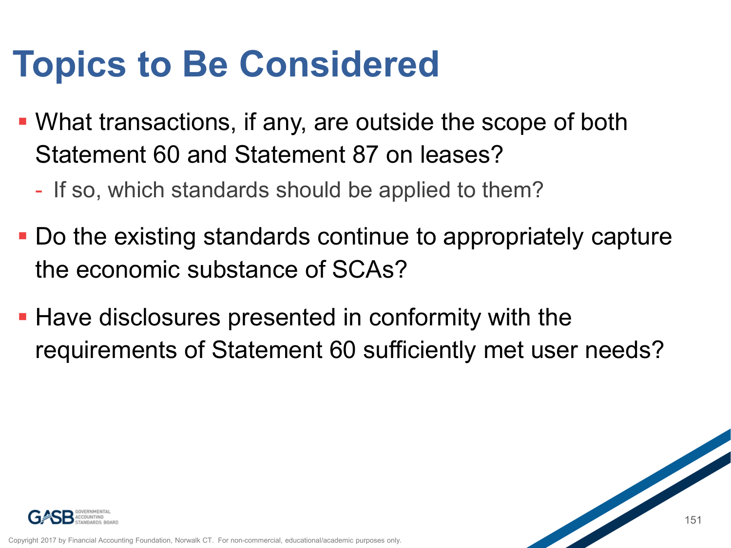# Topics to Be Considered

- What transactions, if any, are outside the scope of both Statement 60 and Statement 87 on leases?
  - If so, which standards should be applied to them?
- Do the existing standards continue to appropriately capture the economic substance of SCAs?
- Have disclosures presented in conformity with the requirements of Statement 60 sufficiently met user needs?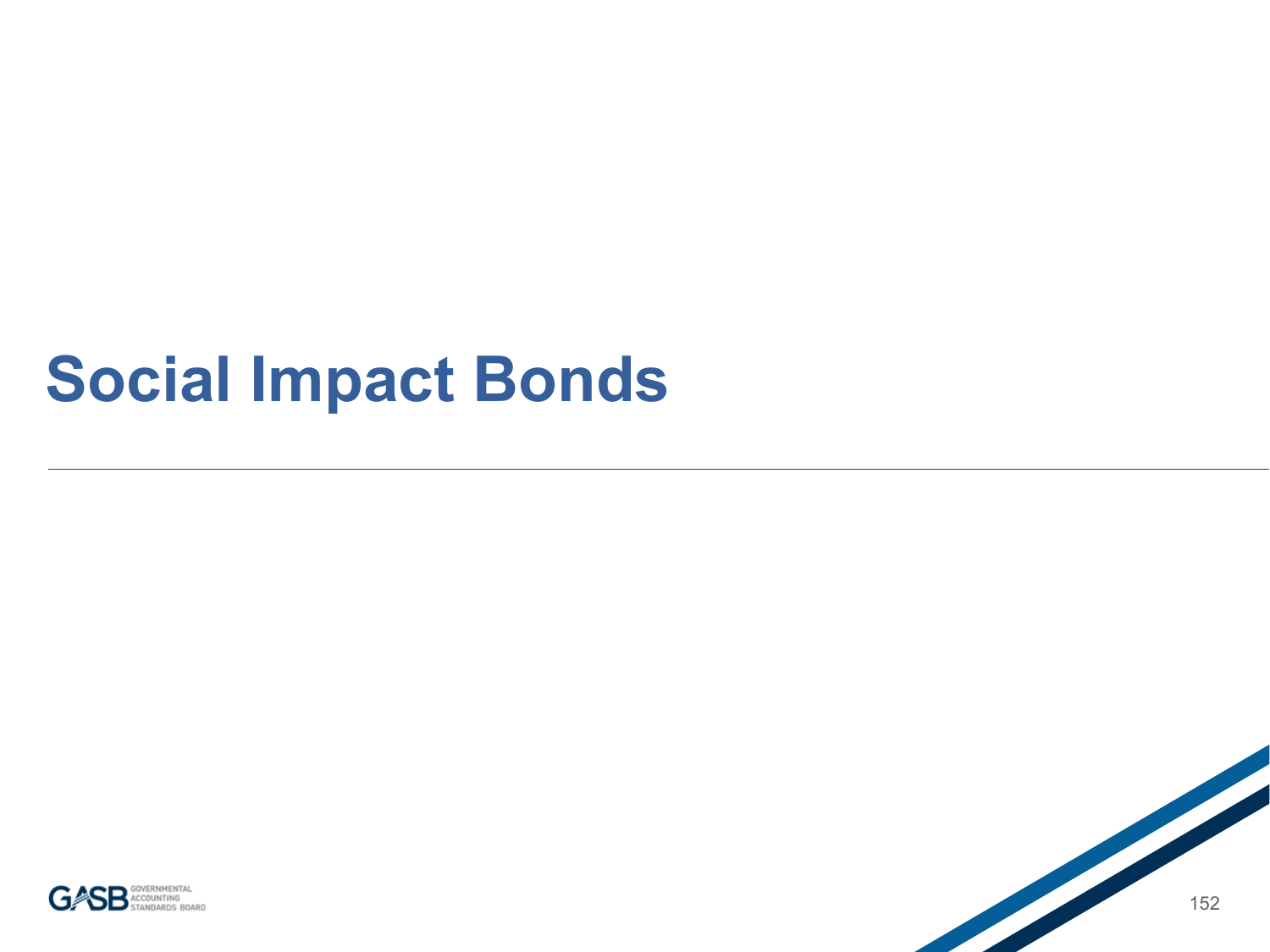# Social Impact Bonds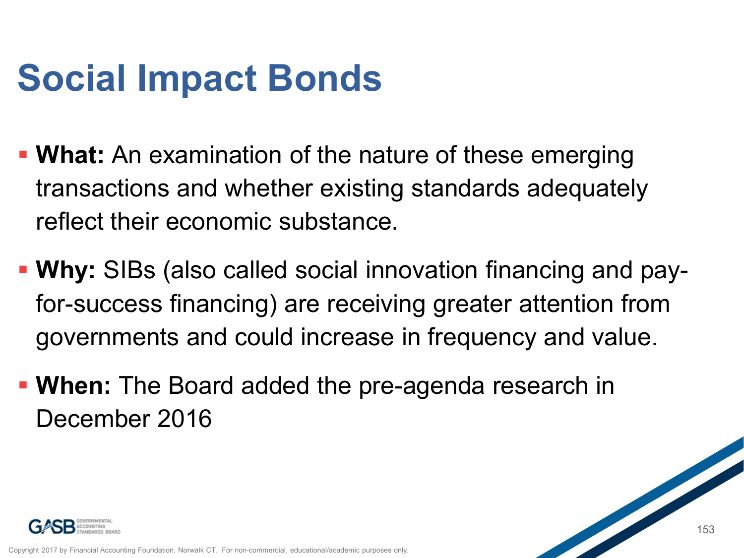# Social Impact Bonds

- **What:** An examination of the nature of these emerging transactions and whether existing standards adequately reflect their economic substance.
- **Why:** SIBs (also called social innovation financing and pay-for-success financing) are receiving greater attention from governments and could increase in frequency and value.
- **When:** The Board added the pre-agenda research in December 2016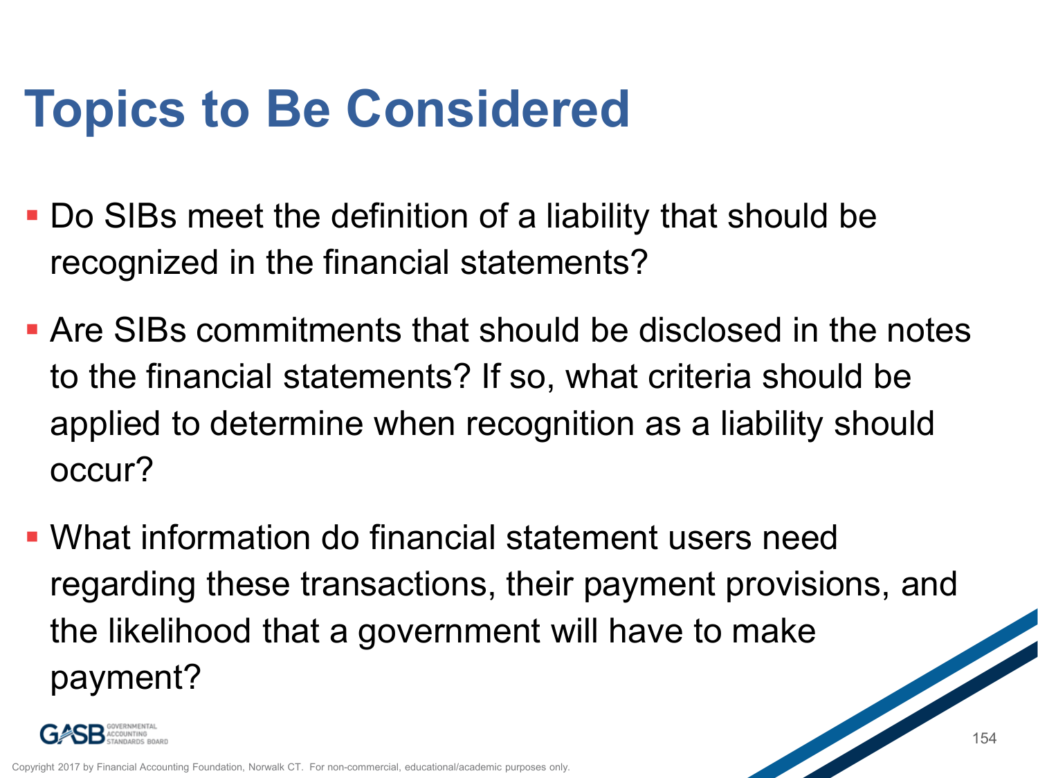# Topics to Be Considered

- Do SIBs meet the definition of a liability that should be recognized in the financial statements?
- Are SIBs commitments that should be disclosed in the notes to the financial statements? If so, what criteria should be applied to determine when recognition as a liability should occur?
- What information do financial statement users need regarding these transactions, their payment provisions, and the likelihood that a government will have to make payment?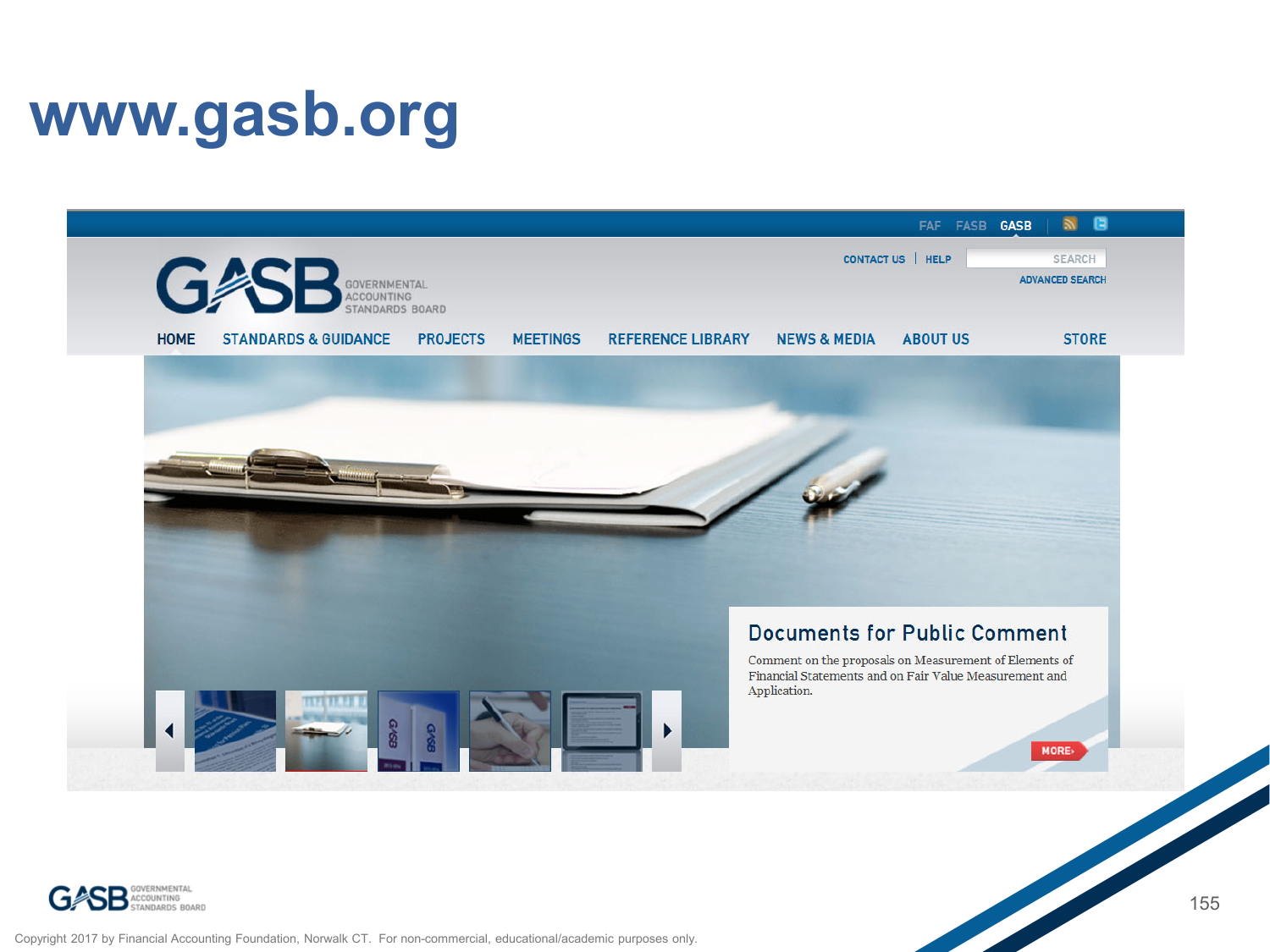# www.gasb.org

FAF FASB GASB

CONTACT US | HELP SEARCH

ADVANCED SEARCH

GASB GOVERNMENTAL ACCOUNTING STANDARDS BOARD

HOME STANDARDS & GUIDANCE PROJECTS MEETINGS REFERENCE LIBRARY NEWS & MEDIA ABOUT US STORE

## Documents for Public Comment

Comment on the proposals on Measurement of Elements of Financial Statements and on Fair Value Measurement and Application.

MORE

Copyright 2017 by Financial Accounting Foundation, Norwalk CT. For non-commercial, educational/academic purposes only.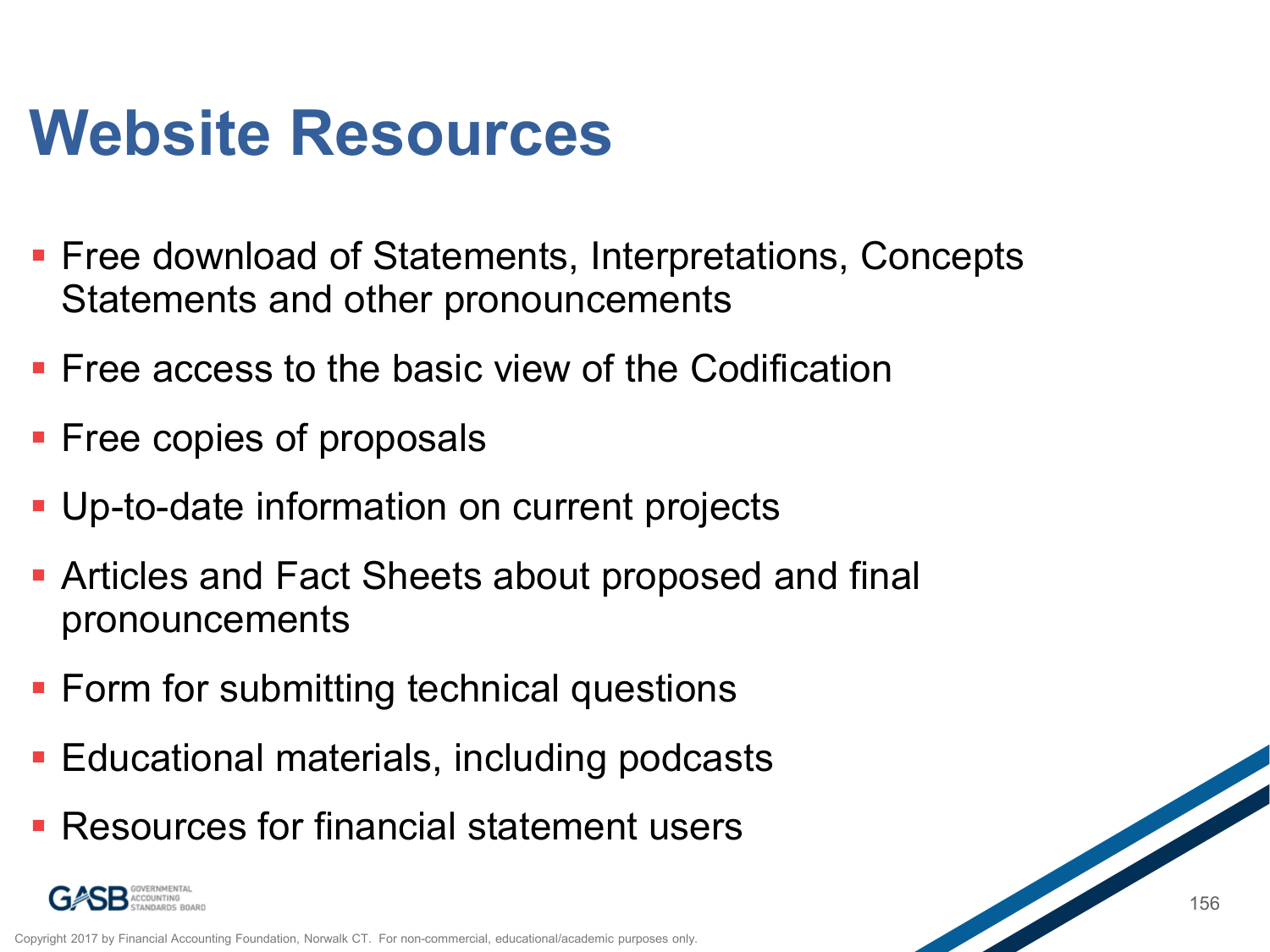# Website Resources

- Free download of Statements, Interpretations, Concepts Statements and other pronouncements
- Free access to the basic view of the Codification
- Free copies of proposals
- Up-to-date information on current projects
- Articles and Fact Sheets about proposed and final pronouncements
- Form for submitting technical questions
- Educational materials, including podcasts
- Resources for financial statement users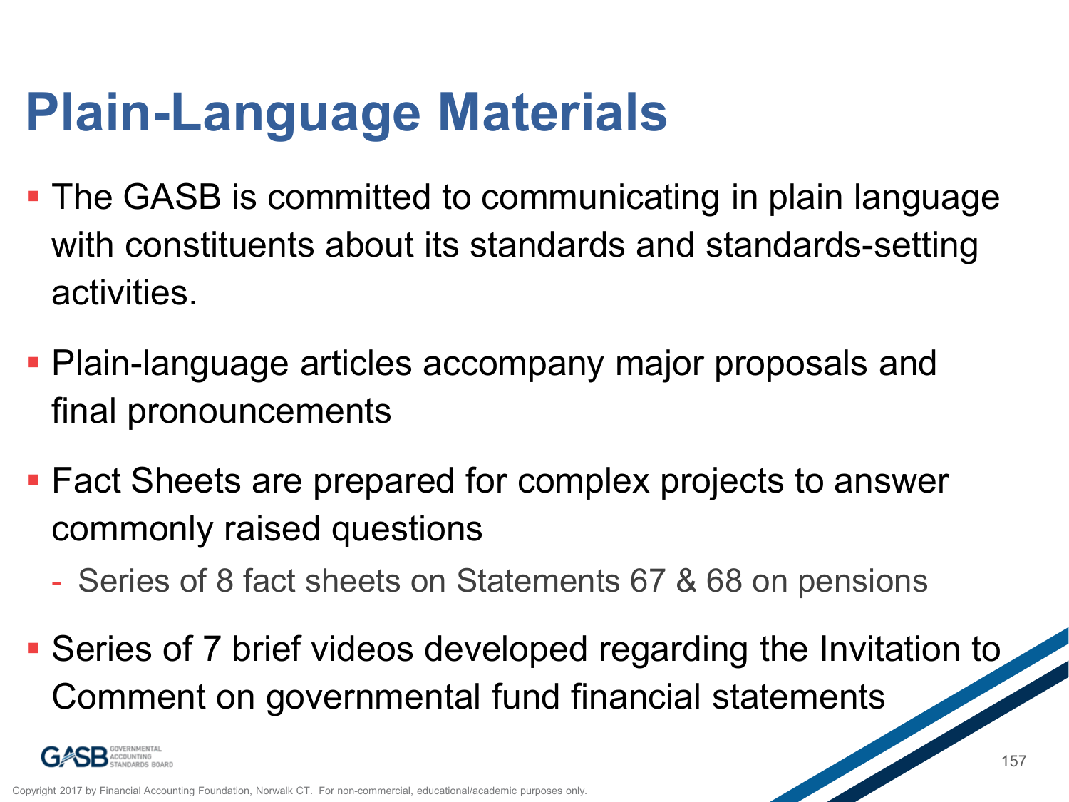# Plain-Language Materials

- The GASB is committed to communicating in plain language with constituents about its standards and standards-setting activities.
- Plain-language articles accompany major proposals and final pronouncements
- Fact Sheets are prepared for complex projects to answer commonly raised questions
  - Series of 8 fact sheets on Statements 67 & 68 on pensions
- Series of 7 brief videos developed regarding the Invitation to Comment on governmental fund financial statements

Copyright 2017 by Financial Accounting Foundation, Norwalk CT. For non-commercial, educational/academic purposes only.